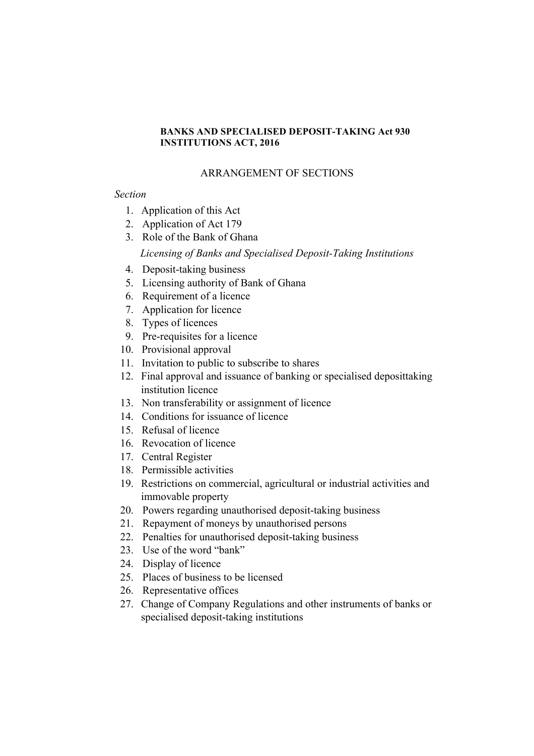**BANKS AND SPECIALISED DEPOSIT-TAKING Act 930**
**INSTITUTIONS ACT, 2016**

ARRANGEMENT OF SECTIONS

*Section*

1. Application of this Act
2. Application of Act 179
3. Role of the Bank of Ghana

*Licensing of Banks and Specialised Deposit-Taking Institutions*

4. Deposit-taking business
5. Licensing authority of Bank of Ghana
6. Requirement of a licence
7. Application for licence
8. Types of licences
9. Pre-requisites for a licence
10. Provisional approval
11. Invitation to public to subscribe to shares
12. Final approval and issuance of banking or specialised deposittaking institution licence
13. Non transferability or assignment of licence
14. Conditions for issuance of licence
15. Refusal of licence
16. Revocation of licence
17. Central Register
18. Permissible activities
19. Restrictions on commercial, agricultural or industrial activities and immovable property
20. Powers regarding unauthorised deposit-taking business
21. Repayment of moneys by unauthorised persons
22. Penalties for unauthorised deposit-taking business
23. Use of the word "bank"
24. Display of licence
25. Places of business to be licensed
26. Representative offices
27. Change of Company Regulations and other instruments of banks or specialised deposit-taking institutions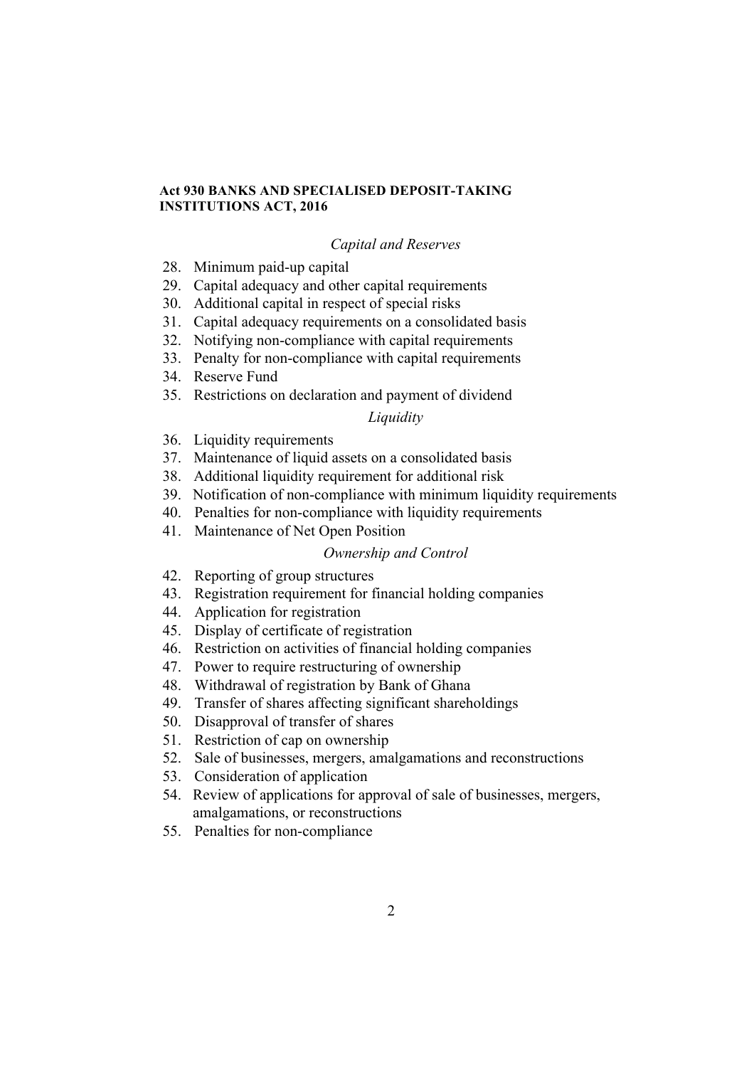**Act 930 BANKS AND SPECIALISED DEPOSIT-TAKING INSTITUTIONS ACT, 2016**

*Capital and Reserves*

28. Minimum paid-up capital
29. Capital adequacy and other capital requirements
30. Additional capital in respect of special risks
31. Capital adequacy requirements on a consolidated basis
32. Notifying non-compliance with capital requirements
33. Penalty for non-compliance with capital requirements
34. Reserve Fund
35. Restrictions on declaration and payment of dividend

*Liquidity*

36. Liquidity requirements
37. Maintenance of liquid assets on a consolidated basis
38. Additional liquidity requirement for additional risk
39. Notification of non-compliance with minimum liquidity requirements
40. Penalties for non-compliance with liquidity requirements
41. Maintenance of Net Open Position

*Ownership and Control*

42. Reporting of group structures
43. Registration requirement for financial holding companies
44. Application for registration
45. Display of certificate of registration
46. Restriction on activities of financial holding companies
47. Power to require restructuring of ownership
48. Withdrawal of registration by Bank of Ghana
49. Transfer of shares affecting significant shareholdings
50. Disapproval of transfer of shares
51. Restriction of cap on ownership
52. Sale of businesses, mergers, amalgamations and reconstructions
53. Consideration of application
54. Review of applications for approval of sale of businesses, mergers, amalgamations, or reconstructions
55. Penalties for non-compliance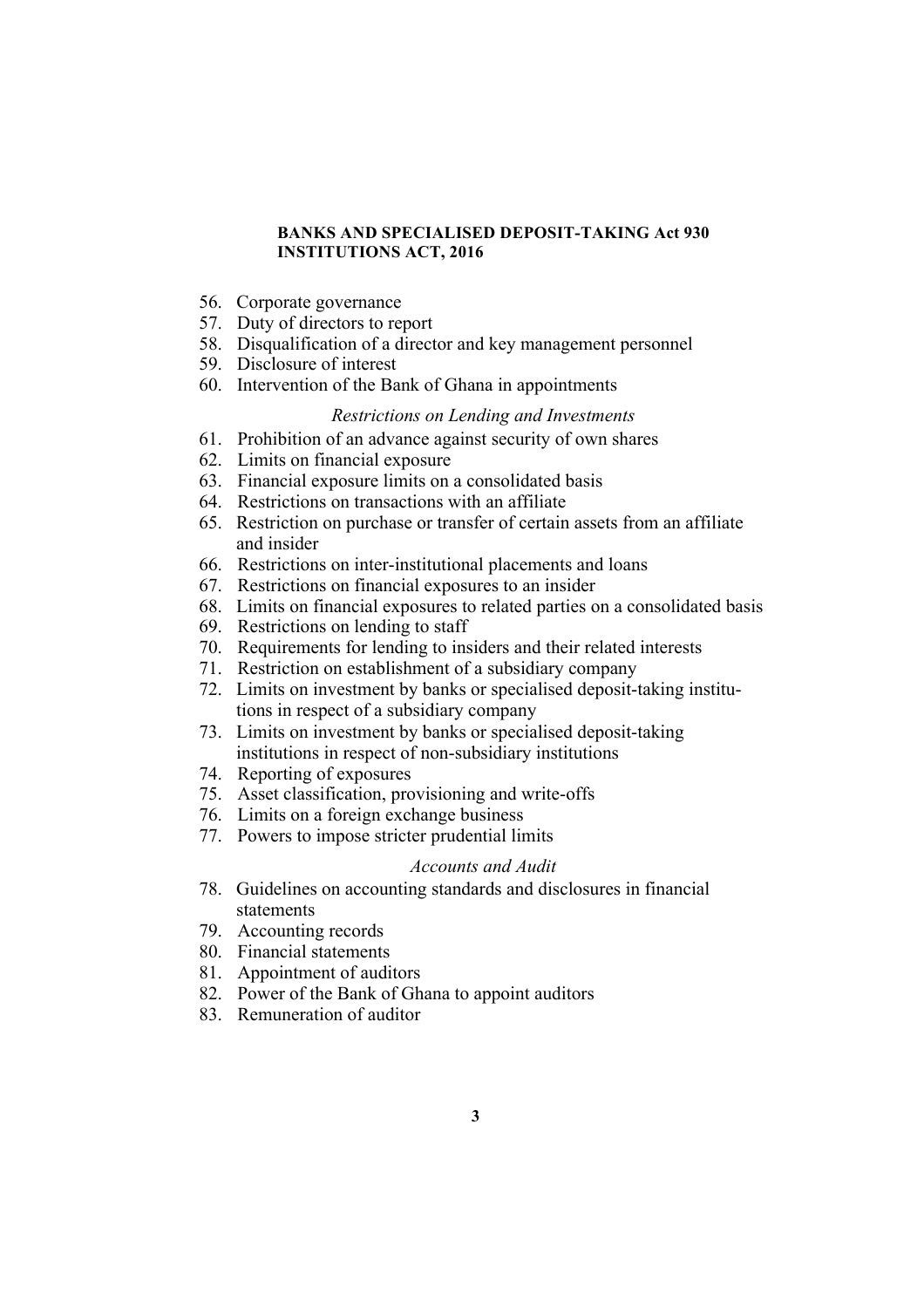56. Corporate governance
57. Duty of directors to report
58. Disqualification of a director and key management personnel
59. Disclosure of interest
60. Intervention of the Bank of Ghana in appointments

*Restrictions on Lending and Investments*

61. Prohibition of an advance against security of own shares
62. Limits on financial exposure
63. Financial exposure limits on a consolidated basis
64. Restrictions on transactions with an affiliate
65. Restriction on purchase or transfer of certain assets from an affiliate and insider
66. Restrictions on inter-institutional placements and loans
67. Restrictions on financial exposures to an insider
68. Limits on financial exposures to related parties on a consolidated basis
69. Restrictions on lending to staff
70. Requirements for lending to insiders and their related interests
71. Restriction on establishment of a subsidiary company
72. Limits on investment by banks or specialised deposit-taking institutions in respect of a subsidiary company
73. Limits on investment by banks or specialised deposit-taking institutions in respect of non-subsidiary institutions
74. Reporting of exposures
75. Asset classification, provisioning and write-offs
76. Limits on a foreign exchange business
77. Powers to impose stricter prudential limits

*Accounts and Audit*

78. Guidelines on accounting standards and disclosures in financial statements
79. Accounting records
80. Financial statements
81. Appointment of auditors
82. Power of the Bank of Ghana to appoint auditors
83. Remuneration of auditor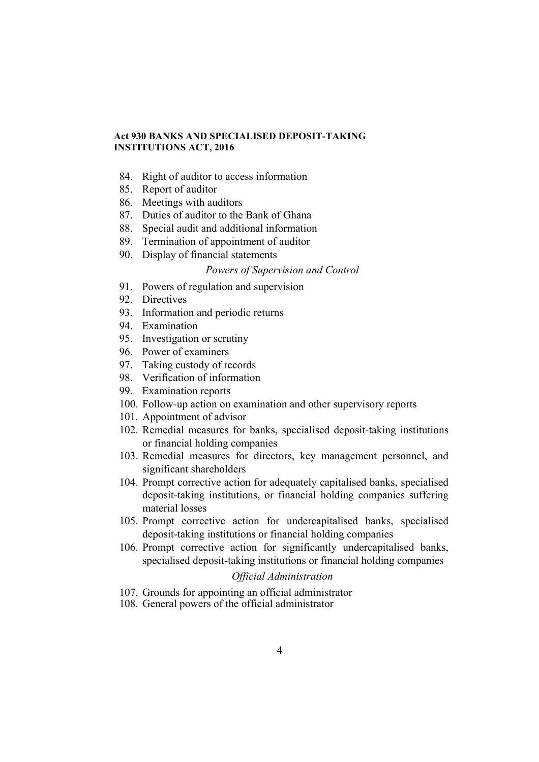**Act 930 BANKS AND SPECIALISED DEPOSIT-TAKING INSTITUTIONS ACT, 2016**

84. Right of auditor to access information
85. Report of auditor
86. Meetings with auditors
87. Duties of auditor to the Bank of Ghana
88. Special audit and additional information
89. Termination of appointment of auditor
90. Display of financial statements

*Powers of Supervision and Control*

91. Powers of regulation and supervision
92. Directives
93. Information and periodic returns
94. Examination
95. Investigation or scrutiny
96. Power of examiners
97. Taking custody of records
98. Verification of information
99. Examination reports
100. Follow-up action on examination and other supervisory reports
101. Appointment of advisor
102. Remedial measures for banks, specialised deposit-taking institutions or financial holding companies
103. Remedial measures for directors, key management personnel, and significant shareholders
104. Prompt corrective action for adequately capitalised banks, specialised deposit-taking institutions, or financial holding companies suffering material losses
105. Prompt corrective action for undercapitalised banks, specialised deposit-taking institutions or financial holding companies
106. Prompt corrective action for significantly undercapitalised banks, specialised deposit-taking institutions or financial holding companies

*Official Administration*

107. Grounds for appointing an official administrator
108. General powers of the official administrator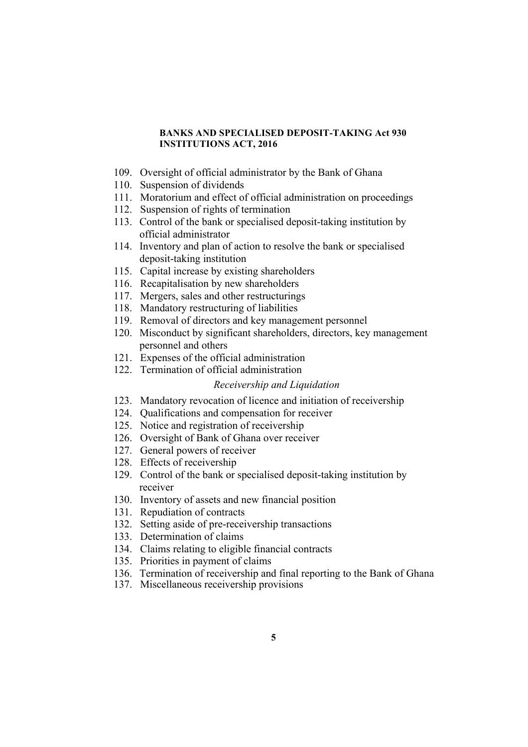109. Oversight of official administrator by the Bank of Ghana
110. Suspension of dividends
111. Moratorium and effect of official administration on proceedings
112. Suspension of rights of termination
113. Control of the bank or specialised deposit-taking institution by official administrator
114. Inventory and plan of action to resolve the bank or specialised deposit-taking institution
115. Capital increase by existing shareholders
116. Recapitalisation by new shareholders
117. Mergers, sales and other restructurings
118. Mandatory restructuring of liabilities
119. Removal of directors and key management personnel
120. Misconduct by significant shareholders, directors, key management personnel and others
121. Expenses of the official administration
122. Termination of official administration

*Receivership and Liquidation*

123. Mandatory revocation of licence and initiation of receivership
124. Qualifications and compensation for receiver
125. Notice and registration of receivership
126. Oversight of Bank of Ghana over receiver
127. General powers of receiver
128. Effects of receivership
129. Control of the bank or specialised deposit-taking institution by receiver
130. Inventory of assets and new financial position
131. Repudiation of contracts
132. Setting aside of pre-receivership transactions
133. Determination of claims
134. Claims relating to eligible financial contracts
135. Priorities in payment of claims
136. Termination of receivership and final reporting to the Bank of Ghana
137. Miscellaneous receivership provisions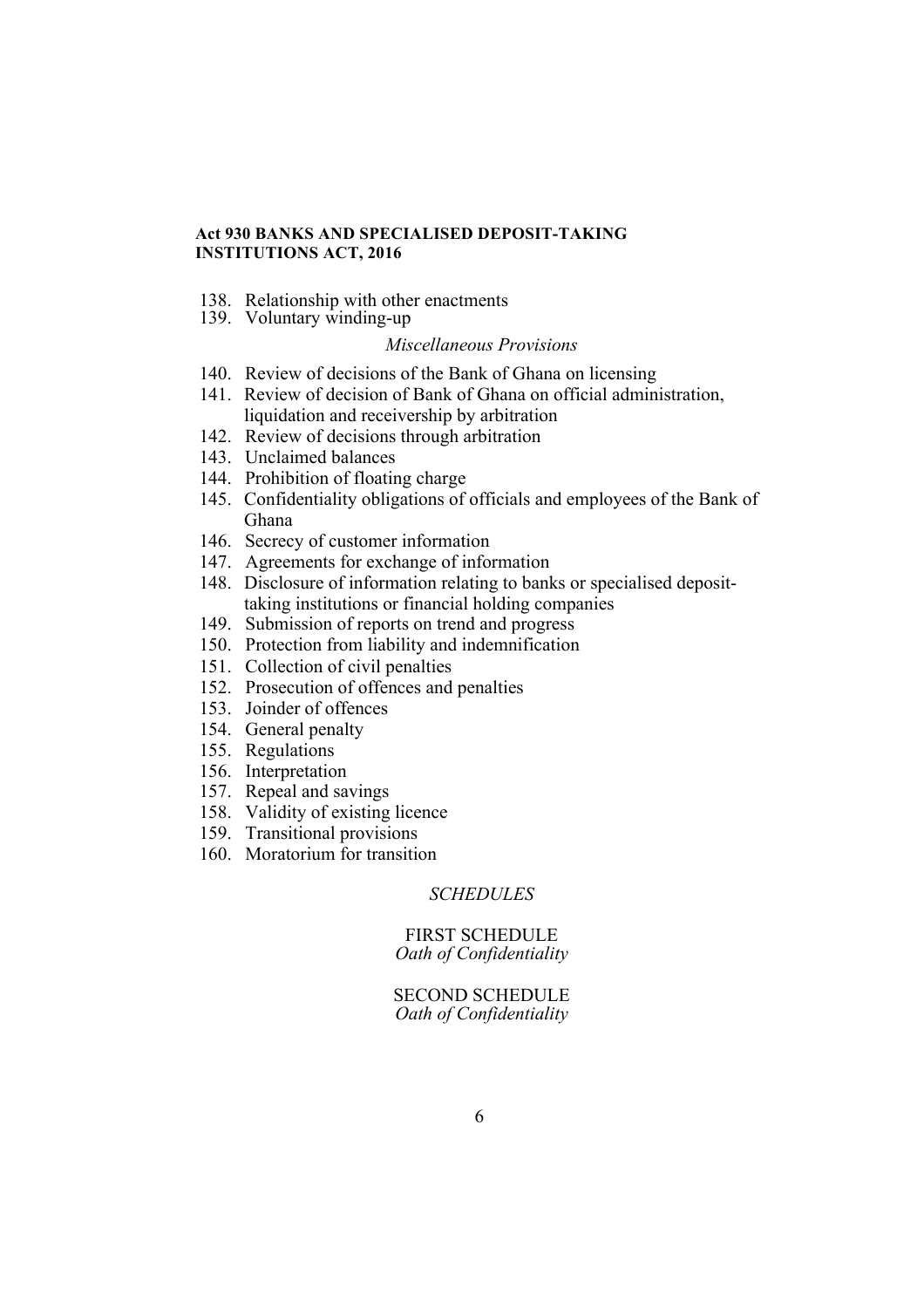**Act 930 BANKS AND SPECIALISED DEPOSIT-TAKING INSTITUTIONS ACT, 2016**

138. Relationship with other enactments
139. Voluntary winding-up

*Miscellaneous Provisions*

140. Review of decisions of the Bank of Ghana on licensing
141. Review of decision of Bank of Ghana on official administration, liquidation and receivership by arbitration
142. Review of decisions through arbitration
143. Unclaimed balances
144. Prohibition of floating charge
145. Confidentiality obligations of officials and employees of the Bank of Ghana
146. Secrecy of customer information
147. Agreements for exchange of information
148. Disclosure of information relating to banks or specialised deposit-taking institutions or financial holding companies
149. Submission of reports on trend and progress
150. Protection from liability and indemnification
151. Collection of civil penalties
152. Prosecution of offences and penalties
153. Joinder of offences
154. General penalty
155. Regulations
156. Interpretation
157. Repeal and savings
158. Validity of existing licence
159. Transitional provisions
160. Moratorium for transition

*SCHEDULES*

FIRST SCHEDULE
*Oath of Confidentiality*

SECOND SCHEDULE
*Oath of Confidentiality*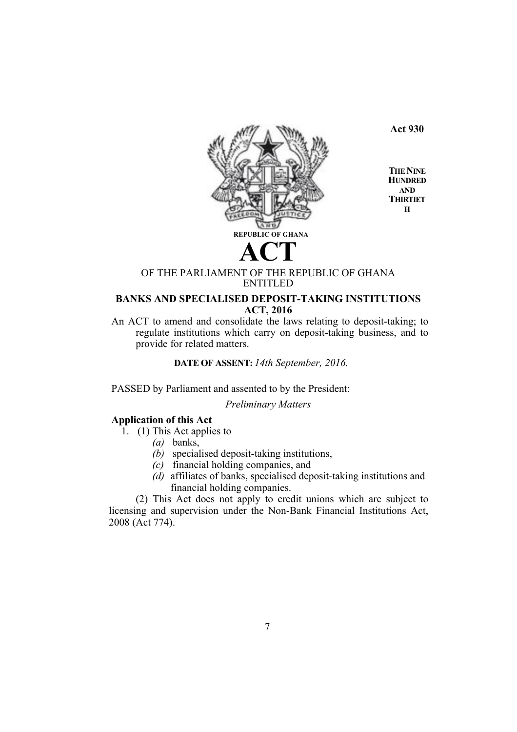**Act 930**

**THE NINE HUNDRED AND THIRTIETH**

REPUBLIC OF GHANA

# ACT

OF THE PARLIAMENT OF THE REPUBLIC OF GHANA ENTITLED

## BANKS AND SPECIALISED DEPOSIT-TAKING INSTITUTIONS ACT, 2016

An ACT to amend and consolidate the laws relating to deposit-taking; to regulate institutions which carry on deposit-taking business, and to provide for related matters.

**DATE OF ASSENT:** *14th September, 2016.*

PASSED by Parliament and assented to by the President:

*Preliminary Matters*

**Application of this Act**

1. (1) This Act applies to

   *(a)* banks,

   *(b)* specialised deposit-taking institutions,

   *(c)* financial holding companies, and

   *(d)* affiliates of banks, specialised deposit-taking institutions and financial holding companies.

(2) This Act does not apply to credit unions which are subject to licensing and supervision under the Non-Bank Financial Institutions Act, 2008 (Act 774).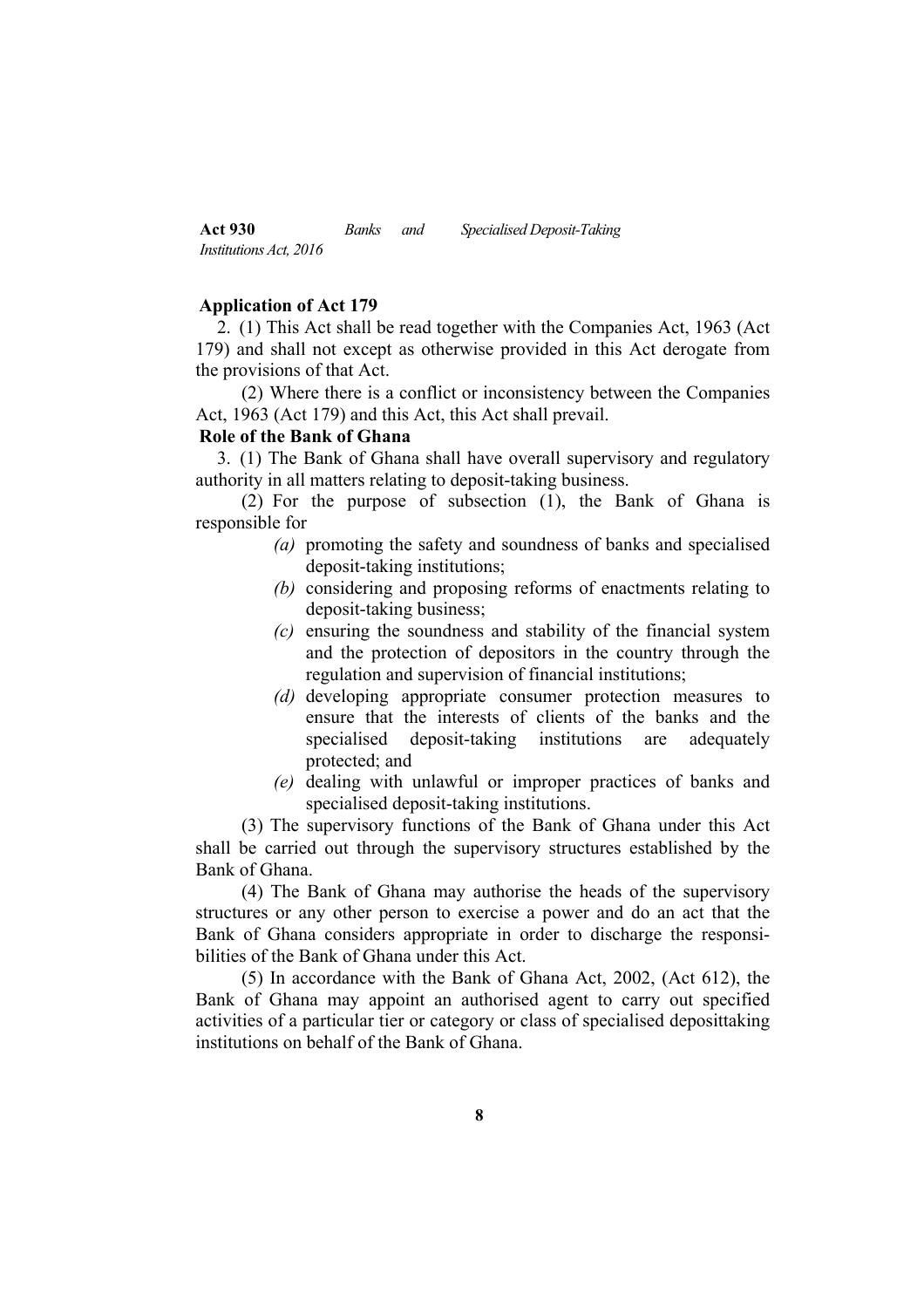**Application of Act 179**

2. (1) This Act shall be read together with the Companies Act, 1963 (Act 179) and shall not except as otherwise provided in this Act derogate from the provisions of that Act.

(2) Where there is a conflict or inconsistency between the Companies Act, 1963 (Act 179) and this Act, this Act shall prevail.

**Role of the Bank of Ghana**

3. (1) The Bank of Ghana shall have overall supervisory and regulatory authority in all matters relating to deposit-taking business.

(2) For the purpose of subsection (1), the Bank of Ghana is responsible for

*(a)* promoting the safety and soundness of banks and specialised deposit-taking institutions;

*(b)* considering and proposing reforms of enactments relating to deposit-taking business;

*(c)* ensuring the soundness and stability of the financial system and the protection of depositors in the country through the regulation and supervision of financial institutions;

*(d)* developing appropriate consumer protection measures to ensure that the interests of clients of the banks and the specialised deposit-taking institutions are adequately protected; and

*(e)* dealing with unlawful or improper practices of banks and specialised deposit-taking institutions.

(3) The supervisory functions of the Bank of Ghana under this Act shall be carried out through the supervisory structures established by the Bank of Ghana.

(4) The Bank of Ghana may authorise the heads of the supervisory structures or any other person to exercise a power and do an act that the Bank of Ghana considers appropriate in order to discharge the responsibilities of the Bank of Ghana under this Act.

(5) In accordance with the Bank of Ghana Act, 2002, (Act 612), the Bank of Ghana may appoint an authorised agent to carry out specified activities of a particular tier or category or class of specialised deposittaking institutions on behalf of the Bank of Ghana.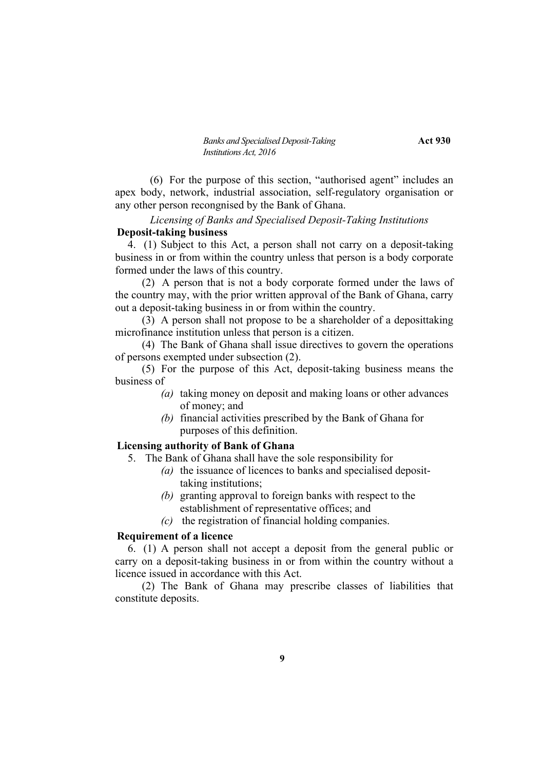(6) For the purpose of this section, "authorised agent" includes an apex body, network, industrial association, self-regulatory organisation or any other person recongnised by the Bank of Ghana.

*Licensing of Banks and Specialised Deposit-Taking Institutions*

**Deposit-taking business**

4. (1) Subject to this Act, a person shall not carry on a deposit-taking business in or from within the country unless that person is a body corporate formed under the laws of this country.

(2) A person that is not a body corporate formed under the laws of the country may, with the prior written approval of the Bank of Ghana, carry out a deposit-taking business in or from within the country.

(3) A person shall not propose to be a shareholder of a deposittaking microfinance institution unless that person is a citizen.

(4) The Bank of Ghana shall issue directives to govern the operations of persons exempted under subsection (2).

(5) For the purpose of this Act, deposit-taking business means the business of

*(a)* taking money on deposit and making loans or other advances of money; and

*(b)* financial activities prescribed by the Bank of Ghana for purposes of this definition.

**Licensing authority of Bank of Ghana**

5. The Bank of Ghana shall have the sole responsibility for

*(a)* the issuance of licences to banks and specialised deposit-taking institutions;

*(b)* granting approval to foreign banks with respect to the establishment of representative offices; and

*(c)* the registration of financial holding companies.

**Requirement of a licence**

6. (1) A person shall not accept a deposit from the general public or carry on a deposit-taking business in or from within the country without a licence issued in accordance with this Act.

(2) The Bank of Ghana may prescribe classes of liabilities that constitute deposits.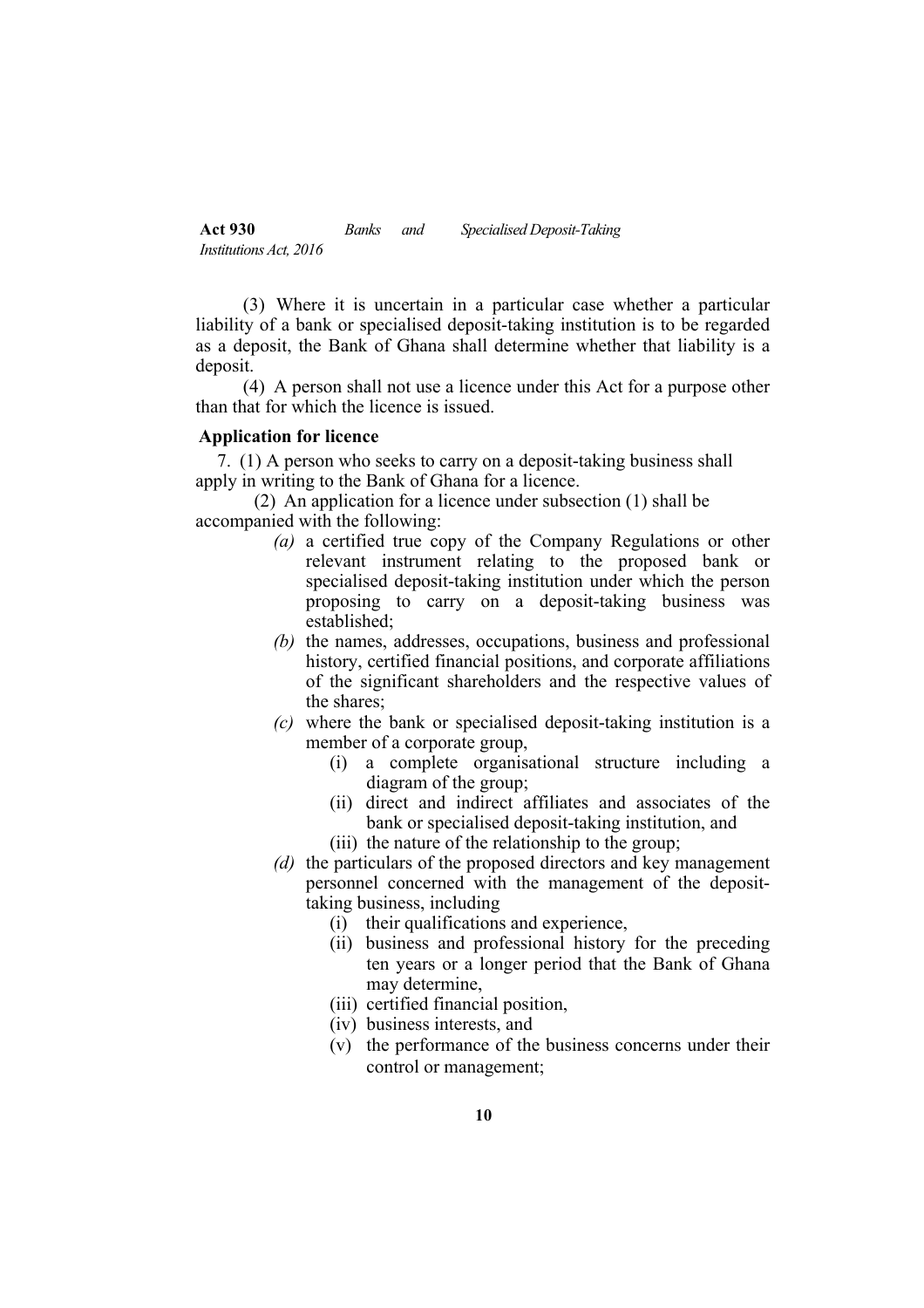(3) Where it is uncertain in a particular case whether a particular liability of a bank or specialised deposit-taking institution is to be regarded as a deposit, the Bank of Ghana shall determine whether that liability is a deposit.

(4) A person shall not use a licence under this Act for a purpose other than that for which the licence is issued.

**Application for licence**

7. (1) A person who seeks to carry on a deposit-taking business shall apply in writing to the Bank of Ghana for a licence.

(2) An application for a licence under subsection (1) shall be accompanied with the following:

*(a)* a certified true copy of the Company Regulations or other relevant instrument relating to the proposed bank or specialised deposit-taking institution under which the person proposing to carry on a deposit-taking business was established;

*(b)* the names, addresses, occupations, business and professional history, certified financial positions, and corporate affiliations of the significant shareholders and the respective values of the shares;

*(c)* where the bank or specialised deposit-taking institution is a member of a corporate group,

(i) a complete organisational structure including a diagram of the group;

(ii) direct and indirect affiliates and associates of the bank or specialised deposit-taking institution, and

(iii) the nature of the relationship to the group;

*(d)* the particulars of the proposed directors and key management personnel concerned with the management of the deposit-taking business, including

(i) their qualifications and experience,

(ii) business and professional history for the preceding ten years or a longer period that the Bank of Ghana may determine,

(iii) certified financial position,

(iv) business interests, and

(v) the performance of the business concerns under their control or management;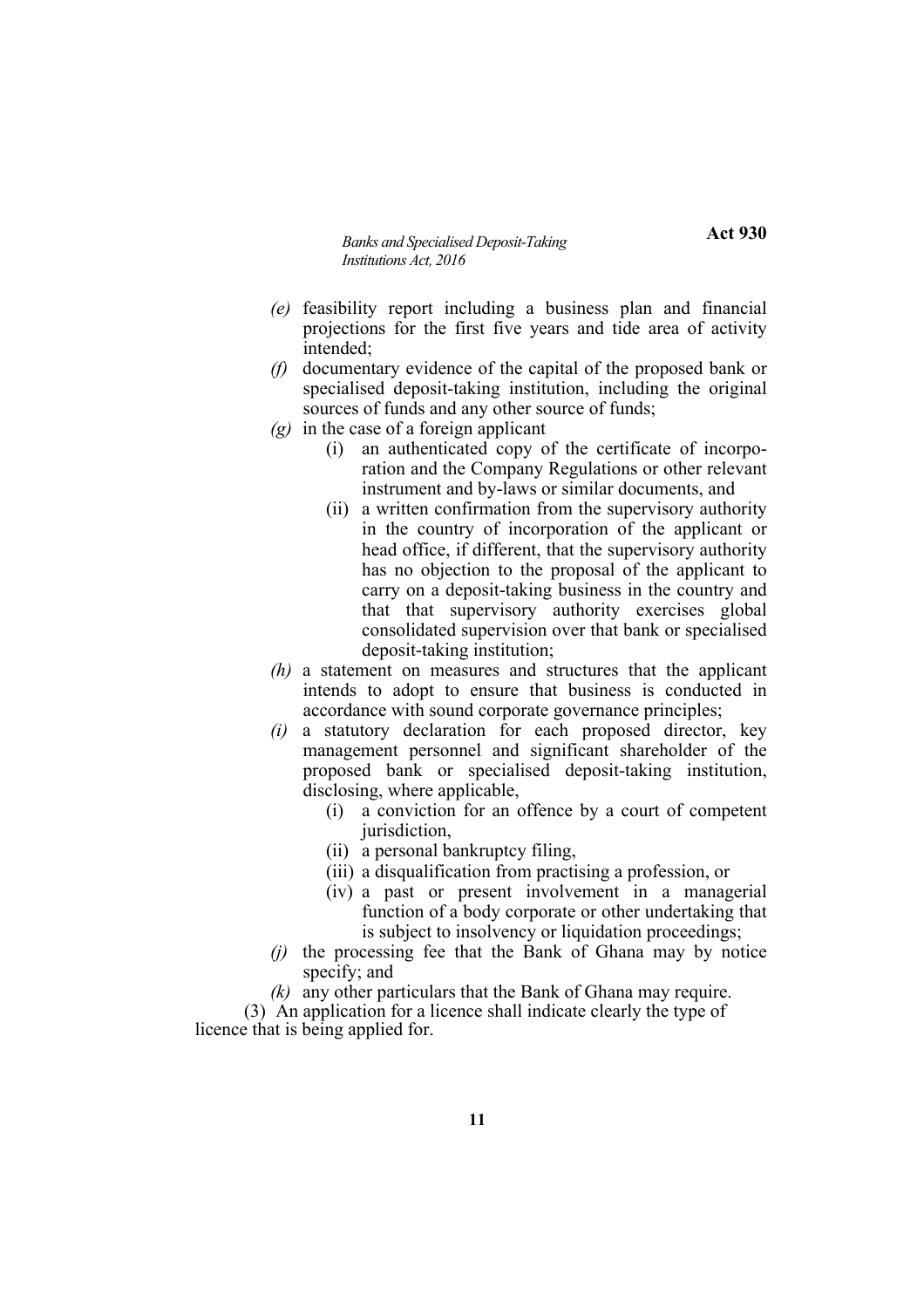*(e)* feasibility report including a business plan and financial projections for the first five years and tide area of activity intended;

*(f)* documentary evidence of the capital of the proposed bank or specialised deposit-taking institution, including the original sources of funds and any other source of funds;

*(g)* in the case of a foreign applicant

  (i) an authenticated copy of the certificate of incorporation and the Company Regulations or other relevant instrument and by-laws or similar documents, and

  (ii) a written confirmation from the supervisory authority in the country of incorporation of the applicant or head office, if different, that the supervisory authority has no objection to the proposal of the applicant to carry on a deposit-taking business in the country and that that supervisory authority exercises global consolidated supervision over that bank or specialised deposit-taking institution;

*(h)* a statement on measures and structures that the applicant intends to adopt to ensure that business is conducted in accordance with sound corporate governance principles;

*(i)* a statutory declaration for each proposed director, key management personnel and significant shareholder of the proposed bank or specialised deposit-taking institution, disclosing, where applicable,

  (i) a conviction for an offence by a court of competent jurisdiction,

  (ii) a personal bankruptcy filing,

  (iii) a disqualification from practising a profession, or

  (iv) a past or present involvement in a managerial function of a body corporate or other undertaking that is subject to insolvency or liquidation proceedings;

*(j)* the processing fee that the Bank of Ghana may by notice specify; and

*(k)* any other particulars that the Bank of Ghana may require.

(3) An application for a licence shall indicate clearly the type of licence that is being applied for.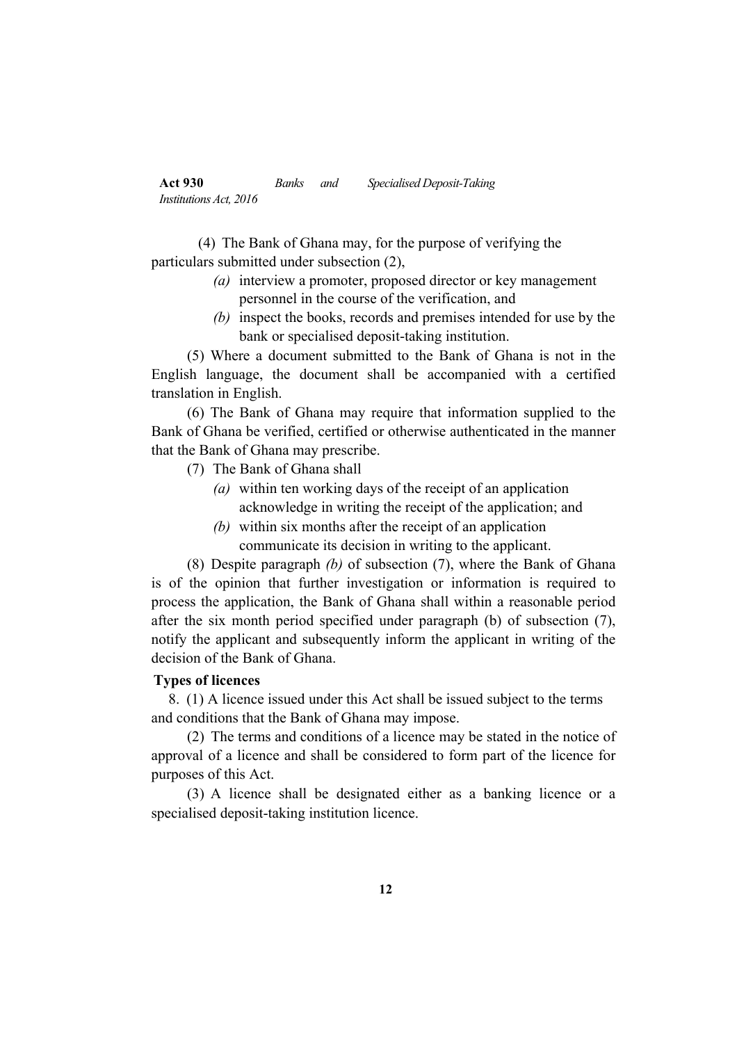(4) The Bank of Ghana may, for the purpose of verifying the particulars submitted under subsection (2),

*(a)* interview a promoter, proposed director or key management personnel in the course of the verification, and

*(b)* inspect the books, records and premises intended for use by the bank or specialised deposit-taking institution.

(5) Where a document submitted to the Bank of Ghana is not in the English language, the document shall be accompanied with a certified translation in English.

(6) The Bank of Ghana may require that information supplied to the Bank of Ghana be verified, certified or otherwise authenticated in the manner that the Bank of Ghana may prescribe.

(7) The Bank of Ghana shall

*(a)* within ten working days of the receipt of an application acknowledge in writing the receipt of the application; and

*(b)* within six months after the receipt of an application communicate its decision in writing to the applicant.

(8) Despite paragraph *(b)* of subsection (7), where the Bank of Ghana is of the opinion that further investigation or information is required to process the application, the Bank of Ghana shall within a reasonable period after the six month period specified under paragraph (b) of subsection (7), notify the applicant and subsequently inform the applicant in writing of the decision of the Bank of Ghana.

**Types of licences**

8. (1) A licence issued under this Act shall be issued subject to the terms and conditions that the Bank of Ghana may impose.

(2) The terms and conditions of a licence may be stated in the notice of approval of a licence and shall be considered to form part of the licence for purposes of this Act.

(3) A licence shall be designated either as a banking licence or a specialised deposit-taking institution licence.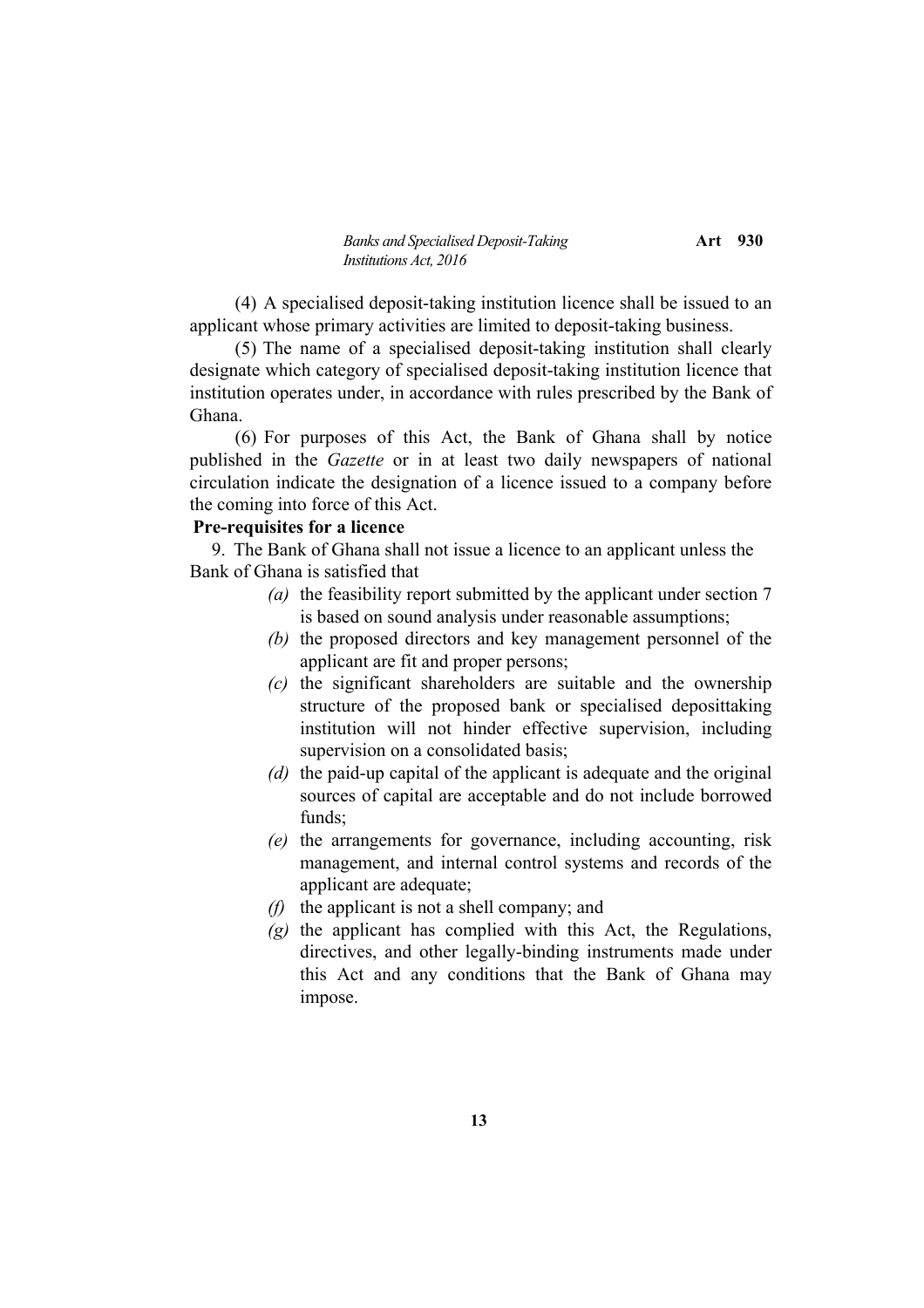(4) A specialised deposit-taking institution licence shall be issued to an applicant whose primary activities are limited to deposit-taking business.

(5) The name of a specialised deposit-taking institution shall clearly designate which category of specialised deposit-taking institution licence that institution operates under, in accordance with rules prescribed by the Bank of Ghana.

(6) For purposes of this Act, the Bank of Ghana shall by notice published in the *Gazette* or in at least two daily newspapers of national circulation indicate the designation of a licence issued to a company before the coming into force of this Act.

**Pre-requisites for a licence**

9. The Bank of Ghana shall not issue a licence to an applicant unless the Bank of Ghana is satisfied that

*(a)* the feasibility report submitted by the applicant under section 7 is based on sound analysis under reasonable assumptions;

*(b)* the proposed directors and key management personnel of the applicant are fit and proper persons;

*(c)* the significant shareholders are suitable and the ownership structure of the proposed bank or specialised deposittaking institution will not hinder effective supervision, including supervision on a consolidated basis;

*(d)* the paid-up capital of the applicant is adequate and the original sources of capital are acceptable and do not include borrowed funds;

*(e)* the arrangements for governance, including accounting, risk management, and internal control systems and records of the applicant are adequate;

*(f)* the applicant is not a shell company; and

*(g)* the applicant has complied with this Act, the Regulations, directives, and other legally-binding instruments made under this Act and any conditions that the Bank of Ghana may impose.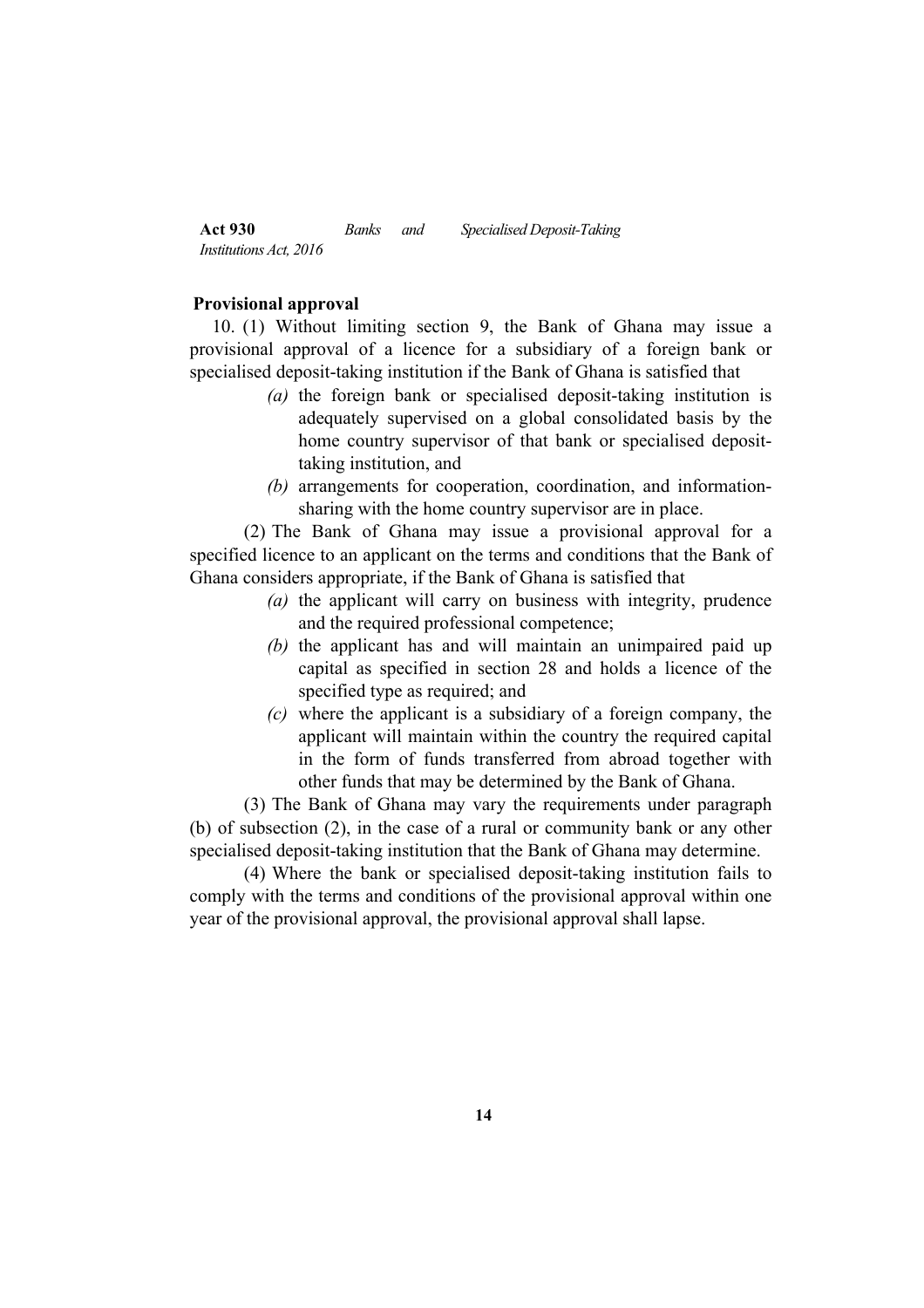**Provisional approval**

10. (1) Without limiting section 9, the Bank of Ghana may issue a provisional approval of a licence for a subsidiary of a foreign bank or specialised deposit-taking institution if the Bank of Ghana is satisfied that

*(a)* the foreign bank or specialised deposit-taking institution is adequately supervised on a global consolidated basis by the home country supervisor of that bank or specialised deposit-taking institution, and

*(b)* arrangements for cooperation, coordination, and information-sharing with the home country supervisor are in place.

(2) The Bank of Ghana may issue a provisional approval for a specified licence to an applicant on the terms and conditions that the Bank of Ghana considers appropriate, if the Bank of Ghana is satisfied that

*(a)* the applicant will carry on business with integrity, prudence and the required professional competence;

*(b)* the applicant has and will maintain an unimpaired paid up capital as specified in section 28 and holds a licence of the specified type as required; and

*(c)* where the applicant is a subsidiary of a foreign company, the applicant will maintain within the country the required capital in the form of funds transferred from abroad together with other funds that may be determined by the Bank of Ghana.

(3) The Bank of Ghana may vary the requirements under paragraph (b) of subsection (2), in the case of a rural or community bank or any other specialised deposit-taking institution that the Bank of Ghana may determine.

(4) Where the bank or specialised deposit-taking institution fails to comply with the terms and conditions of the provisional approval within one year of the provisional approval, the provisional approval shall lapse.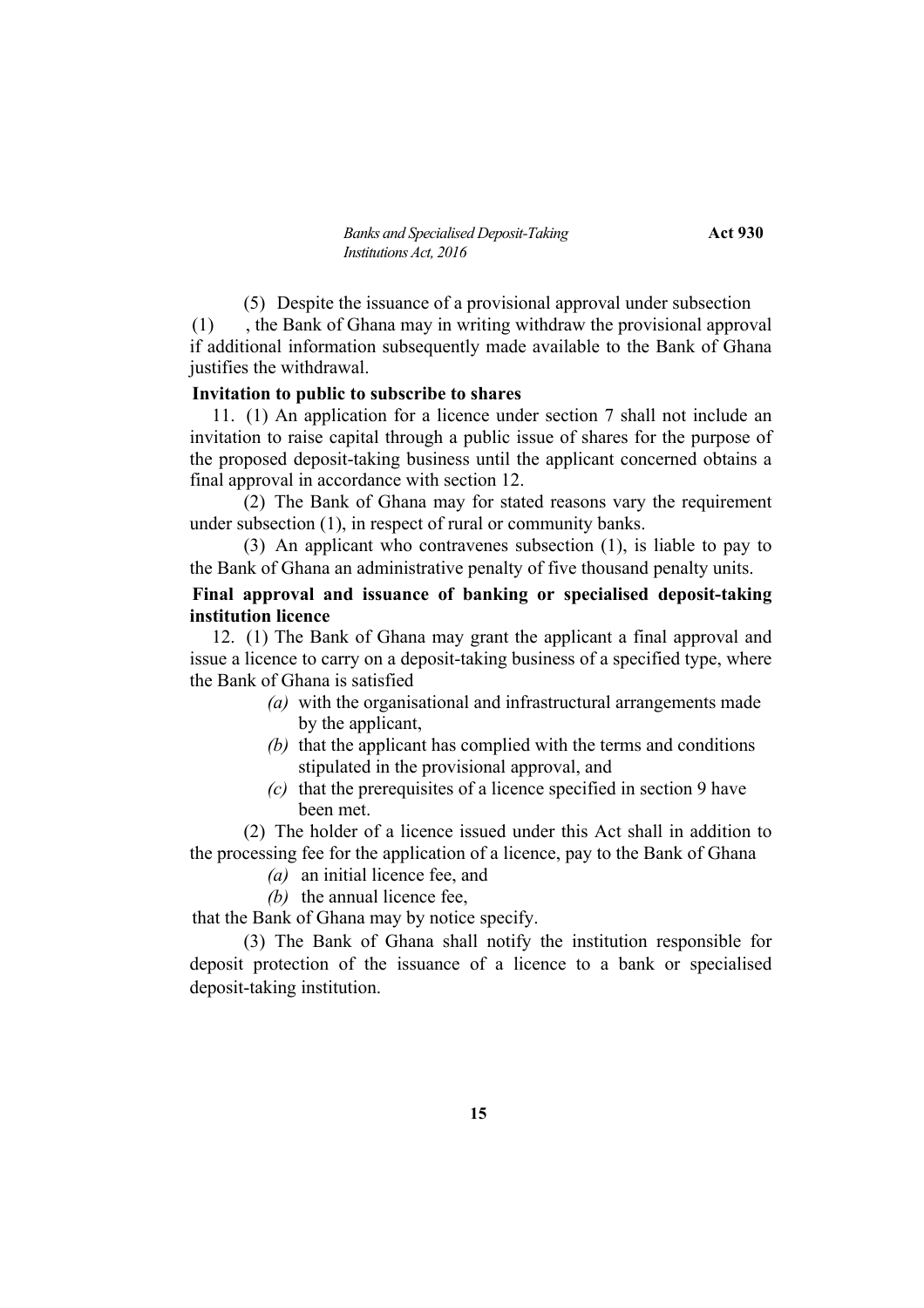(5) Despite the issuance of a provisional approval under subsection (1), the Bank of Ghana may in writing withdraw the provisional approval if additional information subsequently made available to the Bank of Ghana justifies the withdrawal.

**Invitation to public to subscribe to shares**

11. (1) An application for a licence under section 7 shall not include an invitation to raise capital through a public issue of shares for the purpose of the proposed deposit-taking business until the applicant concerned obtains a final approval in accordance with section 12.

(2) The Bank of Ghana may for stated reasons vary the requirement under subsection (1), in respect of rural or community banks.

(3) An applicant who contravenes subsection (1), is liable to pay to the Bank of Ghana an administrative penalty of five thousand penalty units.

**Final approval and issuance of banking or specialised deposit-taking institution licence**

12. (1) The Bank of Ghana may grant the applicant a final approval and issue a licence to carry on a deposit-taking business of a specified type, where the Bank of Ghana is satisfied

*(a)* with the organisational and infrastructural arrangements made by the applicant,

*(b)* that the applicant has complied with the terms and conditions stipulated in the provisional approval, and

*(c)* that the prerequisites of a licence specified in section 9 have been met.

(2) The holder of a licence issued under this Act shall in addition to the processing fee for the application of a licence, pay to the Bank of Ghana

*(a)* an initial licence fee, and

*(b)* the annual licence fee,

that the Bank of Ghana may by notice specify.

(3) The Bank of Ghana shall notify the institution responsible for deposit protection of the issuance of a licence to a bank or specialised deposit-taking institution.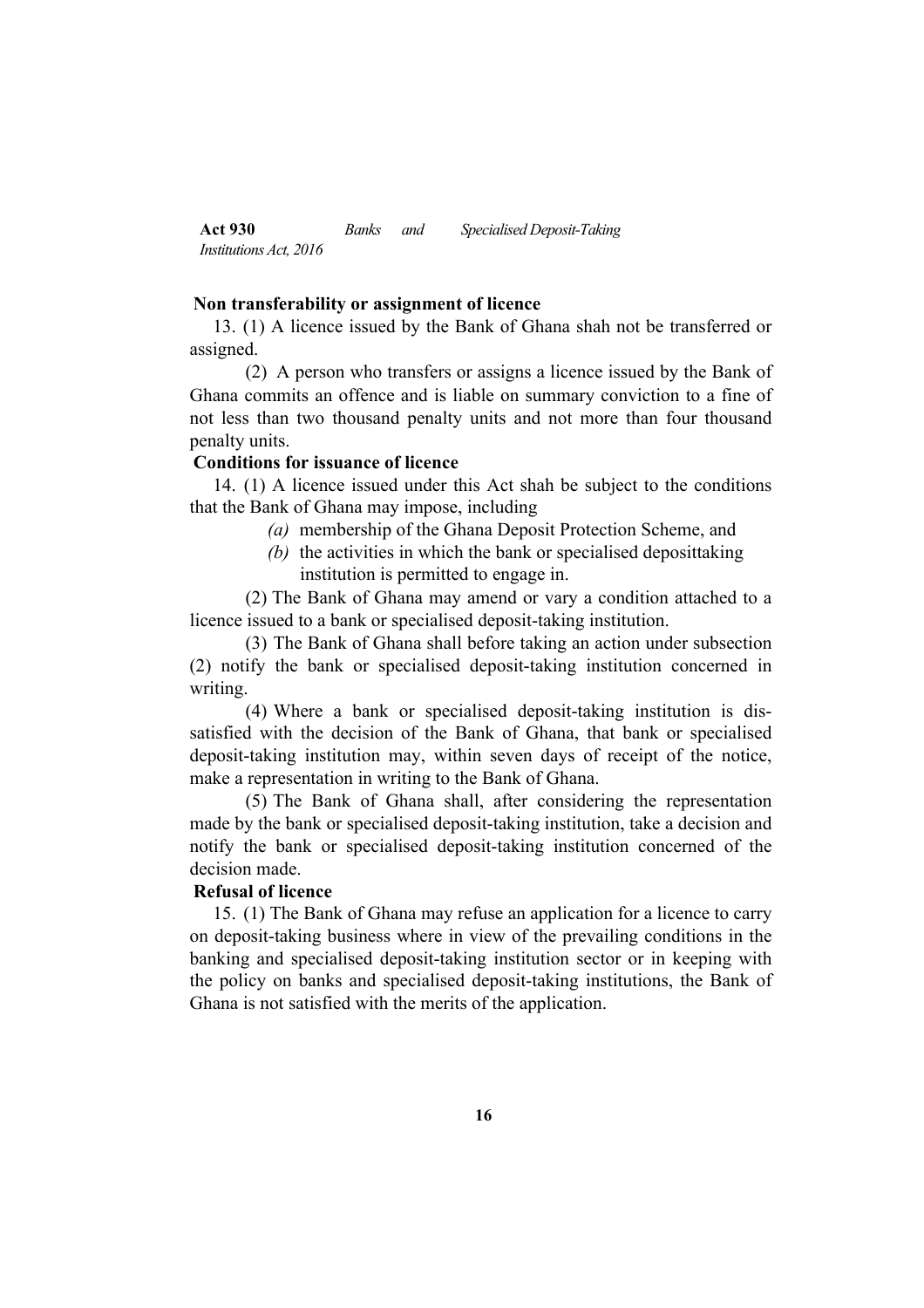**Non transferability or assignment of licence**

13. (1) A licence issued by the Bank of Ghana shah not be transferred or assigned.

(2) A person who transfers or assigns a licence issued by the Bank of Ghana commits an offence and is liable on summary conviction to a fine of not less than two thousand penalty units and not more than four thousand penalty units.

**Conditions for issuance of licence**

14. (1) A licence issued under this Act shah be subject to the conditions that the Bank of Ghana may impose, including

*(a)* membership of the Ghana Deposit Protection Scheme, and

*(b)* the activities in which the bank or specialised deposittaking institution is permitted to engage in.

(2) The Bank of Ghana may amend or vary a condition attached to a licence issued to a bank or specialised deposit-taking institution.

(3) The Bank of Ghana shall before taking an action under subsection (2) notify the bank or specialised deposit-taking institution concerned in writing.

(4) Where a bank or specialised deposit-taking institution is dissatisfied with the decision of the Bank of Ghana, that bank or specialised deposit-taking institution may, within seven days of receipt of the notice, make a representation in writing to the Bank of Ghana.

(5) The Bank of Ghana shall, after considering the representation made by the bank or specialised deposit-taking institution, take a decision and notify the bank or specialised deposit-taking institution concerned of the decision made.

**Refusal of licence**

15. (1) The Bank of Ghana may refuse an application for a licence to carry on deposit-taking business where in view of the prevailing conditions in the banking and specialised deposit-taking institution sector or in keeping with the policy on banks and specialised deposit-taking institutions, the Bank of Ghana is not satisfied with the merits of the application.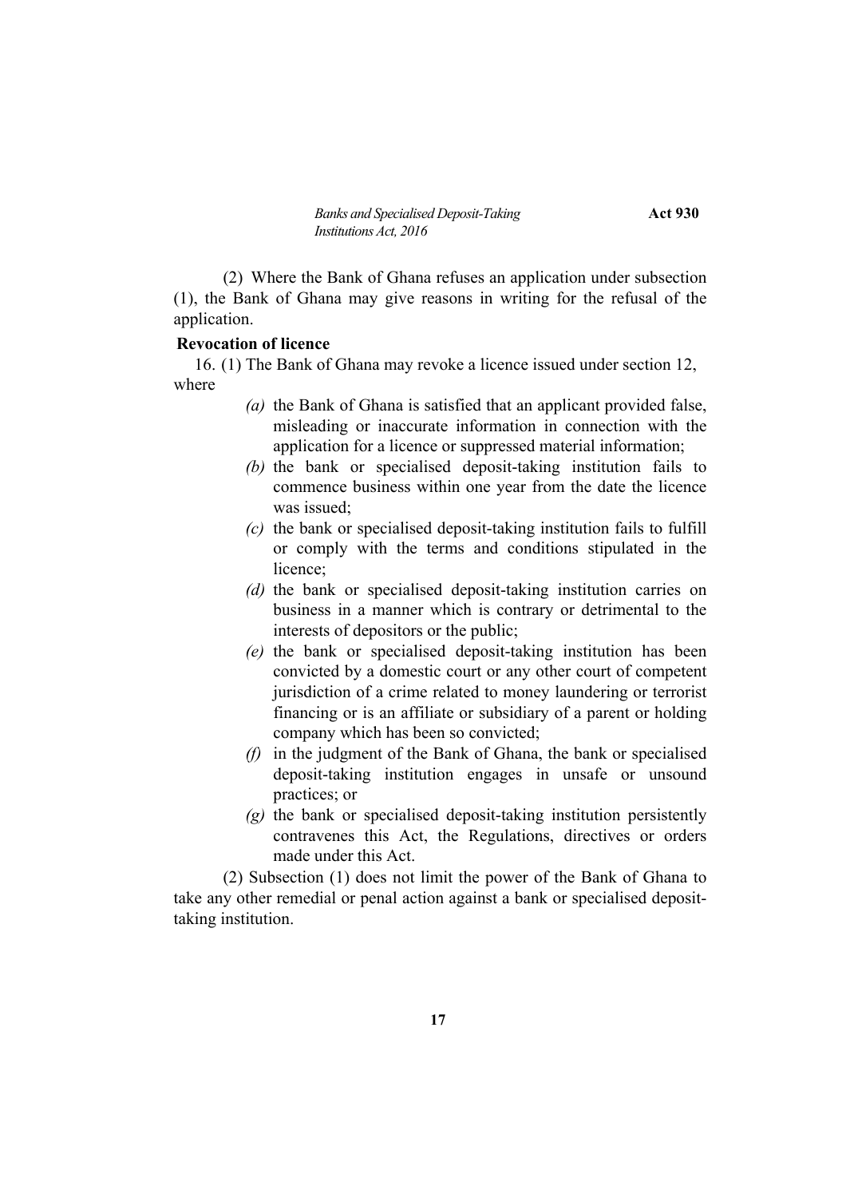(2) Where the Bank of Ghana refuses an application under subsection (1), the Bank of Ghana may give reasons in writing for the refusal of the application.

**Revocation of licence**

16. (1) The Bank of Ghana may revoke a licence issued under section 12, where

*(a)* the Bank of Ghana is satisfied that an applicant provided false, misleading or inaccurate information in connection with the application for a licence or suppressed material information;

*(b)* the bank or specialised deposit-taking institution fails to commence business within one year from the date the licence was issued;

*(c)* the bank or specialised deposit-taking institution fails to fulfill or comply with the terms and conditions stipulated in the licence;

*(d)* the bank or specialised deposit-taking institution carries on business in a manner which is contrary or detrimental to the interests of depositors or the public;

*(e)* the bank or specialised deposit-taking institution has been convicted by a domestic court or any other court of competent jurisdiction of a crime related to money laundering or terrorist financing or is an affiliate or subsidiary of a parent or holding company which has been so convicted;

*(f)* in the judgment of the Bank of Ghana, the bank or specialised deposit-taking institution engages in unsafe or unsound practices; or

*(g)* the bank or specialised deposit-taking institution persistently contravenes this Act, the Regulations, directives or orders made under this Act.

(2) Subsection (1) does not limit the power of the Bank of Ghana to take any other remedial or penal action against a bank or specialised deposit-taking institution.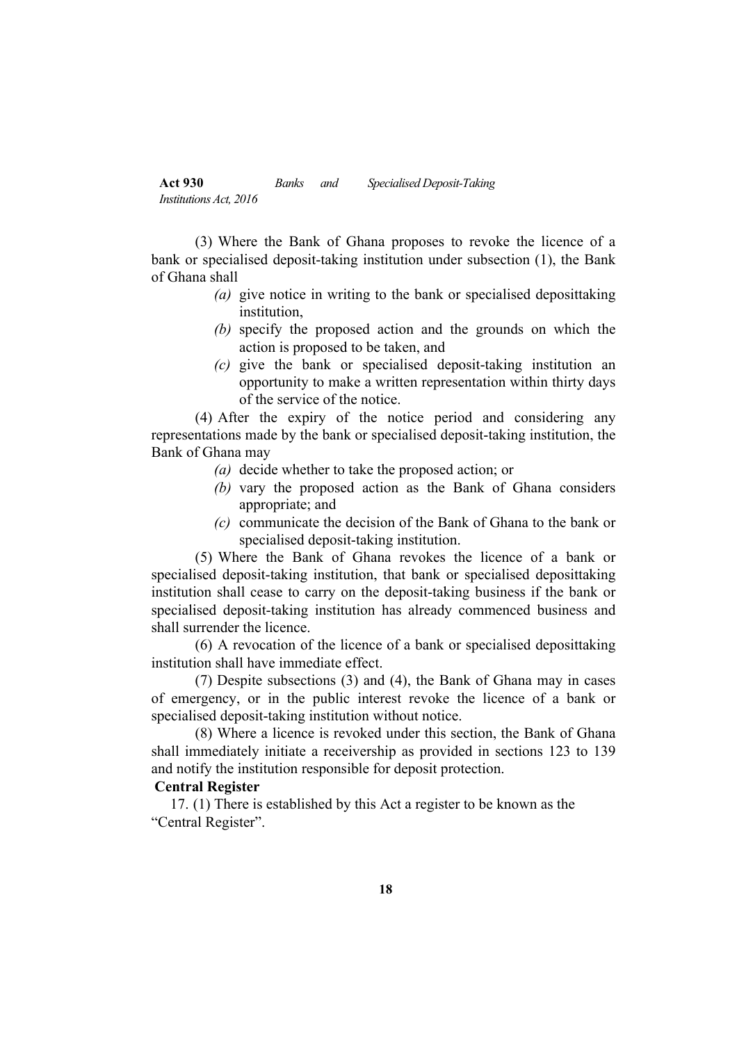(3) Where the Bank of Ghana proposes to revoke the licence of a bank or specialised deposit-taking institution under subsection (1), the Bank of Ghana shall

*(a)* give notice in writing to the bank or specialised deposittaking institution,

*(b)* specify the proposed action and the grounds on which the action is proposed to be taken, and

*(c)* give the bank or specialised deposit-taking institution an opportunity to make a written representation within thirty days of the service of the notice.

(4) After the expiry of the notice period and considering any representations made by the bank or specialised deposit-taking institution, the Bank of Ghana may

*(a)* decide whether to take the proposed action; or

*(b)* vary the proposed action as the Bank of Ghana considers appropriate; and

*(c)* communicate the decision of the Bank of Ghana to the bank or specialised deposit-taking institution.

(5) Where the Bank of Ghana revokes the licence of a bank or specialised deposit-taking institution, that bank or specialised deposittaking institution shall cease to carry on the deposit-taking business if the bank or specialised deposit-taking institution has already commenced business and shall surrender the licence.

(6) A revocation of the licence of a bank or specialised deposittaking institution shall have immediate effect.

(7) Despite subsections (3) and (4), the Bank of Ghana may in cases of emergency, or in the public interest revoke the licence of a bank or specialised deposit-taking institution without notice.

(8) Where a licence is revoked under this section, the Bank of Ghana shall immediately initiate a receivership as provided in sections 123 to 139 and notify the institution responsible for deposit protection.

**Central Register**

17. (1) There is established by this Act a register to be known as the "Central Register".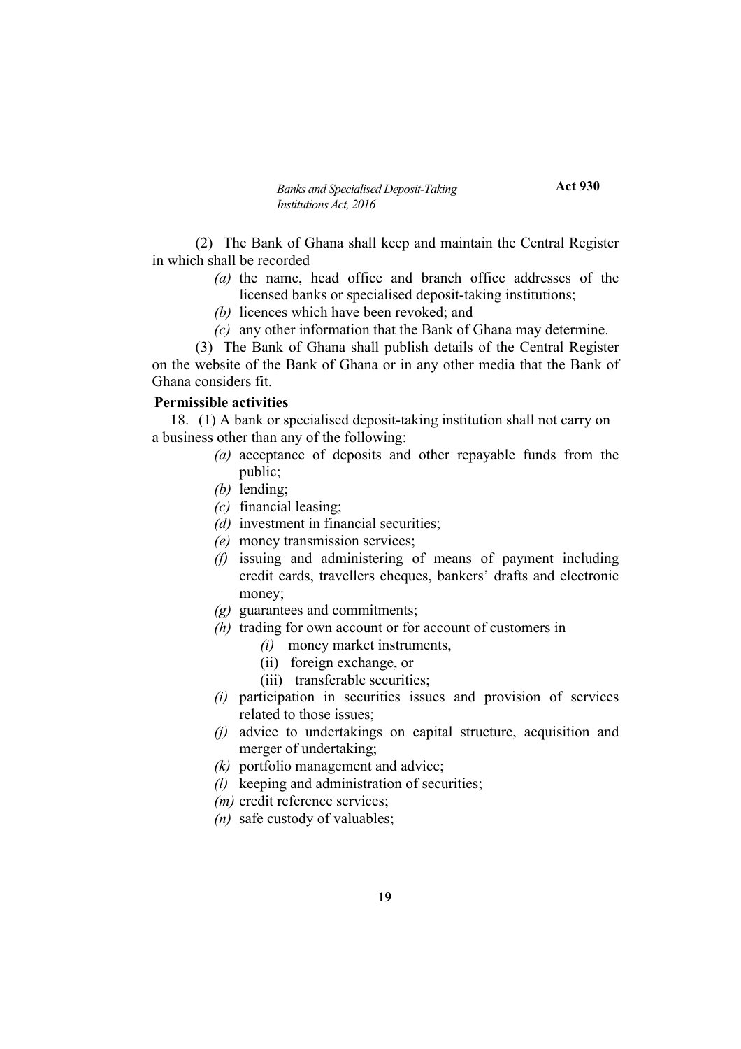(2) The Bank of Ghana shall keep and maintain the Central Register in which shall be recorded

*(a)* the name, head office and branch office addresses of the licensed banks or specialised deposit-taking institutions;

*(b)* licences which have been revoked; and

*(c)* any other information that the Bank of Ghana may determine.

(3) The Bank of Ghana shall publish details of the Central Register on the website of the Bank of Ghana or in any other media that the Bank of Ghana considers fit.

**Permissible activities**

18. (1) A bank or specialised deposit-taking institution shall not carry on a business other than any of the following:

*(a)* acceptance of deposits and other repayable funds from the public;

*(b)* lending;

*(c)* financial leasing;

*(d)* investment in financial securities;

*(e)* money transmission services;

*(f)* issuing and administering of means of payment including credit cards, travellers cheques, bankers' drafts and electronic money;

*(g)* guarantees and commitments;

*(h)* trading for own account or for account of customers in

*(i)* money market instruments,

(ii) foreign exchange, or

(iii) transferable securities;

*(i)* participation in securities issues and provision of services related to those issues;

*(j)* advice to undertakings on capital structure, acquisition and merger of undertaking;

*(k)* portfolio management and advice;

*(l)* keeping and administration of securities;

*(m)* credit reference services;

*(n)* safe custody of valuables;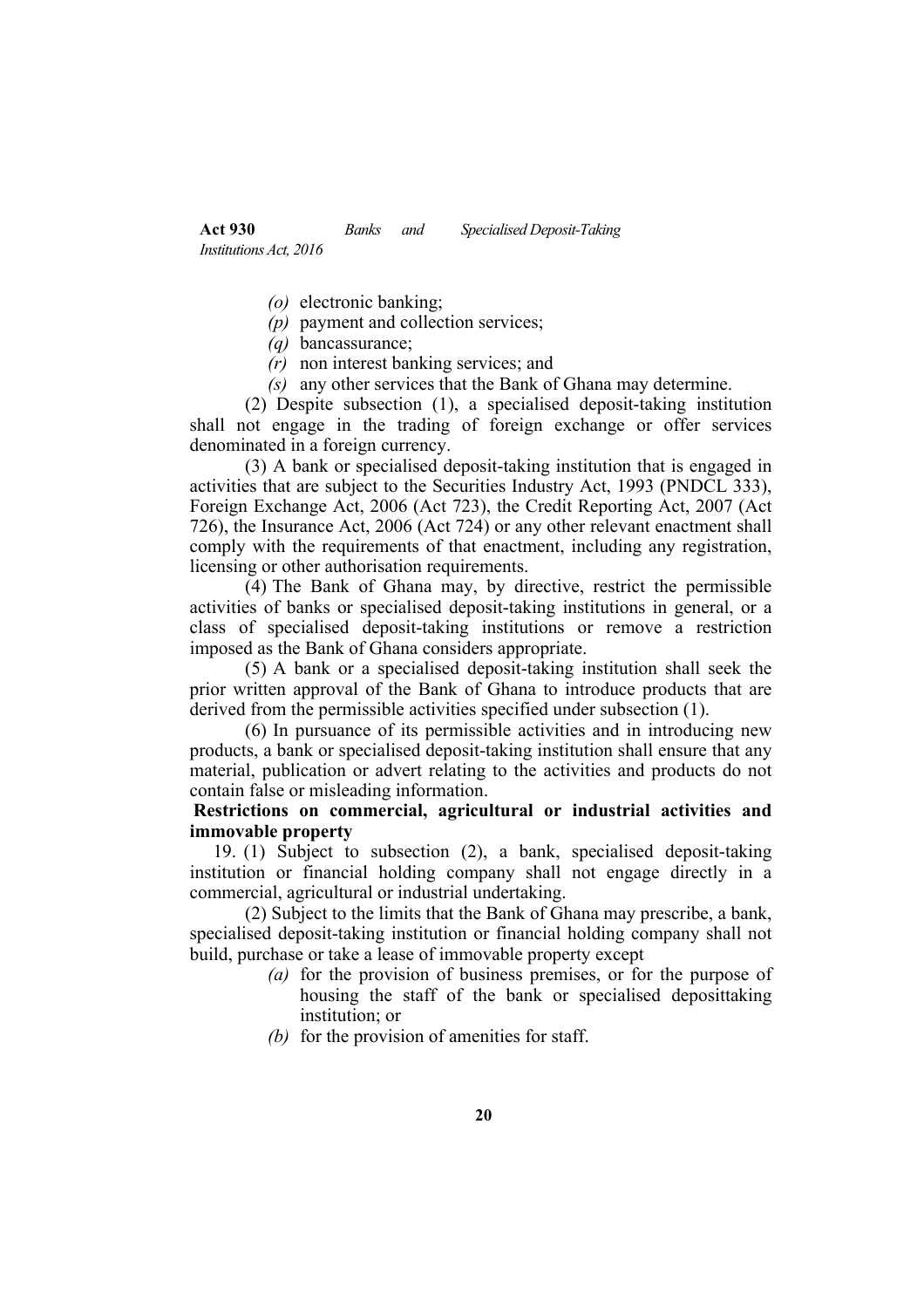*(o)* electronic banking;

*(p)* payment and collection services;

*(q)* bancassurance;

*(r)* non interest banking services; and

*(s)* any other services that the Bank of Ghana may determine.

(2) Despite subsection (1), a specialised deposit-taking institution shall not engage in the trading of foreign exchange or offer services denominated in a foreign currency.

(3) A bank or specialised deposit-taking institution that is engaged in activities that are subject to the Securities Industry Act, 1993 (PNDCL 333), Foreign Exchange Act, 2006 (Act 723), the Credit Reporting Act, 2007 (Act 726), the Insurance Act, 2006 (Act 724) or any other relevant enactment shall comply with the requirements of that enactment, including any registration, licensing or other authorisation requirements.

(4) The Bank of Ghana may, by directive, restrict the permissible activities of banks or specialised deposit-taking institutions in general, or a class of specialised deposit-taking institutions or remove a restriction imposed as the Bank of Ghana considers appropriate.

(5) A bank or a specialised deposit-taking institution shall seek the prior written approval of the Bank of Ghana to introduce products that are derived from the permissible activities specified under subsection (1).

(6) In pursuance of its permissible activities and in introducing new products, a bank or specialised deposit-taking institution shall ensure that any material, publication or advert relating to the activities and products do not contain false or misleading information.

**Restrictions on commercial, agricultural or industrial activities and immovable property**

19. (1) Subject to subsection (2), a bank, specialised deposit-taking institution or financial holding company shall not engage directly in a commercial, agricultural or industrial undertaking.

(2) Subject to the limits that the Bank of Ghana may prescribe, a bank, specialised deposit-taking institution or financial holding company shall not build, purchase or take a lease of immovable property except

*(a)* for the provision of business premises, or for the purpose of housing the staff of the bank or specialised deposittaking institution; or

*(b)* for the provision of amenities for staff.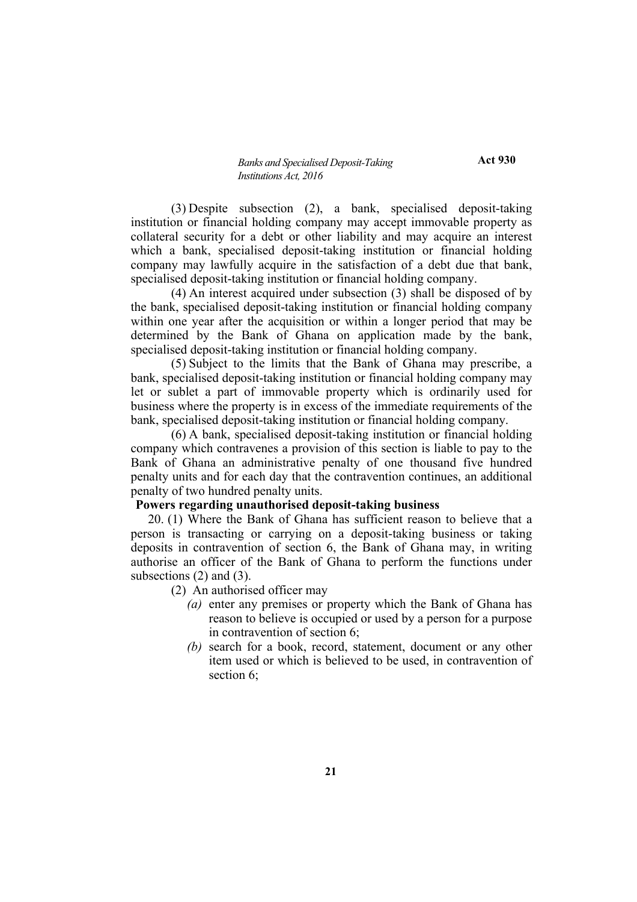(3) Despite subsection (2), a bank, specialised deposit-taking institution or financial holding company may accept immovable property as collateral security for a debt or other liability and may acquire an interest which a bank, specialised deposit-taking institution or financial holding company may lawfully acquire in the satisfaction of a debt due that bank, specialised deposit-taking institution or financial holding company.

(4) An interest acquired under subsection (3) shall be disposed of by the bank, specialised deposit-taking institution or financial holding company within one year after the acquisition or within a longer period that may be determined by the Bank of Ghana on application made by the bank, specialised deposit-taking institution or financial holding company.

(5) Subject to the limits that the Bank of Ghana may prescribe, a bank, specialised deposit-taking institution or financial holding company may let or sublet a part of immovable property which is ordinarily used for business where the property is in excess of the immediate requirements of the bank, specialised deposit-taking institution or financial holding company.

(6) A bank, specialised deposit-taking institution or financial holding company which contravenes a provision of this section is liable to pay to the Bank of Ghana an administrative penalty of one thousand five hundred penalty units and for each day that the contravention continues, an additional penalty of two hundred penalty units.

**Powers regarding unauthorised deposit-taking business**

20. (1) Where the Bank of Ghana has sufficient reason to believe that a person is transacting or carrying on a deposit-taking business or taking deposits in contravention of section 6, the Bank of Ghana may, in writing authorise an officer of the Bank of Ghana to perform the functions under subsections (2) and (3).

(2) An authorised officer may

*(a)* enter any premises or property which the Bank of Ghana has reason to believe is occupied or used by a person for a purpose in contravention of section 6;

*(b)* search for a book, record, statement, document or any other item used or which is believed to be used, in contravention of section 6;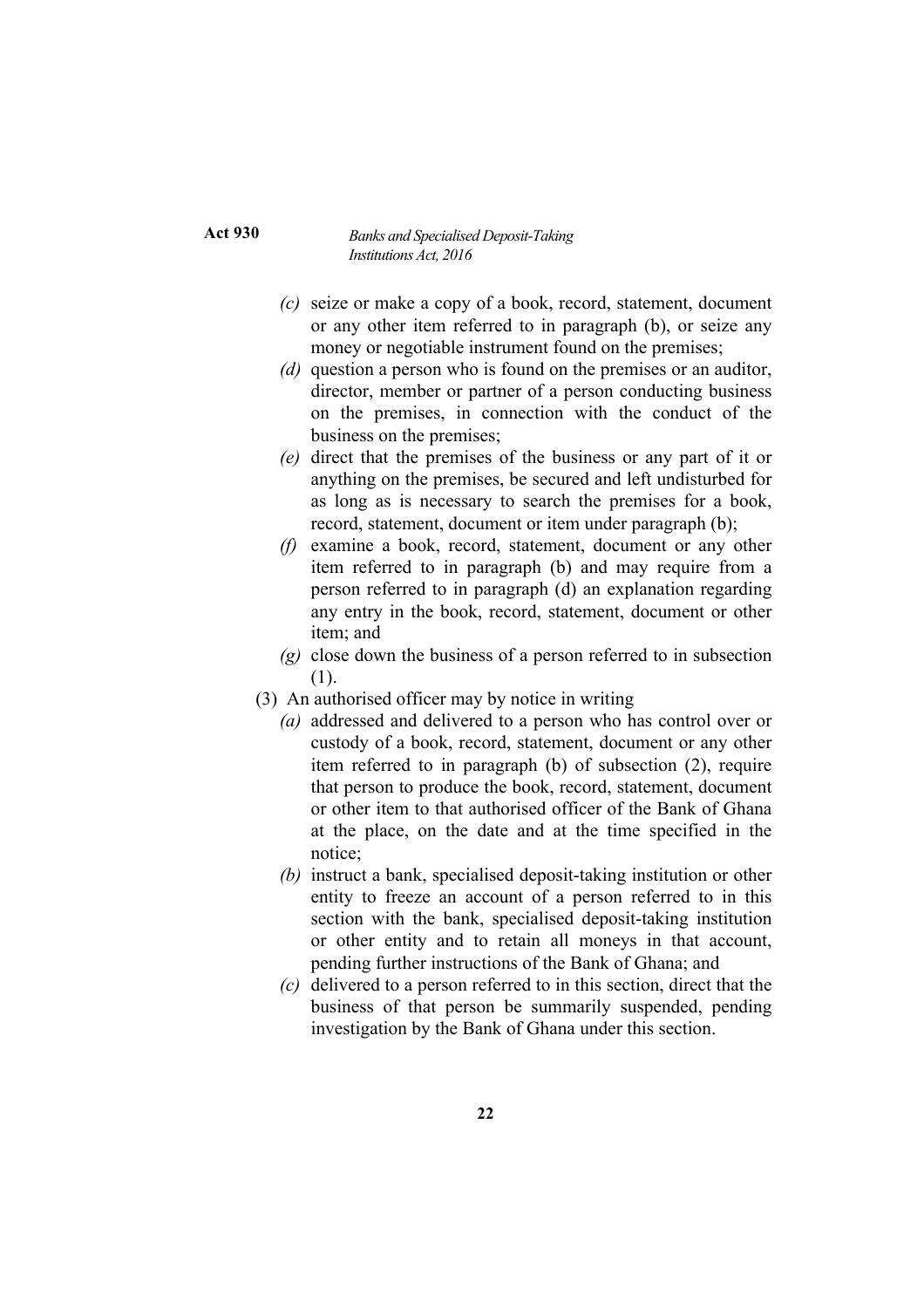- *(c)* seize or make a copy of a book, record, statement, document or any other item referred to in paragraph (b), or seize any money or negotiable instrument found on the premises;
- *(d)* question a person who is found on the premises or an auditor, director, member or partner of a person conducting business on the premises, in connection with the conduct of the business on the premises;
- *(e)* direct that the premises of the business or any part of it or anything on the premises, be secured and left undisturbed for as long as is necessary to search the premises for a book, record, statement, document or item under paragraph (b);
- *(f)* examine a book, record, statement, document or any other item referred to in paragraph (b) and may require from a person referred to in paragraph (d) an explanation regarding any entry in the book, record, statement, document or other item; and
- *(g)* close down the business of a person referred to in subsection (1).

(3) An authorised officer may by notice in writing

- *(a)* addressed and delivered to a person who has control over or custody of a book, record, statement, document or any other item referred to in paragraph (b) of subsection (2), require that person to produce the book, record, statement, document or other item to that authorised officer of the Bank of Ghana at the place, on the date and at the time specified in the notice;
- *(b)* instruct a bank, specialised deposit-taking institution or other entity to freeze an account of a person referred to in this section with the bank, specialised deposit-taking institution or other entity and to retain all moneys in that account, pending further instructions of the Bank of Ghana; and
- *(c)* delivered to a person referred to in this section, direct that the business of that person be summarily suspended, pending investigation by the Bank of Ghana under this section.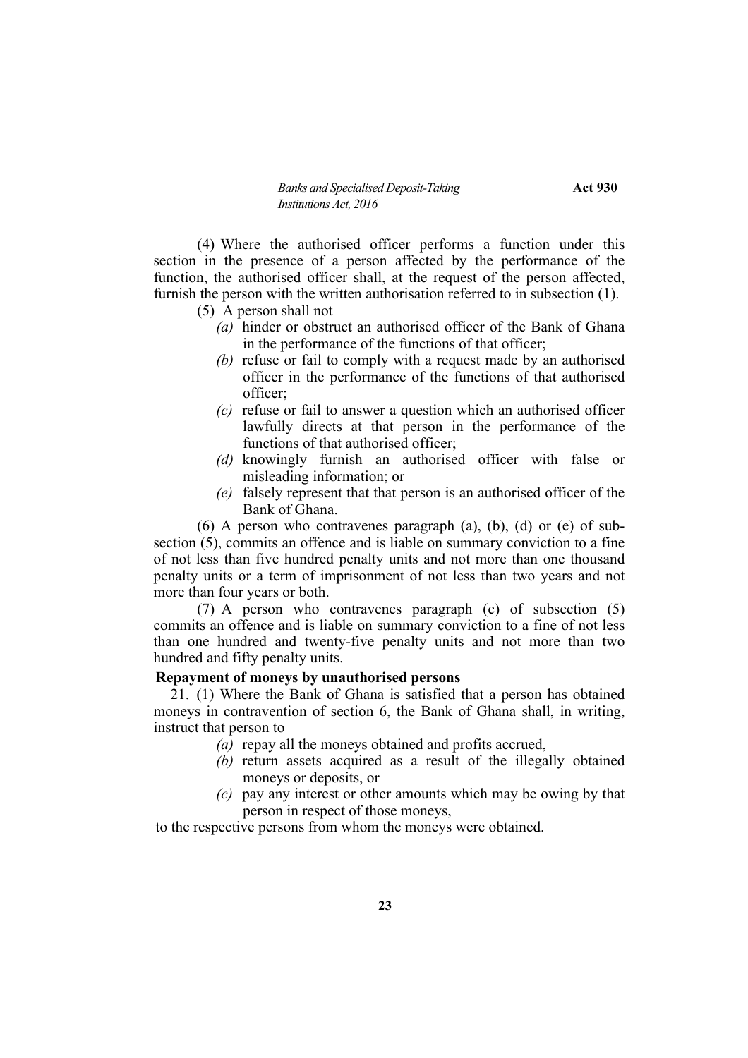(4) Where the authorised officer performs a function under this section in the presence of a person affected by the performance of the function, the authorised officer shall, at the request of the person affected, furnish the person with the written authorisation referred to in subsection (1).

(5) A person shall not

*(a)* hinder or obstruct an authorised officer of the Bank of Ghana in the performance of the functions of that officer;

*(b)* refuse or fail to comply with a request made by an authorised officer in the performance of the functions of that authorised officer;

*(c)* refuse or fail to answer a question which an authorised officer lawfully directs at that person in the performance of the functions of that authorised officer;

*(d)* knowingly furnish an authorised officer with false or misleading information; or

*(e)* falsely represent that that person is an authorised officer of the Bank of Ghana.

(6) A person who contravenes paragraph (a), (b), (d) or (e) of subsection (5), commits an offence and is liable on summary conviction to a fine of not less than five hundred penalty units and not more than one thousand penalty units or a term of imprisonment of not less than two years and not more than four years or both.

(7) A person who contravenes paragraph (c) of subsection (5) commits an offence and is liable on summary conviction to a fine of not less than one hundred and twenty-five penalty units and not more than two hundred and fifty penalty units.

**Repayment of moneys by unauthorised persons**

21. (1) Where the Bank of Ghana is satisfied that a person has obtained moneys in contravention of section 6, the Bank of Ghana shall, in writing, instruct that person to

*(a)* repay all the moneys obtained and profits accrued,

*(b)* return assets acquired as a result of the illegally obtained moneys or deposits, or

*(c)* pay any interest or other amounts which may be owing by that person in respect of those moneys,

to the respective persons from whom the moneys were obtained.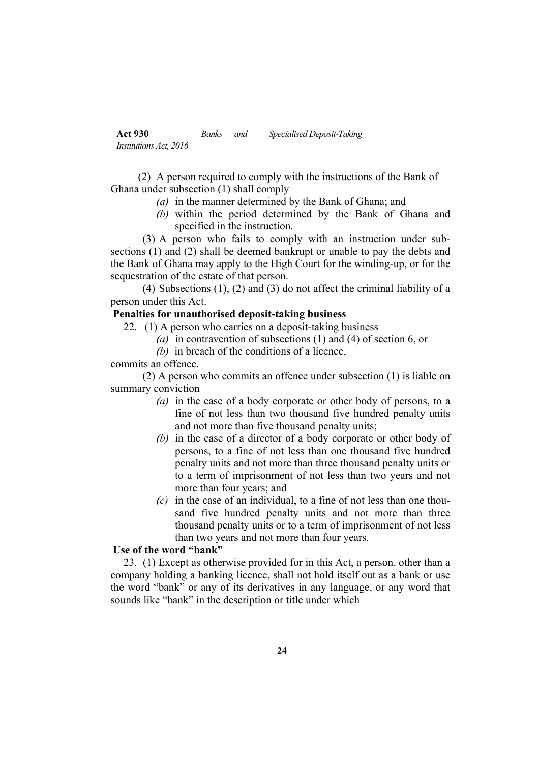(2) A person required to comply with the instructions of the Bank of Ghana under subsection (1) shall comply

*(a)* in the manner determined by the Bank of Ghana; and

*(b)* within the period determined by the Bank of Ghana and specified in the instruction.

(3) A person who fails to comply with an instruction under subsections (1) and (2) shall be deemed bankrupt or unable to pay the debts and the Bank of Ghana may apply to the High Court for the winding-up, or for the sequestration of the estate of that person.

(4) Subsections (1), (2) and (3) do not affect the criminal liability of a person under this Act.

**Penalties for unauthorised deposit-taking business**

22. (1) A person who carries on a deposit-taking business

*(a)* in contravention of subsections (1) and (4) of section 6, or

*(b)* in breach of the conditions of a licence,

commits an offence.

(2) A person who commits an offence under subsection (1) is liable on summary conviction

*(a)* in the case of a body corporate or other body of persons, to a fine of not less than two thousand five hundred penalty units and not more than five thousand penalty units;

*(b)* in the case of a director of a body corporate or other body of persons, to a fine of not less than one thousand five hundred penalty units and not more than three thousand penalty units or to a term of imprisonment of not less than two years and not more than four years; and

*(c)* in the case of an individual, to a fine of not less than one thousand five hundred penalty units and not more than three thousand penalty units or to a term of imprisonment of not less than two years and not more than four years.

**Use of the word "bank"**

23. (1) Except as otherwise provided for in this Act, a person, other than a company holding a banking licence, shall not hold itself out as a bank or use the word "bank" or any of its derivatives in any language, or any word that sounds like "bank" in the description or title under which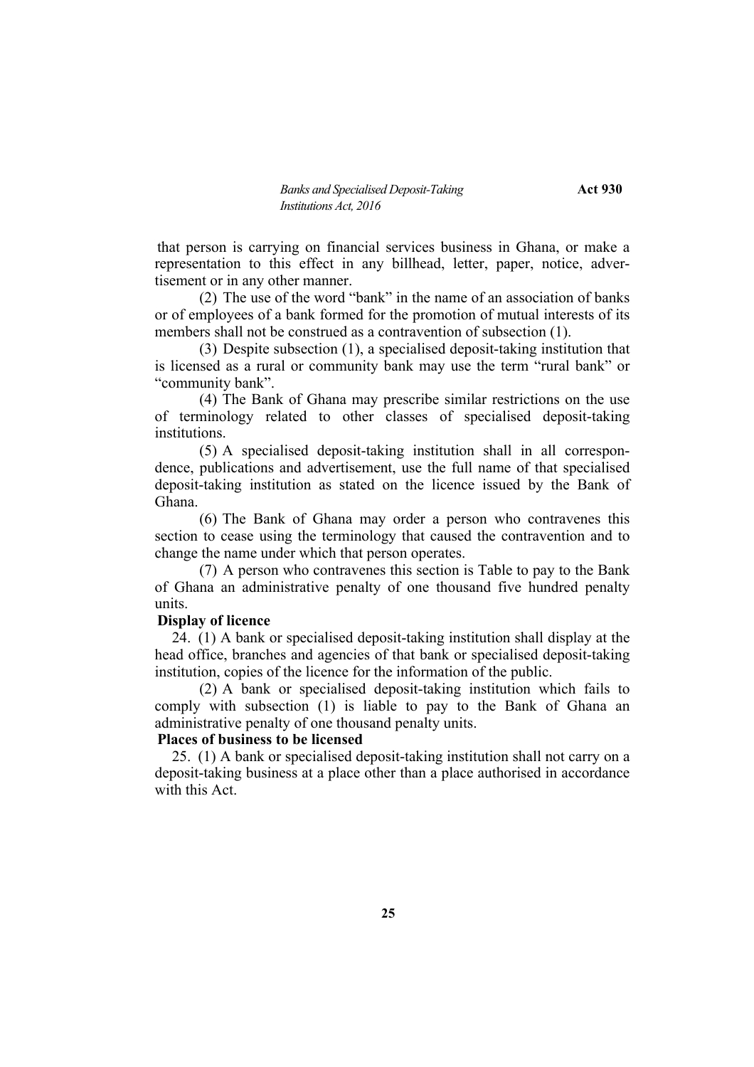that person is carrying on financial services business in Ghana, or make a representation to this effect in any billhead, letter, paper, notice, advertisement or in any other manner.

(2) The use of the word "bank" in the name of an association of banks or of employees of a bank formed for the promotion of mutual interests of its members shall not be construed as a contravention of subsection (1).

(3) Despite subsection (1), a specialised deposit-taking institution that is licensed as a rural or community bank may use the term "rural bank" or "community bank".

(4) The Bank of Ghana may prescribe similar restrictions on the use of terminology related to other classes of specialised deposit-taking institutions.

(5) A specialised deposit-taking institution shall in all correspondence, publications and advertisement, use the full name of that specialised deposit-taking institution as stated on the licence issued by the Bank of Ghana.

(6) The Bank of Ghana may order a person who contravenes this section to cease using the terminology that caused the contravention and to change the name under which that person operates.

(7) A person who contravenes this section is Table to pay to the Bank of Ghana an administrative penalty of one thousand five hundred penalty units.

**Display of licence**

24. (1) A bank or specialised deposit-taking institution shall display at the head office, branches and agencies of that bank or specialised deposit-taking institution, copies of the licence for the information of the public.

(2) A bank or specialised deposit-taking institution which fails to comply with subsection (1) is liable to pay to the Bank of Ghana an administrative penalty of one thousand penalty units.

**Places of business to be licensed**

25. (1) A bank or specialised deposit-taking institution shall not carry on a deposit-taking business at a place other than a place authorised in accordance with this Act.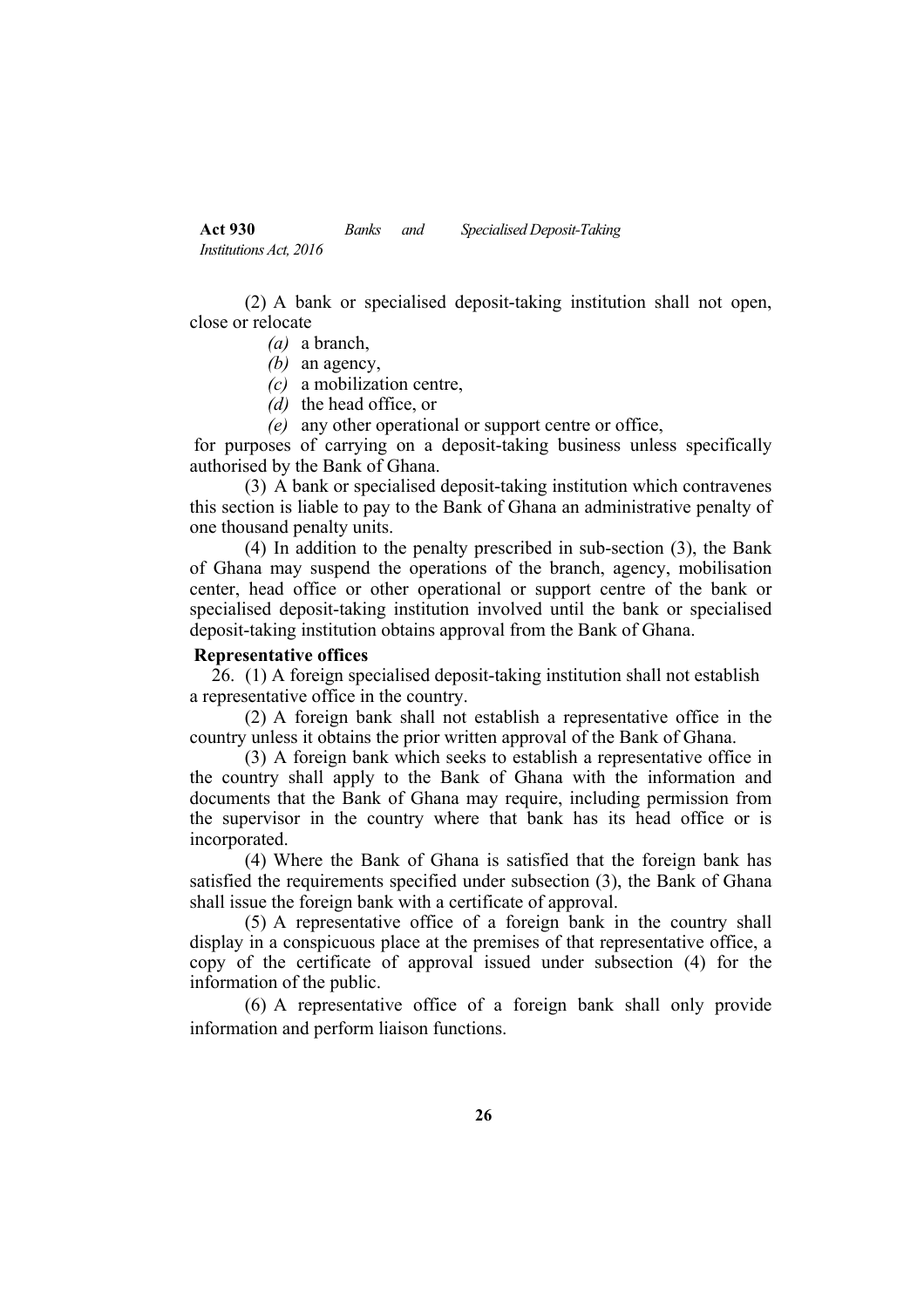(2) A bank or specialised deposit-taking institution shall not open, close or relocate

*(a)* a branch,

*(b)* an agency,

*(c)* a mobilization centre,

*(d)* the head office, or

*(e)* any other operational or support centre or office,

for purposes of carrying on a deposit-taking business unless specifically authorised by the Bank of Ghana.

(3) A bank or specialised deposit-taking institution which contravenes this section is liable to pay to the Bank of Ghana an administrative penalty of one thousand penalty units.

(4) In addition to the penalty prescribed in sub-section (3), the Bank of Ghana may suspend the operations of the branch, agency, mobilisation center, head office or other operational or support centre of the bank or specialised deposit-taking institution involved until the bank or specialised deposit-taking institution obtains approval from the Bank of Ghana.

**Representative offices**

26. (1) A foreign specialised deposit-taking institution shall not establish a representative office in the country.

(2) A foreign bank shall not establish a representative office in the country unless it obtains the prior written approval of the Bank of Ghana.

(3) A foreign bank which seeks to establish a representative office in the country shall apply to the Bank of Ghana with the information and documents that the Bank of Ghana may require, including permission from the supervisor in the country where that bank has its head office or is incorporated.

(4) Where the Bank of Ghana is satisfied that the foreign bank has satisfied the requirements specified under subsection (3), the Bank of Ghana shall issue the foreign bank with a certificate of approval.

(5) A representative office of a foreign bank in the country shall display in a conspicuous place at the premises of that representative office, a copy of the certificate of approval issued under subsection (4) for the information of the public.

(6) A representative office of a foreign bank shall only provide information and perform liaison functions.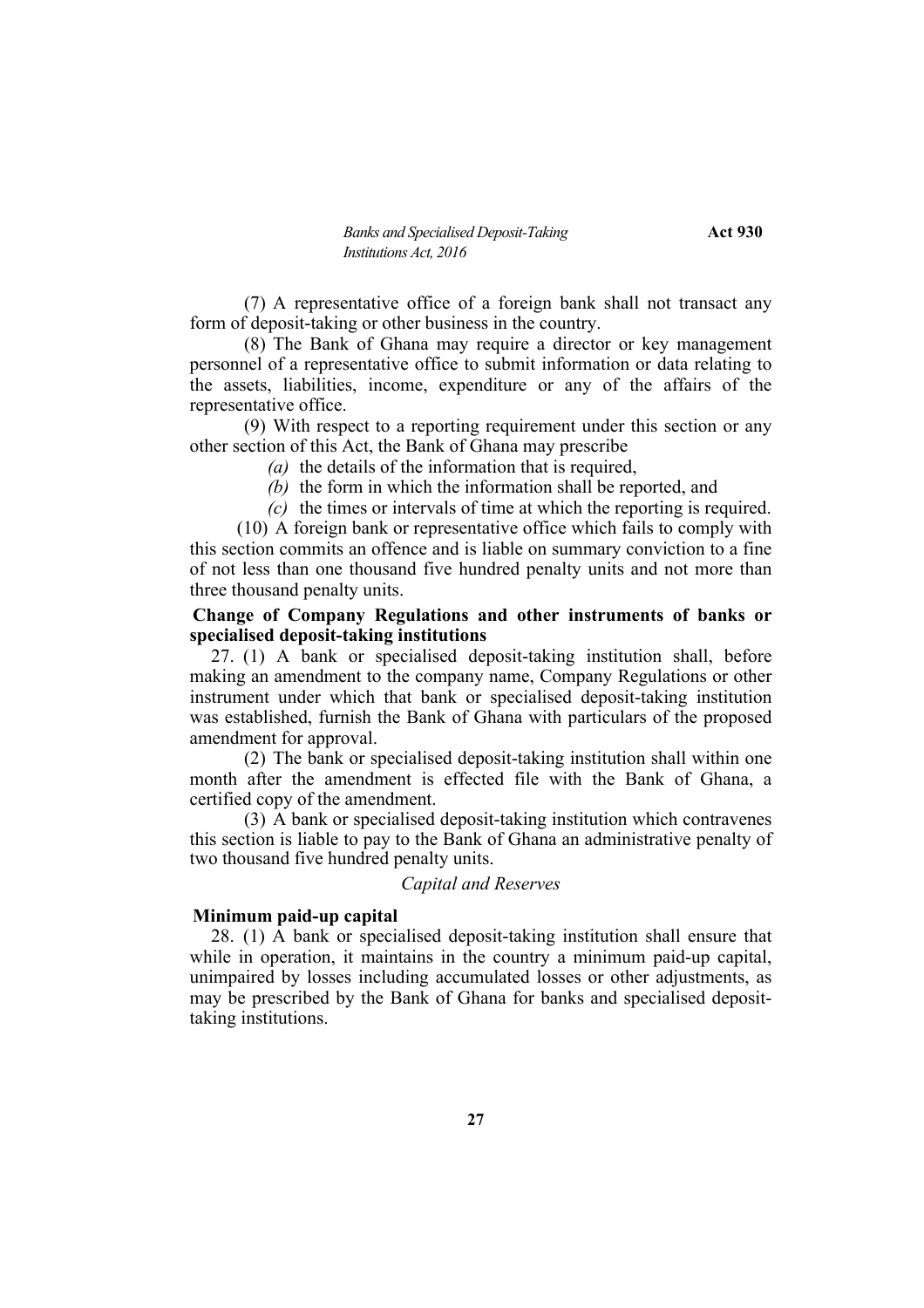(7) A representative office of a foreign bank shall not transact any form of deposit-taking or other business in the country.

(8) The Bank of Ghana may require a director or key management personnel of a representative office to submit information or data relating to the assets, liabilities, income, expenditure or any of the affairs of the representative office.

(9) With respect to a reporting requirement under this section or any other section of this Act, the Bank of Ghana may prescribe

*(a)* the details of the information that is required,

*(b)* the form in which the information shall be reported, and

*(c)* the times or intervals of time at which the reporting is required.

(10) A foreign bank or representative office which fails to comply with this section commits an offence and is liable on summary conviction to a fine of not less than one thousand five hundred penalty units and not more than three thousand penalty units.

**Change of Company Regulations and other instruments of banks or specialised deposit-taking institutions**

27. (1) A bank or specialised deposit-taking institution shall, before making an amendment to the company name, Company Regulations or other instrument under which that bank or specialised deposit-taking institution was established, furnish the Bank of Ghana with particulars of the proposed amendment for approval.

(2) The bank or specialised deposit-taking institution shall within one month after the amendment is effected file with the Bank of Ghana, a certified copy of the amendment.

(3) A bank or specialised deposit-taking institution which contravenes this section is liable to pay to the Bank of Ghana an administrative penalty of two thousand five hundred penalty units.

*Capital and Reserves*

**Minimum paid-up capital**

28. (1) A bank or specialised deposit-taking institution shall ensure that while in operation, it maintains in the country a minimum paid-up capital, unimpaired by losses including accumulated losses or other adjustments, as may be prescribed by the Bank of Ghana for banks and specialised deposit-taking institutions.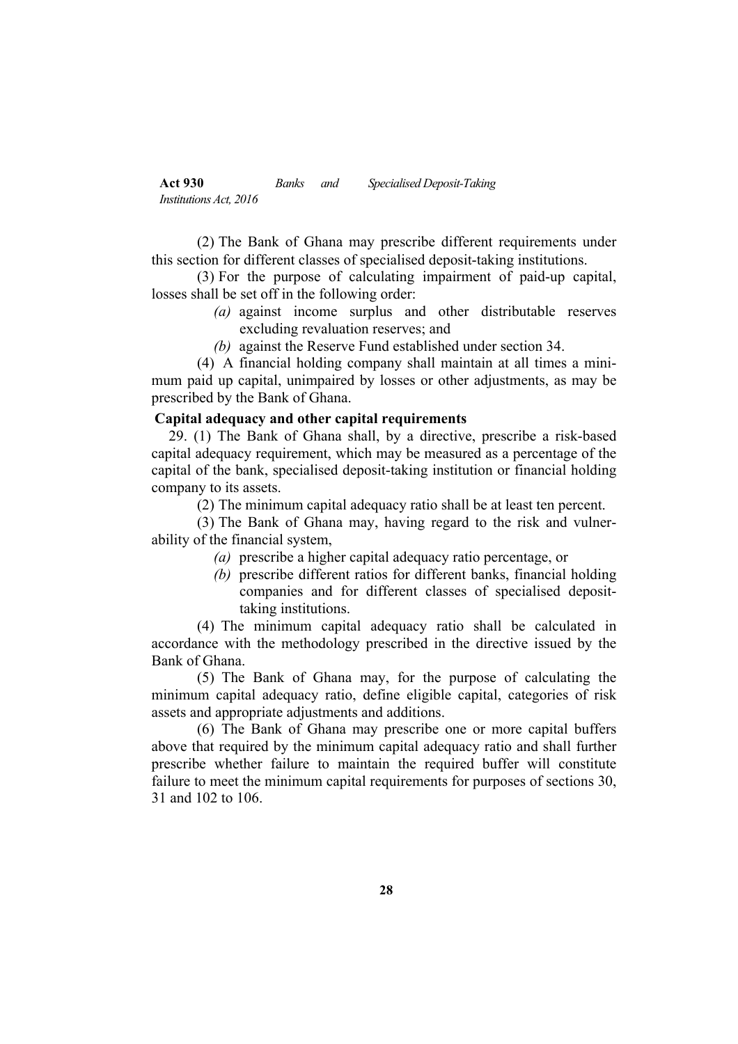(2) The Bank of Ghana may prescribe different requirements under this section for different classes of specialised deposit-taking institutions.

(3) For the purpose of calculating impairment of paid-up capital, losses shall be set off in the following order:

*(a)* against income surplus and other distributable reserves excluding revaluation reserves; and

*(b)* against the Reserve Fund established under section 34.

(4) A financial holding company shall maintain at all times a minimum paid up capital, unimpaired by losses or other adjustments, as may be prescribed by the Bank of Ghana.

**Capital adequacy and other capital requirements**

29. (1) The Bank of Ghana shall, by a directive, prescribe a risk-based capital adequacy requirement, which may be measured as a percentage of the capital of the bank, specialised deposit-taking institution or financial holding company to its assets.

(2) The minimum capital adequacy ratio shall be at least ten percent.

(3) The Bank of Ghana may, having regard to the risk and vulnerability of the financial system,

*(a)* prescribe a higher capital adequacy ratio percentage, or

*(b)* prescribe different ratios for different banks, financial holding companies and for different classes of specialised deposit-taking institutions.

(4) The minimum capital adequacy ratio shall be calculated in accordance with the methodology prescribed in the directive issued by the Bank of Ghana.

(5) The Bank of Ghana may, for the purpose of calculating the minimum capital adequacy ratio, define eligible capital, categories of risk assets and appropriate adjustments and additions.

(6) The Bank of Ghana may prescribe one or more capital buffers above that required by the minimum capital adequacy ratio and shall further prescribe whether failure to maintain the required buffer will constitute failure to meet the minimum capital requirements for purposes of sections 30, 31 and 102 to 106.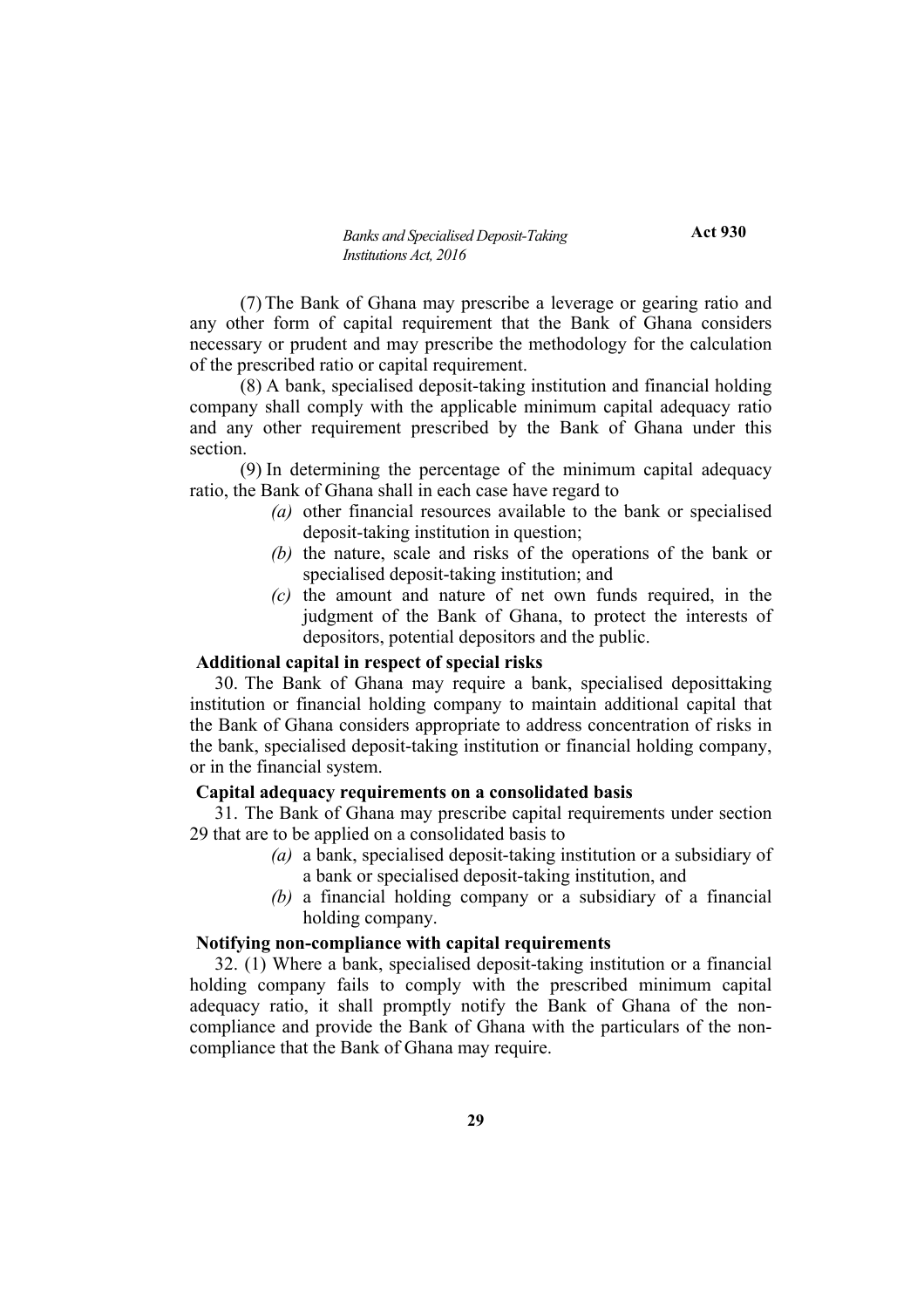(7) The Bank of Ghana may prescribe a leverage or gearing ratio and any other form of capital requirement that the Bank of Ghana considers necessary or prudent and may prescribe the methodology for the calculation of the prescribed ratio or capital requirement.

(8) A bank, specialised deposit-taking institution and financial holding company shall comply with the applicable minimum capital adequacy ratio and any other requirement prescribed by the Bank of Ghana under this section.

(9) In determining the percentage of the minimum capital adequacy ratio, the Bank of Ghana shall in each case have regard to

*(a)* other financial resources available to the bank or specialised deposit-taking institution in question;

*(b)* the nature, scale and risks of the operations of the bank or specialised deposit-taking institution; and

*(c)* the amount and nature of net own funds required, in the judgment of the Bank of Ghana, to protect the interests of depositors, potential depositors and the public.

**Additional capital in respect of special risks**

30. The Bank of Ghana may require a bank, specialised deposittaking institution or financial holding company to maintain additional capital that the Bank of Ghana considers appropriate to address concentration of risks in the bank, specialised deposit-taking institution or financial holding company, or in the financial system.

**Capital adequacy requirements on a consolidated basis**

31. The Bank of Ghana may prescribe capital requirements under section 29 that are to be applied on a consolidated basis to

*(a)* a bank, specialised deposit-taking institution or a subsidiary of a bank or specialised deposit-taking institution, and

*(b)* a financial holding company or a subsidiary of a financial holding company.

**Notifying non-compliance with capital requirements**

32. (1) Where a bank, specialised deposit-taking institution or a financial holding company fails to comply with the prescribed minimum capital adequacy ratio, it shall promptly notify the Bank of Ghana of the non-compliance and provide the Bank of Ghana with the particulars of the non-compliance that the Bank of Ghana may require.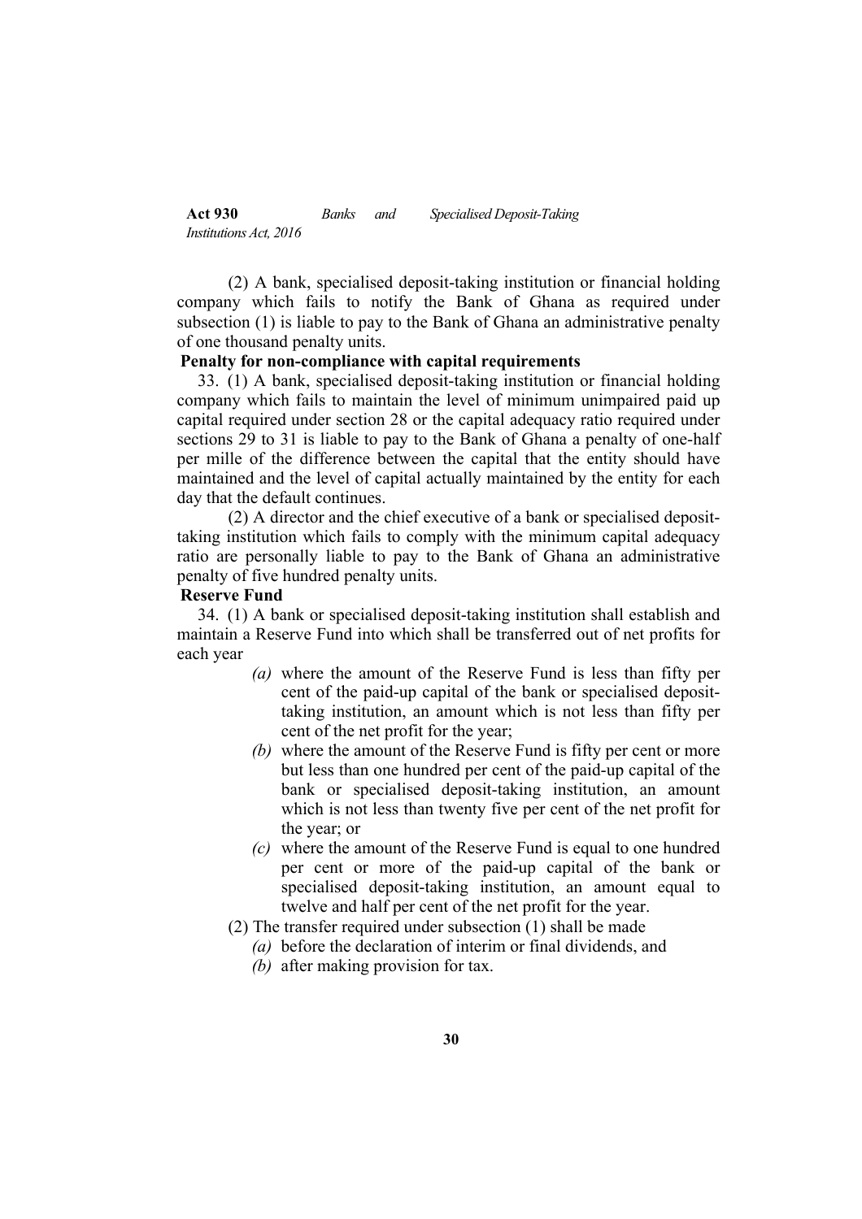(2) A bank, specialised deposit-taking institution or financial holding company which fails to notify the Bank of Ghana as required under subsection (1) is liable to pay to the Bank of Ghana an administrative penalty of one thousand penalty units.

**Penalty for non-compliance with capital requirements**

33. (1) A bank, specialised deposit-taking institution or financial holding company which fails to maintain the level of minimum unimpaired paid up capital required under section 28 or the capital adequacy ratio required under sections 29 to 31 is liable to pay to the Bank of Ghana a penalty of one-half per mille of the difference between the capital that the entity should have maintained and the level of capital actually maintained by the entity for each day that the default continues.

(2) A director and the chief executive of a bank or specialised deposit-taking institution which fails to comply with the minimum capital adequacy ratio are personally liable to pay to the Bank of Ghana an administrative penalty of five hundred penalty units.

**Reserve Fund**

34. (1) A bank or specialised deposit-taking institution shall establish and maintain a Reserve Fund into which shall be transferred out of net profits for each year

*(a)* where the amount of the Reserve Fund is less than fifty per cent of the paid-up capital of the bank or specialised deposit-taking institution, an amount which is not less than fifty per cent of the net profit for the year;

*(b)* where the amount of the Reserve Fund is fifty per cent or more but less than one hundred per cent of the paid-up capital of the bank or specialised deposit-taking institution, an amount which is not less than twenty five per cent of the net profit for the year; or

*(c)* where the amount of the Reserve Fund is equal to one hundred per cent or more of the paid-up capital of the bank or specialised deposit-taking institution, an amount equal to twelve and half per cent of the net profit for the year.

(2) The transfer required under subsection (1) shall be made

*(a)* before the declaration of interim or final dividends, and

*(b)* after making provision for tax.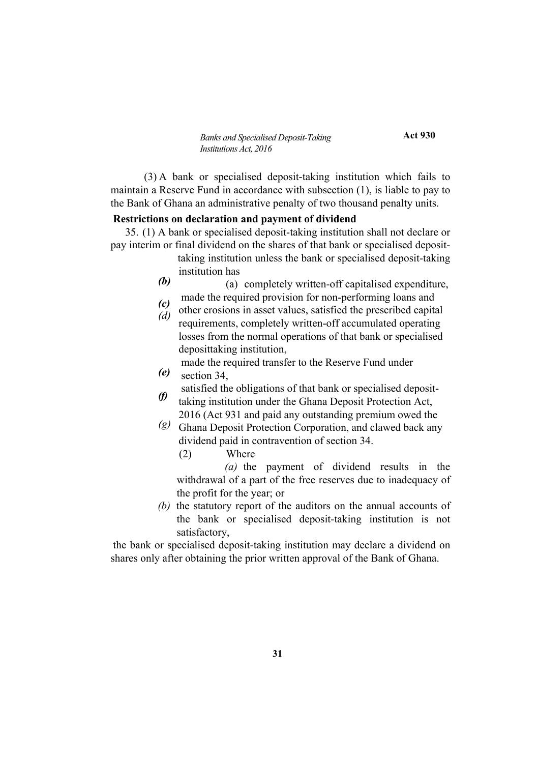(3) A bank or specialised deposit-taking institution which fails to maintain a Reserve Fund in accordance with subsection (1), is liable to pay to the Bank of Ghana an administrative penalty of two thousand penalty units.

**Restrictions on declaration and payment of dividend**

35. (1) A bank or specialised deposit-taking institution shall not declare or pay interim or final dividend on the shares of that bank or specialised deposit-taking institution unless the bank or specialised deposit-taking institution has

(a) completely written-off capitalised expenditure,

*(b)* made the required provision for non-performing loans and other erosions in asset values,

*(c)* satisfied the prescribed capital requirements,

*(d)* completely written-off accumulated operating losses from the normal operations of that bank or specialised deposittaking institution,

*(e)* made the required transfer to the Reserve Fund under section 34,

*(f)* satisfied the obligations of that bank or specialised deposit-taking institution under the Ghana Deposit Protection Act, 2016 (Act 931 and paid any outstanding premium owed the Ghana Deposit Protection Corporation, and

*(g)* clawed back any dividend paid in contravention of section 34.

(2) Where

*(a)* the payment of dividend results in the withdrawal of a part of the free reserves due to inadequacy of the profit for the year; or

*(b)* the statutory report of the auditors on the annual accounts of the bank or specialised deposit-taking institution is not satisfactory,

the bank or specialised deposit-taking institution may declare a dividend on shares only after obtaining the prior written approval of the Bank of Ghana.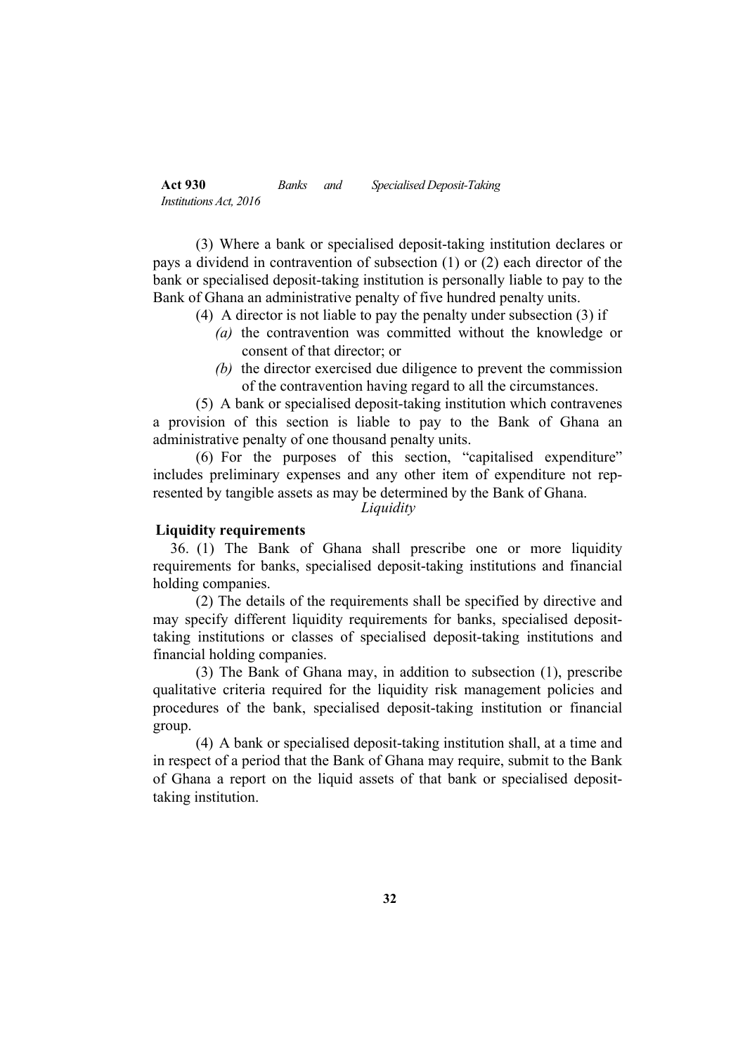(3) Where a bank or specialised deposit-taking institution declares or pays a dividend in contravention of subsection (1) or (2) each director of the bank or specialised deposit-taking institution is personally liable to pay to the Bank of Ghana an administrative penalty of five hundred penalty units.

(4) A director is not liable to pay the penalty under subsection (3) if

*(a)* the contravention was committed without the knowledge or consent of that director; or

*(b)* the director exercised due diligence to prevent the commission of the contravention having regard to all the circumstances.

(5) A bank or specialised deposit-taking institution which contravenes a provision of this section is liable to pay to the Bank of Ghana an administrative penalty of one thousand penalty units.

(6) For the purposes of this section, "capitalised expenditure" includes preliminary expenses and any other item of expenditure not represented by tangible assets as may be determined by the Bank of Ghana.

*Liquidity*

**Liquidity requirements**

36. (1) The Bank of Ghana shall prescribe one or more liquidity requirements for banks, specialised deposit-taking institutions and financial holding companies.

(2) The details of the requirements shall be specified by directive and may specify different liquidity requirements for banks, specialised deposit-taking institutions or classes of specialised deposit-taking institutions and financial holding companies.

(3) The Bank of Ghana may, in addition to subsection (1), prescribe qualitative criteria required for the liquidity risk management policies and procedures of the bank, specialised deposit-taking institution or financial group.

(4) A bank or specialised deposit-taking institution shall, at a time and in respect of a period that the Bank of Ghana may require, submit to the Bank of Ghana a report on the liquid assets of that bank or specialised deposit-taking institution.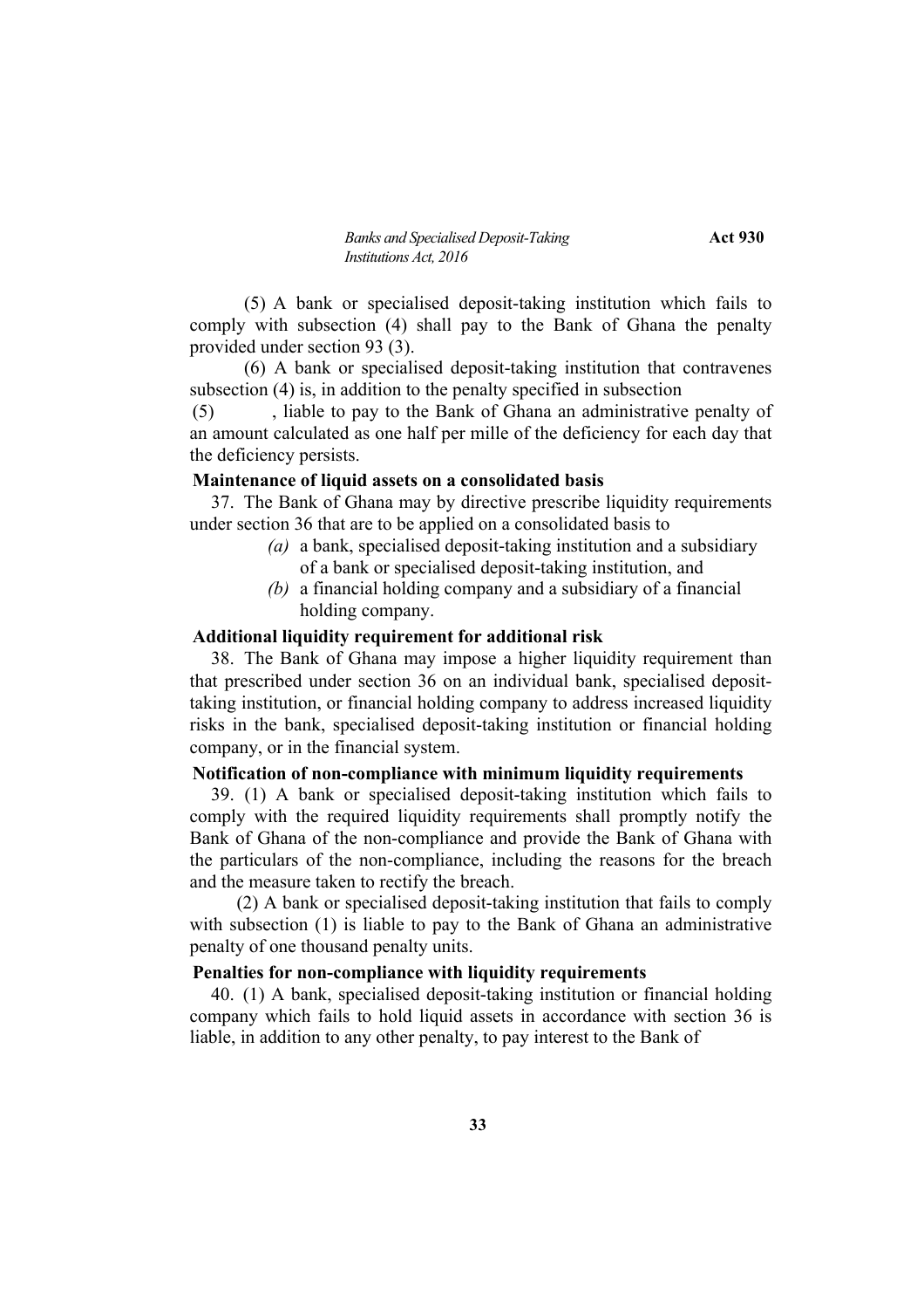(5) A bank or specialised deposit-taking institution which fails to comply with subsection (4) shall pay to the Bank of Ghana the penalty provided under section 93 (3).

(6) A bank or specialised deposit-taking institution that contravenes subsection (4) is, in addition to the penalty specified in subsection (5), liable to pay to the Bank of Ghana an administrative penalty of an amount calculated as one half per mille of the deficiency for each day that the deficiency persists.

**Maintenance of liquid assets on a consolidated basis**

37. The Bank of Ghana may by directive prescribe liquidity requirements under section 36 that are to be applied on a consolidated basis to

*(a)* a bank, specialised deposit-taking institution and a subsidiary of a bank or specialised deposit-taking institution, and

*(b)* a financial holding company and a subsidiary of a financial holding company.

**Additional liquidity requirement for additional risk**

38. The Bank of Ghana may impose a higher liquidity requirement than that prescribed under section 36 on an individual bank, specialised deposit-taking institution, or financial holding company to address increased liquidity risks in the bank, specialised deposit-taking institution or financial holding company, or in the financial system.

**Notification of non-compliance with minimum liquidity requirements**

39. (1) A bank or specialised deposit-taking institution which fails to comply with the required liquidity requirements shall promptly notify the Bank of Ghana of the non-compliance and provide the Bank of Ghana with the particulars of the non-compliance, including the reasons for the breach and the measure taken to rectify the breach.

(2) A bank or specialised deposit-taking institution that fails to comply with subsection (1) is liable to pay to the Bank of Ghana an administrative penalty of one thousand penalty units.

**Penalties for non-compliance with liquidity requirements**

40. (1) A bank, specialised deposit-taking institution or financial holding company which fails to hold liquid assets in accordance with section 36 is liable, in addition to any other penalty, to pay interest to the Bank of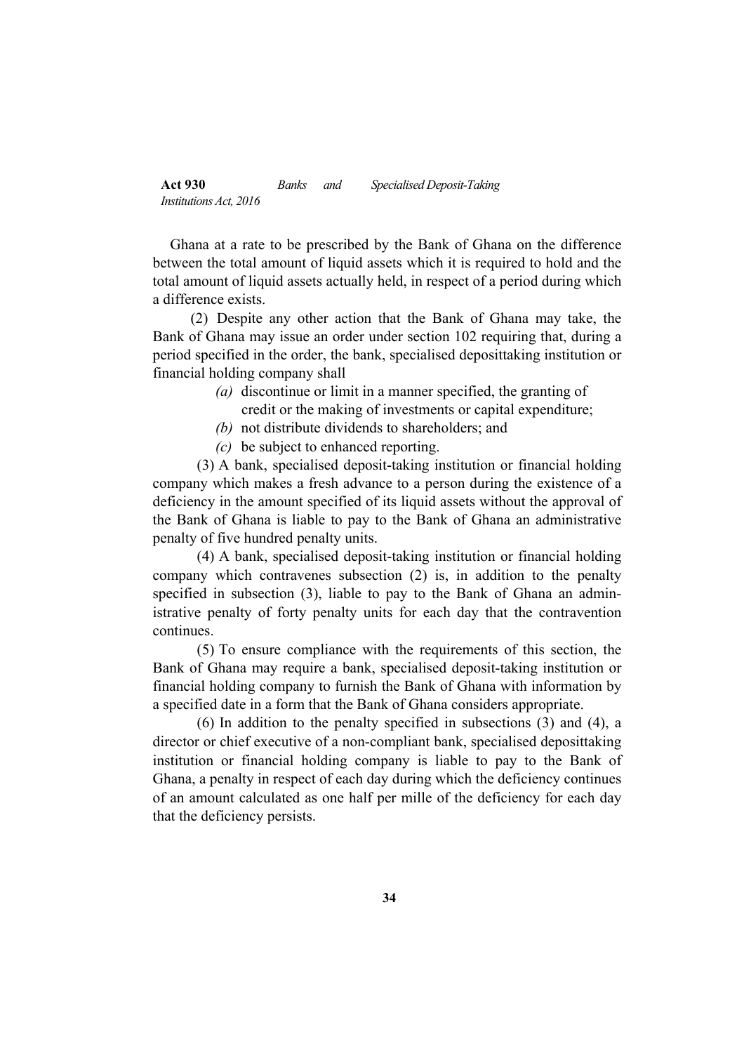Ghana at a rate to be prescribed by the Bank of Ghana on the difference between the total amount of liquid assets which it is required to hold and the total amount of liquid assets actually held, in respect of a period during which a difference exists.

(2) Despite any other action that the Bank of Ghana may take, the Bank of Ghana may issue an order under section 102 requiring that, during a period specified in the order, the bank, specialised deposittaking institution or financial holding company shall

*(a)* discontinue or limit in a manner specified, the granting of credit or the making of investments or capital expenditure;

*(b)* not distribute dividends to shareholders; and

*(c)* be subject to enhanced reporting.

(3) A bank, specialised deposit-taking institution or financial holding company which makes a fresh advance to a person during the existence of a deficiency in the amount specified of its liquid assets without the approval of the Bank of Ghana is liable to pay to the Bank of Ghana an administrative penalty of five hundred penalty units.

(4) A bank, specialised deposit-taking institution or financial holding company which contravenes subsection (2) is, in addition to the penalty specified in subsection (3), liable to pay to the Bank of Ghana an administrative penalty of forty penalty units for each day that the contravention continues.

(5) To ensure compliance with the requirements of this section, the Bank of Ghana may require a bank, specialised deposit-taking institution or financial holding company to furnish the Bank of Ghana with information by a specified date in a form that the Bank of Ghana considers appropriate.

(6) In addition to the penalty specified in subsections (3) and (4), a director or chief executive of a non-compliant bank, specialised deposittaking institution or financial holding company is liable to pay to the Bank of Ghana, a penalty in respect of each day during which the deficiency continues of an amount calculated as one half per mille of the deficiency for each day that the deficiency persists.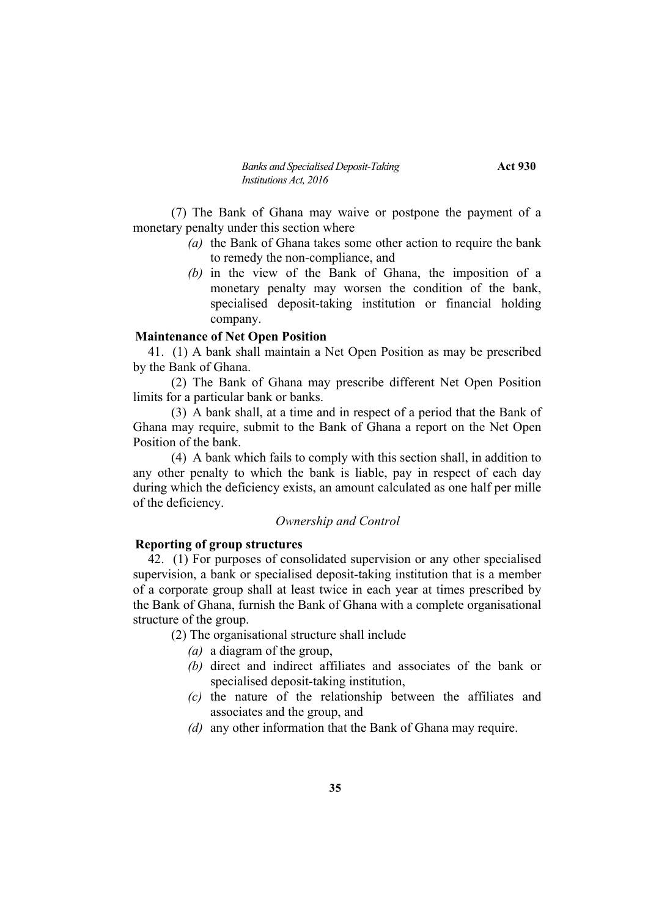(7) The Bank of Ghana may waive or postpone the payment of a monetary penalty under this section where

*(a)* the Bank of Ghana takes some other action to require the bank to remedy the non-compliance, and

*(b)* in the view of the Bank of Ghana, the imposition of a monetary penalty may worsen the condition of the bank, specialised deposit-taking institution or financial holding company.

**Maintenance of Net Open Position**

41. (1) A bank shall maintain a Net Open Position as may be prescribed by the Bank of Ghana.

(2) The Bank of Ghana may prescribe different Net Open Position limits for a particular bank or banks.

(3) A bank shall, at a time and in respect of a period that the Bank of Ghana may require, submit to the Bank of Ghana a report on the Net Open Position of the bank.

(4) A bank which fails to comply with this section shall, in addition to any other penalty to which the bank is liable, pay in respect of each day during which the deficiency exists, an amount calculated as one half per mille of the deficiency.

*Ownership and Control*

**Reporting of group structures**

42. (1) For purposes of consolidated supervision or any other specialised supervision, a bank or specialised deposit-taking institution that is a member of a corporate group shall at least twice in each year at times prescribed by the Bank of Ghana, furnish the Bank of Ghana with a complete organisational structure of the group.

(2) The organisational structure shall include

*(a)* a diagram of the group,

*(b)* direct and indirect affiliates and associates of the bank or specialised deposit-taking institution,

*(c)* the nature of the relationship between the affiliates and associates and the group, and

*(d)* any other information that the Bank of Ghana may require.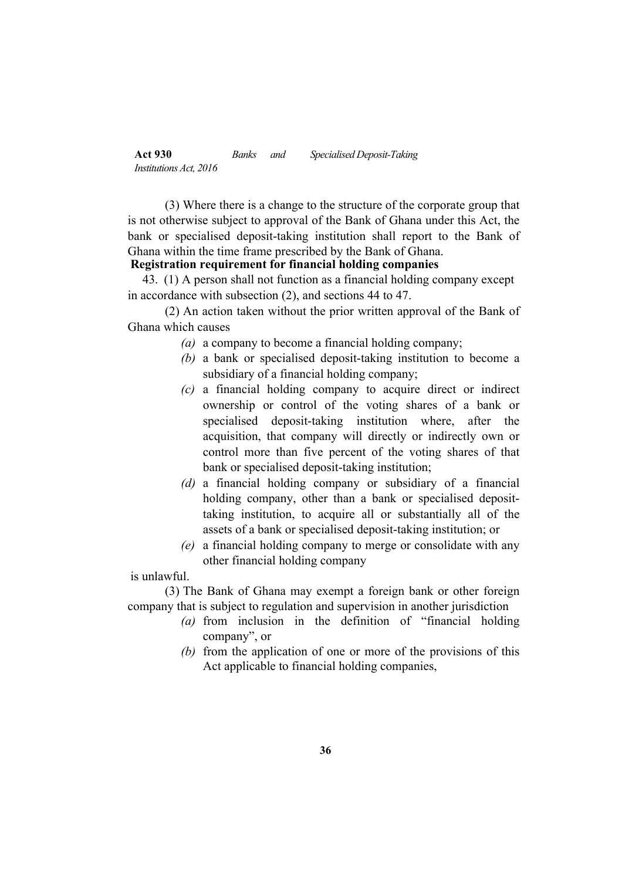(3) Where there is a change to the structure of the corporate group that is not otherwise subject to approval of the Bank of Ghana under this Act, the bank or specialised deposit-taking institution shall report to the Bank of Ghana within the time frame prescribed by the Bank of Ghana.

**Registration requirement for financial holding companies**

43. (1) A person shall not function as a financial holding company except in accordance with subsection (2), and sections 44 to 47.

(2) An action taken without the prior written approval of the Bank of Ghana which causes

*(a)* a company to become a financial holding company;

*(b)* a bank or specialised deposit-taking institution to become a subsidiary of a financial holding company;

*(c)* a financial holding company to acquire direct or indirect ownership or control of the voting shares of a bank or specialised deposit-taking institution where, after the acquisition, that company will directly or indirectly own or control more than five percent of the voting shares of that bank or specialised deposit-taking institution;

*(d)* a financial holding company or subsidiary of a financial holding company, other than a bank or specialised deposit-taking institution, to acquire all or substantially all of the assets of a bank or specialised deposit-taking institution; or

*(e)* a financial holding company to merge or consolidate with any other financial holding company

is unlawful.

(3) The Bank of Ghana may exempt a foreign bank or other foreign company that is subject to regulation and supervision in another jurisdiction

*(a)* from inclusion in the definition of "financial holding company", or

*(b)* from the application of one or more of the provisions of this Act applicable to financial holding companies,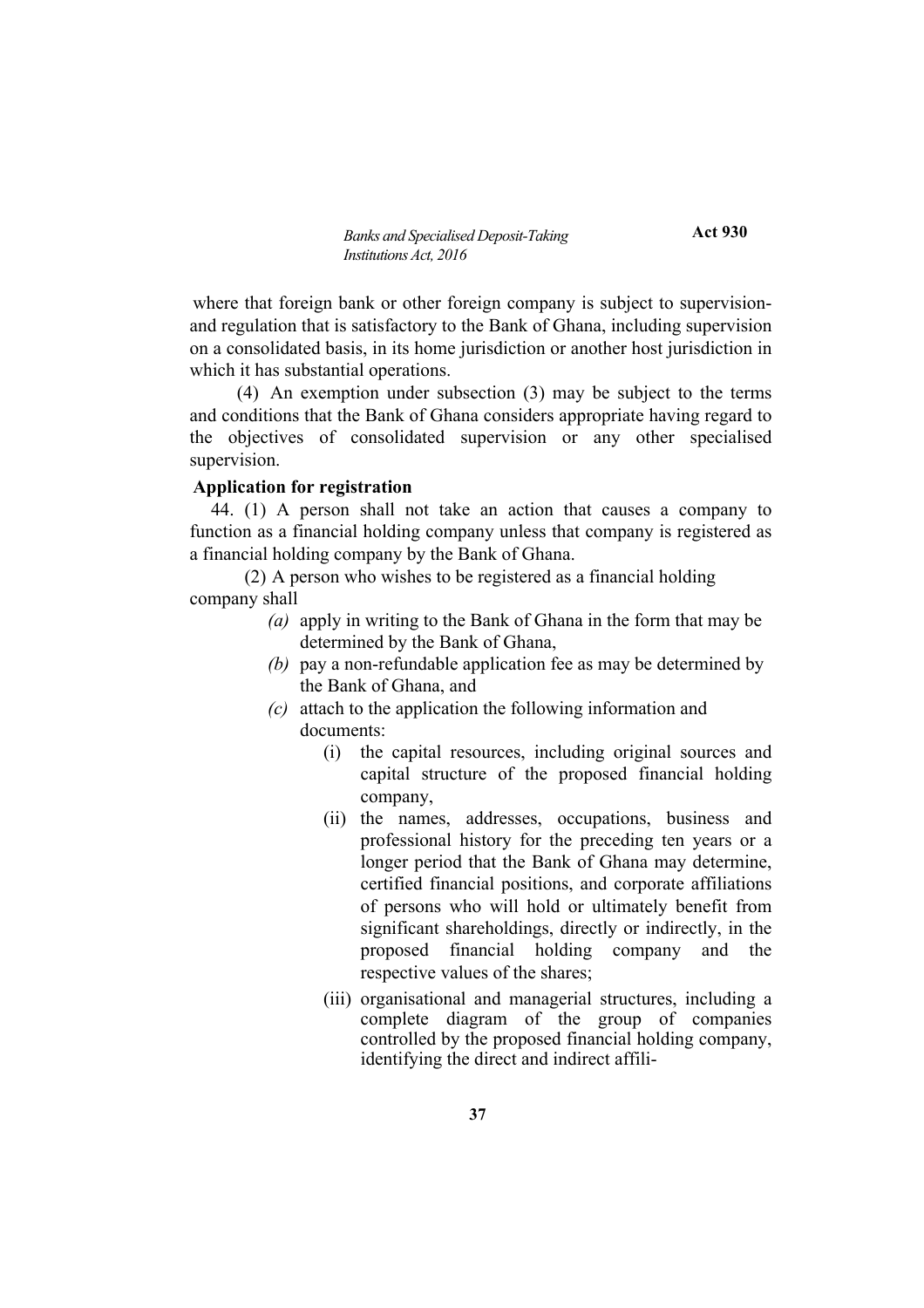where that foreign bank or other foreign company is subject to supervision- and regulation that is satisfactory to the Bank of Ghana, including supervision on a consolidated basis, in its home jurisdiction or another host jurisdiction in which it has substantial operations.

(4) An exemption under subsection (3) may be subject to the terms and conditions that the Bank of Ghana considers appropriate having regard to the objectives of consolidated supervision or any other specialised supervision.

**Application for registration**

44. (1) A person shall not take an action that causes a company to function as a financial holding company unless that company is registered as a financial holding company by the Bank of Ghana.

(2) A person who wishes to be registered as a financial holding company shall

*(a)* apply in writing to the Bank of Ghana in the form that may be determined by the Bank of Ghana,

*(b)* pay a non-refundable application fee as may be determined by the Bank of Ghana, and

*(c)* attach to the application the following information and documents:

(i) the capital resources, including original sources and capital structure of the proposed financial holding company,

(ii) the names, addresses, occupations, business and professional history for the preceding ten years or a longer period that the Bank of Ghana may determine, certified financial positions, and corporate affiliations of persons who will hold or ultimately benefit from significant shareholdings, directly or indirectly, in the proposed financial holding company and the respective values of the shares;

(iii) organisational and managerial structures, including a complete diagram of the group of companies controlled by the proposed financial holding company, identifying the direct and indirect affili-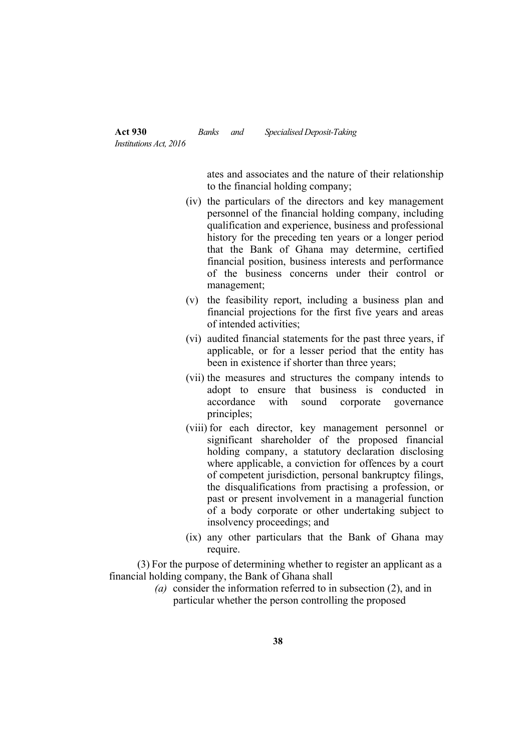ates and associates and the nature of their relationship to the financial holding company;

(iv) the particulars of the directors and key management personnel of the financial holding company, including qualification and experience, business and professional history for the preceding ten years or a longer period that the Bank of Ghana may determine, certified financial position, business interests and performance of the business concerns under their control or management;

(v) the feasibility report, including a business plan and financial projections for the first five years and areas of intended activities;

(vi) audited financial statements for the past three years, if applicable, or for a lesser period that the entity has been in existence if shorter than three years;

(vii) the measures and structures the company intends to adopt to ensure that business is conducted in accordance with sound corporate governance principles;

(viii) for each director, key management personnel or significant shareholder of the proposed financial holding company, a statutory declaration disclosing where applicable, a conviction for offences by a court of competent jurisdiction, personal bankruptcy filings, the disqualifications from practising a profession, or past or present involvement in a managerial function of a body corporate or other undertaking subject to insolvency proceedings; and

(ix) any other particulars that the Bank of Ghana may require.

(3) For the purpose of determining whether to register an applicant as a financial holding company, the Bank of Ghana shall

*(a)* consider the information referred to in subsection (2), and in particular whether the person controlling the proposed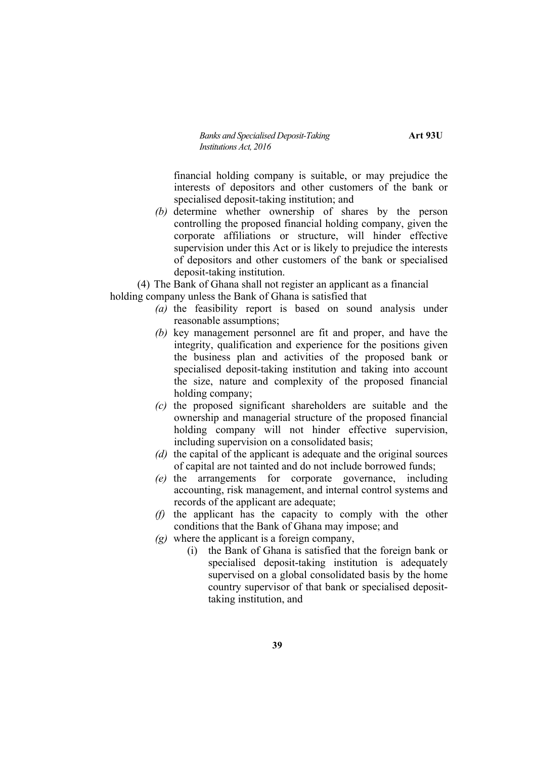financial holding company is suitable, or may prejudice the interests of depositors and other customers of the bank or specialised deposit-taking institution; and

*(b)* determine whether ownership of shares by the person controlling the proposed financial holding company, given the corporate affiliations or structure, will hinder effective supervision under this Act or is likely to prejudice the interests of depositors and other customers of the bank or specialised deposit-taking institution.

(4) The Bank of Ghana shall not register an applicant as a financial holding company unless the Bank of Ghana is satisfied that

*(a)* the feasibility report is based on sound analysis under reasonable assumptions;

*(b)* key management personnel are fit and proper, and have the integrity, qualification and experience for the positions given the business plan and activities of the proposed bank or specialised deposit-taking institution and taking into account the size, nature and complexity of the proposed financial holding company;

*(c)* the proposed significant shareholders are suitable and the ownership and managerial structure of the proposed financial holding company will not hinder effective supervision, including supervision on a consolidated basis;

*(d)* the capital of the applicant is adequate and the original sources of capital are not tainted and do not include borrowed funds;

*(e)* the arrangements for corporate governance, including accounting, risk management, and internal control systems and records of the applicant are adequate;

*(f)* the applicant has the capacity to comply with the other conditions that the Bank of Ghana may impose; and

*(g)* where the applicant is a foreign company,

(i) the Bank of Ghana is satisfied that the foreign bank or specialised deposit-taking institution is adequately supervised on a global consolidated basis by the home country supervisor of that bank or specialised deposit-taking institution, and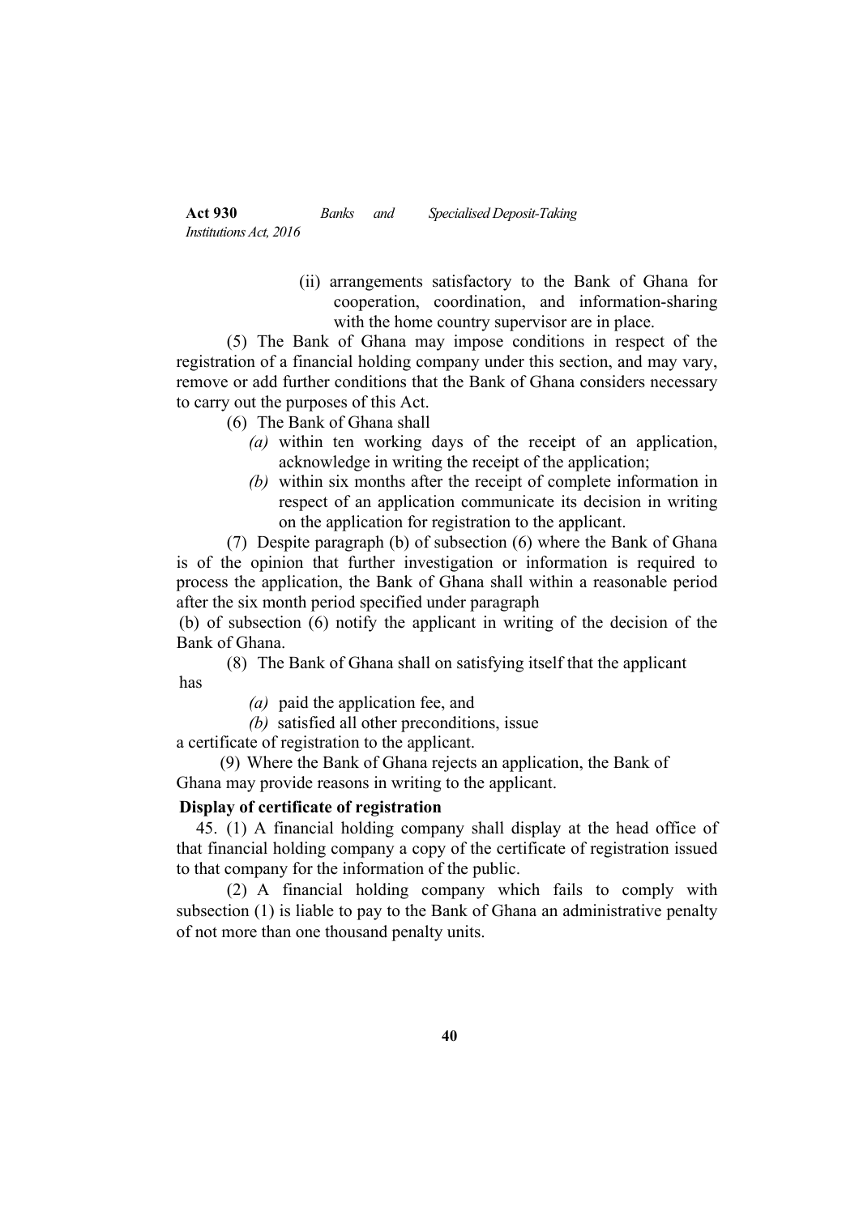(ii) arrangements satisfactory to the Bank of Ghana for cooperation, coordination, and information-sharing with the home country supervisor are in place.

(5) The Bank of Ghana may impose conditions in respect of the registration of a financial holding company under this section, and may vary, remove or add further conditions that the Bank of Ghana considers necessary to carry out the purposes of this Act.

(6) The Bank of Ghana shall

*(a)* within ten working days of the receipt of an application, acknowledge in writing the receipt of the application;

*(b)* within six months after the receipt of complete information in respect of an application communicate its decision in writing on the application for registration to the applicant.

(7) Despite paragraph (b) of subsection (6) where the Bank of Ghana is of the opinion that further investigation or information is required to process the application, the Bank of Ghana shall within a reasonable period after the six month period specified under paragraph (b) of subsection (6) notify the applicant in writing of the decision of the Bank of Ghana.

(8) The Bank of Ghana shall on satisfying itself that the applicant has

*(a)* paid the application fee, and

*(b)* satisfied all other preconditions, issue

a certificate of registration to the applicant.

(9) Where the Bank of Ghana rejects an application, the Bank of Ghana may provide reasons in writing to the applicant.

**Display of certificate of registration**

45. (1) A financial holding company shall display at the head office of that financial holding company a copy of the certificate of registration issued to that company for the information of the public.

(2) A financial holding company which fails to comply with subsection (1) is liable to pay to the Bank of Ghana an administrative penalty of not more than one thousand penalty units.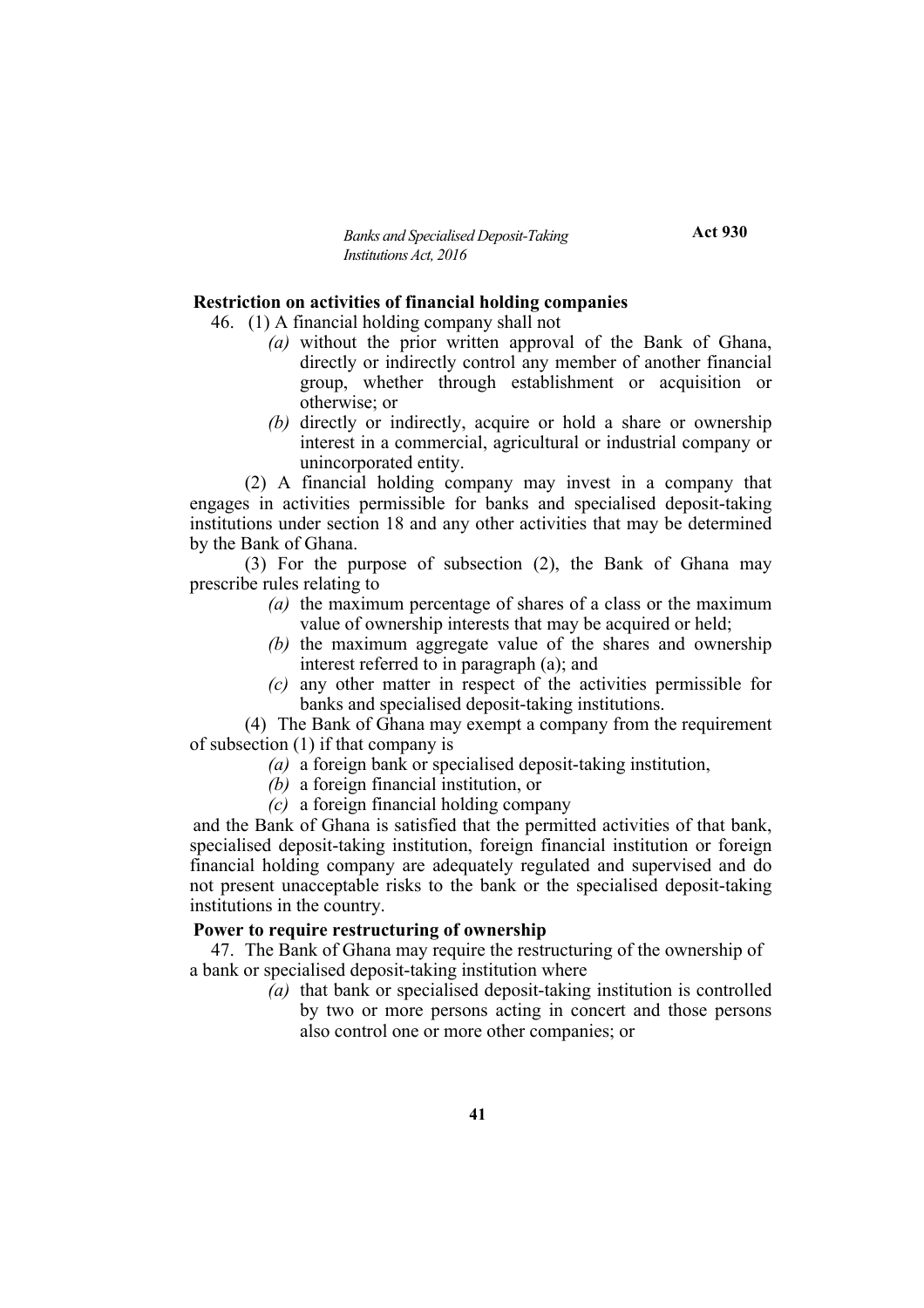**Restriction on activities of financial holding companies**

46. (1) A financial holding company shall not

*(a)* without the prior written approval of the Bank of Ghana, directly or indirectly control any member of another financial group, whether through establishment or acquisition or otherwise; or

*(b)* directly or indirectly, acquire or hold a share or ownership interest in a commercial, agricultural or industrial company or unincorporated entity.

(2) A financial holding company may invest in a company that engages in activities permissible for banks and specialised deposit-taking institutions under section 18 and any other activities that may be determined by the Bank of Ghana.

(3) For the purpose of subsection (2), the Bank of Ghana may prescribe rules relating to

*(a)* the maximum percentage of shares of a class or the maximum value of ownership interests that may be acquired or held;

*(b)* the maximum aggregate value of the shares and ownership interest referred to in paragraph (a); and

*(c)* any other matter in respect of the activities permissible for banks and specialised deposit-taking institutions.

(4) The Bank of Ghana may exempt a company from the requirement of subsection (1) if that company is

*(a)* a foreign bank or specialised deposit-taking institution,

*(b)* a foreign financial institution, or

*(c)* a foreign financial holding company

and the Bank of Ghana is satisfied that the permitted activities of that bank, specialised deposit-taking institution, foreign financial institution or foreign financial holding company are adequately regulated and supervised and do not present unacceptable risks to the bank or the specialised deposit-taking institutions in the country.

**Power to require restructuring of ownership**

47. The Bank of Ghana may require the restructuring of the ownership of a bank or specialised deposit-taking institution where

*(a)* that bank or specialised deposit-taking institution is controlled by two or more persons acting in concert and those persons also control one or more other companies; or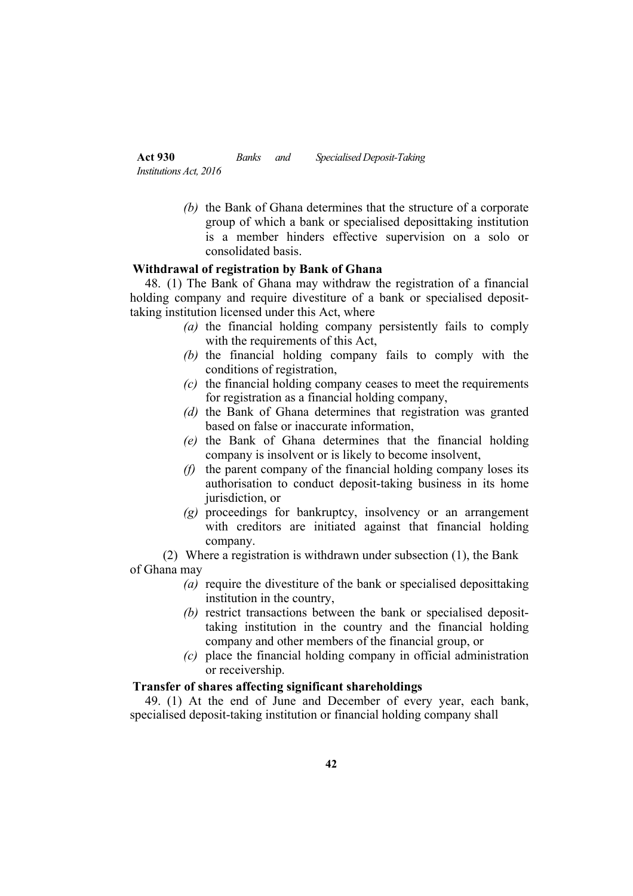*(b)* the Bank of Ghana determines that the structure of a corporate group of which a bank or specialised deposittaking institution is a member hinders effective supervision on a solo or consolidated basis.

**Withdrawal of registration by Bank of Ghana**

48. (1) The Bank of Ghana may withdraw the registration of a financial holding company and require divestiture of a bank or specialised deposit-taking institution licensed under this Act, where

*(a)* the financial holding company persistently fails to comply with the requirements of this Act,

*(b)* the financial holding company fails to comply with the conditions of registration,

*(c)* the financial holding company ceases to meet the requirements for registration as a financial holding company,

*(d)* the Bank of Ghana determines that registration was granted based on false or inaccurate information,

*(e)* the Bank of Ghana determines that the financial holding company is insolvent or is likely to become insolvent,

*(f)* the parent company of the financial holding company loses its authorisation to conduct deposit-taking business in its home jurisdiction, or

*(g)* proceedings for bankruptcy, insolvency or an arrangement with creditors are initiated against that financial holding company.

(2) Where a registration is withdrawn under subsection (1), the Bank of Ghana may

*(a)* require the divestiture of the bank or specialised deposittaking institution in the country,

*(b)* restrict transactions between the bank or specialised deposit-taking institution in the country and the financial holding company and other members of the financial group, or

*(c)* place the financial holding company in official administration or receivership.

**Transfer of shares affecting significant shareholdings**

49. (1) At the end of June and December of every year, each bank, specialised deposit-taking institution or financial holding company shall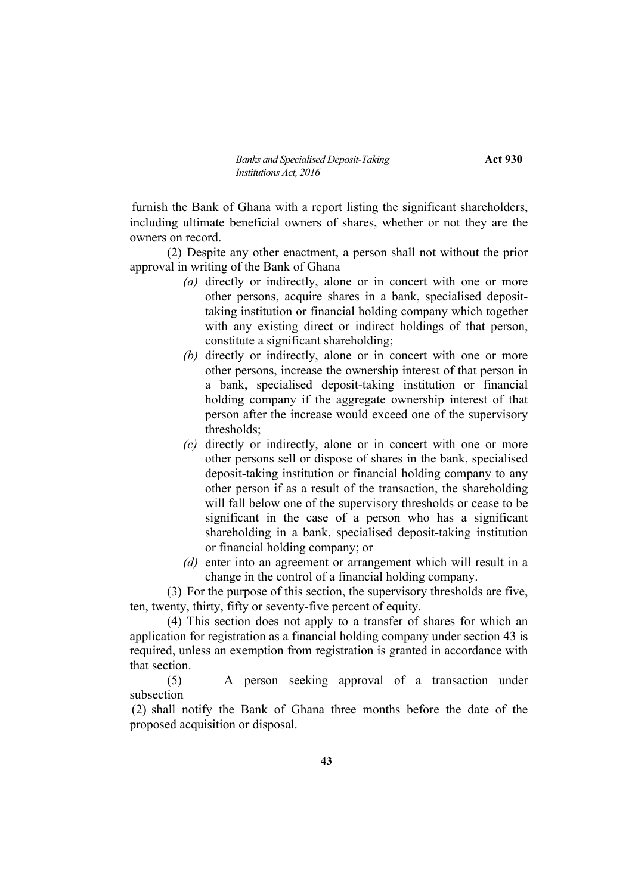furnish the Bank of Ghana with a report listing the significant shareholders, including ultimate beneficial owners of shares, whether or not they are the owners on record.

(2) Despite any other enactment, a person shall not without the prior approval in writing of the Bank of Ghana

*(a)* directly or indirectly, alone or in concert with one or more other persons, acquire shares in a bank, specialised deposit-taking institution or financial holding company which together with any existing direct or indirect holdings of that person, constitute a significant shareholding;

*(b)* directly or indirectly, alone or in concert with one or more other persons, increase the ownership interest of that person in a bank, specialised deposit-taking institution or financial holding company if the aggregate ownership interest of that person after the increase would exceed one of the supervisory thresholds;

*(c)* directly or indirectly, alone or in concert with one or more other persons sell or dispose of shares in the bank, specialised deposit-taking institution or financial holding company to any other person if as a result of the transaction, the shareholding will fall below one of the supervisory thresholds or cease to be significant in the case of a person who has a significant shareholding in a bank, specialised deposit-taking institution or financial holding company; or

*(d)* enter into an agreement or arrangement which will result in a change in the control of a financial holding company.

(3) For the purpose of this section, the supervisory thresholds are five, ten, twenty, thirty, fifty or seventy-five percent of equity.

(4) This section does not apply to a transfer of shares for which an application for registration as a financial holding company under section 43 is required, unless an exemption from registration is granted in accordance with that section.

(5) A person seeking approval of a transaction under subsection (2) shall notify the Bank of Ghana three months before the date of the proposed acquisition or disposal.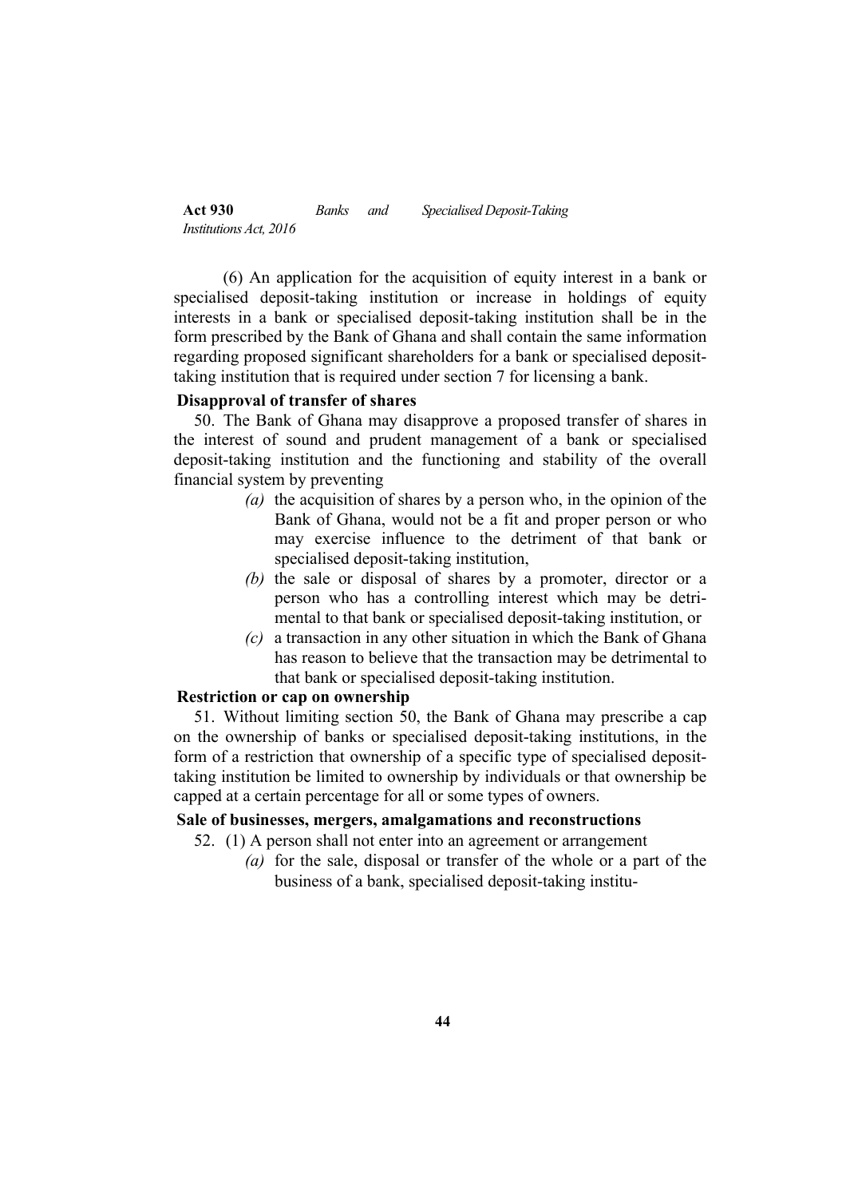(6) An application for the acquisition of equity interest in a bank or specialised deposit-taking institution or increase in holdings of equity interests in a bank or specialised deposit-taking institution shall be in the form prescribed by the Bank of Ghana and shall contain the same information regarding proposed significant shareholders for a bank or specialised deposit-taking institution that is required under section 7 for licensing a bank.

**Disapproval of transfer of shares**

50. The Bank of Ghana may disapprove a proposed transfer of shares in the interest of sound and prudent management of a bank or specialised deposit-taking institution and the functioning and stability of the overall financial system by preventing

*(a)* the acquisition of shares by a person who, in the opinion of the Bank of Ghana, would not be a fit and proper person or who may exercise influence to the detriment of that bank or specialised deposit-taking institution,

*(b)* the sale or disposal of shares by a promoter, director or a person who has a controlling interest which may be detrimental to that bank or specialised deposit-taking institution, or

*(c)* a transaction in any other situation in which the Bank of Ghana has reason to believe that the transaction may be detrimental to that bank or specialised deposit-taking institution.

**Restriction or cap on ownership**

51. Without limiting section 50, the Bank of Ghana may prescribe a cap on the ownership of banks or specialised deposit-taking institutions, in the form of a restriction that ownership of a specific type of specialised deposit-taking institution be limited to ownership by individuals or that ownership be capped at a certain percentage for all or some types of owners.

**Sale of businesses, mergers, amalgamations and reconstructions**

52. (1) A person shall not enter into an agreement or arrangement

*(a)* for the sale, disposal or transfer of the whole or a part of the business of a bank, specialised deposit-taking institu-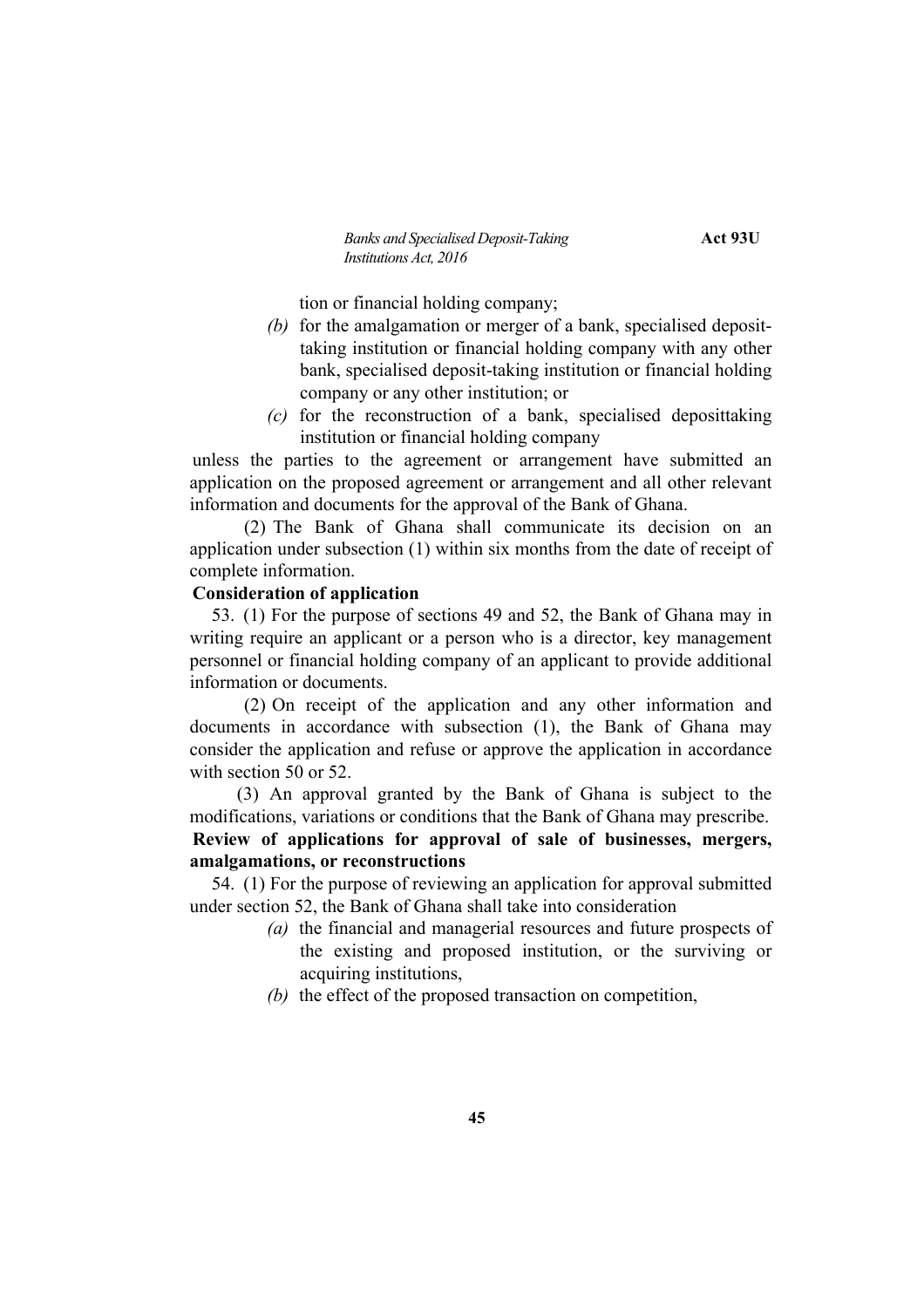tion or financial holding company;

*(b)* for the amalgamation or merger of a bank, specialised deposit-taking institution or financial holding company with any other bank, specialised deposit-taking institution or financial holding company or any other institution; or

*(c)* for the reconstruction of a bank, specialised deposittaking institution or financial holding company

unless the parties to the agreement or arrangement have submitted an application on the proposed agreement or arrangement and all other relevant information and documents for the approval of the Bank of Ghana.

(2) The Bank of Ghana shall communicate its decision on an application under subsection (1) within six months from the date of receipt of complete information.

**Consideration of application**

53. (1) For the purpose of sections 49 and 52, the Bank of Ghana may in writing require an applicant or a person who is a director, key management personnel or financial holding company of an applicant to provide additional information or documents.

(2) On receipt of the application and any other information and documents in accordance with subsection (1), the Bank of Ghana may consider the application and refuse or approve the application in accordance with section 50 or 52.

(3) An approval granted by the Bank of Ghana is subject to the modifications, variations or conditions that the Bank of Ghana may prescribe.

**Review of applications for approval of sale of businesses, mergers, amalgamations, or reconstructions**

54. (1) For the purpose of reviewing an application for approval submitted under section 52, the Bank of Ghana shall take into consideration

*(a)* the financial and managerial resources and future prospects of the existing and proposed institution, or the surviving or acquiring institutions,

*(b)* the effect of the proposed transaction on competition,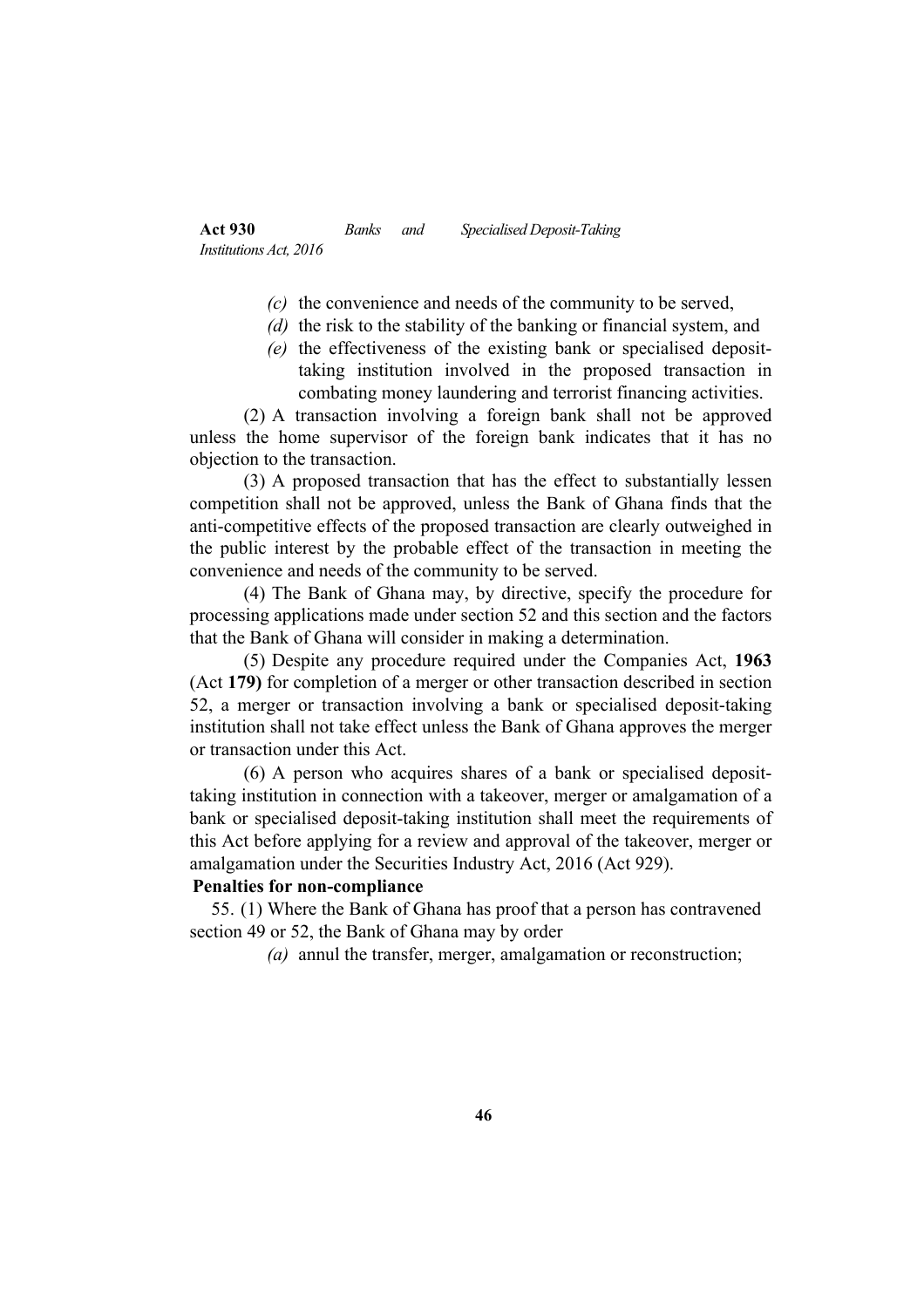*(c)* the convenience and needs of the community to be served,

*(d)* the risk to the stability of the banking or financial system, and

*(e)* the effectiveness of the existing bank or specialised deposit-taking institution involved in the proposed transaction in combating money laundering and terrorist financing activities.

(2) A transaction involving a foreign bank shall not be approved unless the home supervisor of the foreign bank indicates that it has no objection to the transaction.

(3) A proposed transaction that has the effect to substantially lessen competition shall not be approved, unless the Bank of Ghana finds that the anti-competitive effects of the proposed transaction are clearly outweighed in the public interest by the probable effect of the transaction in meeting the convenience and needs of the community to be served.

(4) The Bank of Ghana may, by directive, specify the procedure for processing applications made under section 52 and this section and the factors that the Bank of Ghana will consider in making a determination.

(5) Despite any procedure required under the Companies Act, **1963** (Act **179)** for completion of a merger or other transaction described in section 52, a merger or transaction involving a bank or specialised deposit-taking institution shall not take effect unless the Bank of Ghana approves the merger or transaction under this Act.

(6) A person who acquires shares of a bank or specialised deposit-taking institution in connection with a takeover, merger or amalgamation of a bank or specialised deposit-taking institution shall meet the requirements of this Act before applying for a review and approval of the takeover, merger or amalgamation under the Securities Industry Act, 2016 (Act 929).

**Penalties for non-compliance**

55. (1) Where the Bank of Ghana has proof that a person has contravened section 49 or 52, the Bank of Ghana may by order

*(a)* annul the transfer, merger, amalgamation or reconstruction;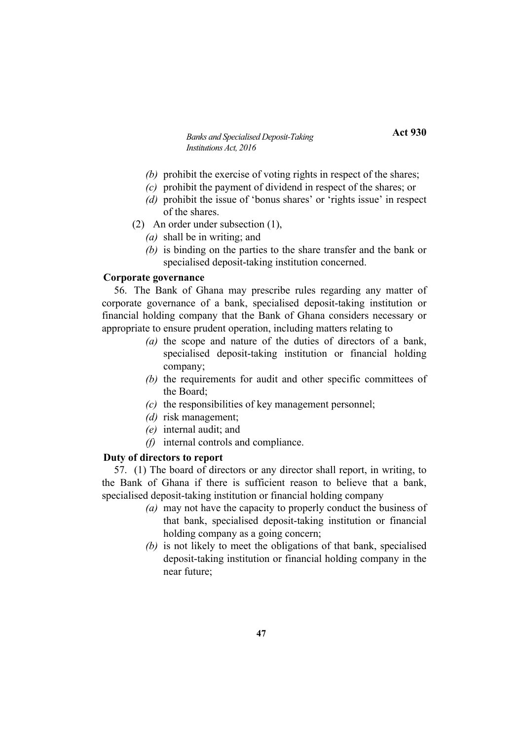*(b)* prohibit the exercise of voting rights in respect of the shares;

*(c)* prohibit the payment of dividend in respect of the shares; or

*(d)* prohibit the issue of 'bonus shares' or 'rights issue' in respect of the shares.

(2) An order under subsection (1),

*(a)* shall be in writing; and

*(b)* is binding on the parties to the share transfer and the bank or specialised deposit-taking institution concerned.

**Corporate governance**

56. The Bank of Ghana may prescribe rules regarding any matter of corporate governance of a bank, specialised deposit-taking institution or financial holding company that the Bank of Ghana considers necessary or appropriate to ensure prudent operation, including matters relating to

*(a)* the scope and nature of the duties of directors of a bank, specialised deposit-taking institution or financial holding company;

*(b)* the requirements for audit and other specific committees of the Board;

*(c)* the responsibilities of key management personnel;

*(d)* risk management;

*(e)* internal audit; and

*(f)* internal controls and compliance.

**Duty of directors to report**

57. (1) The board of directors or any director shall report, in writing, to the Bank of Ghana if there is sufficient reason to believe that a bank, specialised deposit-taking institution or financial holding company

*(a)* may not have the capacity to properly conduct the business of that bank, specialised deposit-taking institution or financial holding company as a going concern;

*(b)* is not likely to meet the obligations of that bank, specialised deposit-taking institution or financial holding company in the near future;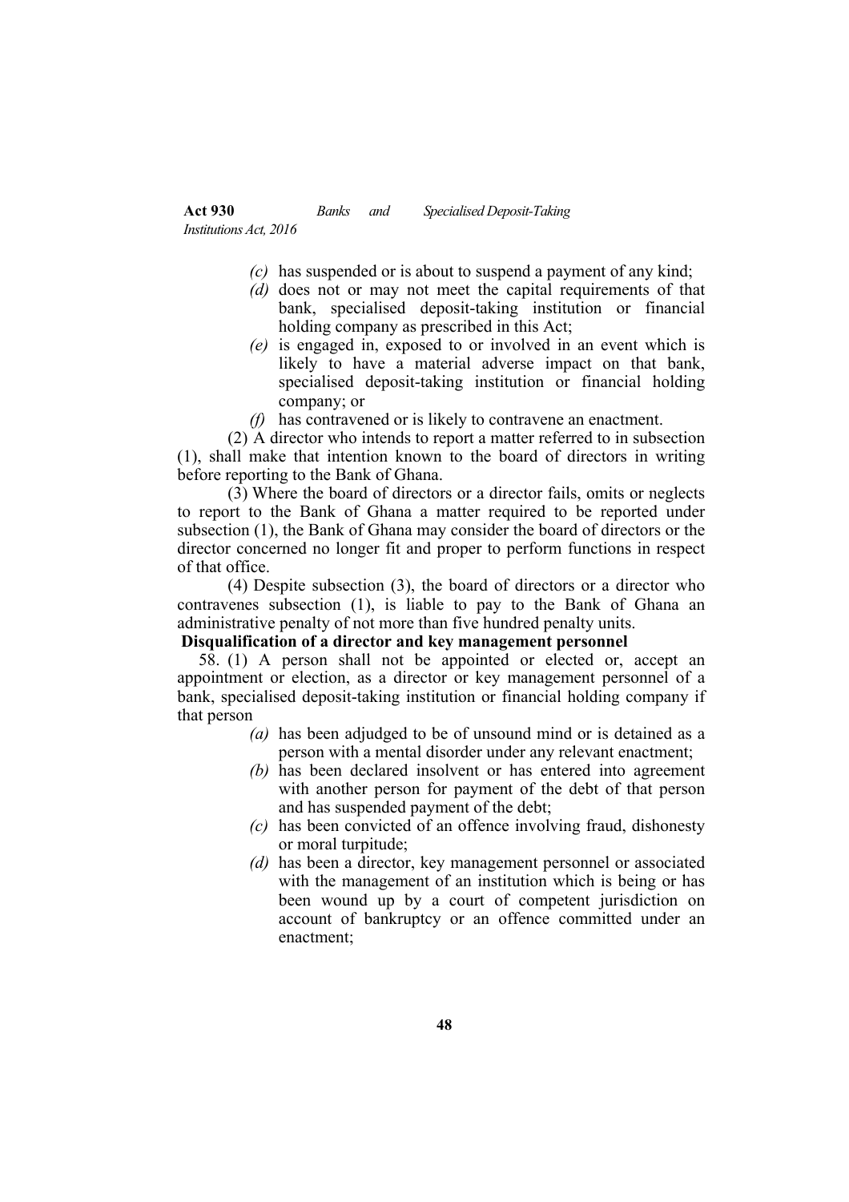*(c)* has suspended or is about to suspend a payment of any kind;

*(d)* does not or may not meet the capital requirements of that bank, specialised deposit-taking institution or financial holding company as prescribed in this Act;

*(e)* is engaged in, exposed to or involved in an event which is likely to have a material adverse impact on that bank, specialised deposit-taking institution or financial holding company; or

*(f)* has contravened or is likely to contravene an enactment.

(2) A director who intends to report a matter referred to in subsection (1), shall make that intention known to the board of directors in writing before reporting to the Bank of Ghana.

(3) Where the board of directors or a director fails, omits or neglects to report to the Bank of Ghana a matter required to be reported under subsection (1), the Bank of Ghana may consider the board of directors or the director concerned no longer fit and proper to perform functions in respect of that office.

(4) Despite subsection (3), the board of directors or a director who contravenes subsection (1), is liable to pay to the Bank of Ghana an administrative penalty of not more than five hundred penalty units.

**Disqualification of a director and key management personnel**

58. (1) A person shall not be appointed or elected or, accept an appointment or election, as a director or key management personnel of a bank, specialised deposit-taking institution or financial holding company if that person

*(a)* has been adjudged to be of unsound mind or is detained as a person with a mental disorder under any relevant enactment;

*(b)* has been declared insolvent or has entered into agreement with another person for payment of the debt of that person and has suspended payment of the debt;

*(c)* has been convicted of an offence involving fraud, dishonesty or moral turpitude;

*(d)* has been a director, key management personnel or associated with the management of an institution which is being or has been wound up by a court of competent jurisdiction on account of bankruptcy or an offence committed under an enactment;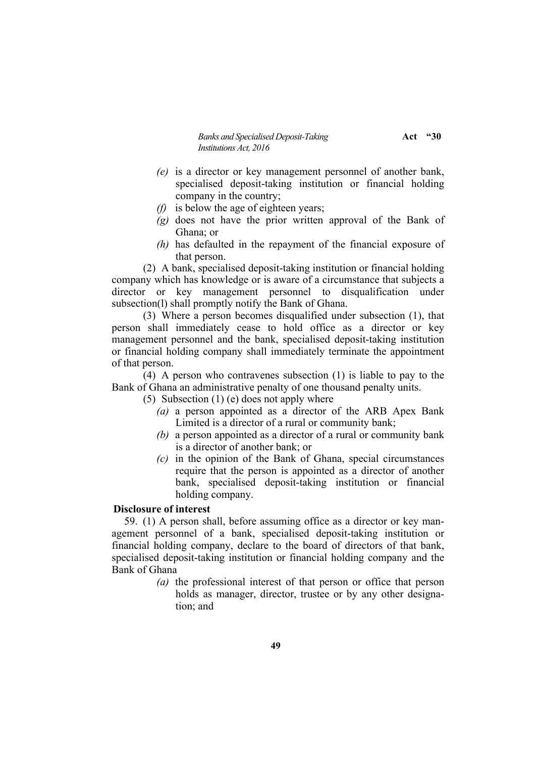*(e)* is a director or key management personnel of another bank, specialised deposit-taking institution or financial holding company in the country;

*(f)* is below the age of eighteen years;

*(g)* does not have the prior written approval of the Bank of Ghana; or

*(h)* has defaulted in the repayment of the financial exposure of that person.

(2) A bank, specialised deposit-taking institution or financial holding company which has knowledge or is aware of a circumstance that subjects a director or key management personnel to disqualification under subsection(l) shall promptly notify the Bank of Ghana.

(3) Where a person becomes disqualified under subsection (1), that person shall immediately cease to hold office as a director or key management personnel and the bank, specialised deposit-taking institution or financial holding company shall immediately terminate the appointment of that person.

(4) A person who contravenes subsection (1) is liable to pay to the Bank of Ghana an administrative penalty of one thousand penalty units.

(5) Subsection (1) (e) does not apply where

*(a)* a person appointed as a director of the ARB Apex Bank Limited is a director of a rural or community bank;

*(b)* a person appointed as a director of a rural or community bank is a director of another bank; or

*(c)* in the opinion of the Bank of Ghana, special circumstances require that the person is appointed as a director of another bank, specialised deposit-taking institution or financial holding company.

**Disclosure of interest**

59. (1) A person shall, before assuming office as a director or key management personnel of a bank, specialised deposit-taking institution or financial holding company, declare to the board of directors of that bank, specialised deposit-taking institution or financial holding company and the Bank of Ghana

*(a)* the professional interest of that person or office that person holds as manager, director, trustee or by any other designation; and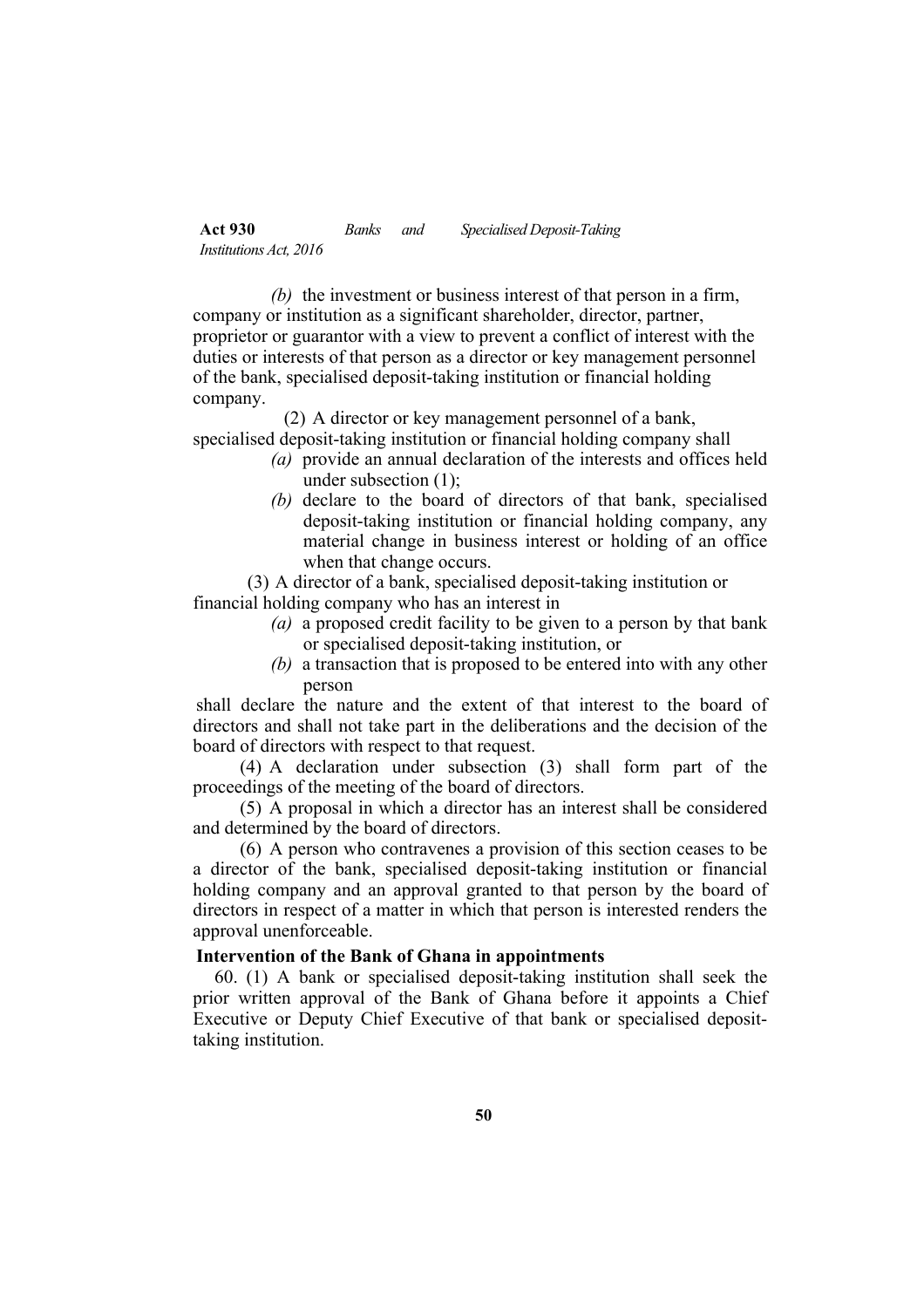(b) the investment or business interest of that person in a firm, company or institution as a significant shareholder, director, partner, proprietor or guarantor with a view to prevent a conflict of interest with the duties or interests of that person as a director or key management personnel of the bank, specialised deposit-taking institution or financial holding company.

(2) A director or key management personnel of a bank, specialised deposit-taking institution or financial holding company shall

- (a) provide an annual declaration of the interests and offices held under subsection (1);
- (b) declare to the board of directors of that bank, specialised deposit-taking institution or financial holding company, any material change in business interest or holding of an office when that change occurs.

(3) A director of a bank, specialised deposit-taking institution or financial holding company who has an interest in

- (a) a proposed credit facility to be given to a person by that bank or specialised deposit-taking institution, or
- (b) a transaction that is proposed to be entered into with any other person

shall declare the nature and the extent of that interest to the board of directors and shall not take part in the deliberations and the decision of the board of directors with respect to that request.

(4) A declaration under subsection (3) shall form part of the proceedings of the meeting of the board of directors.

(5) A proposal in which a director has an interest shall be considered and determined by the board of directors.

(6) A person who contravenes a provision of this section ceases to be a director of the bank, specialised deposit-taking institution or financial holding company and an approval granted to that person by the board of directors in respect of a matter in which that person is interested renders the approval unenforceable.

**Intervention of the Bank of Ghana in appointments**

60. (1) A bank or specialised deposit-taking institution shall seek the prior written approval of the Bank of Ghana before it appoints a Chief Executive or Deputy Chief Executive of that bank or specialised deposit-taking institution.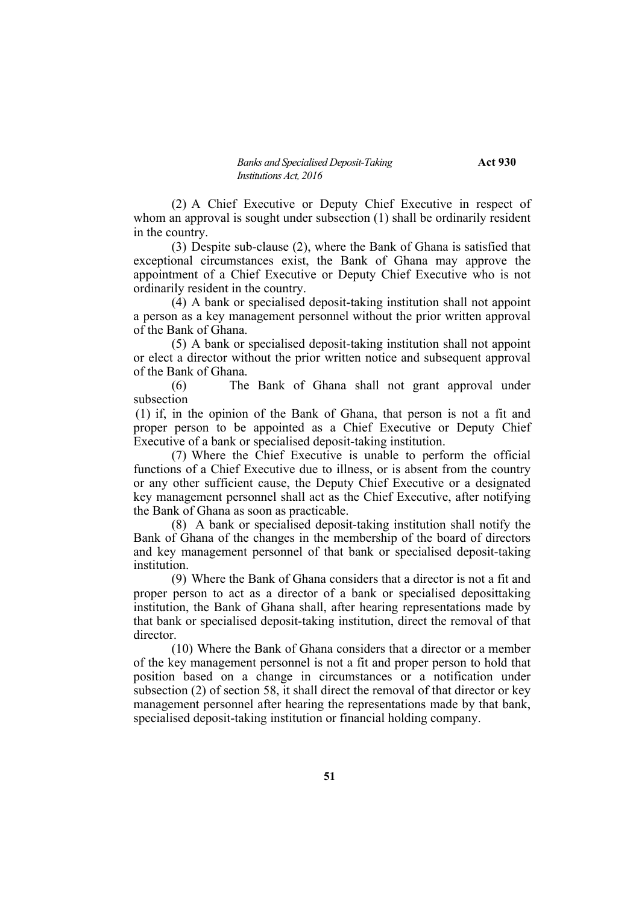(2) A Chief Executive or Deputy Chief Executive in respect of whom an approval is sought under subsection (1) shall be ordinarily resident in the country.

(3) Despite sub-clause (2), where the Bank of Ghana is satisfied that exceptional circumstances exist, the Bank of Ghana may approve the appointment of a Chief Executive or Deputy Chief Executive who is not ordinarily resident in the country.

(4) A bank or specialised deposit-taking institution shall not appoint a person as a key management personnel without the prior written approval of the Bank of Ghana.

(5) A bank or specialised deposit-taking institution shall not appoint or elect a director without the prior written notice and subsequent approval of the Bank of Ghana.

(6) The Bank of Ghana shall not grant approval under subsection (1) if, in the opinion of the Bank of Ghana, that person is not a fit and proper person to be appointed as a Chief Executive or Deputy Chief Executive of a bank or specialised deposit-taking institution.

(7) Where the Chief Executive is unable to perform the official functions of a Chief Executive due to illness, or is absent from the country or any other sufficient cause, the Deputy Chief Executive or a designated key management personnel shall act as the Chief Executive, after notifying the Bank of Ghana as soon as practicable.

(8) A bank or specialised deposit-taking institution shall notify the Bank of Ghana of the changes in the membership of the board of directors and key management personnel of that bank or specialised deposit-taking institution.

(9) Where the Bank of Ghana considers that a director is not a fit and proper person to act as a director of a bank or specialised deposittaking institution, the Bank of Ghana shall, after hearing representations made by that bank or specialised deposit-taking institution, direct the removal of that director.

(10) Where the Bank of Ghana considers that a director or a member of the key management personnel is not a fit and proper person to hold that position based on a change in circumstances or a notification under subsection (2) of section 58, it shall direct the removal of that director or key management personnel after hearing the representations made by that bank, specialised deposit-taking institution or financial holding company.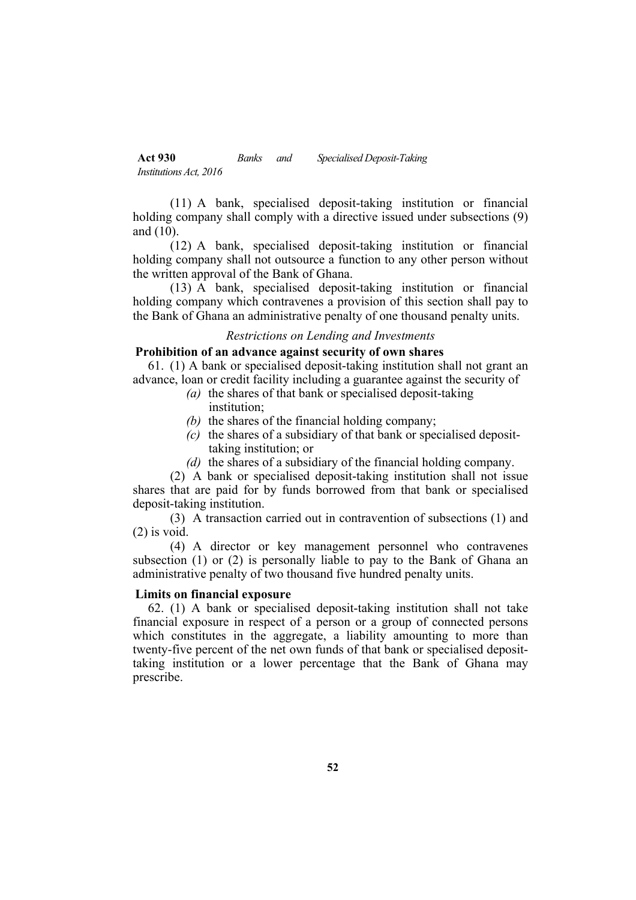(11) A bank, specialised deposit-taking institution or financial holding company shall comply with a directive issued under subsections (9) and (10).

(12) A bank, specialised deposit-taking institution or financial holding company shall not outsource a function to any other person without the written approval of the Bank of Ghana.

(13) A bank, specialised deposit-taking institution or financial holding company which contravenes a provision of this section shall pay to the Bank of Ghana an administrative penalty of one thousand penalty units.

*Restrictions on Lending and Investments*

**Prohibition of an advance against security of own shares**

61. (1) A bank or specialised deposit-taking institution shall not grant an advance, loan or credit facility including a guarantee against the security of

*(a)* the shares of that bank or specialised deposit-taking institution;

*(b)* the shares of the financial holding company;

*(c)* the shares of a subsidiary of that bank or specialised deposit-taking institution; or

*(d)* the shares of a subsidiary of the financial holding company.

(2) A bank or specialised deposit-taking institution shall not issue shares that are paid for by funds borrowed from that bank or specialised deposit-taking institution.

(3) A transaction carried out in contravention of subsections (1) and (2) is void.

(4) A director or key management personnel who contravenes subsection (1) or (2) is personally liable to pay to the Bank of Ghana an administrative penalty of two thousand five hundred penalty units.

**Limits on financial exposure**

62. (1) A bank or specialised deposit-taking institution shall not take financial exposure in respect of a person or a group of connected persons which constitutes in the aggregate, a liability amounting to more than twenty-five percent of the net own funds of that bank or specialised deposit-taking institution or a lower percentage that the Bank of Ghana may prescribe.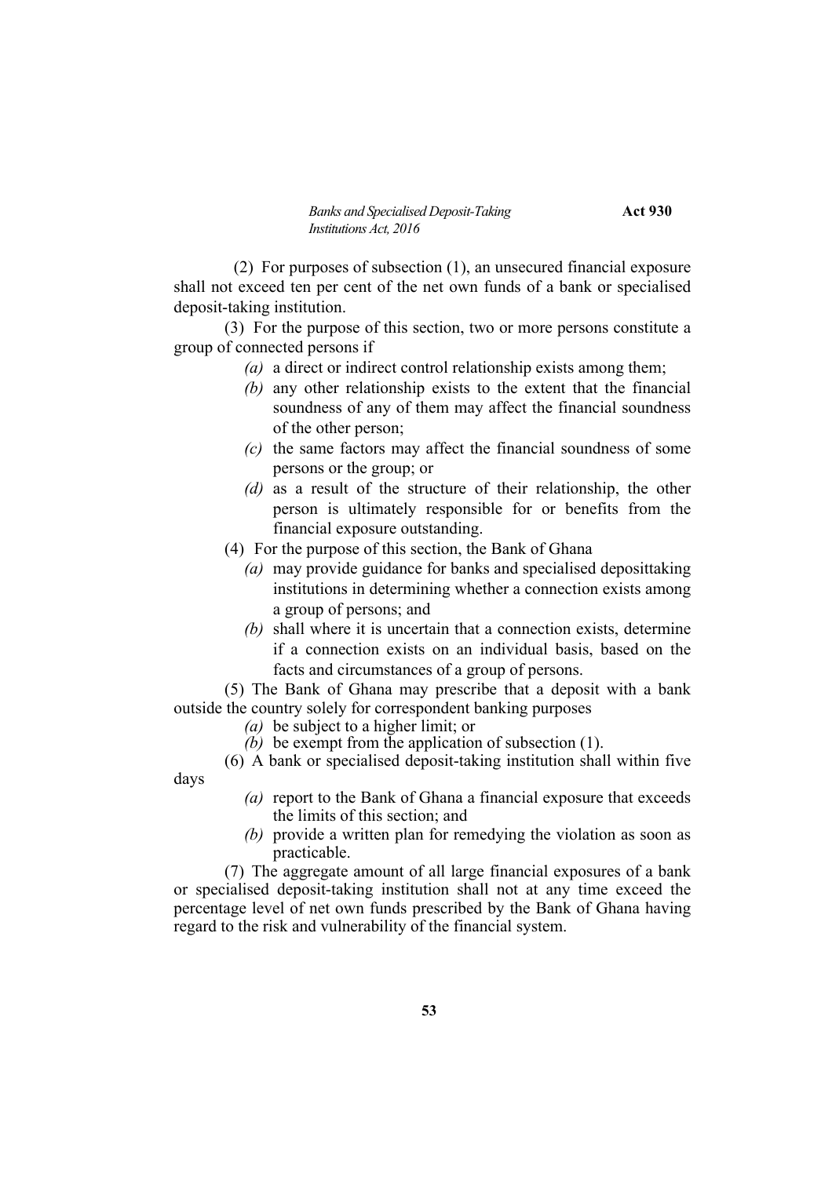(2) For purposes of subsection (1), an unsecured financial exposure shall not exceed ten per cent of the net own funds of a bank or specialised deposit-taking institution.

(3) For the purpose of this section, two or more persons constitute a group of connected persons if

*(a)* a direct or indirect control relationship exists among them;

*(b)* any other relationship exists to the extent that the financial soundness of any of them may affect the financial soundness of the other person;

*(c)* the same factors may affect the financial soundness of some persons or the group; or

*(d)* as a result of the structure of their relationship, the other person is ultimately responsible for or benefits from the financial exposure outstanding.

(4) For the purpose of this section, the Bank of Ghana

*(a)* may provide guidance for banks and specialised deposittaking institutions in determining whether a connection exists among a group of persons; and

*(b)* shall where it is uncertain that a connection exists, determine if a connection exists on an individual basis, based on the facts and circumstances of a group of persons.

(5) The Bank of Ghana may prescribe that a deposit with a bank outside the country solely for correspondent banking purposes

*(a)* be subject to a higher limit; or

*(b)* be exempt from the application of subsection (1).

(6) A bank or specialised deposit-taking institution shall within five days

*(a)* report to the Bank of Ghana a financial exposure that exceeds the limits of this section; and

*(b)* provide a written plan for remedying the violation as soon as practicable.

(7) The aggregate amount of all large financial exposures of a bank or specialised deposit-taking institution shall not at any time exceed the percentage level of net own funds prescribed by the Bank of Ghana having regard to the risk and vulnerability of the financial system.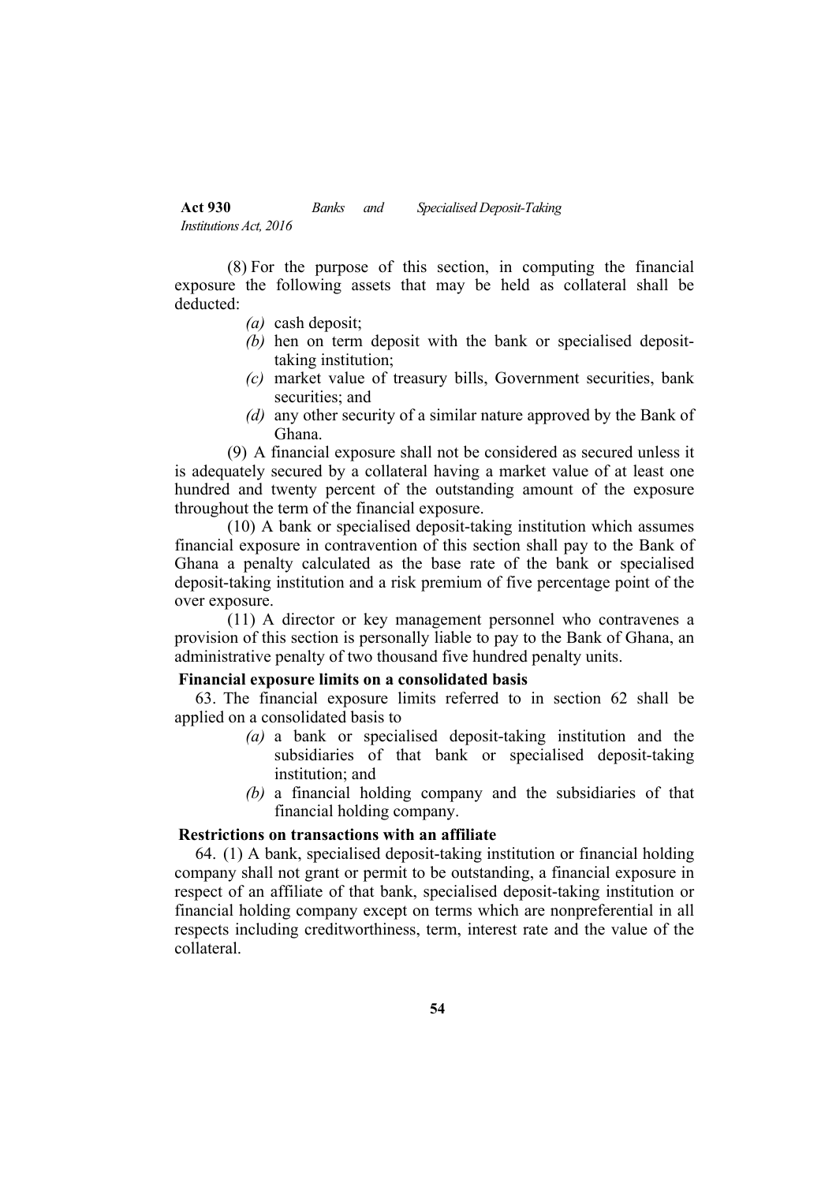(8) For the purpose of this section, in computing the financial exposure the following assets that may be held as collateral shall be deducted:

*(a)* cash deposit;

*(b)* hen on term deposit with the bank or specialised deposit-taking institution;

*(c)* market value of treasury bills, Government securities, bank securities; and

*(d)* any other security of a similar nature approved by the Bank of Ghana.

(9) A financial exposure shall not be considered as secured unless it is adequately secured by a collateral having a market value of at least one hundred and twenty percent of the outstanding amount of the exposure throughout the term of the financial exposure.

(10) A bank or specialised deposit-taking institution which assumes financial exposure in contravention of this section shall pay to the Bank of Ghana a penalty calculated as the base rate of the bank or specialised deposit-taking institution and a risk premium of five percentage point of the over exposure.

(11) A director or key management personnel who contravenes a provision of this section is personally liable to pay to the Bank of Ghana, an administrative penalty of two thousand five hundred penalty units.

**Financial exposure limits on a consolidated basis**

63. The financial exposure limits referred to in section 62 shall be applied on a consolidated basis to

*(a)* a bank or specialised deposit-taking institution and the subsidiaries of that bank or specialised deposit-taking institution; and

*(b)* a financial holding company and the subsidiaries of that financial holding company.

**Restrictions on transactions with an affiliate**

64. (1) A bank, specialised deposit-taking institution or financial holding company shall not grant or permit to be outstanding, a financial exposure in respect of an affiliate of that bank, specialised deposit-taking institution or financial holding company except on terms which are nonpreferential in all respects including creditworthiness, term, interest rate and the value of the collateral.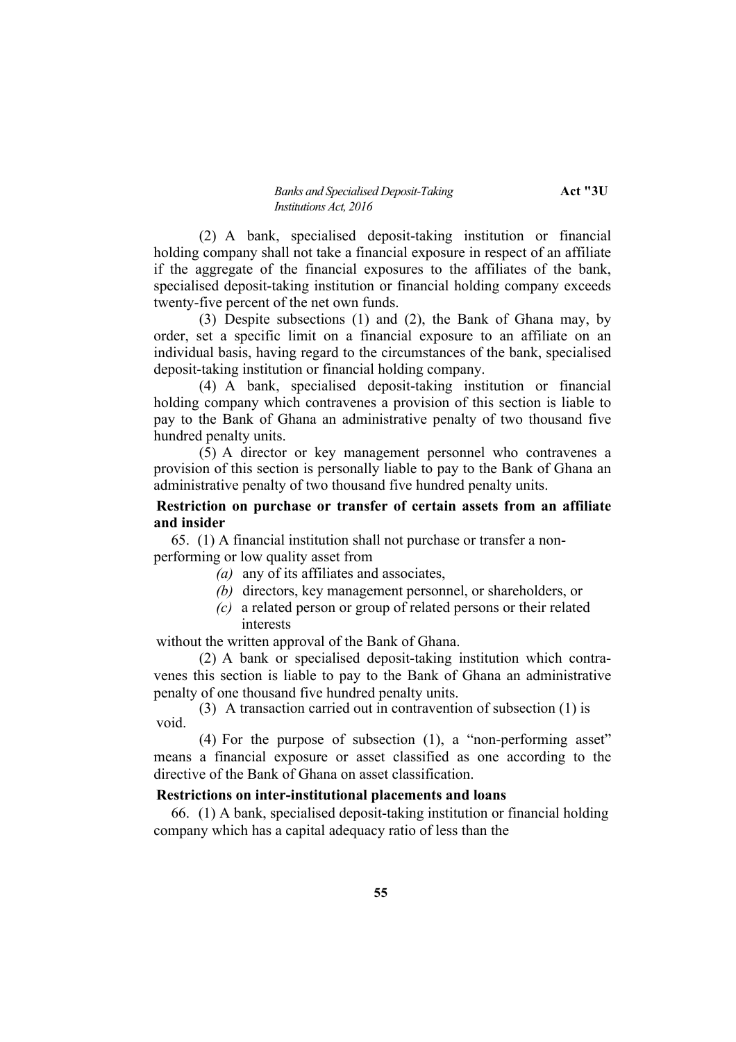(2) A bank, specialised deposit-taking institution or financial holding company shall not take a financial exposure in respect of an affiliate if the aggregate of the financial exposures to the affiliates of the bank, specialised deposit-taking institution or financial holding company exceeds twenty-five percent of the net own funds.

(3) Despite subsections (1) and (2), the Bank of Ghana may, by order, set a specific limit on a financial exposure to an affiliate on an individual basis, having regard to the circumstances of the bank, specialised deposit-taking institution or financial holding company.

(4) A bank, specialised deposit-taking institution or financial holding company which contravenes a provision of this section is liable to pay to the Bank of Ghana an administrative penalty of two thousand five hundred penalty units.

(5) A director or key management personnel who contravenes a provision of this section is personally liable to pay to the Bank of Ghana an administrative penalty of two thousand five hundred penalty units.

**Restriction on purchase or transfer of certain assets from an affiliate and insider**

65. (1) A financial institution shall not purchase or transfer a non-performing or low quality asset from

*(a)* any of its affiliates and associates,

*(b)* directors, key management personnel, or shareholders, or

*(c)* a related person or group of related persons or their related interests

without the written approval of the Bank of Ghana.

(2) A bank or specialised deposit-taking institution which contravenes this section is liable to pay to the Bank of Ghana an administrative penalty of one thousand five hundred penalty units.

(3) A transaction carried out in contravention of subsection (1) is void.

(4) For the purpose of subsection (1), a "non-performing asset" means a financial exposure or asset classified as one according to the directive of the Bank of Ghana on asset classification.

**Restrictions on inter-institutional placements and loans**

66. (1) A bank, specialised deposit-taking institution or financial holding company which has a capital adequacy ratio of less than the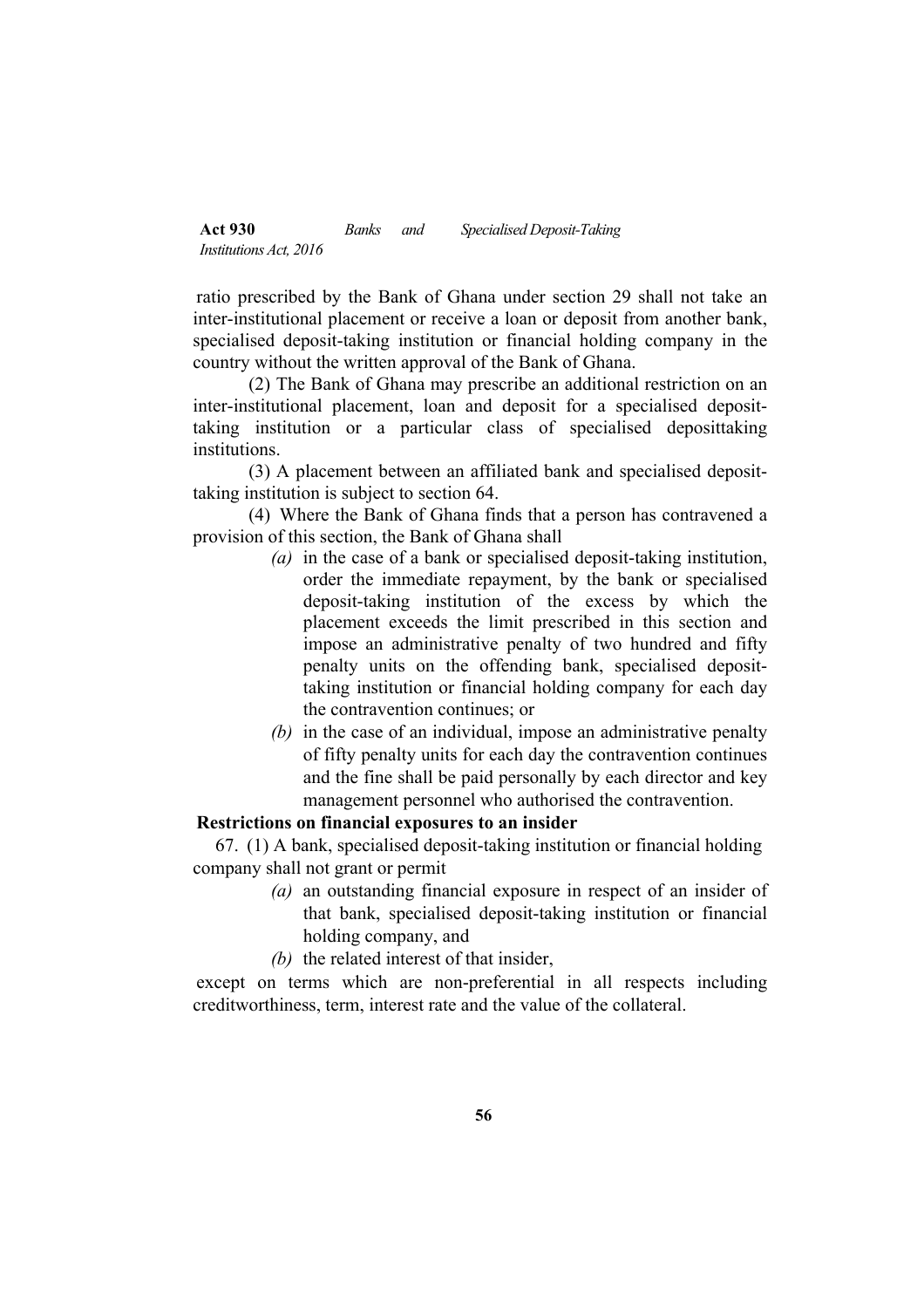ratio prescribed by the Bank of Ghana under section 29 shall not take an inter-institutional placement or receive a loan or deposit from another bank, specialised deposit-taking institution or financial holding company in the country without the written approval of the Bank of Ghana.

(2) The Bank of Ghana may prescribe an additional restriction on an inter-institutional placement, loan and deposit for a specialised deposit-taking institution or a particular class of specialised deposittaking institutions.

(3) A placement between an affiliated bank and specialised deposit-taking institution is subject to section 64.

(4) Where the Bank of Ghana finds that a person has contravened a provision of this section, the Bank of Ghana shall

- *(a)* in the case of a bank or specialised deposit-taking institution, order the immediate repayment, by the bank or specialised deposit-taking institution of the excess by which the placement exceeds the limit prescribed in this section and impose an administrative penalty of two hundred and fifty penalty units on the offending bank, specialised deposit-taking institution or financial holding company for each day the contravention continues; or
- *(b)* in the case of an individual, impose an administrative penalty of fifty penalty units for each day the contravention continues and the fine shall be paid personally by each director and key management personnel who authorised the contravention.

**Restrictions on financial exposures to an insider**

67. (1) A bank, specialised deposit-taking institution or financial holding company shall not grant or permit

- *(a)* an outstanding financial exposure in respect of an insider of that bank, specialised deposit-taking institution or financial holding company, and
- *(b)* the related interest of that insider,

except on terms which are non-preferential in all respects including creditworthiness, term, interest rate and the value of the collateral.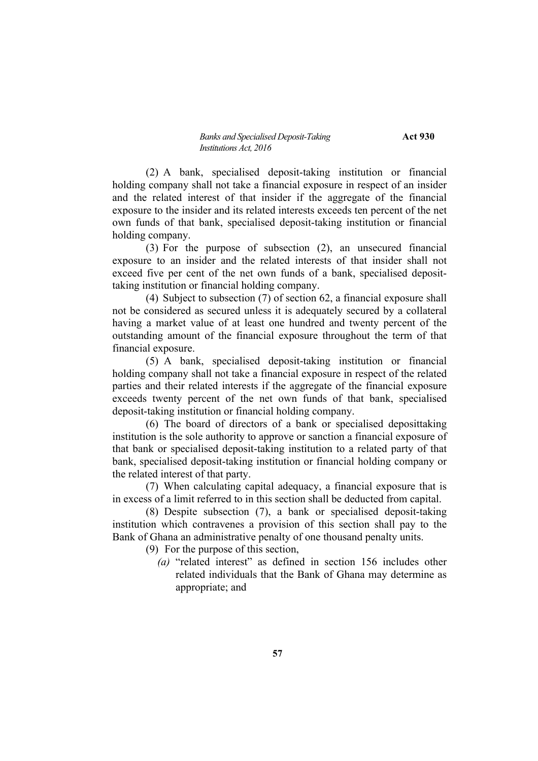(2) A bank, specialised deposit-taking institution or financial holding company shall not take a financial exposure in respect of an insider and the related interest of that insider if the aggregate of the financial exposure to the insider and its related interests exceeds ten percent of the net own funds of that bank, specialised deposit-taking institution or financial holding company.

(3) For the purpose of subsection (2), an unsecured financial exposure to an insider and the related interests of that insider shall not exceed five per cent of the net own funds of a bank, specialised deposit-taking institution or financial holding company.

(4) Subject to subsection (7) of section 62, a financial exposure shall not be considered as secured unless it is adequately secured by a collateral having a market value of at least one hundred and twenty percent of the outstanding amount of the financial exposure throughout the term of that financial exposure.

(5) A bank, specialised deposit-taking institution or financial holding company shall not take a financial exposure in respect of the related parties and their related interests if the aggregate of the financial exposure exceeds twenty percent of the net own funds of that bank, specialised deposit-taking institution or financial holding company.

(6) The board of directors of a bank or specialised deposittaking institution is the sole authority to approve or sanction a financial exposure of that bank or specialised deposit-taking institution to a related party of that bank, specialised deposit-taking institution or financial holding company or the related interest of that party.

(7) When calculating capital adequacy, a financial exposure that is in excess of a limit referred to in this section shall be deducted from capital.

(8) Despite subsection (7), a bank or specialised deposit-taking institution which contravenes a provision of this section shall pay to the Bank of Ghana an administrative penalty of one thousand penalty units.

(9) For the purpose of this section,

*(a)* "related interest" as defined in section 156 includes other related individuals that the Bank of Ghana may determine as appropriate; and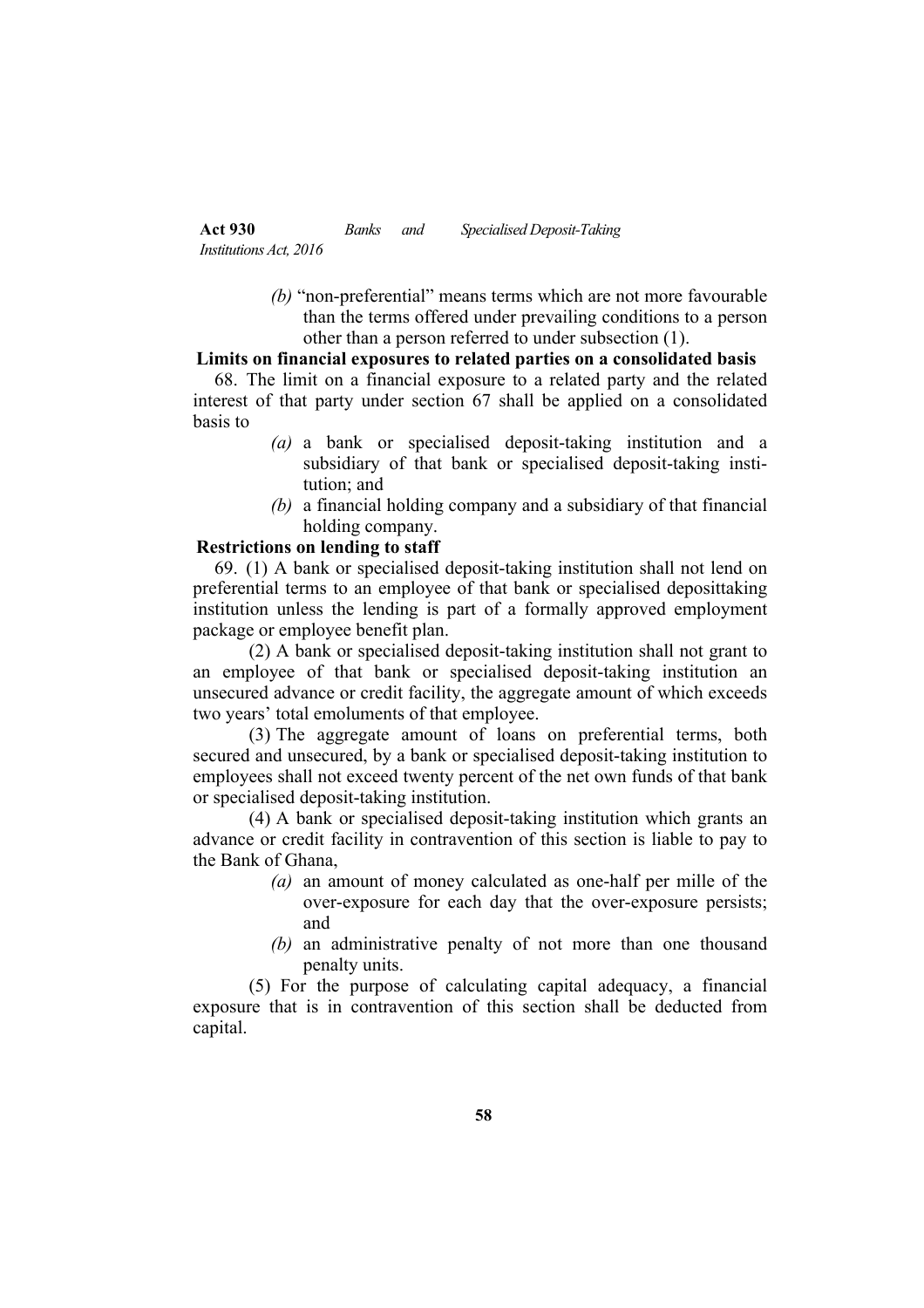*(b)* "non-preferential" means terms which are not more favourable than the terms offered under prevailing conditions to a person other than a person referred to under subsection (1).

**Limits on financial exposures to related parties on a consolidated basis**

68. The limit on a financial exposure to a related party and the related interest of that party under section 67 shall be applied on a consolidated basis to

*(a)* a bank or specialised deposit-taking institution and a subsidiary of that bank or specialised deposit-taking institution; and

*(b)* a financial holding company and a subsidiary of that financial holding company.

**Restrictions on lending to staff**

69. (1) A bank or specialised deposit-taking institution shall not lend on preferential terms to an employee of that bank or specialised deposittaking institution unless the lending is part of a formally approved employment package or employee benefit plan.

(2) A bank or specialised deposit-taking institution shall not grant to an employee of that bank or specialised deposit-taking institution an unsecured advance or credit facility, the aggregate amount of which exceeds two years' total emoluments of that employee.

(3) The aggregate amount of loans on preferential terms, both secured and unsecured, by a bank or specialised deposit-taking institution to employees shall not exceed twenty percent of the net own funds of that bank or specialised deposit-taking institution.

(4) A bank or specialised deposit-taking institution which grants an advance or credit facility in contravention of this section is liable to pay to the Bank of Ghana,

*(a)* an amount of money calculated as one-half per mille of the over-exposure for each day that the over-exposure persists; and

*(b)* an administrative penalty of not more than one thousand penalty units.

(5) For the purpose of calculating capital adequacy, a financial exposure that is in contravention of this section shall be deducted from capital.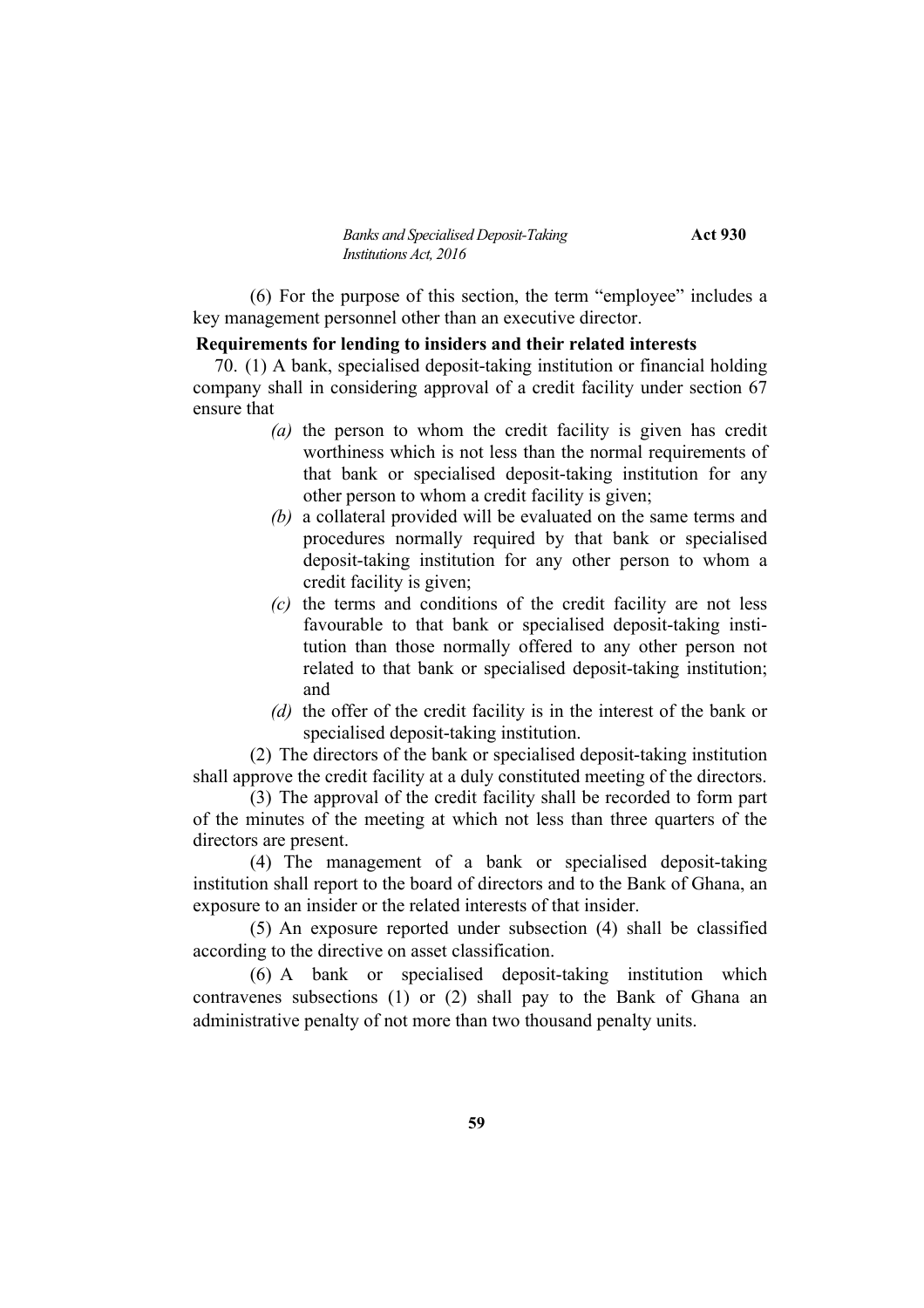(6) For the purpose of this section, the term "employee" includes a key management personnel other than an executive director.

**Requirements for lending to insiders and their related interests**

70. (1) A bank, specialised deposit-taking institution or financial holding company shall in considering approval of a credit facility under section 67 ensure that

*(a)* the person to whom the credit facility is given has credit worthiness which is not less than the normal requirements of that bank or specialised deposit-taking institution for any other person to whom a credit facility is given;

*(b)* a collateral provided will be evaluated on the same terms and procedures normally required by that bank or specialised deposit-taking institution for any other person to whom a credit facility is given;

*(c)* the terms and conditions of the credit facility are not less favourable to that bank or specialised deposit-taking institution than those normally offered to any other person not related to that bank or specialised deposit-taking institution; and

*(d)* the offer of the credit facility is in the interest of the bank or specialised deposit-taking institution.

(2) The directors of the bank or specialised deposit-taking institution shall approve the credit facility at a duly constituted meeting of the directors.

(3) The approval of the credit facility shall be recorded to form part of the minutes of the meeting at which not less than three quarters of the directors are present.

(4) The management of a bank or specialised deposit-taking institution shall report to the board of directors and to the Bank of Ghana, an exposure to an insider or the related interests of that insider.

(5) An exposure reported under subsection (4) shall be classified according to the directive on asset classification.

(6) A bank or specialised deposit-taking institution which contravenes subsections (1) or (2) shall pay to the Bank of Ghana an administrative penalty of not more than two thousand penalty units.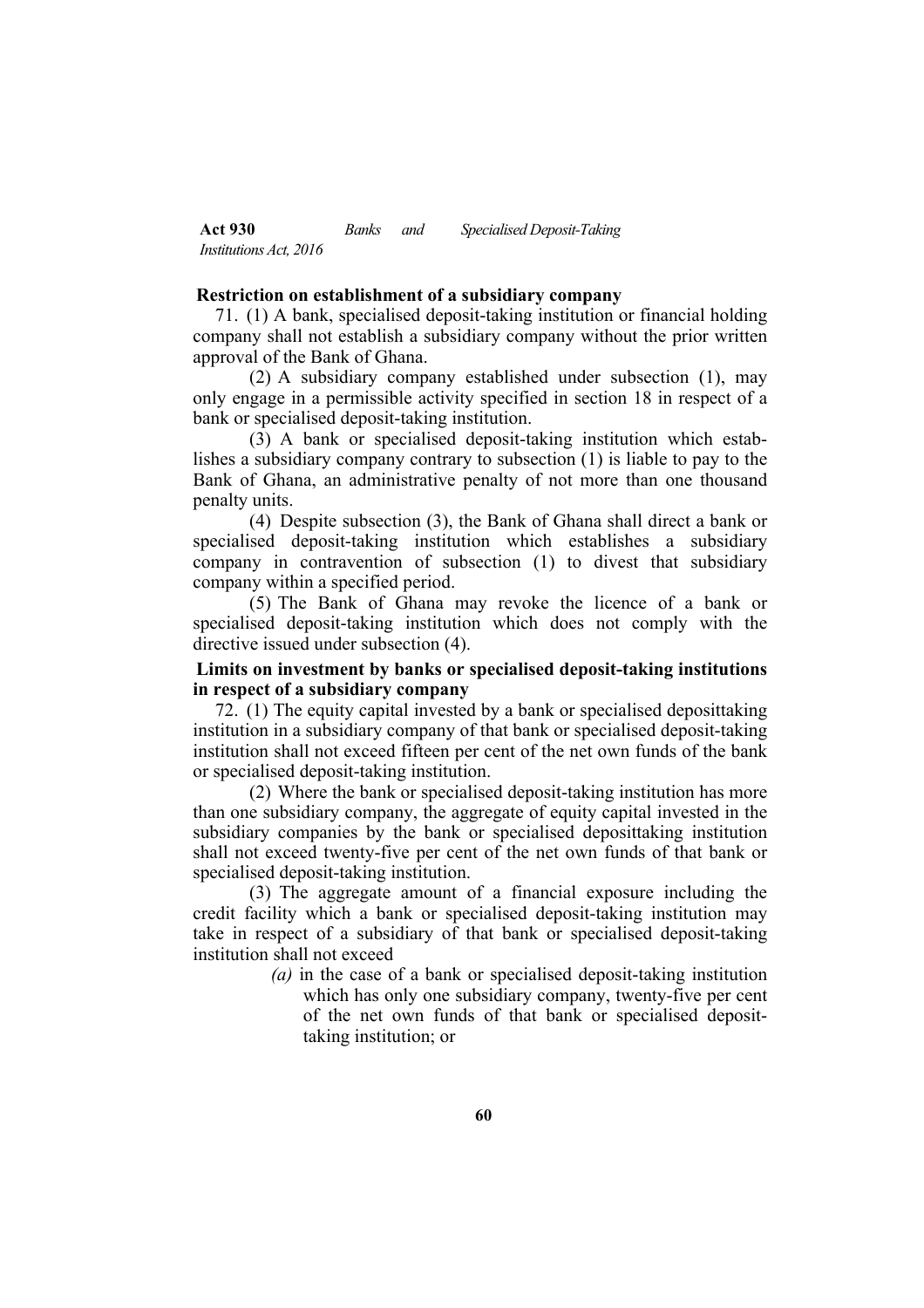**Restriction on establishment of a subsidiary company**

71. (1) A bank, specialised deposit-taking institution or financial holding company shall not establish a subsidiary company without the prior written approval of the Bank of Ghana.

(2) A subsidiary company established under subsection (1), may only engage in a permissible activity specified in section 18 in respect of a bank or specialised deposit-taking institution.

(3) A bank or specialised deposit-taking institution which establishes a subsidiary company contrary to subsection (1) is liable to pay to the Bank of Ghana, an administrative penalty of not more than one thousand penalty units.

(4) Despite subsection (3), the Bank of Ghana shall direct a bank or specialised deposit-taking institution which establishes a subsidiary company in contravention of subsection (1) to divest that subsidiary company within a specified period.

(5) The Bank of Ghana may revoke the licence of a bank or specialised deposit-taking institution which does not comply with the directive issued under subsection (4).

**Limits on investment by banks or specialised deposit-taking institutions in respect of a subsidiary company**

72. (1) The equity capital invested by a bank or specialised deposittaking institution in a subsidiary company of that bank or specialised deposit-taking institution shall not exceed fifteen per cent of the net own funds of the bank or specialised deposit-taking institution.

(2) Where the bank or specialised deposit-taking institution has more than one subsidiary company, the aggregate of equity capital invested in the subsidiary companies by the bank or specialised deposittaking institution shall not exceed twenty-five per cent of the net own funds of that bank or specialised deposit-taking institution.

(3) The aggregate amount of a financial exposure including the credit facility which a bank or specialised deposit-taking institution may take in respect of a subsidiary of that bank or specialised deposit-taking institution shall not exceed

*(a)* in the case of a bank or specialised deposit-taking institution which has only one subsidiary company, twenty-five per cent of the net own funds of that bank or specialised deposit-taking institution; or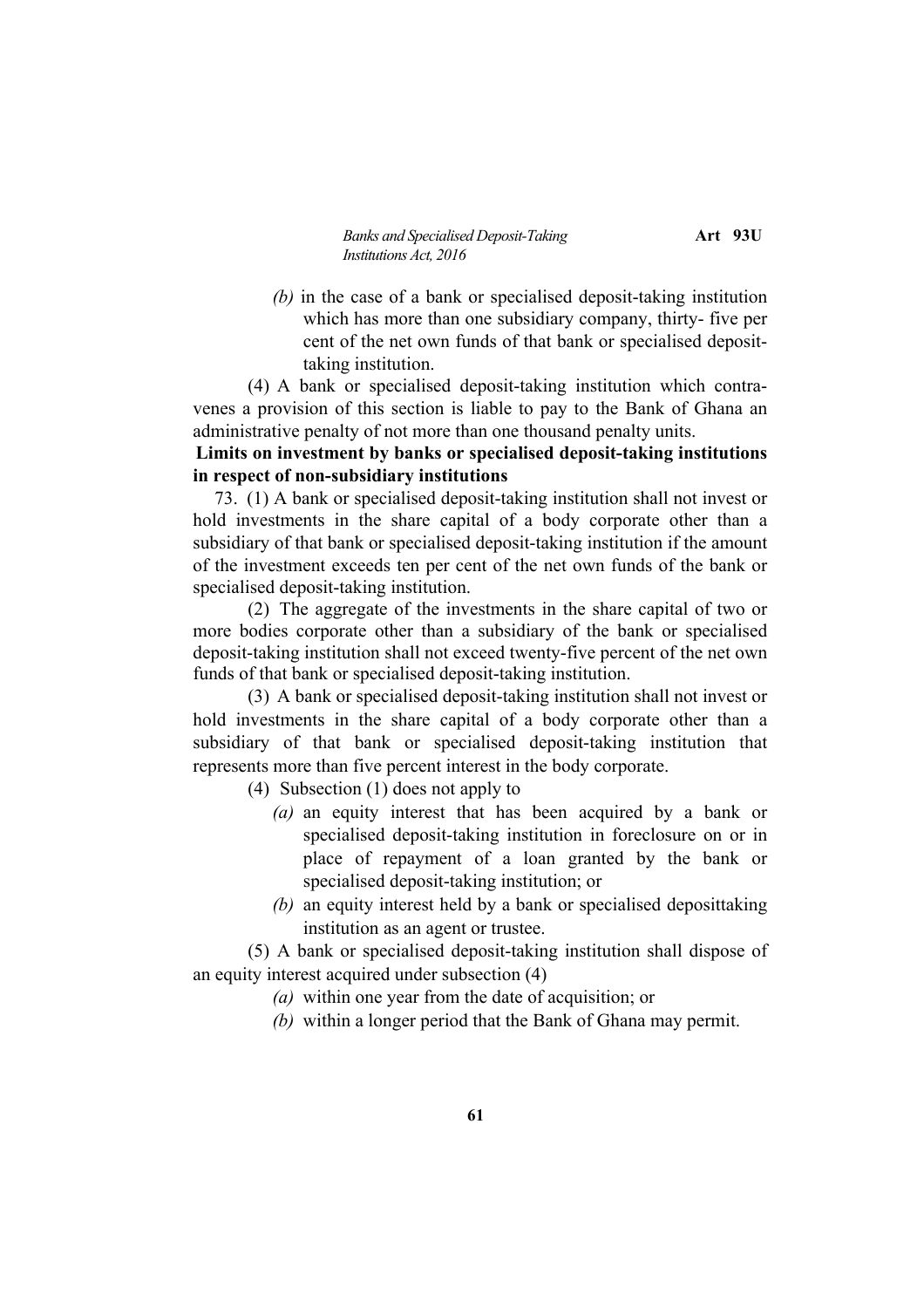*(b)* in the case of a bank or specialised deposit-taking institution which has more than one subsidiary company, thirty- five per cent of the net own funds of that bank or specialised deposit-taking institution.

(4) A bank or specialised deposit-taking institution which contravenes a provision of this section is liable to pay to the Bank of Ghana an administrative penalty of not more than one thousand penalty units.

**Limits on investment by banks or specialised deposit-taking institutions in respect of non-subsidiary institutions**

73. (1) A bank or specialised deposit-taking institution shall not invest or hold investments in the share capital of a body corporate other than a subsidiary of that bank or specialised deposit-taking institution if the amount of the investment exceeds ten per cent of the net own funds of the bank or specialised deposit-taking institution.

(2) The aggregate of the investments in the share capital of two or more bodies corporate other than a subsidiary of the bank or specialised deposit-taking institution shall not exceed twenty-five percent of the net own funds of that bank or specialised deposit-taking institution.

(3) A bank or specialised deposit-taking institution shall not invest or hold investments in the share capital of a body corporate other than a subsidiary of that bank or specialised deposit-taking institution that represents more than five percent interest in the body corporate.

(4) Subsection (1) does not apply to

*(a)* an equity interest that has been acquired by a bank or specialised deposit-taking institution in foreclosure on or in place of repayment of a loan granted by the bank or specialised deposit-taking institution; or

*(b)* an equity interest held by a bank or specialised deposittaking institution as an agent or trustee.

(5) A bank or specialised deposit-taking institution shall dispose of an equity interest acquired under subsection (4)

*(a)* within one year from the date of acquisition; or

*(b)* within a longer period that the Bank of Ghana may permit.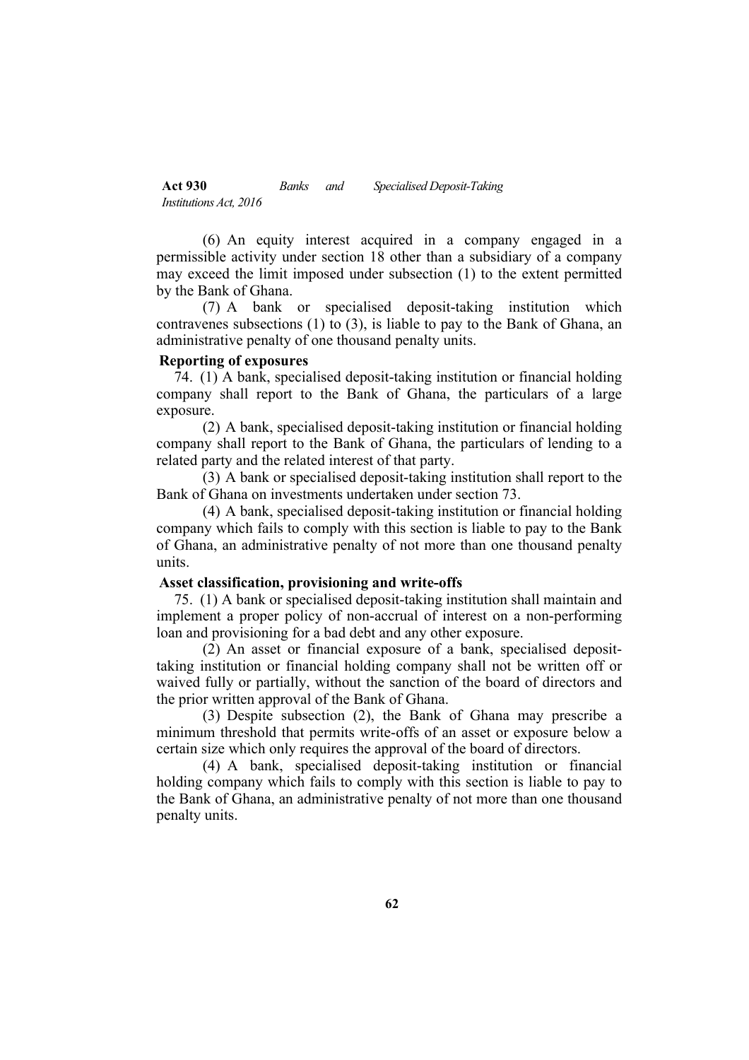(6) An equity interest acquired in a company engaged in a permissible activity under section 18 other than a subsidiary of a company may exceed the limit imposed under subsection (1) to the extent permitted by the Bank of Ghana.

(7) A bank or specialised deposit-taking institution which contravenes subsections (1) to (3), is liable to pay to the Bank of Ghana, an administrative penalty of one thousand penalty units.

**Reporting of exposures**

74. (1) A bank, specialised deposit-taking institution or financial holding company shall report to the Bank of Ghana, the particulars of a large exposure.

(2) A bank, specialised deposit-taking institution or financial holding company shall report to the Bank of Ghana, the particulars of lending to a related party and the related interest of that party.

(3) A bank or specialised deposit-taking institution shall report to the Bank of Ghana on investments undertaken under section 73.

(4) A bank, specialised deposit-taking institution or financial holding company which fails to comply with this section is liable to pay to the Bank of Ghana, an administrative penalty of not more than one thousand penalty units.

**Asset classification, provisioning and write-offs**

75. (1) A bank or specialised deposit-taking institution shall maintain and implement a proper policy of non-accrual of interest on a non-performing loan and provisioning for a bad debt and any other exposure.

(2) An asset or financial exposure of a bank, specialised deposit-taking institution or financial holding company shall not be written off or waived fully or partially, without the sanction of the board of directors and the prior written approval of the Bank of Ghana.

(3) Despite subsection (2), the Bank of Ghana may prescribe a minimum threshold that permits write-offs of an asset or exposure below a certain size which only requires the approval of the board of directors.

(4) A bank, specialised deposit-taking institution or financial holding company which fails to comply with this section is liable to pay to the Bank of Ghana, an administrative penalty of not more than one thousand penalty units.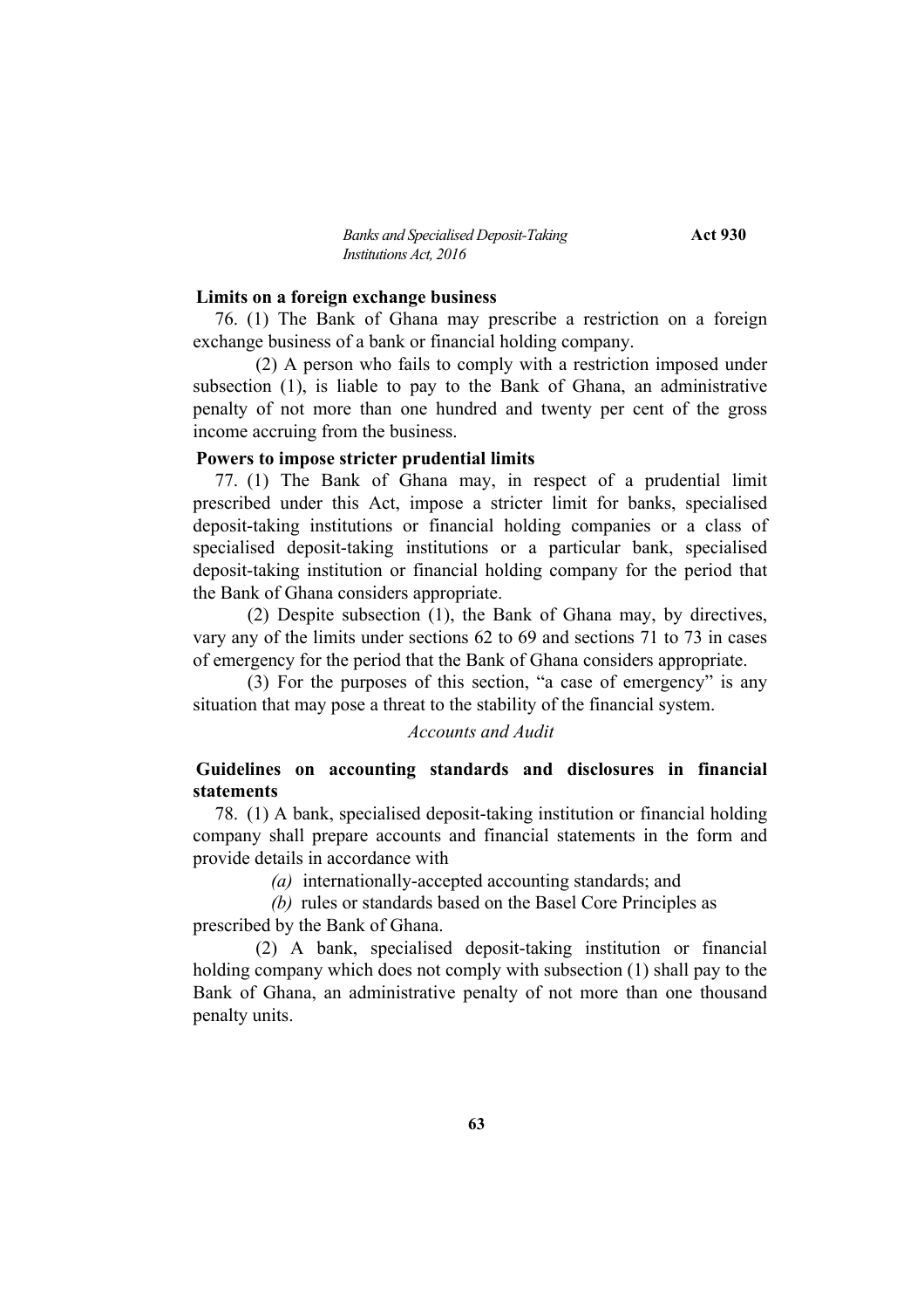**Limits on a foreign exchange business**

76. (1) The Bank of Ghana may prescribe a restriction on a foreign exchange business of a bank or financial holding company.

(2) A person who fails to comply with a restriction imposed under subsection (1), is liable to pay to the Bank of Ghana, an administrative penalty of not more than one hundred and twenty per cent of the gross income accruing from the business.

**Powers to impose stricter prudential limits**

77. (1) The Bank of Ghana may, in respect of a prudential limit prescribed under this Act, impose a stricter limit for banks, specialised deposit-taking institutions or financial holding companies or a class of specialised deposit-taking institutions or a particular bank, specialised deposit-taking institution or financial holding company for the period that the Bank of Ghana considers appropriate.

(2) Despite subsection (1), the Bank of Ghana may, by directives, vary any of the limits under sections 62 to 69 and sections 71 to 73 in cases of emergency for the period that the Bank of Ghana considers appropriate.

(3) For the purposes of this section, "a case of emergency" is any situation that may pose a threat to the stability of the financial system.

*Accounts and Audit*

**Guidelines on accounting standards and disclosures in financial statements**

78. (1) A bank, specialised deposit-taking institution or financial holding company shall prepare accounts and financial statements in the form and provide details in accordance with

*(a)* internationally-accepted accounting standards; and

*(b)* rules or standards based on the Basel Core Principles as prescribed by the Bank of Ghana.

(2) A bank, specialised deposit-taking institution or financial holding company which does not comply with subsection (1) shall pay to the Bank of Ghana, an administrative penalty of not more than one thousand penalty units.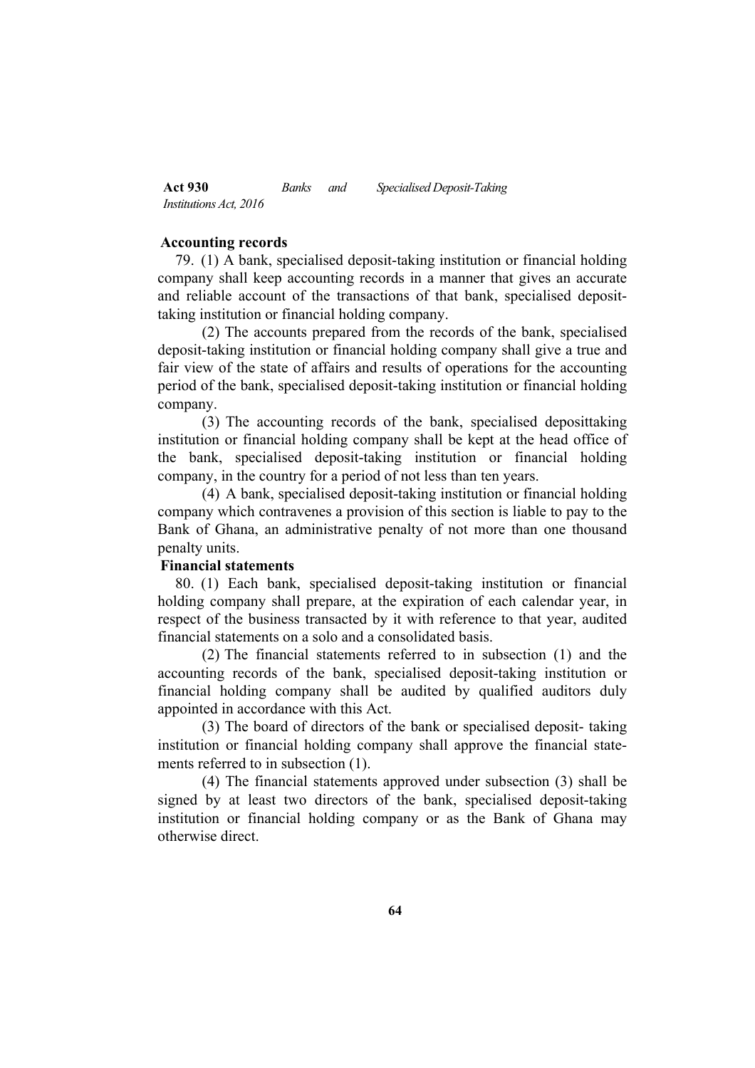### Accounting records

79. (1) A bank, specialised deposit-taking institution or financial holding company shall keep accounting records in a manner that gives an accurate and reliable account of the transactions of that bank, specialised deposit-taking institution or financial holding company.

(2) The accounts prepared from the records of the bank, specialised deposit-taking institution or financial holding company shall give a true and fair view of the state of affairs and results of operations for the accounting period of the bank, specialised deposit-taking institution or financial holding company.

(3) The accounting records of the bank, specialised deposittaking institution or financial holding company shall be kept at the head office of the bank, specialised deposit-taking institution or financial holding company, in the country for a period of not less than ten years.

(4) A bank, specialised deposit-taking institution or financial holding company which contravenes a provision of this section is liable to pay to the Bank of Ghana, an administrative penalty of not more than one thousand penalty units.

### Financial statements

80. (1) Each bank, specialised deposit-taking institution or financial holding company shall prepare, at the expiration of each calendar year, in respect of the business transacted by it with reference to that year, audited financial statements on a solo and a consolidated basis.

(2) The financial statements referred to in subsection (1) and the accounting records of the bank, specialised deposit-taking institution or financial holding company shall be audited by qualified auditors duly appointed in accordance with this Act.

(3) The board of directors of the bank or specialised deposit- taking institution or financial holding company shall approve the financial statements referred to in subsection (1).

(4) The financial statements approved under subsection (3) shall be signed by at least two directors of the bank, specialised deposit-taking institution or financial holding company or as the Bank of Ghana may otherwise direct.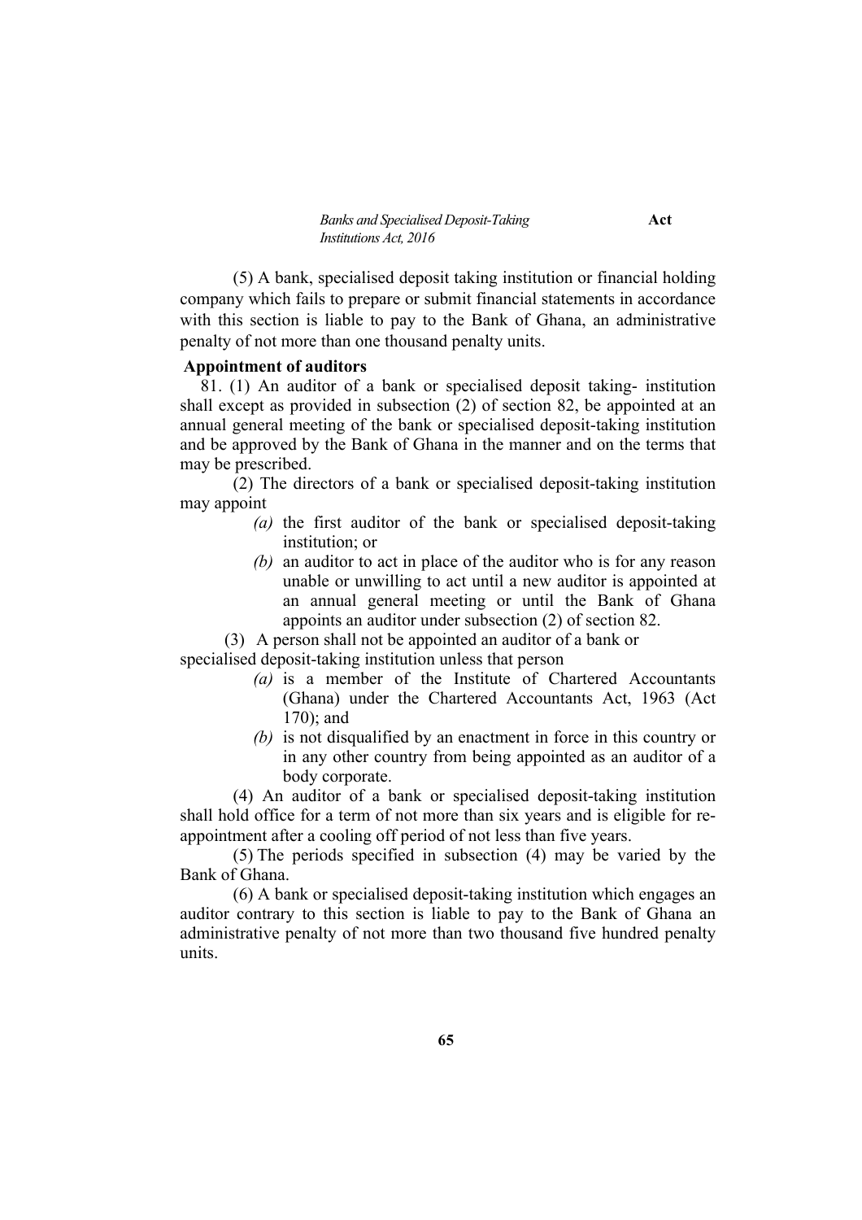(5) A bank, specialised deposit taking institution or financial holding company which fails to prepare or submit financial statements in accordance with this section is liable to pay to the Bank of Ghana, an administrative penalty of not more than one thousand penalty units.

**Appointment of auditors**

81. (1) An auditor of a bank or specialised deposit taking- institution shall except as provided in subsection (2) of section 82, be appointed at an annual general meeting of the bank or specialised deposit-taking institution and be approved by the Bank of Ghana in the manner and on the terms that may be prescribed.

(2) The directors of a bank or specialised deposit-taking institution may appoint

*(a)* the first auditor of the bank or specialised deposit-taking institution; or

*(b)* an auditor to act in place of the auditor who is for any reason unable or unwilling to act until a new auditor is appointed at an annual general meeting or until the Bank of Ghana appoints an auditor under subsection (2) of section 82.

(3) A person shall not be appointed an auditor of a bank or specialised deposit-taking institution unless that person

*(a)* is a member of the Institute of Chartered Accountants (Ghana) under the Chartered Accountants Act, 1963 (Act 170); and

*(b)* is not disqualified by an enactment in force in this country or in any other country from being appointed as an auditor of a body corporate.

(4) An auditor of a bank or specialised deposit-taking institution shall hold office for a term of not more than six years and is eligible for re-appointment after a cooling off period of not less than five years.

(5) The periods specified in subsection (4) may be varied by the Bank of Ghana.

(6) A bank or specialised deposit-taking institution which engages an auditor contrary to this section is liable to pay to the Bank of Ghana an administrative penalty of not more than two thousand five hundred penalty units.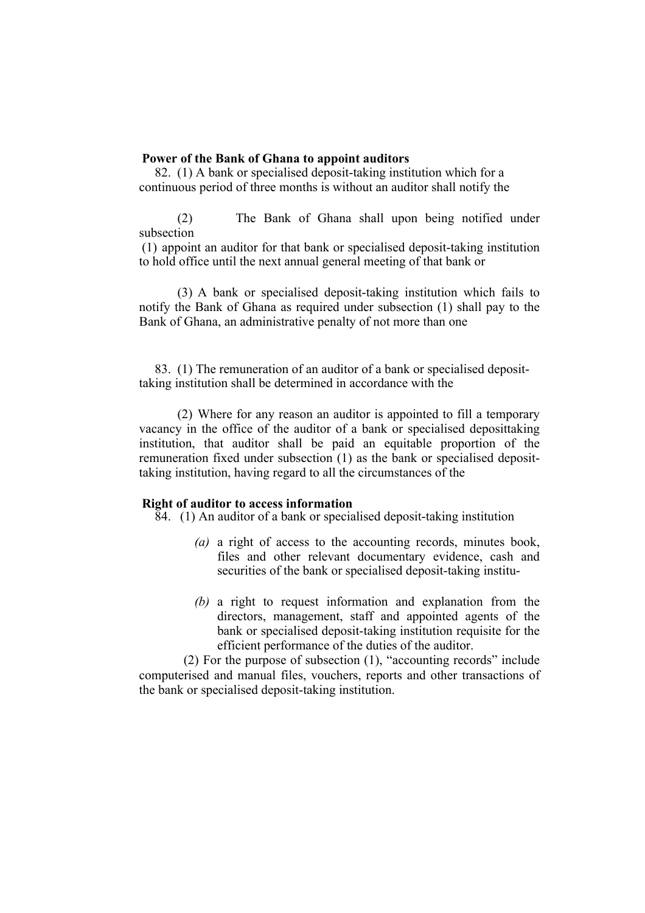**Power of the Bank of Ghana to appoint auditors**

82. (1) A bank or specialised deposit-taking institution which for a continuous period of three months is without an auditor shall notify the

(2) The Bank of Ghana shall upon being notified under subsection (1) appoint an auditor for that bank or specialised deposit-taking institution to hold office until the next annual general meeting of that bank or

(3) A bank or specialised deposit-taking institution which fails to notify the Bank of Ghana as required under subsection (1) shall pay to the Bank of Ghana, an administrative penalty of not more than one

83. (1) The remuneration of an auditor of a bank or specialised deposit-taking institution shall be determined in accordance with the

(2) Where for any reason an auditor is appointed to fill a temporary vacancy in the office of the auditor of a bank or specialised deposittaking institution, that auditor shall be paid an equitable proportion of the remuneration fixed under subsection (1) as the bank or specialised deposit-taking institution, having regard to all the circumstances of the

**Right of auditor to access information**

84. (1) An auditor of a bank or specialised deposit-taking institution

*(a)* a right of access to the accounting records, minutes book, files and other relevant documentary evidence, cash and securities of the bank or specialised deposit-taking institu-

*(b)* a right to request information and explanation from the directors, management, staff and appointed agents of the bank or specialised deposit-taking institution requisite for the efficient performance of the duties of the auditor.

(2) For the purpose of subsection (1), "accounting records" include computerised and manual files, vouchers, reports and other transactions of the bank or specialised deposit-taking institution.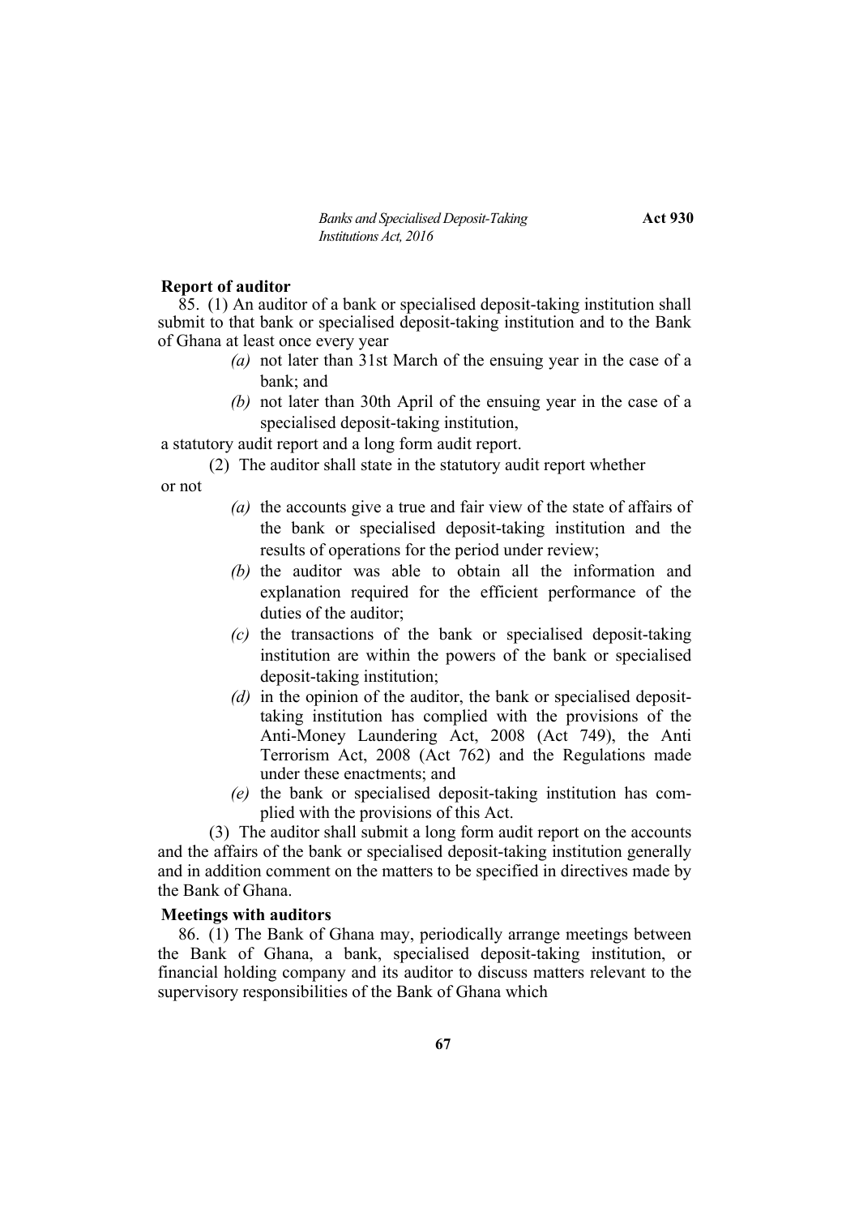**Report of auditor**

85. (1) An auditor of a bank or specialised deposit-taking institution shall submit to that bank or specialised deposit-taking institution and to the Bank of Ghana at least once every year

*(a)* not later than 31st March of the ensuing year in the case of a bank; and

*(b)* not later than 30th April of the ensuing year in the case of a specialised deposit-taking institution,

a statutory audit report and a long form audit report.

(2) The auditor shall state in the statutory audit report whether or not

*(a)* the accounts give a true and fair view of the state of affairs of the bank or specialised deposit-taking institution and the results of operations for the period under review;

*(b)* the auditor was able to obtain all the information and explanation required for the efficient performance of the duties of the auditor;

*(c)* the transactions of the bank or specialised deposit-taking institution are within the powers of the bank or specialised deposit-taking institution;

*(d)* in the opinion of the auditor, the bank or specialised deposit-taking institution has complied with the provisions of the Anti-Money Laundering Act, 2008 (Act 749), the Anti Terrorism Act, 2008 (Act 762) and the Regulations made under these enactments; and

*(e)* the bank or specialised deposit-taking institution has complied with the provisions of this Act.

(3) The auditor shall submit a long form audit report on the accounts and the affairs of the bank or specialised deposit-taking institution generally and in addition comment on the matters to be specified in directives made by the Bank of Ghana.

**Meetings with auditors**

86. (1) The Bank of Ghana may, periodically arrange meetings between the Bank of Ghana, a bank, specialised deposit-taking institution, or financial holding company and its auditor to discuss matters relevant to the supervisory responsibilities of the Bank of Ghana which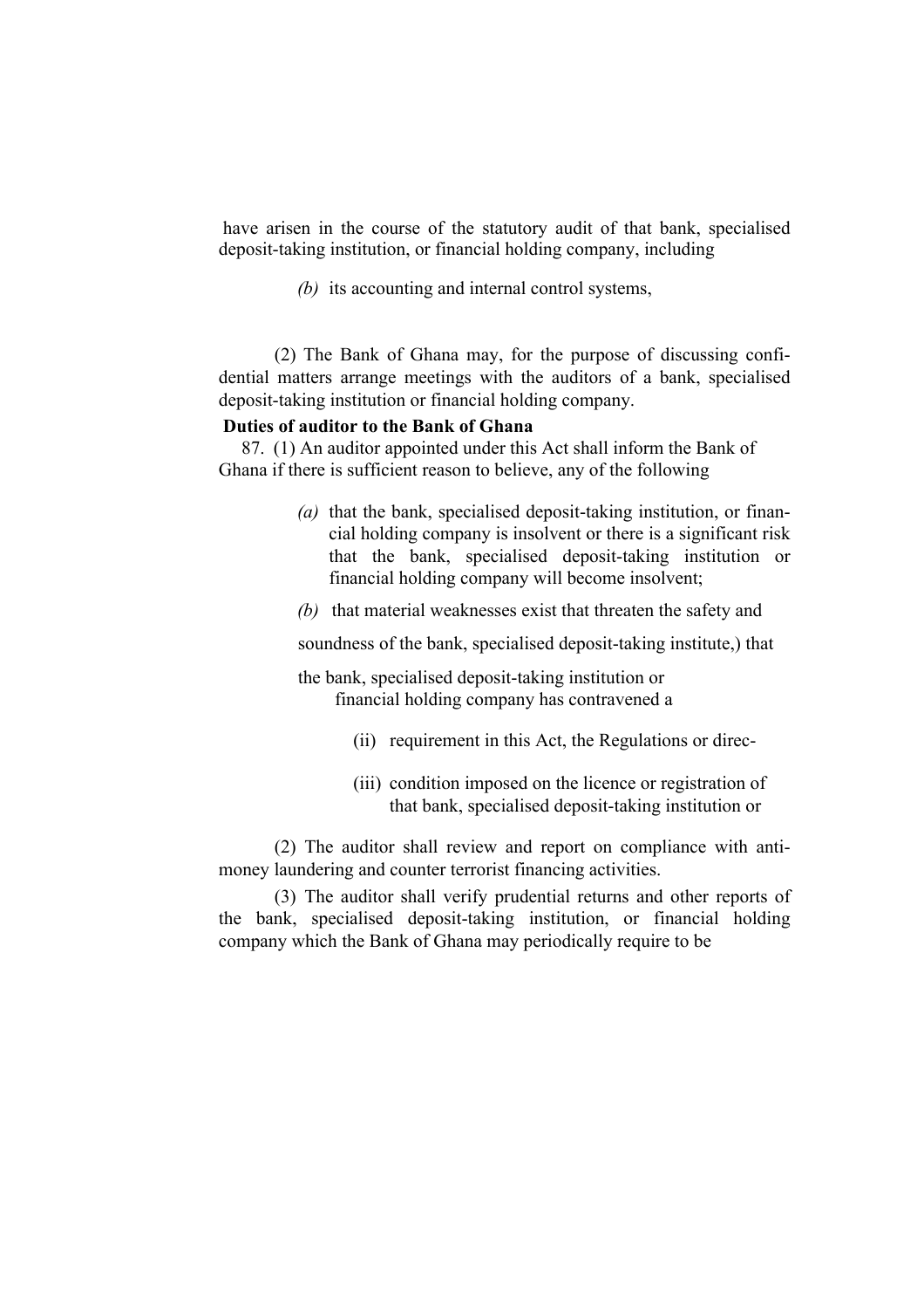have arisen in the course of the statutory audit of that bank, specialised deposit-taking institution, or financial holding company, including

*(b)* its accounting and internal control systems,

(2) The Bank of Ghana may, for the purpose of discussing confidential matters arrange meetings with the auditors of a bank, specialised deposit-taking institution or financial holding company.

**Duties of auditor to the Bank of Ghana**

87. (1) An auditor appointed under this Act shall inform the Bank of Ghana if there is sufficient reason to believe, any of the following

*(a)* that the bank, specialised deposit-taking institution, or financial holding company is insolvent or there is a significant risk that the bank, specialised deposit-taking institution or financial holding company will become insolvent;

*(b)* that material weaknesses exist that threaten the safety and

soundness of the bank, specialised deposit-taking institute,) that

the bank, specialised deposit-taking institution or financial holding company has contravened a

(ii) requirement in this Act, the Regulations or direc-

(iii) condition imposed on the licence or registration of that bank, specialised deposit-taking institution or

(2) The auditor shall review and report on compliance with anti-money laundering and counter terrorist financing activities.

(3) The auditor shall verify prudential returns and other reports of the bank, specialised deposit-taking institution, or financial holding company which the Bank of Ghana may periodically require to be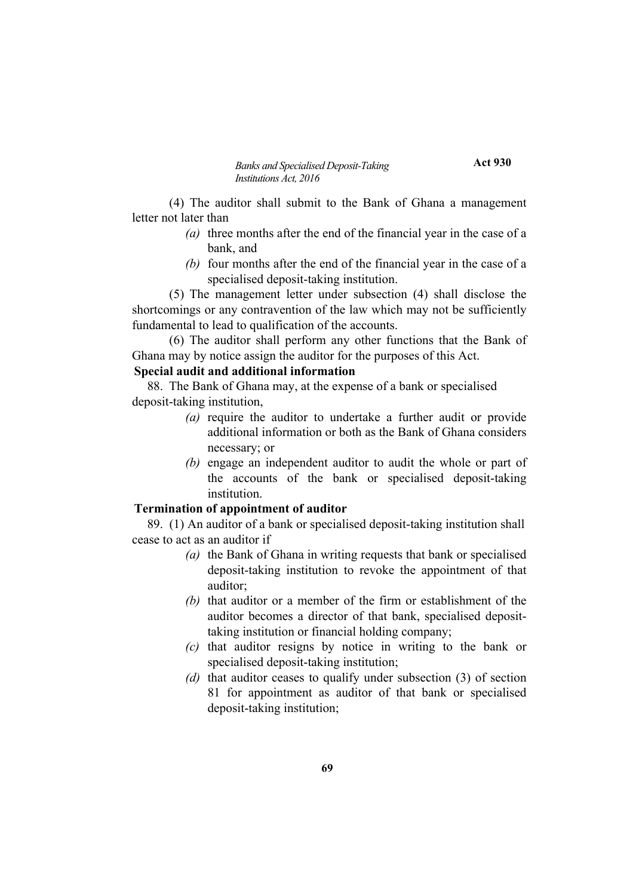(4) The auditor shall submit to the Bank of Ghana a management letter not later than

*(a)* three months after the end of the financial year in the case of a bank, and

*(b)* four months after the end of the financial year in the case of a specialised deposit-taking institution.

(5) The management letter under subsection (4) shall disclose the shortcomings or any contravention of the law which may not be sufficiently fundamental to lead to qualification of the accounts.

(6) The auditor shall perform any other functions that the Bank of Ghana may by notice assign the auditor for the purposes of this Act.

**Special audit and additional information**

88. The Bank of Ghana may, at the expense of a bank or specialised deposit-taking institution,

*(a)* require the auditor to undertake a further audit or provide additional information or both as the Bank of Ghana considers necessary; or

*(b)* engage an independent auditor to audit the whole or part of the accounts of the bank or specialised deposit-taking institution.

**Termination of appointment of auditor**

89. (1) An auditor of a bank or specialised deposit-taking institution shall cease to act as an auditor if

*(a)* the Bank of Ghana in writing requests that bank or specialised deposit-taking institution to revoke the appointment of that auditor;

*(b)* that auditor or a member of the firm or establishment of the auditor becomes a director of that bank, specialised deposit-taking institution or financial holding company;

*(c)* that auditor resigns by notice in writing to the bank or specialised deposit-taking institution;

*(d)* that auditor ceases to qualify under subsection (3) of section 81 for appointment as auditor of that bank or specialised deposit-taking institution;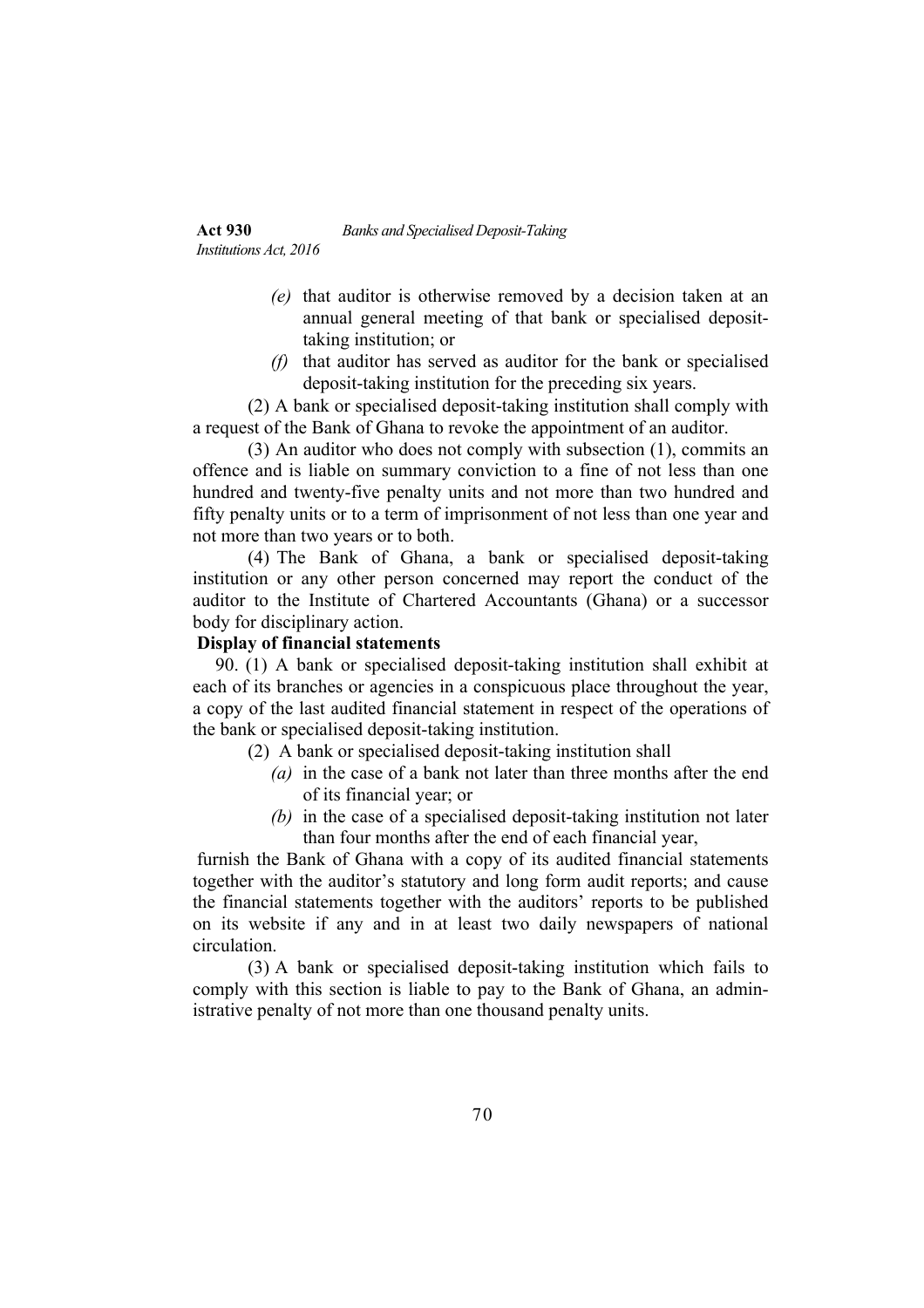*(e)* that auditor is otherwise removed by a decision taken at an annual general meeting of that bank or specialised deposit-taking institution; or

*(f)* that auditor has served as auditor for the bank or specialised deposit-taking institution for the preceding six years.

(2) A bank or specialised deposit-taking institution shall comply with a request of the Bank of Ghana to revoke the appointment of an auditor.

(3) An auditor who does not comply with subsection (1), commits an offence and is liable on summary conviction to a fine of not less than one hundred and twenty-five penalty units and not more than two hundred and fifty penalty units or to a term of imprisonment of not less than one year and not more than two years or to both.

(4) The Bank of Ghana, a bank or specialised deposit-taking institution or any other person concerned may report the conduct of the auditor to the Institute of Chartered Accountants (Ghana) or a successor body for disciplinary action.

**Display of financial statements**

90. (1) A bank or specialised deposit-taking institution shall exhibit at each of its branches or agencies in a conspicuous place throughout the year, a copy of the last audited financial statement in respect of the operations of the bank or specialised deposit-taking institution.

(2) A bank or specialised deposit-taking institution shall

*(a)* in the case of a bank not later than three months after the end of its financial year; or

*(b)* in the case of a specialised deposit-taking institution not later than four months after the end of each financial year,

furnish the Bank of Ghana with a copy of its audited financial statements together with the auditor's statutory and long form audit reports; and cause the financial statements together with the auditors' reports to be published on its website if any and in at least two daily newspapers of national circulation.

(3) A bank or specialised deposit-taking institution which fails to comply with this section is liable to pay to the Bank of Ghana, an administrative penalty of not more than one thousand penalty units.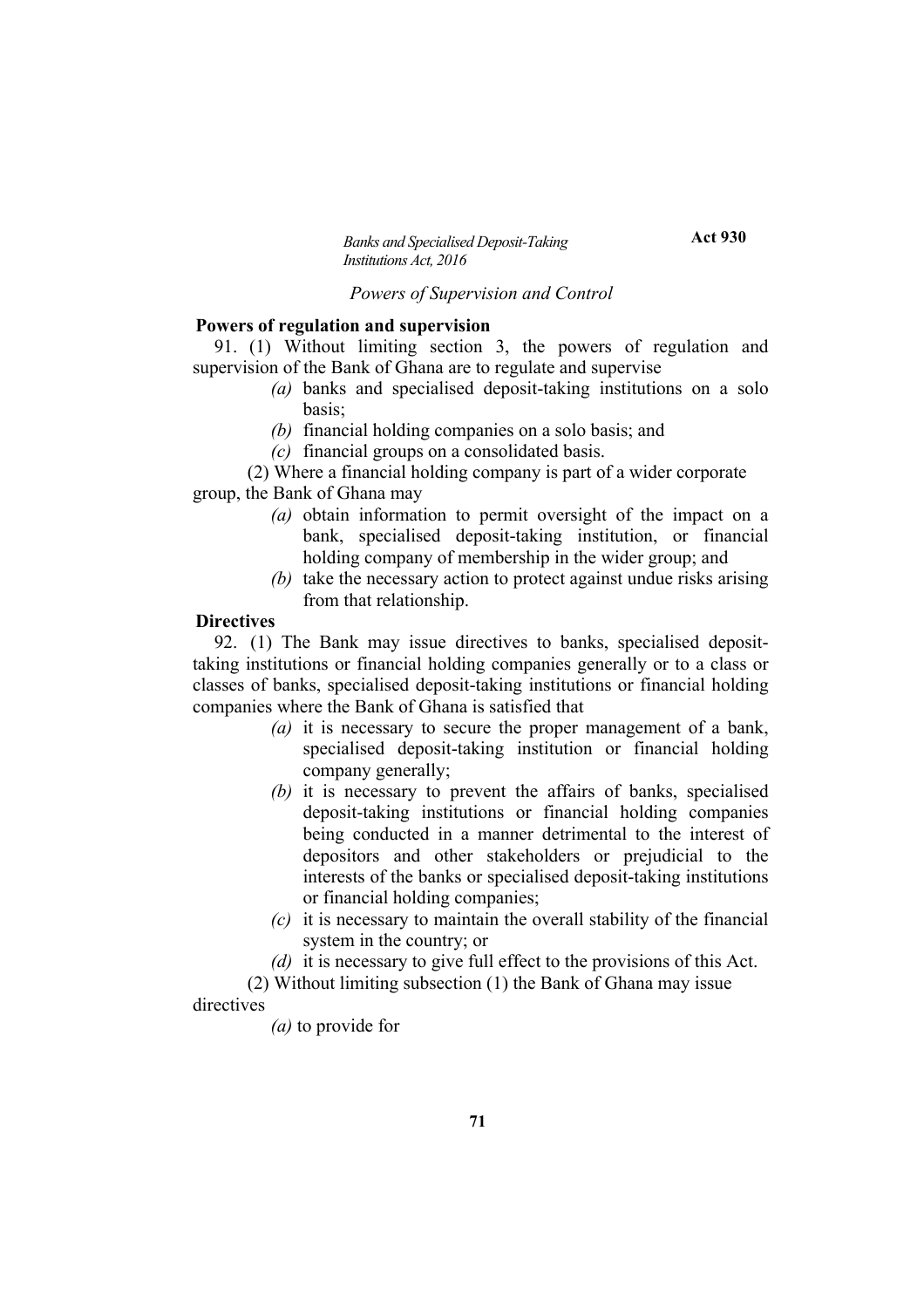*Powers of Supervision and Control*

**Powers of regulation and supervision**

91. (1) Without limiting section 3, the powers of regulation and supervision of the Bank of Ghana are to regulate and supervise

*(a)* banks and specialised deposit-taking institutions on a solo basis;

*(b)* financial holding companies on a solo basis; and

*(c)* financial groups on a consolidated basis.

(2) Where a financial holding company is part of a wider corporate group, the Bank of Ghana may

*(a)* obtain information to permit oversight of the impact on a bank, specialised deposit-taking institution, or financial holding company of membership in the wider group; and

*(b)* take the necessary action to protect against undue risks arising from that relationship.

**Directives**

92. (1) The Bank may issue directives to banks, specialised deposit-taking institutions or financial holding companies generally or to a class or classes of banks, specialised deposit-taking institutions or financial holding companies where the Bank of Ghana is satisfied that

*(a)* it is necessary to secure the proper management of a bank, specialised deposit-taking institution or financial holding company generally;

*(b)* it is necessary to prevent the affairs of banks, specialised deposit-taking institutions or financial holding companies being conducted in a manner detrimental to the interest of depositors and other stakeholders or prejudicial to the interests of the banks or specialised deposit-taking institutions or financial holding companies;

*(c)* it is necessary to maintain the overall stability of the financial system in the country; or

*(d)* it is necessary to give full effect to the provisions of this Act.

(2) Without limiting subsection (1) the Bank of Ghana may issue directives

*(a)* to provide for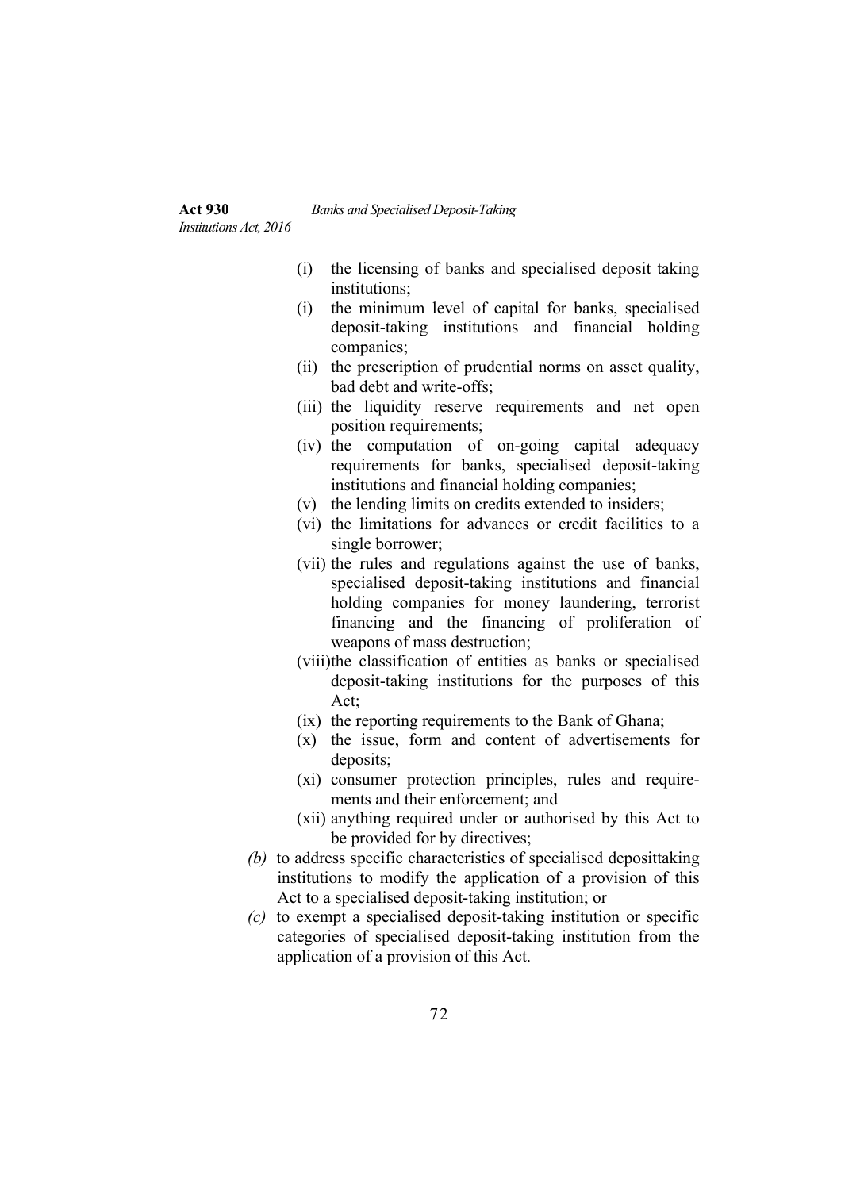(i) the licensing of banks and specialised deposit taking institutions;

(i) the minimum level of capital for banks, specialised deposit-taking institutions and financial holding companies;

(ii) the prescription of prudential norms on asset quality, bad debt and write-offs;

(iii) the liquidity reserve requirements and net open position requirements;

(iv) the computation of on-going capital adequacy requirements for banks, specialised deposit-taking institutions and financial holding companies;

(v) the lending limits on credits extended to insiders;

(vi) the limitations for advances or credit facilities to a single borrower;

(vii) the rules and regulations against the use of banks, specialised deposit-taking institutions and financial holding companies for money laundering, terrorist financing and the financing of proliferation of weapons of mass destruction;

(viii)the classification of entities as banks or specialised deposit-taking institutions for the purposes of this Act;

(ix) the reporting requirements to the Bank of Ghana;

(x) the issue, form and content of advertisements for deposits;

(xi) consumer protection principles, rules and requirements and their enforcement; and

(xii) anything required under or authorised by this Act to be provided for by directives;

*(b)* to address specific characteristics of specialised deposittaking institutions to modify the application of a provision of this Act to a specialised deposit-taking institution; or

*(c)* to exempt a specialised deposit-taking institution or specific categories of specialised deposit-taking institution from the application of a provision of this Act.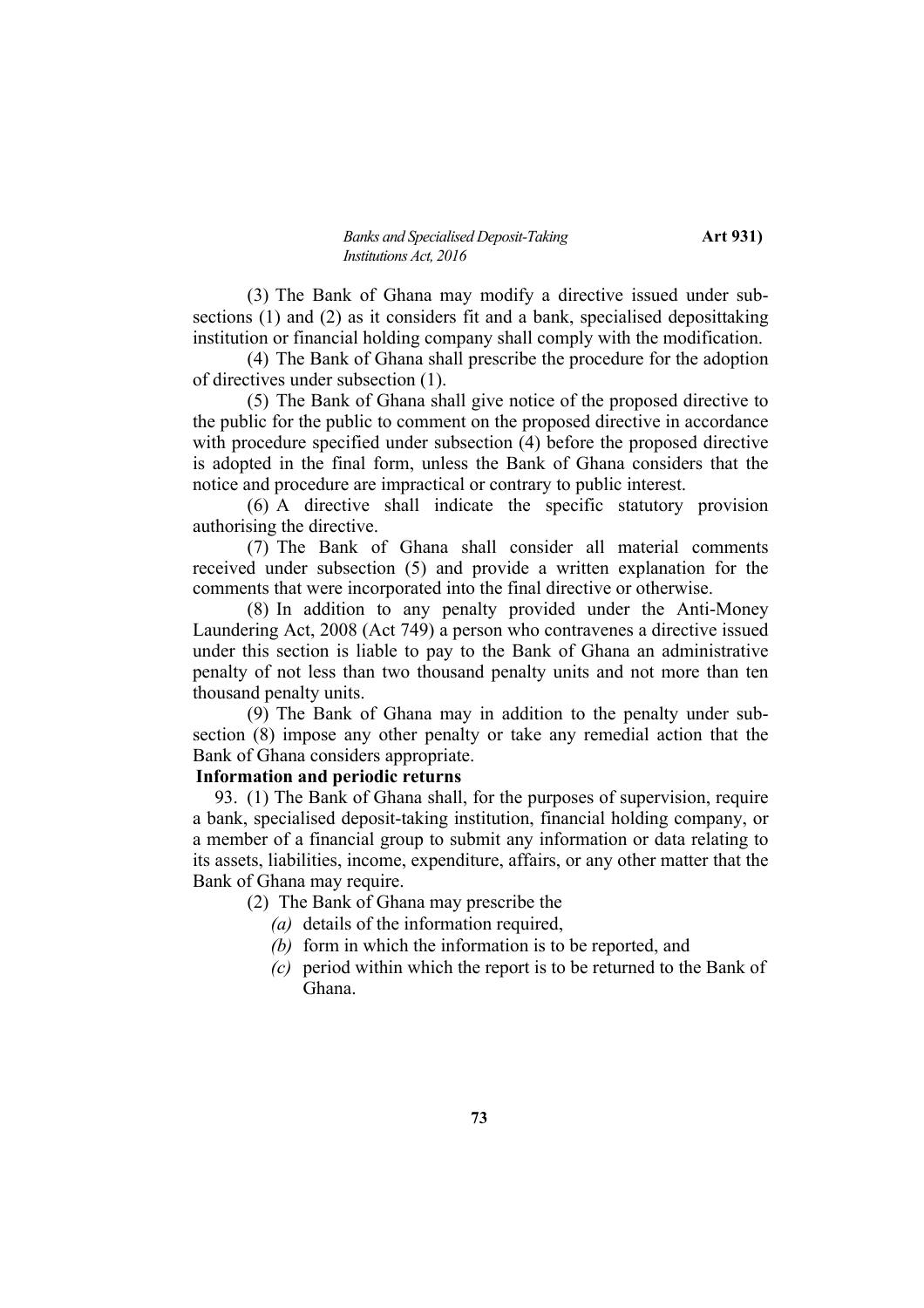(3) The Bank of Ghana may modify a directive issued under subsections (1) and (2) as it considers fit and a bank, specialised deposittaking institution or financial holding company shall comply with the modification.

(4) The Bank of Ghana shall prescribe the procedure for the adoption of directives under subsection (1).

(5) The Bank of Ghana shall give notice of the proposed directive to the public for the public to comment on the proposed directive in accordance with procedure specified under subsection (4) before the proposed directive is adopted in the final form, unless the Bank of Ghana considers that the notice and procedure are impractical or contrary to public interest.

(6) A directive shall indicate the specific statutory provision authorising the directive.

(7) The Bank of Ghana shall consider all material comments received under subsection (5) and provide a written explanation for the comments that were incorporated into the final directive or otherwise.

(8) In addition to any penalty provided under the Anti-Money Laundering Act, 2008 (Act 749) a person who contravenes a directive issued under this section is liable to pay to the Bank of Ghana an administrative penalty of not less than two thousand penalty units and not more than ten thousand penalty units.

(9) The Bank of Ghana may in addition to the penalty under subsection (8) impose any other penalty or take any remedial action that the Bank of Ghana considers appropriate.

**Information and periodic returns**

93. (1) The Bank of Ghana shall, for the purposes of supervision, require a bank, specialised deposit-taking institution, financial holding company, or a member of a financial group to submit any information or data relating to its assets, liabilities, income, expenditure, affairs, or any other matter that the Bank of Ghana may require.

(2) The Bank of Ghana may prescribe the

*(a)* details of the information required,

*(b)* form in which the information is to be reported, and

*(c)* period within which the report is to be returned to the Bank of Ghana.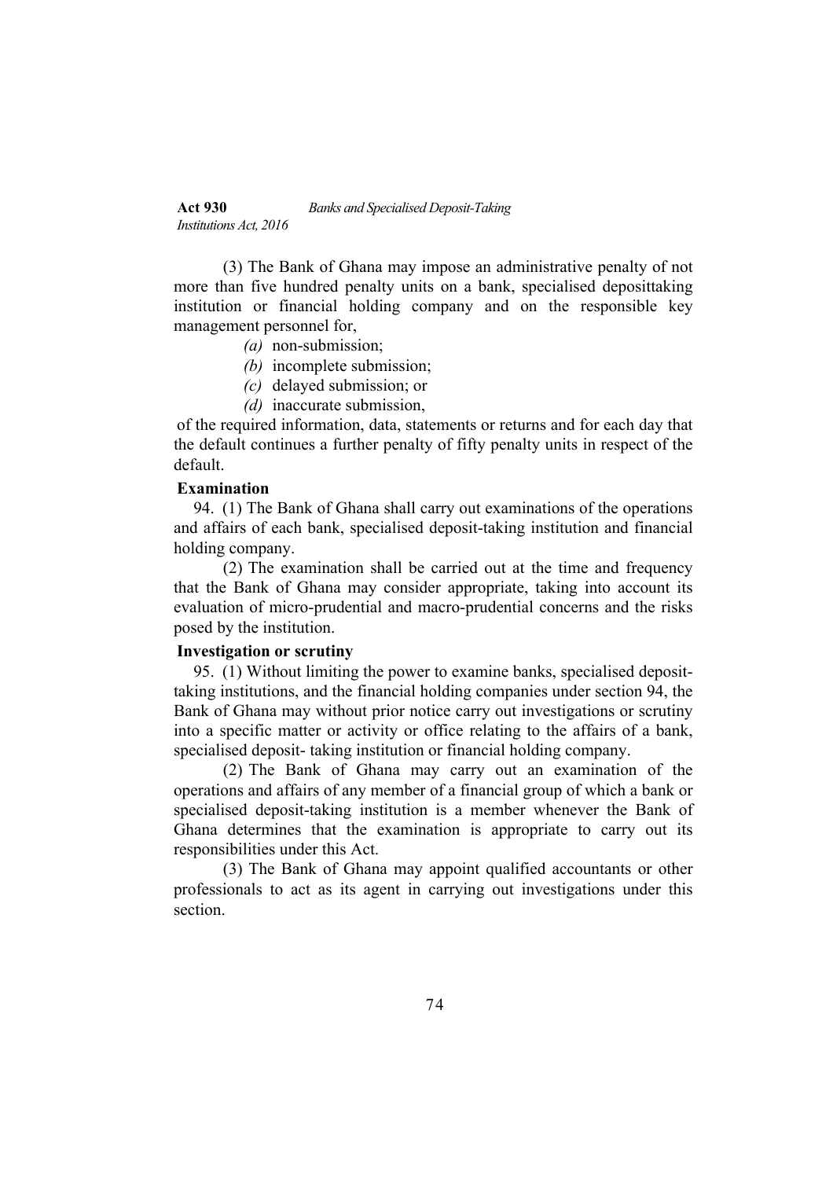(3) The Bank of Ghana may impose an administrative penalty of not more than five hundred penalty units on a bank, specialised deposittaking institution or financial holding company and on the responsible key management personnel for,

*(a)* non-submission;

*(b)* incomplete submission;

*(c)* delayed submission; or

*(d)* inaccurate submission,

of the required information, data, statements or returns and for each day that the default continues a further penalty of fifty penalty units in respect of the default.

**Examination**

94. (1) The Bank of Ghana shall carry out examinations of the operations and affairs of each bank, specialised deposit-taking institution and financial holding company.

(2) The examination shall be carried out at the time and frequency that the Bank of Ghana may consider appropriate, taking into account its evaluation of micro-prudential and macro-prudential concerns and the risks posed by the institution.

**Investigation or scrutiny**

95. (1) Without limiting the power to examine banks, specialised deposit-taking institutions, and the financial holding companies under section 94, the Bank of Ghana may without prior notice carry out investigations or scrutiny into a specific matter or activity or office relating to the affairs of a bank, specialised deposit- taking institution or financial holding company.

(2) The Bank of Ghana may carry out an examination of the operations and affairs of any member of a financial group of which a bank or specialised deposit-taking institution is a member whenever the Bank of Ghana determines that the examination is appropriate to carry out its responsibilities under this Act.

(3) The Bank of Ghana may appoint qualified accountants or other professionals to act as its agent in carrying out investigations under this section.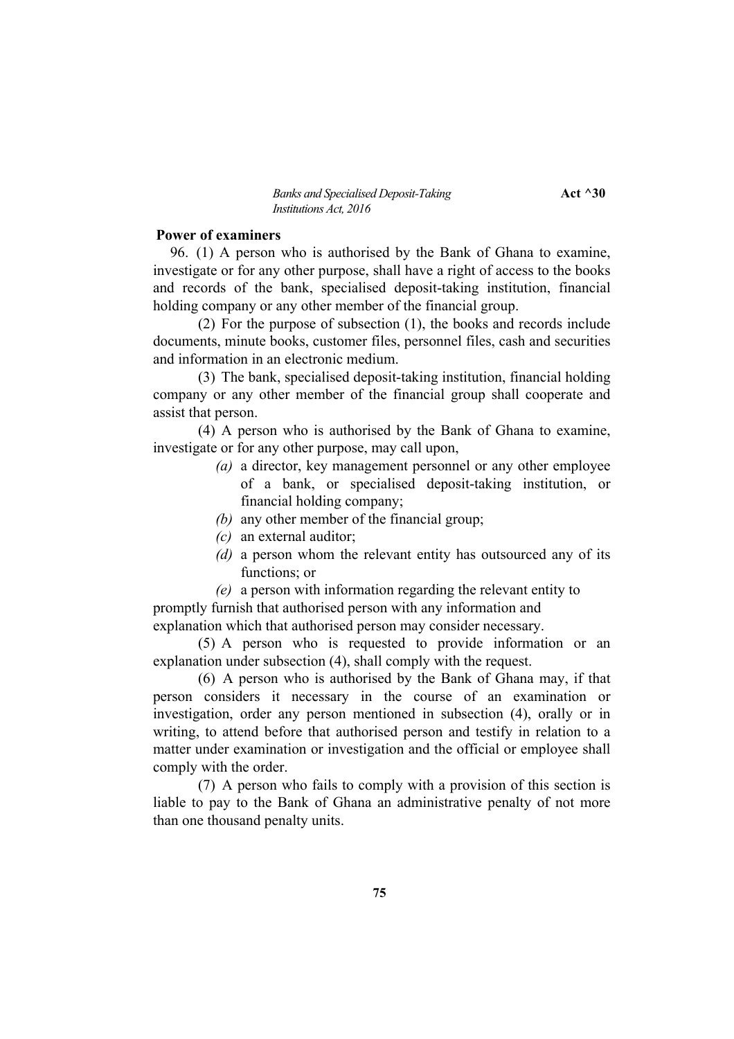**Power of examiners**

96. (1) A person who is authorised by the Bank of Ghana to examine, investigate or for any other purpose, shall have a right of access to the books and records of the bank, specialised deposit-taking institution, financial holding company or any other member of the financial group.

(2) For the purpose of subsection (1), the books and records include documents, minute books, customer files, personnel files, cash and securities and information in an electronic medium.

(3) The bank, specialised deposit-taking institution, financial holding company or any other member of the financial group shall cooperate and assist that person.

(4) A person who is authorised by the Bank of Ghana to examine, investigate or for any other purpose, may call upon,

- *(a)* a director, key management personnel or any other employee of a bank, or specialised deposit-taking institution, or financial holding company;
- *(b)* any other member of the financial group;
- *(c)* an external auditor;
- *(d)* a person whom the relevant entity has outsourced any of its functions; or
- *(e)* a person with information regarding the relevant entity to

promptly furnish that authorised person with any information and explanation which that authorised person may consider necessary.

(5) A person who is requested to provide information or an explanation under subsection (4), shall comply with the request.

(6) A person who is authorised by the Bank of Ghana may, if that person considers it necessary in the course of an examination or investigation, order any person mentioned in subsection (4), orally or in writing, to attend before that authorised person and testify in relation to a matter under examination or investigation and the official or employee shall comply with the order.

(7) A person who fails to comply with a provision of this section is liable to pay to the Bank of Ghana an administrative penalty of not more than one thousand penalty units.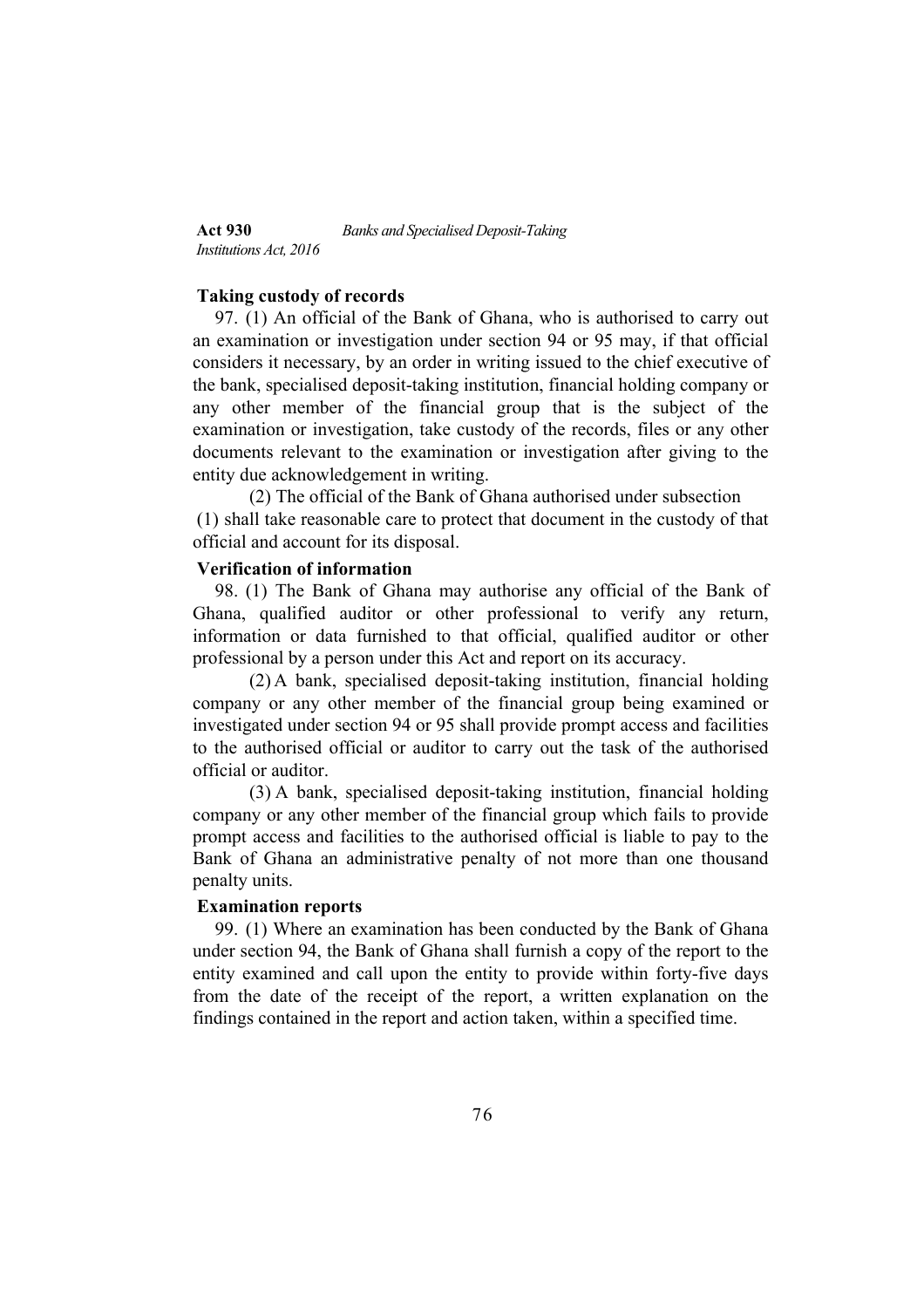**Taking custody of records**

97. (1) An official of the Bank of Ghana, who is authorised to carry out an examination or investigation under section 94 or 95 may, if that official considers it necessary, by an order in writing issued to the chief executive of the bank, specialised deposit-taking institution, financial holding company or any other member of the financial group that is the subject of the examination or investigation, take custody of the records, files or any other documents relevant to the examination or investigation after giving to the entity due acknowledgement in writing.

(2) The official of the Bank of Ghana authorised under subsection (1) shall take reasonable care to protect that document in the custody of that official and account for its disposal.

**Verification of information**

98. (1) The Bank of Ghana may authorise any official of the Bank of Ghana, qualified auditor or other professional to verify any return, information or data furnished to that official, qualified auditor or other professional by a person under this Act and report on its accuracy.

(2) A bank, specialised deposit-taking institution, financial holding company or any other member of the financial group being examined or investigated under section 94 or 95 shall provide prompt access and facilities to the authorised official or auditor to carry out the task of the authorised official or auditor.

(3) A bank, specialised deposit-taking institution, financial holding company or any other member of the financial group which fails to provide prompt access and facilities to the authorised official is liable to pay to the Bank of Ghana an administrative penalty of not more than one thousand penalty units.

**Examination reports**

99. (1) Where an examination has been conducted by the Bank of Ghana under section 94, the Bank of Ghana shall furnish a copy of the report to the entity examined and call upon the entity to provide within forty-five days from the date of the receipt of the report, a written explanation on the findings contained in the report and action taken, within a specified time.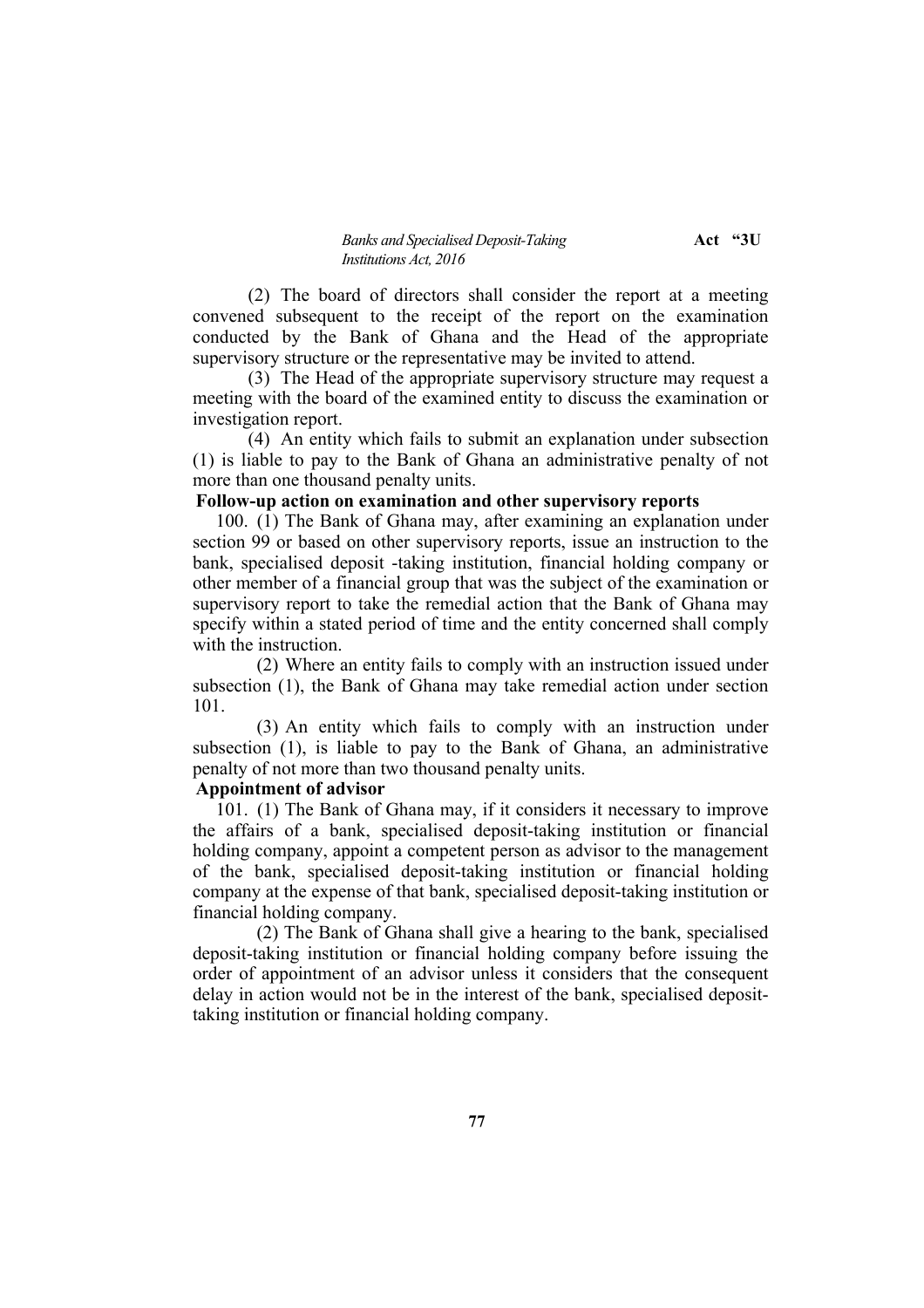(2) The board of directors shall consider the report at a meeting convened subsequent to the receipt of the report on the examination conducted by the Bank of Ghana and the Head of the appropriate supervisory structure or the representative may be invited to attend.

(3) The Head of the appropriate supervisory structure may request a meeting with the board of the examined entity to discuss the examination or investigation report.

(4) An entity which fails to submit an explanation under subsection (1) is liable to pay to the Bank of Ghana an administrative penalty of not more than one thousand penalty units.

**Follow-up action on examination and other supervisory reports**

100. (1) The Bank of Ghana may, after examining an explanation under section 99 or based on other supervisory reports, issue an instruction to the bank, specialised deposit -taking institution, financial holding company or other member of a financial group that was the subject of the examination or supervisory report to take the remedial action that the Bank of Ghana may specify within a stated period of time and the entity concerned shall comply with the instruction.

(2) Where an entity fails to comply with an instruction issued under subsection (1), the Bank of Ghana may take remedial action under section 101.

(3) An entity which fails to comply with an instruction under subsection (1), is liable to pay to the Bank of Ghana, an administrative penalty of not more than two thousand penalty units.

**Appointment of advisor**

101. (1) The Bank of Ghana may, if it considers it necessary to improve the affairs of a bank, specialised deposit-taking institution or financial holding company, appoint a competent person as advisor to the management of the bank, specialised deposit-taking institution or financial holding company at the expense of that bank, specialised deposit-taking institution or financial holding company.

(2) The Bank of Ghana shall give a hearing to the bank, specialised deposit-taking institution or financial holding company before issuing the order of appointment of an advisor unless it considers that the consequent delay in action would not be in the interest of the bank, specialised deposit-taking institution or financial holding company.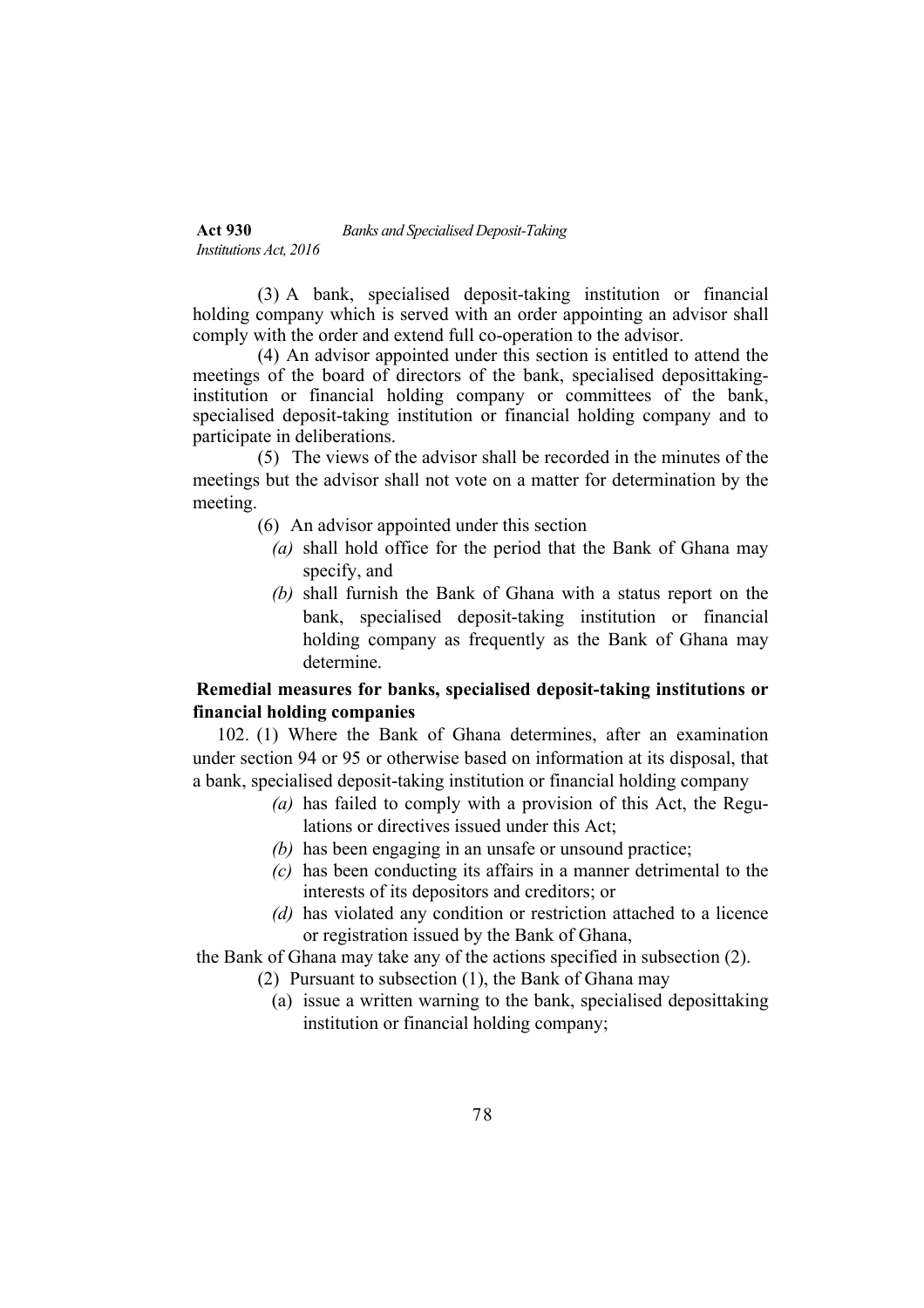(3) A bank, specialised deposit-taking institution or financial holding company which is served with an order appointing an advisor shall comply with the order and extend full co-operation to the advisor.

(4) An advisor appointed under this section is entitled to attend the meetings of the board of directors of the bank, specialised deposittaking-institution or financial holding company or committees of the bank, specialised deposit-taking institution or financial holding company and to participate in deliberations.

(5) The views of the advisor shall be recorded in the minutes of the meetings but the advisor shall not vote on a matter for determination by the meeting.

(6) An advisor appointed under this section

*(a)* shall hold office for the period that the Bank of Ghana may specify, and

*(b)* shall furnish the Bank of Ghana with a status report on the bank, specialised deposit-taking institution or financial holding company as frequently as the Bank of Ghana may determine.

**Remedial measures for banks, specialised deposit-taking institutions or financial holding companies**

102. (1) Where the Bank of Ghana determines, after an examination under section 94 or 95 or otherwise based on information at its disposal, that a bank, specialised deposit-taking institution or financial holding company

*(a)* has failed to comply with a provision of this Act, the Regulations or directives issued under this Act;

*(b)* has been engaging in an unsafe or unsound practice;

*(c)* has been conducting its affairs in a manner detrimental to the interests of its depositors and creditors; or

*(d)* has violated any condition or restriction attached to a licence or registration issued by the Bank of Ghana,

the Bank of Ghana may take any of the actions specified in subsection (2).

(2) Pursuant to subsection (1), the Bank of Ghana may

(a) issue a written warning to the bank, specialised deposittaking institution or financial holding company;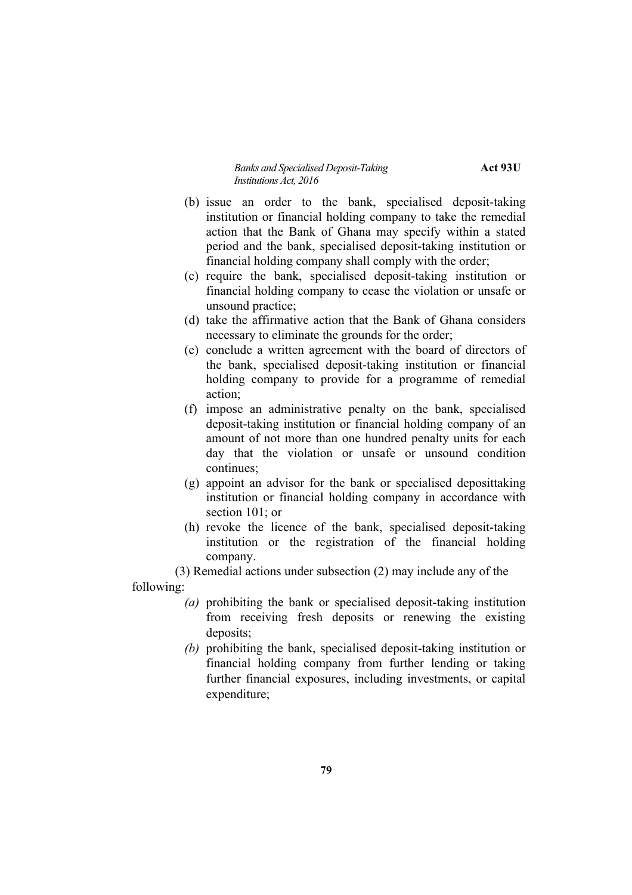(b) issue an order to the bank, specialised deposit-taking institution or financial holding company to take the remedial action that the Bank of Ghana may specify within a stated period and the bank, specialised deposit-taking institution or financial holding company shall comply with the order;

(c) require the bank, specialised deposit-taking institution or financial holding company to cease the violation or unsafe or unsound practice;

(d) take the affirmative action that the Bank of Ghana considers necessary to eliminate the grounds for the order;

(e) conclude a written agreement with the board of directors of the bank, specialised deposit-taking institution or financial holding company to provide for a programme of remedial action;

(f) impose an administrative penalty on the bank, specialised deposit-taking institution or financial holding company of an amount of not more than one hundred penalty units for each day that the violation or unsafe or unsound condition continues;

(g) appoint an advisor for the bank or specialised deposittaking institution or financial holding company in accordance with section 101; or

(h) revoke the licence of the bank, specialised deposit-taking institution or the registration of the financial holding company.

(3) Remedial actions under subsection (2) may include any of the following:

*(a)* prohibiting the bank or specialised deposit-taking institution from receiving fresh deposits or renewing the existing deposits;

*(b)* prohibiting the bank, specialised deposit-taking institution or financial holding company from further lending or taking further financial exposures, including investments, or capital expenditure;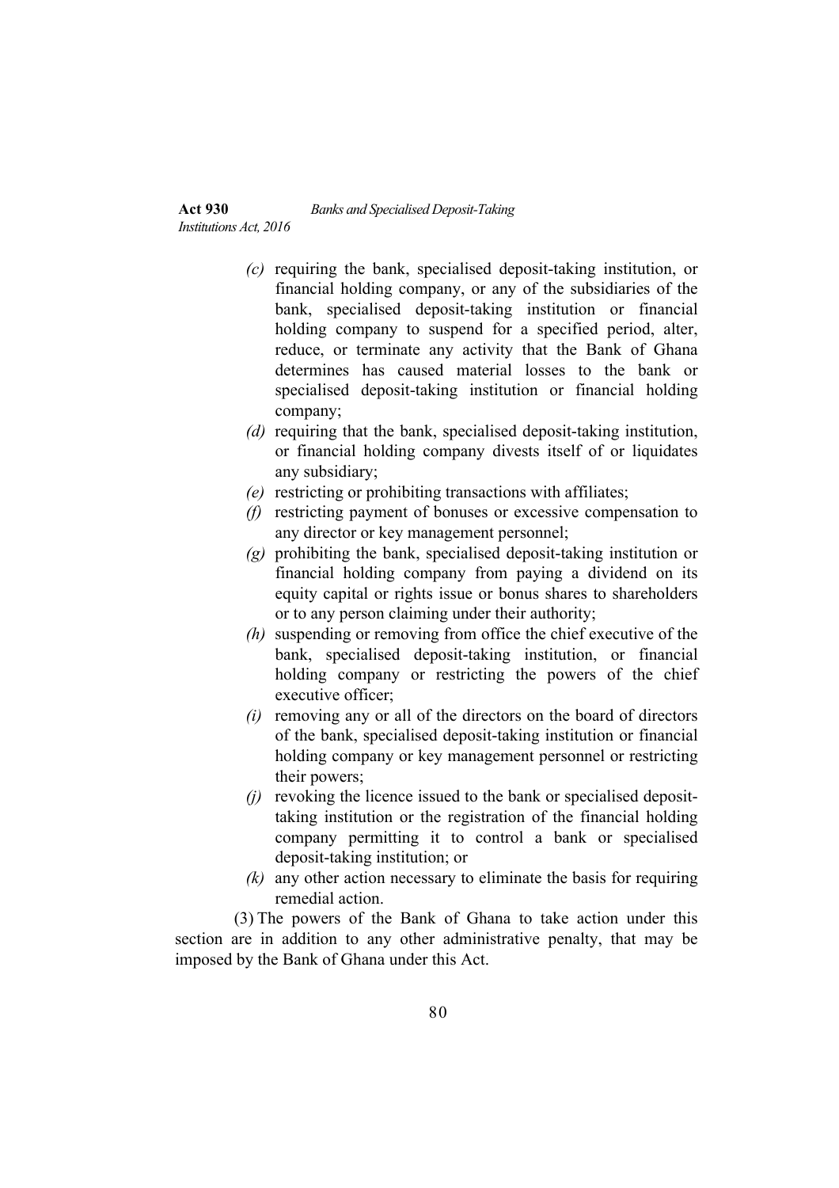*(c)* requiring the bank, specialised deposit-taking institution, or financial holding company, or any of the subsidiaries of the bank, specialised deposit-taking institution or financial holding company to suspend for a specified period, alter, reduce, or terminate any activity that the Bank of Ghana determines has caused material losses to the bank or specialised deposit-taking institution or financial holding company;

*(d)* requiring that the bank, specialised deposit-taking institution, or financial holding company divests itself of or liquidates any subsidiary;

*(e)* restricting or prohibiting transactions with affiliates;

*(f)* restricting payment of bonuses or excessive compensation to any director or key management personnel;

*(g)* prohibiting the bank, specialised deposit-taking institution or financial holding company from paying a dividend on its equity capital or rights issue or bonus shares to shareholders or to any person claiming under their authority;

*(h)* suspending or removing from office the chief executive of the bank, specialised deposit-taking institution, or financial holding company or restricting the powers of the chief executive officer;

*(i)* removing any or all of the directors on the board of directors of the bank, specialised deposit-taking institution or financial holding company or key management personnel or restricting their powers;

*(j)* revoking the licence issued to the bank or specialised deposit-taking institution or the registration of the financial holding company permitting it to control a bank or specialised deposit-taking institution; or

*(k)* any other action necessary to eliminate the basis for requiring remedial action.

(3) The powers of the Bank of Ghana to take action under this section are in addition to any other administrative penalty, that may be imposed by the Bank of Ghana under this Act.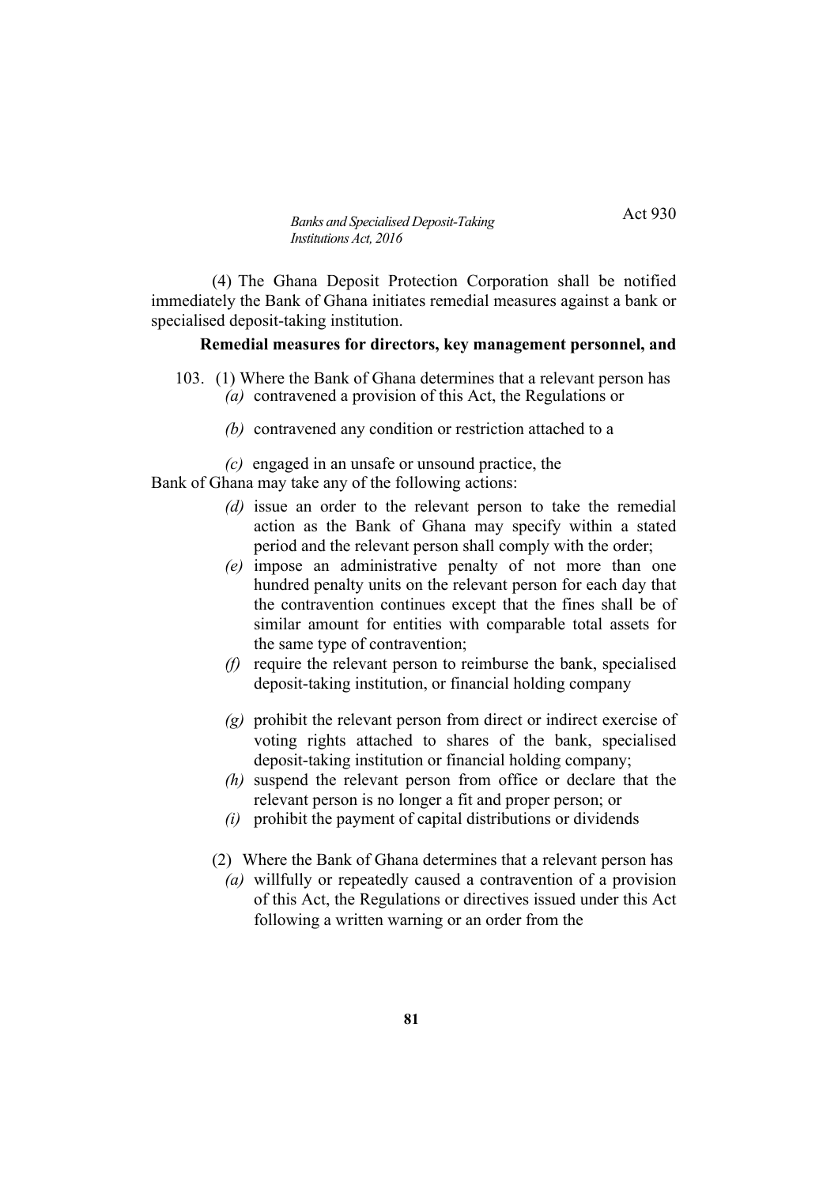(4) The Ghana Deposit Protection Corporation shall be notified immediately the Bank of Ghana initiates remedial measures against a bank or specialised deposit-taking institution.

**Remedial measures for directors, key management personnel, and**

103. (1) Where the Bank of Ghana determines that a relevant person has

*(a)* contravened a provision of this Act, the Regulations or

*(b)* contravened any condition or restriction attached to a

*(c)* engaged in an unsafe or unsound practice, the

Bank of Ghana may take any of the following actions:

*(d)* issue an order to the relevant person to take the remedial action as the Bank of Ghana may specify within a stated period and the relevant person shall comply with the order;

*(e)* impose an administrative penalty of not more than one hundred penalty units on the relevant person for each day that the contravention continues except that the fines shall be of similar amount for entities with comparable total assets for the same type of contravention;

*(f)* require the relevant person to reimburse the bank, specialised deposit-taking institution, or financial holding company

*(g)* prohibit the relevant person from direct or indirect exercise of voting rights attached to shares of the bank, specialised deposit-taking institution or financial holding company;

*(h)* suspend the relevant person from office or declare that the relevant person is no longer a fit and proper person; or

*(i)* prohibit the payment of capital distributions or dividends

(2) Where the Bank of Ghana determines that a relevant person has

*(a)* willfully or repeatedly caused a contravention of a provision of this Act, the Regulations or directives issued under this Act following a written warning or an order from the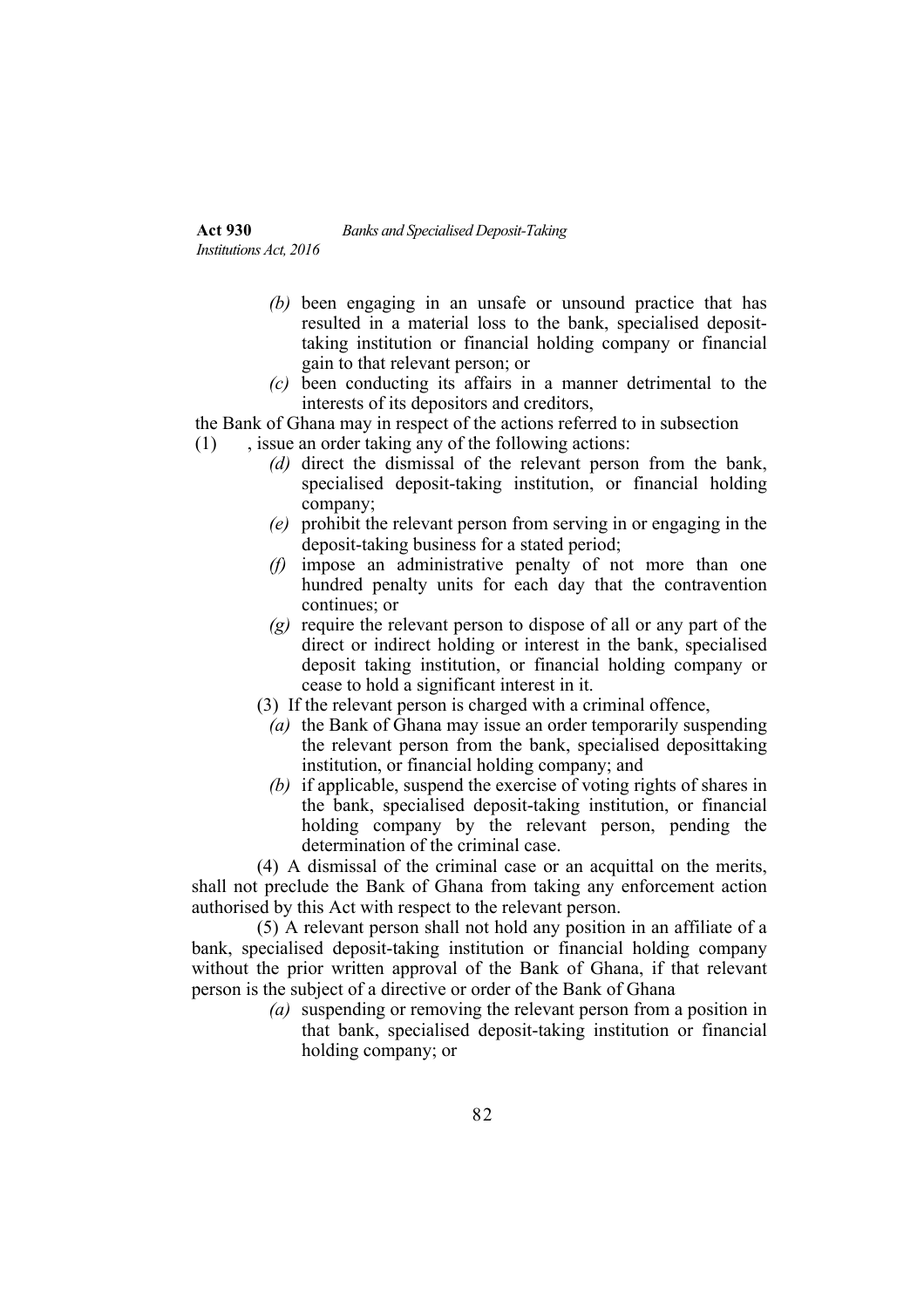- *(b)* been engaging in an unsafe or unsound practice that has resulted in a material loss to the bank, specialised deposit-taking institution or financial holding company or financial gain to that relevant person; or
- *(c)* been conducting its affairs in a manner detrimental to the interests of its depositors and creditors,

the Bank of Ghana may in respect of the actions referred to in subsection (1) , issue an order taking any of the following actions:

- *(d)* direct the dismissal of the relevant person from the bank, specialised deposit-taking institution, or financial holding company;
- *(e)* prohibit the relevant person from serving in or engaging in the deposit-taking business for a stated period;
- *(f)* impose an administrative penalty of not more than one hundred penalty units for each day that the contravention continues; or
- *(g)* require the relevant person to dispose of all or any part of the direct or indirect holding or interest in the bank, specialised deposit taking institution, or financial holding company or cease to hold a significant interest in it.

(3) If the relevant person is charged with a criminal offence,

- *(a)* the Bank of Ghana may issue an order temporarily suspending the relevant person from the bank, specialised deposittaking institution, or financial holding company; and
- *(b)* if applicable, suspend the exercise of voting rights of shares in the bank, specialised deposit-taking institution, or financial holding company by the relevant person, pending the determination of the criminal case.

(4) A dismissal of the criminal case or an acquittal on the merits, shall not preclude the Bank of Ghana from taking any enforcement action authorised by this Act with respect to the relevant person.

(5) A relevant person shall not hold any position in an affiliate of a bank, specialised deposit-taking institution or financial holding company without the prior written approval of the Bank of Ghana, if that relevant person is the subject of a directive or order of the Bank of Ghana

- *(a)* suspending or removing the relevant person from a position in that bank, specialised deposit-taking institution or financial holding company; or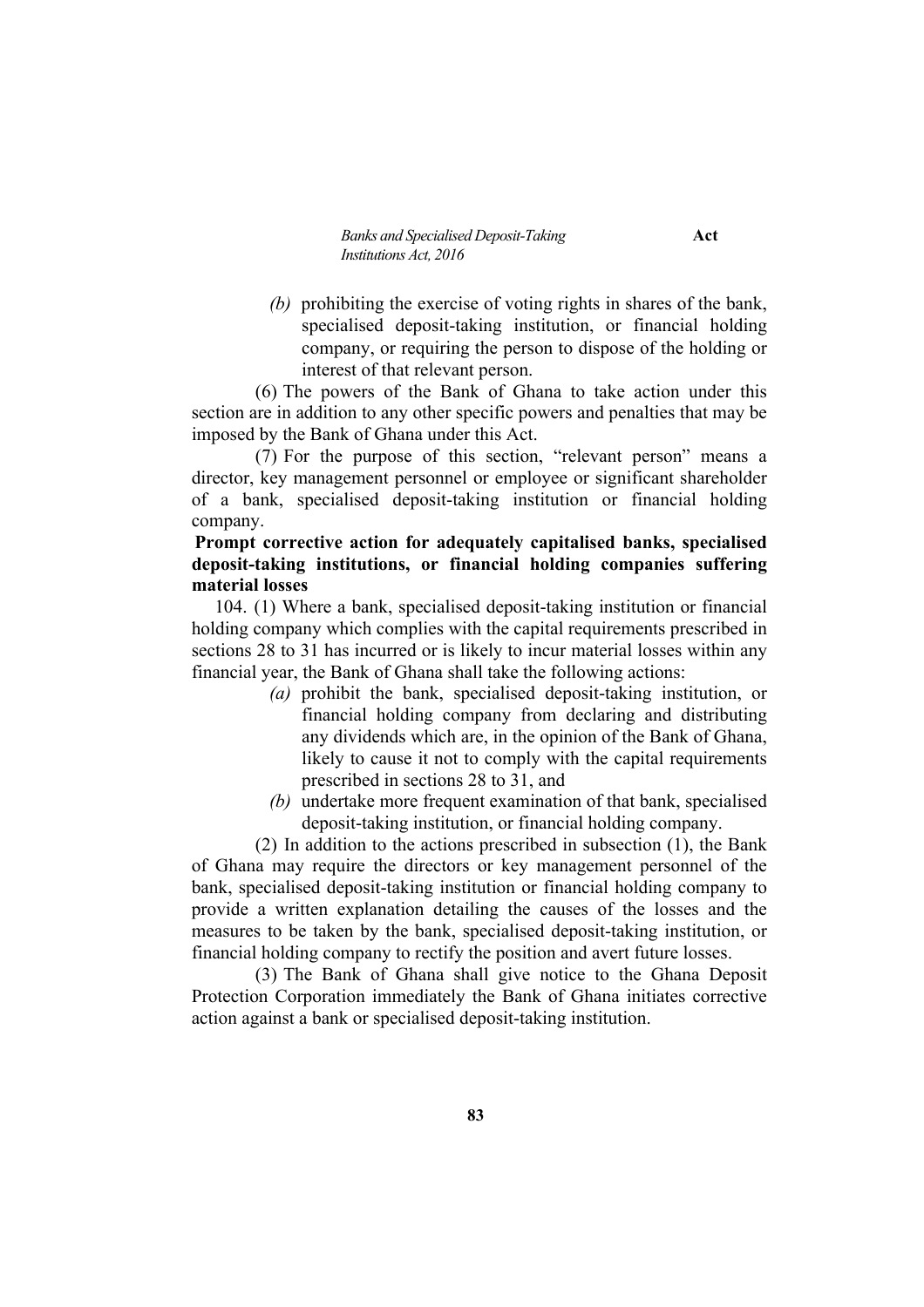*(b)* prohibiting the exercise of voting rights in shares of the bank, specialised deposit-taking institution, or financial holding company, or requiring the person to dispose of the holding or interest of that relevant person.

(6) The powers of the Bank of Ghana to take action under this section are in addition to any other specific powers and penalties that may be imposed by the Bank of Ghana under this Act.

(7) For the purpose of this section, "relevant person" means a director, key management personnel or employee or significant shareholder of a bank, specialised deposit-taking institution or financial holding company.

**Prompt corrective action for adequately capitalised banks, specialised deposit-taking institutions, or financial holding companies suffering material losses**

104. (1) Where a bank, specialised deposit-taking institution or financial holding company which complies with the capital requirements prescribed in sections 28 to 31 has incurred or is likely to incur material losses within any financial year, the Bank of Ghana shall take the following actions:

*(a)* prohibit the bank, specialised deposit-taking institution, or financial holding company from declaring and distributing any dividends which are, in the opinion of the Bank of Ghana, likely to cause it not to comply with the capital requirements prescribed in sections 28 to 31, and

*(b)* undertake more frequent examination of that bank, specialised deposit-taking institution, or financial holding company.

(2) In addition to the actions prescribed in subsection (1), the Bank of Ghana may require the directors or key management personnel of the bank, specialised deposit-taking institution or financial holding company to provide a written explanation detailing the causes of the losses and the measures to be taken by the bank, specialised deposit-taking institution, or financial holding company to rectify the position and avert future losses.

(3) The Bank of Ghana shall give notice to the Ghana Deposit Protection Corporation immediately the Bank of Ghana initiates corrective action against a bank or specialised deposit-taking institution.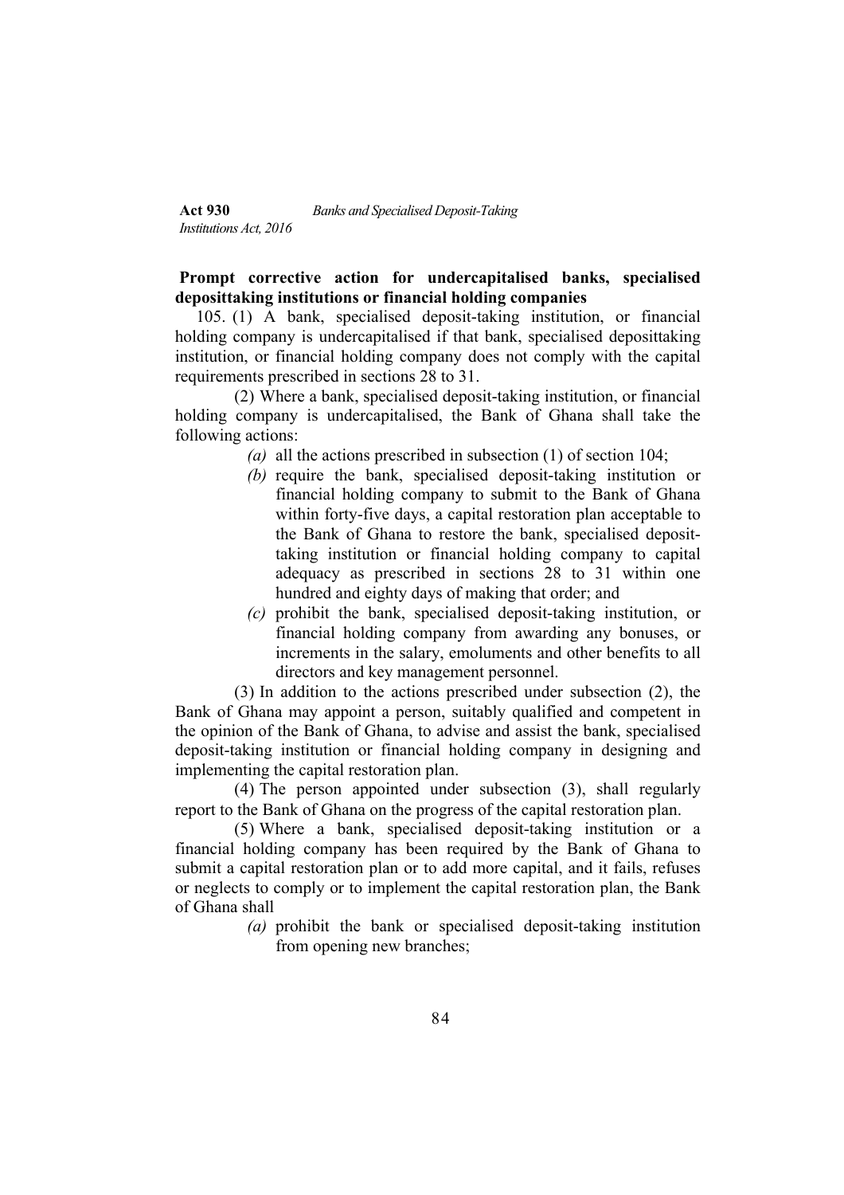**Prompt corrective action for undercapitalised banks, specialised deposittaking institutions or financial holding companies**

105. (1) A bank, specialised deposit-taking institution, or financial holding company is undercapitalised if that bank, specialised deposittaking institution, or financial holding company does not comply with the capital requirements prescribed in sections 28 to 31.

(2) Where a bank, specialised deposit-taking institution, or financial holding company is undercapitalised, the Bank of Ghana shall take the following actions:

*(a)* all the actions prescribed in subsection (1) of section 104;

*(b)* require the bank, specialised deposit-taking institution or financial holding company to submit to the Bank of Ghana within forty-five days, a capital restoration plan acceptable to the Bank of Ghana to restore the bank, specialised deposit-taking institution or financial holding company to capital adequacy as prescribed in sections 28 to 31 within one hundred and eighty days of making that order; and

*(c)* prohibit the bank, specialised deposit-taking institution, or financial holding company from awarding any bonuses, or increments in the salary, emoluments and other benefits to all directors and key management personnel.

(3) In addition to the actions prescribed under subsection (2), the Bank of Ghana may appoint a person, suitably qualified and competent in the opinion of the Bank of Ghana, to advise and assist the bank, specialised deposit-taking institution or financial holding company in designing and implementing the capital restoration plan.

(4) The person appointed under subsection (3), shall regularly report to the Bank of Ghana on the progress of the capital restoration plan.

(5) Where a bank, specialised deposit-taking institution or a financial holding company has been required by the Bank of Ghana to submit a capital restoration plan or to add more capital, and it fails, refuses or neglects to comply or to implement the capital restoration plan, the Bank of Ghana shall

*(a)* prohibit the bank or specialised deposit-taking institution from opening new branches;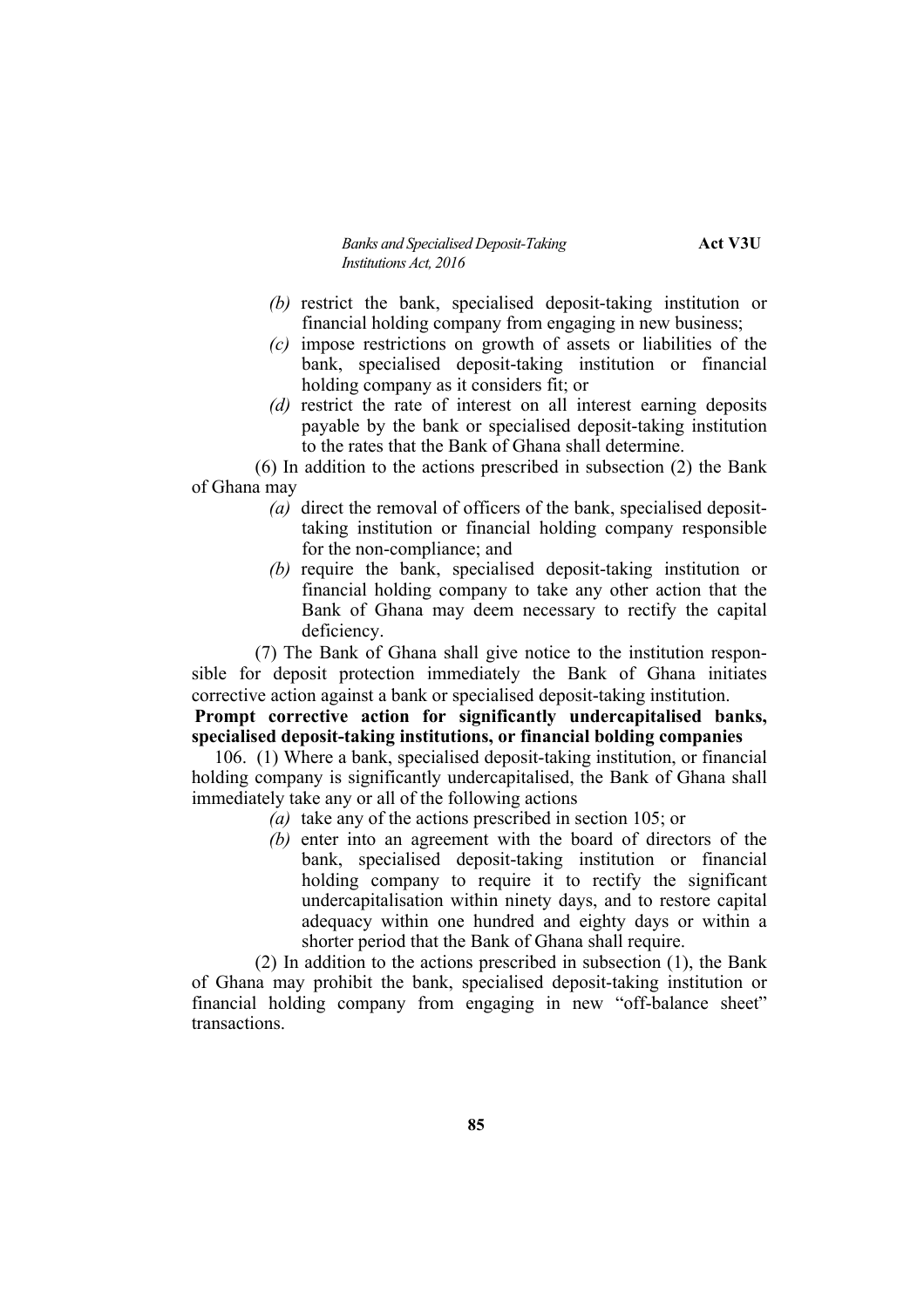*(b)* restrict the bank, specialised deposit-taking institution or financial holding company from engaging in new business;

*(c)* impose restrictions on growth of assets or liabilities of the bank, specialised deposit-taking institution or financial holding company as it considers fit; or

*(d)* restrict the rate of interest on all interest earning deposits payable by the bank or specialised deposit-taking institution to the rates that the Bank of Ghana shall determine.

(6) In addition to the actions prescribed in subsection (2) the Bank of Ghana may

*(a)* direct the removal of officers of the bank, specialised deposit-taking institution or financial holding company responsible for the non-compliance; and

*(b)* require the bank, specialised deposit-taking institution or financial holding company to take any other action that the Bank of Ghana may deem necessary to rectify the capital deficiency.

(7) The Bank of Ghana shall give notice to the institution responsible for deposit protection immediately the Bank of Ghana initiates corrective action against a bank or specialised deposit-taking institution.

**Prompt corrective action for significantly undercapitalised banks, specialised deposit-taking institutions, or financial bolding companies**

106. (1) Where a bank, specialised deposit-taking institution, or financial holding company is significantly undercapitalised, the Bank of Ghana shall immediately take any or all of the following actions

*(a)* take any of the actions prescribed in section 105; or

*(b)* enter into an agreement with the board of directors of the bank, specialised deposit-taking institution or financial holding company to require it to rectify the significant undercapitalisation within ninety days, and to restore capital adequacy within one hundred and eighty days or within a shorter period that the Bank of Ghana shall require.

(2) In addition to the actions prescribed in subsection (1), the Bank of Ghana may prohibit the bank, specialised deposit-taking institution or financial holding company from engaging in new "off-balance sheet" transactions.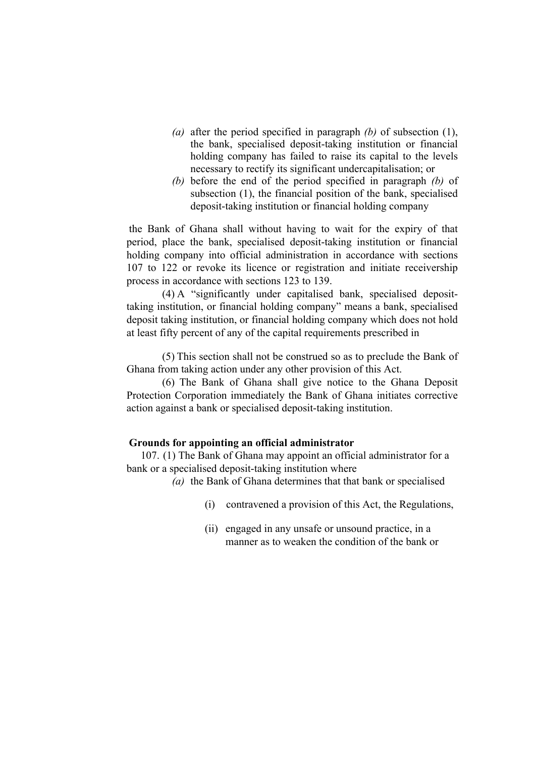*(a)* after the period specified in paragraph *(b)* of subsection (1), the bank, specialised deposit-taking institution or financial holding company has failed to raise its capital to the levels necessary to rectify its significant undercapitalisation; or

*(b)* before the end of the period specified in paragraph *(b)* of subsection (1), the financial position of the bank, specialised deposit-taking institution or financial holding company

the Bank of Ghana shall without having to wait for the expiry of that period, place the bank, specialised deposit-taking institution or financial holding company into official administration in accordance with sections 107 to 122 or revoke its licence or registration and initiate receivership process in accordance with sections 123 to 139.

(4) A "significantly under capitalised bank, specialised deposit-taking institution, or financial holding company" means a bank, specialised deposit taking institution, or financial holding company which does not hold at least fifty percent of any of the capital requirements prescribed in

(5) This section shall not be construed so as to preclude the Bank of Ghana from taking action under any other provision of this Act.

(6) The Bank of Ghana shall give notice to the Ghana Deposit Protection Corporation immediately the Bank of Ghana initiates corrective action against a bank or specialised deposit-taking institution.

**Grounds for appointing an official administrator**

107. (1) The Bank of Ghana may appoint an official administrator for a bank or a specialised deposit-taking institution where

*(a)* the Bank of Ghana determines that that bank or specialised

(i) contravened a provision of this Act, the Regulations,

(ii) engaged in any unsafe or unsound practice, in a manner as to weaken the condition of the bank or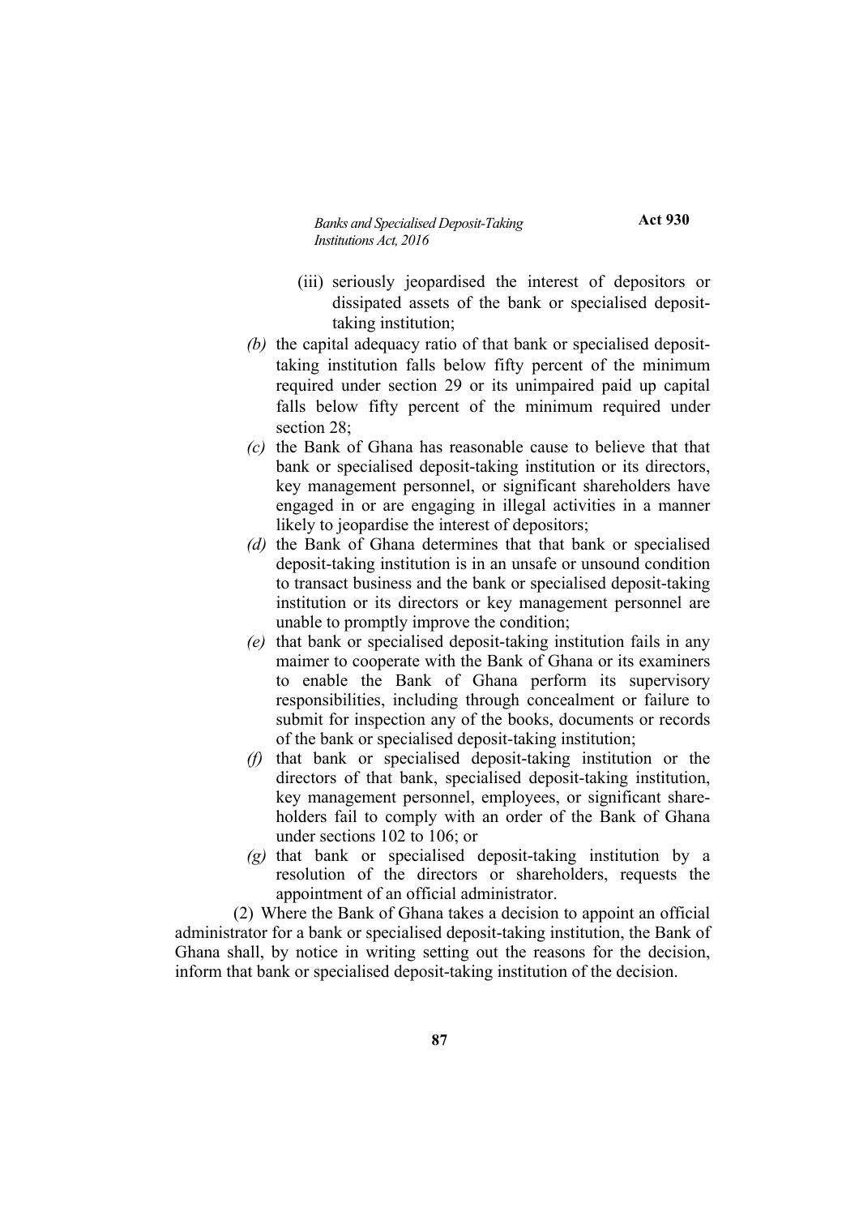(iii) seriously jeopardised the interest of depositors or dissipated assets of the bank or specialised deposit-taking institution;

*(b)* the capital adequacy ratio of that bank or specialised deposit-taking institution falls below fifty percent of the minimum required under section 29 or its unimpaired paid up capital falls below fifty percent of the minimum required under section 28;

*(c)* the Bank of Ghana has reasonable cause to believe that that bank or specialised deposit-taking institution or its directors, key management personnel, or significant shareholders have engaged in or are engaging in illegal activities in a manner likely to jeopardise the interest of depositors;

*(d)* the Bank of Ghana determines that that bank or specialised deposit-taking institution is in an unsafe or unsound condition to transact business and the bank or specialised deposit-taking institution or its directors or key management personnel are unable to promptly improve the condition;

*(e)* that bank or specialised deposit-taking institution fails in any maimer to cooperate with the Bank of Ghana or its examiners to enable the Bank of Ghana perform its supervisory responsibilities, including through concealment or failure to submit for inspection any of the books, documents or records of the bank or specialised deposit-taking institution;

*(f)* that bank or specialised deposit-taking institution or the directors of that bank, specialised deposit-taking institution, key management personnel, employees, or significant shareholders fail to comply with an order of the Bank of Ghana under sections 102 to 106; or

*(g)* that bank or specialised deposit-taking institution by a resolution of the directors or shareholders, requests the appointment of an official administrator.

(2) Where the Bank of Ghana takes a decision to appoint an official administrator for a bank or specialised deposit-taking institution, the Bank of Ghana shall, by notice in writing setting out the reasons for the decision, inform that bank or specialised deposit-taking institution of the decision.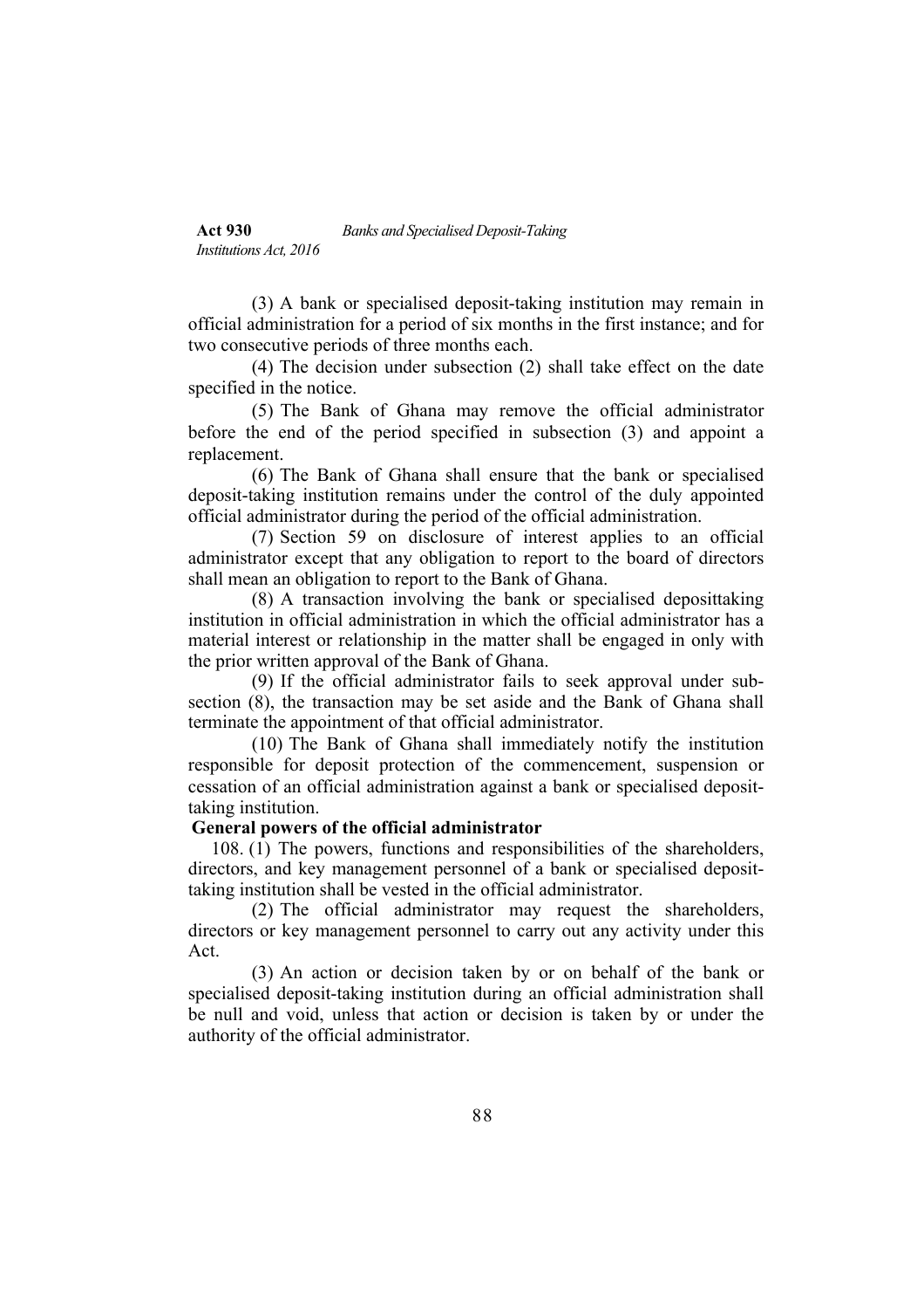(3) A bank or specialised deposit-taking institution may remain in official administration for a period of six months in the first instance; and for two consecutive periods of three months each.

(4) The decision under subsection (2) shall take effect on the date specified in the notice.

(5) The Bank of Ghana may remove the official administrator before the end of the period specified in subsection (3) and appoint a replacement.

(6) The Bank of Ghana shall ensure that the bank or specialised deposit-taking institution remains under the control of the duly appointed official administrator during the period of the official administration.

(7) Section 59 on disclosure of interest applies to an official administrator except that any obligation to report to the board of directors shall mean an obligation to report to the Bank of Ghana.

(8) A transaction involving the bank or specialised deposittaking institution in official administration in which the official administrator has a material interest or relationship in the matter shall be engaged in only with the prior written approval of the Bank of Ghana.

(9) If the official administrator fails to seek approval under sub-section (8), the transaction may be set aside and the Bank of Ghana shall terminate the appointment of that official administrator.

(10) The Bank of Ghana shall immediately notify the institution responsible for deposit protection of the commencement, suspension or cessation of an official administration against a bank or specialised deposit-taking institution.

**General powers of the official administrator**

108. (1) The powers, functions and responsibilities of the shareholders, directors, and key management personnel of a bank or specialised deposit-taking institution shall be vested in the official administrator.

(2) The official administrator may request the shareholders, directors or key management personnel to carry out any activity under this Act.

(3) An action or decision taken by or on behalf of the bank or specialised deposit-taking institution during an official administration shall be null and void, unless that action or decision is taken by or under the authority of the official administrator.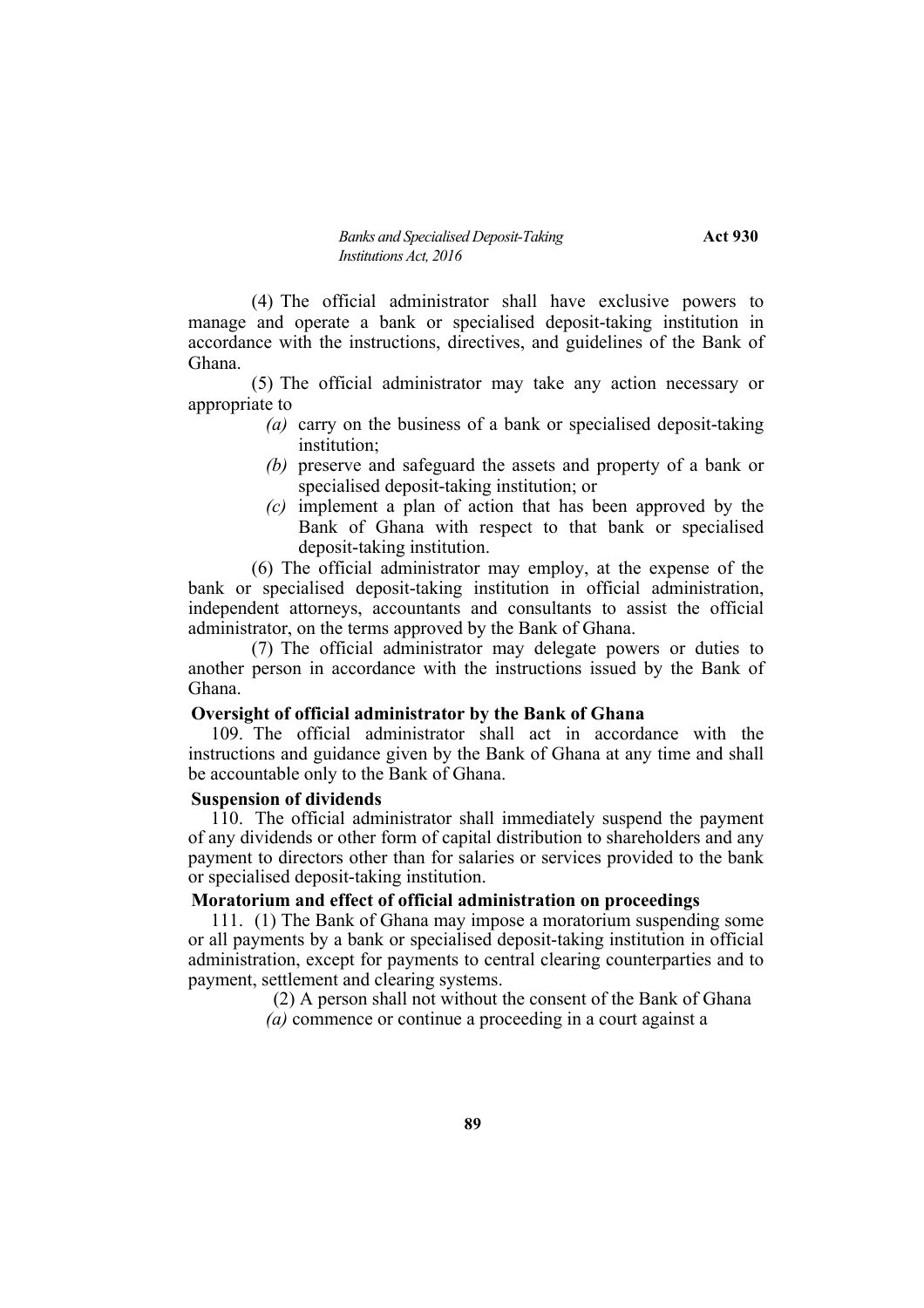(4) The official administrator shall have exclusive powers to manage and operate a bank or specialised deposit-taking institution in accordance with the instructions, directives, and guidelines of the Bank of Ghana.

(5) The official administrator may take any action necessary or appropriate to

*(a)* carry on the business of a bank or specialised deposit-taking institution;

*(b)* preserve and safeguard the assets and property of a bank or specialised deposit-taking institution; or

*(c)* implement a plan of action that has been approved by the Bank of Ghana with respect to that bank or specialised deposit-taking institution.

(6) The official administrator may employ, at the expense of the bank or specialised deposit-taking institution in official administration, independent attorneys, accountants and consultants to assist the official administrator, on the terms approved by the Bank of Ghana.

(7) The official administrator may delegate powers or duties to another person in accordance with the instructions issued by the Bank of Ghana.

**Oversight of official administrator by the Bank of Ghana**

109. The official administrator shall act in accordance with the instructions and guidance given by the Bank of Ghana at any time and shall be accountable only to the Bank of Ghana.

**Suspension of dividends**

110. The official administrator shall immediately suspend the payment of any dividends or other form of capital distribution to shareholders and any payment to directors other than for salaries or services provided to the bank or specialised deposit-taking institution.

**Moratorium and effect of official administration on proceedings**

111. (1) The Bank of Ghana may impose a moratorium suspending some or all payments by a bank or specialised deposit-taking institution in official administration, except for payments to central clearing counterparties and to payment, settlement and clearing systems.

(2) A person shall not without the consent of the Bank of Ghana

*(a)* commence or continue a proceeding in a court against a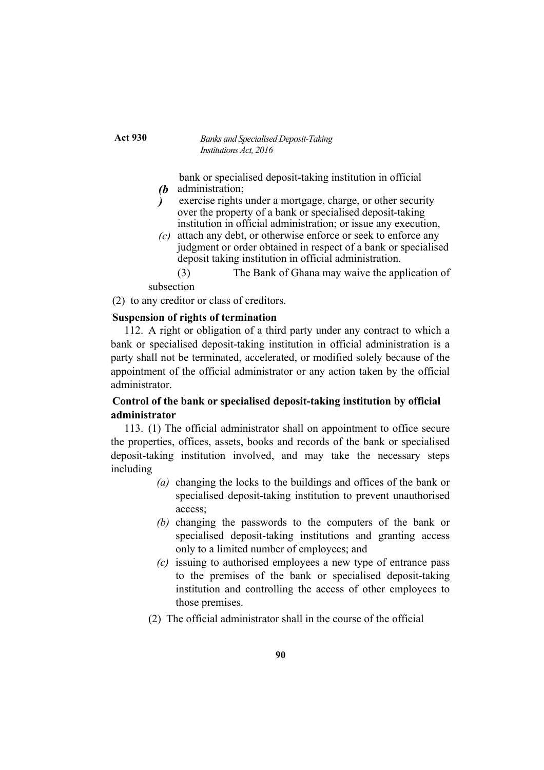bank or specialised deposit-taking institution in official administration;

*(b)* exercise rights under a mortgage, charge, or other security over the property of a bank or specialised deposit-taking institution in official administration; or issue any execution,

*(c)* attach any debt, or otherwise enforce or seek to enforce any judgment or order obtained in respect of a bank or specialised deposit taking institution in official administration.

(3) The Bank of Ghana may waive the application of subsection (2) to any creditor or class of creditors.

**Suspension of rights of termination**

112. A right or obligation of a third party under any contract to which a bank or specialised deposit-taking institution in official administration is a party shall not be terminated, accelerated, or modified solely because of the appointment of the official administrator or any action taken by the official administrator.

**Control of the bank or specialised deposit-taking institution by official administrator**

113. (1) The official administrator shall on appointment to office secure the properties, offices, assets, books and records of the bank or specialised deposit-taking institution involved, and may take the necessary steps including

*(a)* changing the locks to the buildings and offices of the bank or specialised deposit-taking institution to prevent unauthorised access;

*(b)* changing the passwords to the computers of the bank or specialised deposit-taking institutions and granting access only to a limited number of employees; and

*(c)* issuing to authorised employees a new type of entrance pass to the premises of the bank or specialised deposit-taking institution and controlling the access of other employees to those premises.

(2) The official administrator shall in the course of the official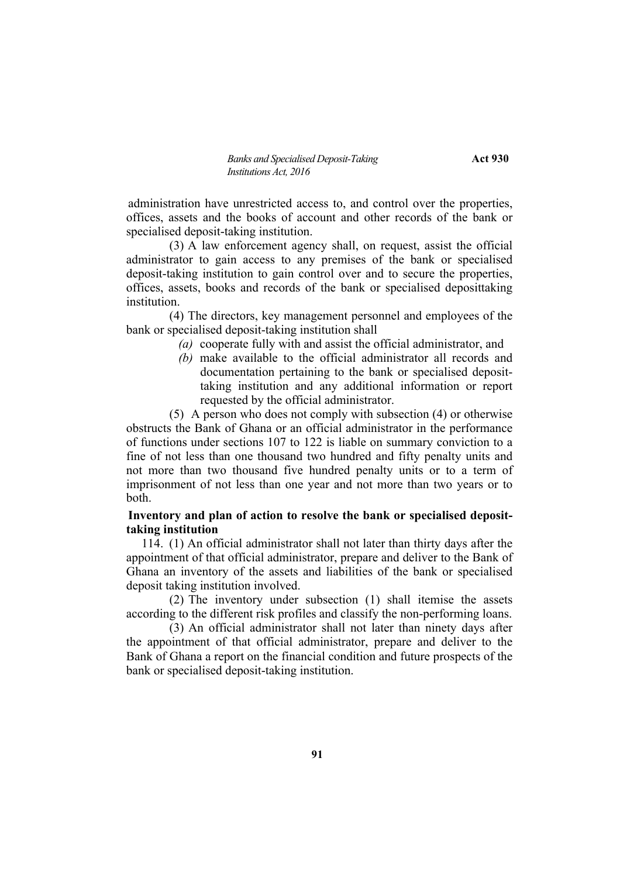administration have unrestricted access to, and control over the properties, offices, assets and the books of account and other records of the bank or specialised deposit-taking institution.

(3) A law enforcement agency shall, on request, assist the official administrator to gain access to any premises of the bank or specialised deposit-taking institution to gain control over and to secure the properties, offices, assets, books and records of the bank or specialised deposittaking institution.

(4) The directors, key management personnel and employees of the bank or specialised deposit-taking institution shall

*(a)* cooperate fully with and assist the official administrator, and

*(b)* make available to the official administrator all records and documentation pertaining to the bank or specialised deposit-taking institution and any additional information or report requested by the official administrator.

(5) A person who does not comply with subsection (4) or otherwise obstructs the Bank of Ghana or an official administrator in the performance of functions under sections 107 to 122 is liable on summary conviction to a fine of not less than one thousand two hundred and fifty penalty units and not more than two thousand five hundred penalty units or to a term of imprisonment of not less than one year and not more than two years or to both.

**Inventory and plan of action to resolve the bank or specialised deposit-taking institution**

114. (1) An official administrator shall not later than thirty days after the appointment of that official administrator, prepare and deliver to the Bank of Ghana an inventory of the assets and liabilities of the bank or specialised deposit taking institution involved.

(2) The inventory under subsection (1) shall itemise the assets according to the different risk profiles and classify the non-performing loans.

(3) An official administrator shall not later than ninety days after the appointment of that official administrator, prepare and deliver to the Bank of Ghana a report on the financial condition and future prospects of the bank or specialised deposit-taking institution.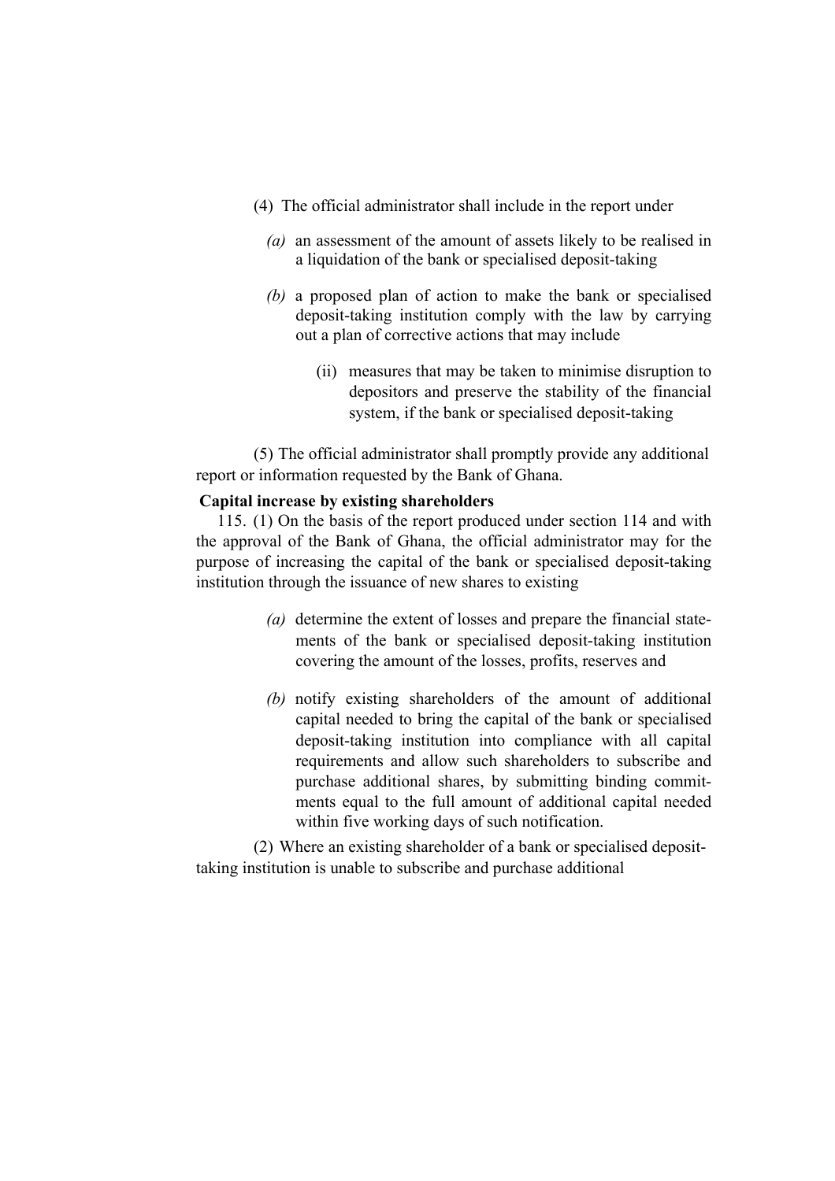(4) The official administrator shall include in the report under

*(a)* an assessment of the amount of assets likely to be realised in a liquidation of the bank or specialised deposit-taking

*(b)* a proposed plan of action to make the bank or specialised deposit-taking institution comply with the law by carrying out a plan of corrective actions that may include

(ii) measures that may be taken to minimise disruption to depositors and preserve the stability of the financial system, if the bank or specialised deposit-taking

(5) The official administrator shall promptly provide any additional report or information requested by the Bank of Ghana.

**Capital increase by existing shareholders**

115. (1) On the basis of the report produced under section 114 and with the approval of the Bank of Ghana, the official administrator may for the purpose of increasing the capital of the bank or specialised deposit-taking institution through the issuance of new shares to existing

*(a)* determine the extent of losses and prepare the financial statements of the bank or specialised deposit-taking institution covering the amount of the losses, profits, reserves and

*(b)* notify existing shareholders of the amount of additional capital needed to bring the capital of the bank or specialised deposit-taking institution into compliance with all capital requirements and allow such shareholders to subscribe and purchase additional shares, by submitting binding commitments equal to the full amount of additional capital needed within five working days of such notification.

(2) Where an existing shareholder of a bank or specialised deposit-taking institution is unable to subscribe and purchase additional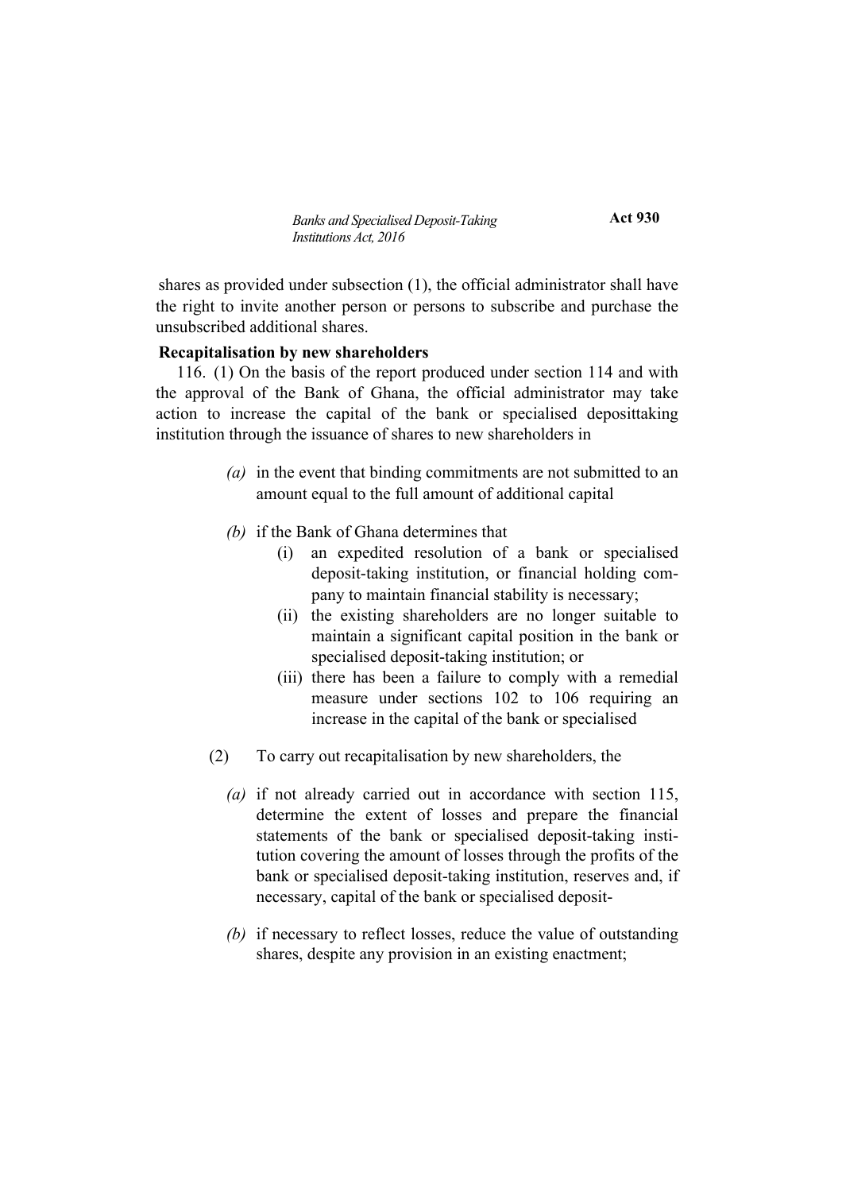shares as provided under subsection (1), the official administrator shall have the right to invite another person or persons to subscribe and purchase the unsubscribed additional shares.

**Recapitalisation by new shareholders**

116. (1) On the basis of the report produced under section 114 and with the approval of the Bank of Ghana, the official administrator may take action to increase the capital of the bank or specialised deposittaking institution through the issuance of shares to new shareholders in

*(a)* in the event that binding commitments are not submitted to an amount equal to the full amount of additional capital

*(b)* if the Bank of Ghana determines that

(i) an expedited resolution of a bank or specialised deposit-taking institution, or financial holding company to maintain financial stability is necessary;

(ii) the existing shareholders are no longer suitable to maintain a significant capital position in the bank or specialised deposit-taking institution; or

(iii) there has been a failure to comply with a remedial measure under sections 102 to 106 requiring an increase in the capital of the bank or specialised

(2) To carry out recapitalisation by new shareholders, the

*(a)* if not already carried out in accordance with section 115, determine the extent of losses and prepare the financial statements of the bank or specialised deposit-taking institution covering the amount of losses through the profits of the bank or specialised deposit-taking institution, reserves and, if necessary, capital of the bank or specialised deposit-

*(b)* if necessary to reflect losses, reduce the value of outstanding shares, despite any provision in an existing enactment;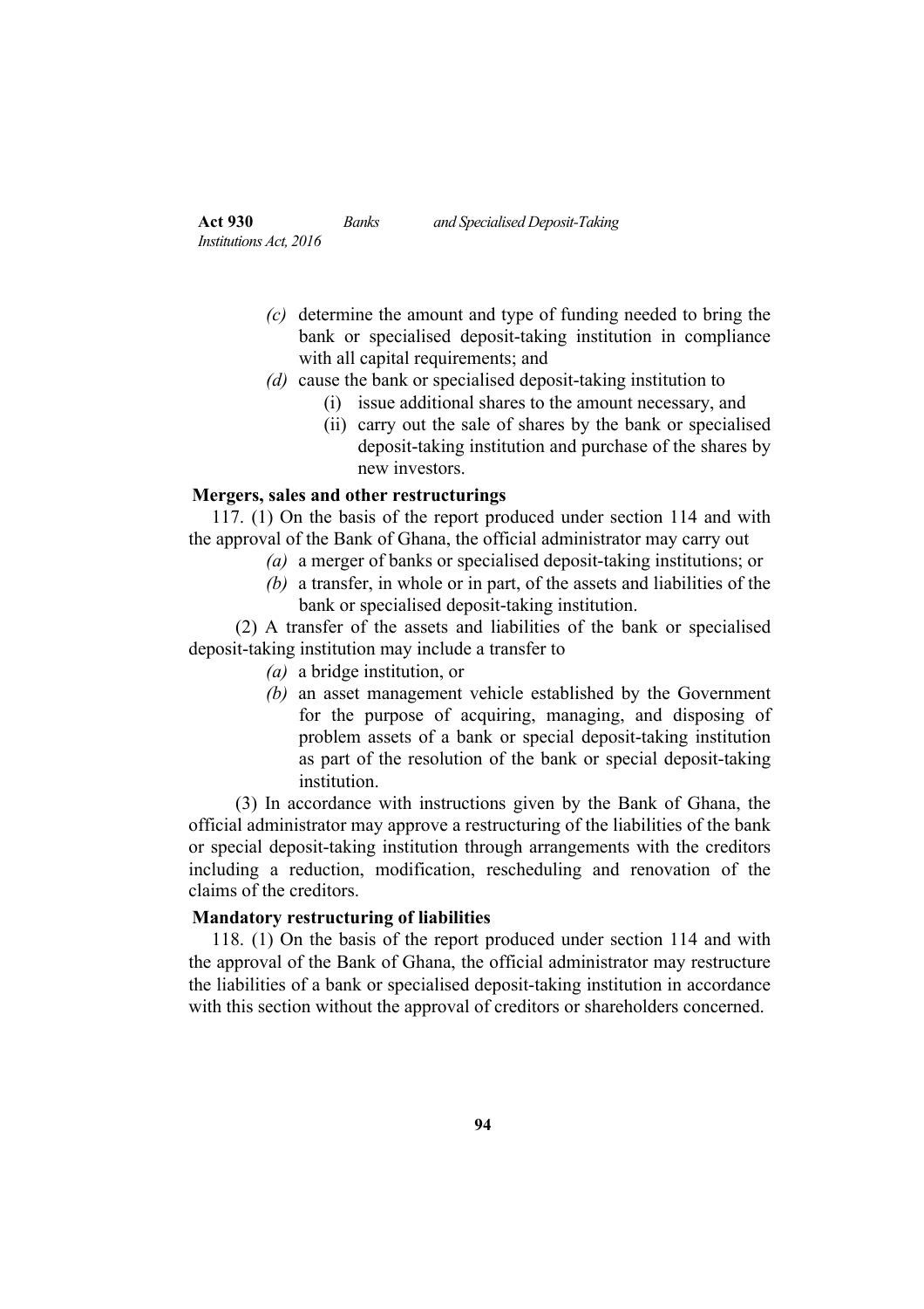*(c)* determine the amount and type of funding needed to bring the bank or specialised deposit-taking institution in compliance with all capital requirements; and

*(d)* cause the bank or specialised deposit-taking institution to

(i) issue additional shares to the amount necessary, and

(ii) carry out the sale of shares by the bank or specialised deposit-taking institution and purchase of the shares by new investors.

**Mergers, sales and other restructurings**

117. (1) On the basis of the report produced under section 114 and with the approval of the Bank of Ghana, the official administrator may carry out

*(a)* a merger of banks or specialised deposit-taking institutions; or

*(b)* a transfer, in whole or in part, of the assets and liabilities of the bank or specialised deposit-taking institution.

(2) A transfer of the assets and liabilities of the bank or specialised deposit-taking institution may include a transfer to

*(a)* a bridge institution, or

*(b)* an asset management vehicle established by the Government for the purpose of acquiring, managing, and disposing of problem assets of a bank or special deposit-taking institution as part of the resolution of the bank or special deposit-taking institution.

(3) In accordance with instructions given by the Bank of Ghana, the official administrator may approve a restructuring of the liabilities of the bank or special deposit-taking institution through arrangements with the creditors including a reduction, modification, rescheduling and renovation of the claims of the creditors.

**Mandatory restructuring of liabilities**

118. (1) On the basis of the report produced under section 114 and with the approval of the Bank of Ghana, the official administrator may restructure the liabilities of a bank or specialised deposit-taking institution in accordance with this section without the approval of creditors or shareholders concerned.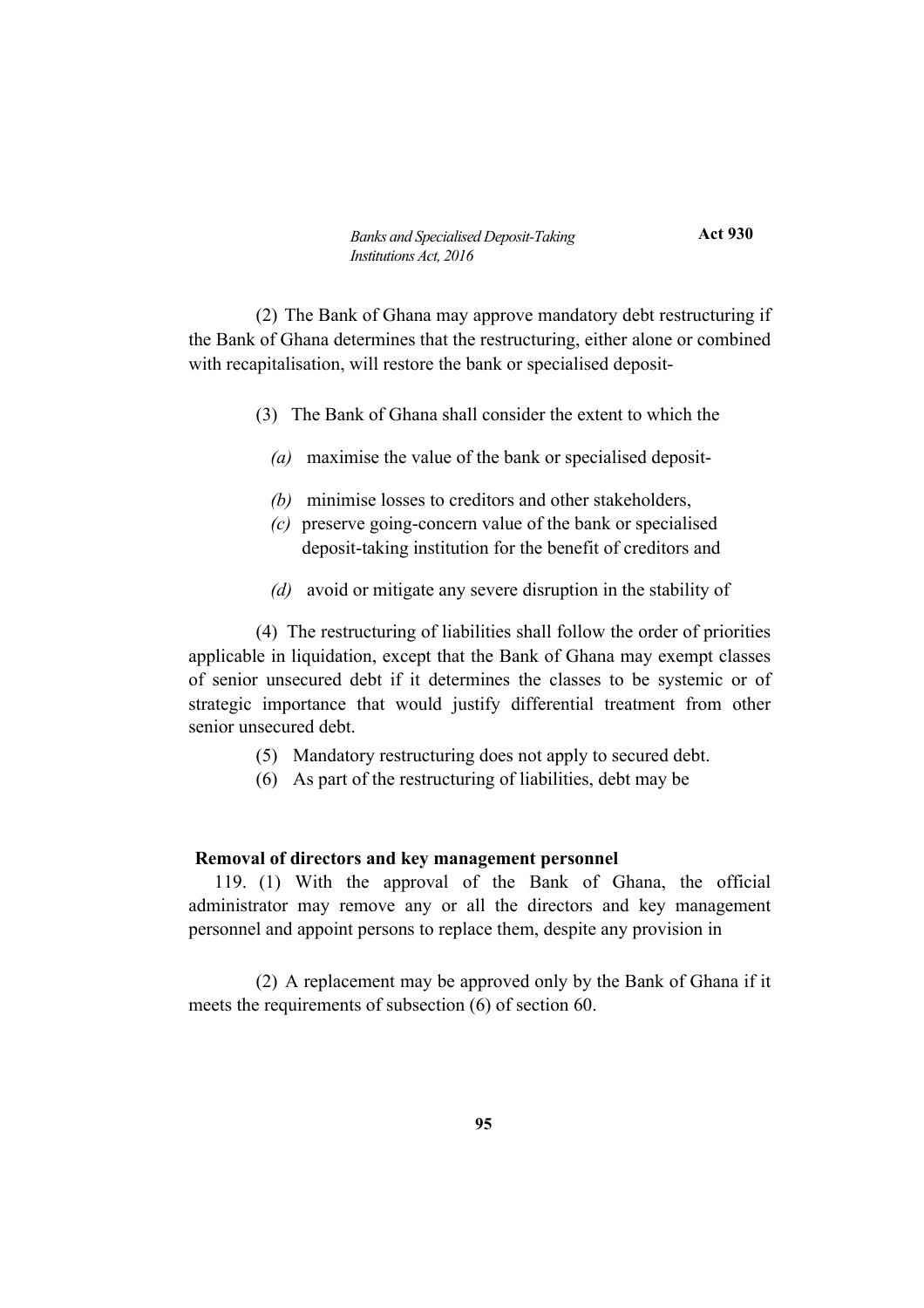(2) The Bank of Ghana may approve mandatory debt restructuring if the Bank of Ghana determines that the restructuring, either alone or combined with recapitalisation, will restore the bank or specialised deposit-

(3) The Bank of Ghana shall consider the extent to which the

*(a)* maximise the value of the bank or specialised deposit-

*(b)* minimise losses to creditors and other stakeholders,

*(c)* preserve going-concern value of the bank or specialised deposit-taking institution for the benefit of creditors and

*(d)* avoid or mitigate any severe disruption in the stability of

(4) The restructuring of liabilities shall follow the order of priorities applicable in liquidation, except that the Bank of Ghana may exempt classes of senior unsecured debt if it determines the classes to be systemic or of strategic importance that would justify differential treatment from other senior unsecured debt.

(5) Mandatory restructuring does not apply to secured debt.

(6) As part of the restructuring of liabilities, debt may be

**Removal of directors and key management personnel**

119. (1) With the approval of the Bank of Ghana, the official administrator may remove any or all the directors and key management personnel and appoint persons to replace them, despite any provision in

(2) A replacement may be approved only by the Bank of Ghana if it meets the requirements of subsection (6) of section 60.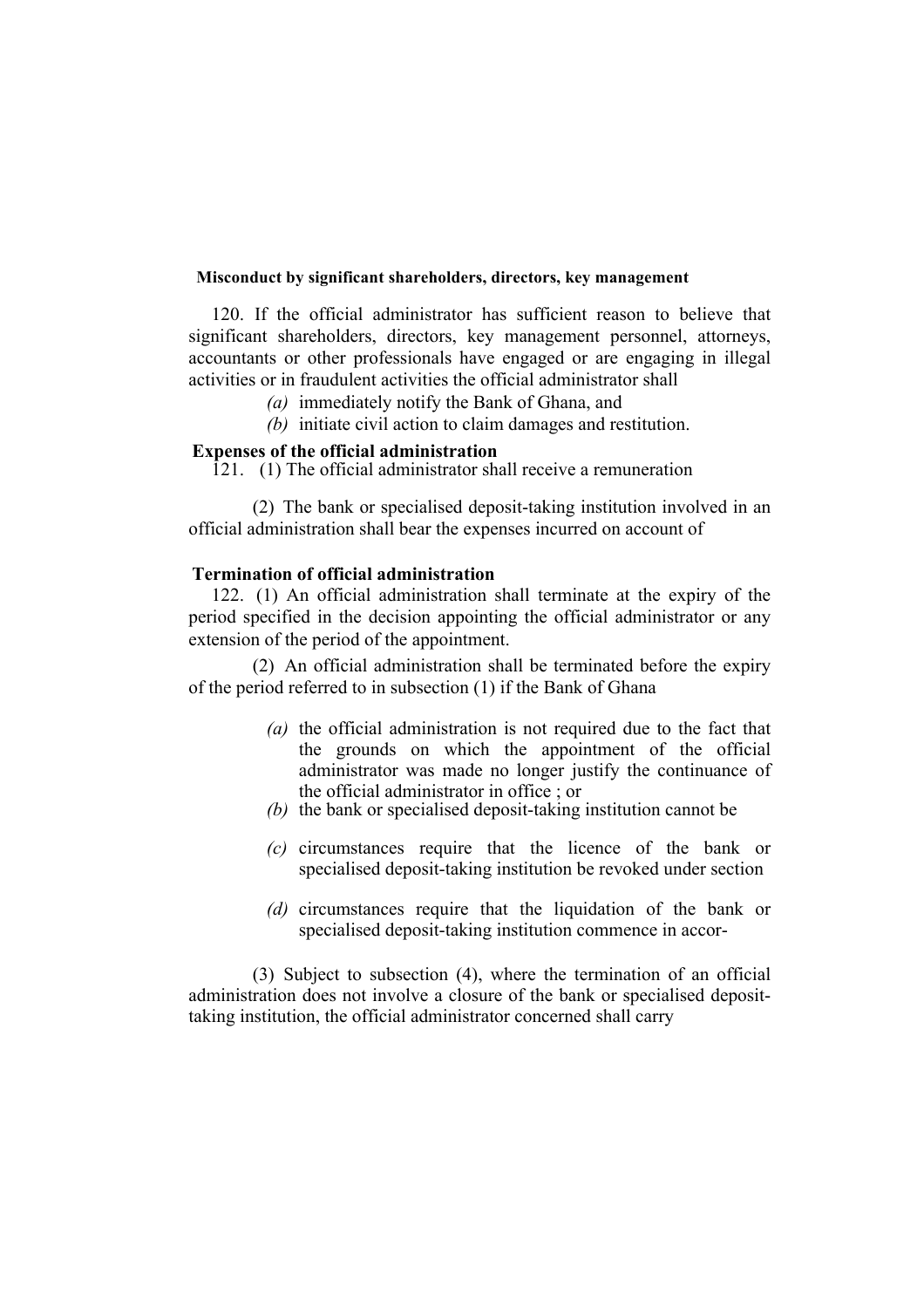**Misconduct by significant shareholders, directors, key management**

120. If the official administrator has sufficient reason to believe that significant shareholders, directors, key management personnel, attorneys, accountants or other professionals have engaged or are engaging in illegal activities or in fraudulent activities the official administrator shall

*(a)* immediately notify the Bank of Ghana, and

*(b)* initiate civil action to claim damages and restitution.

**Expenses of the official administration**

121. (1) The official administrator shall receive a remuneration

(2) The bank or specialised deposit-taking institution involved in an official administration shall bear the expenses incurred on account of

**Termination of official administration**

122. (1) An official administration shall terminate at the expiry of the period specified in the decision appointing the official administrator or any extension of the period of the appointment.

(2) An official administration shall be terminated before the expiry of the period referred to in subsection (1) if the Bank of Ghana

*(a)* the official administration is not required due to the fact that the grounds on which the appointment of the official administrator was made no longer justify the continuance of the official administrator in office ; or

*(b)* the bank or specialised deposit-taking institution cannot be

*(c)* circumstances require that the licence of the bank or specialised deposit-taking institution be revoked under section

*(d)* circumstances require that the liquidation of the bank or specialised deposit-taking institution commence in accor-

(3) Subject to subsection (4), where the termination of an official administration does not involve a closure of the bank or specialised deposit-taking institution, the official administrator concerned shall carry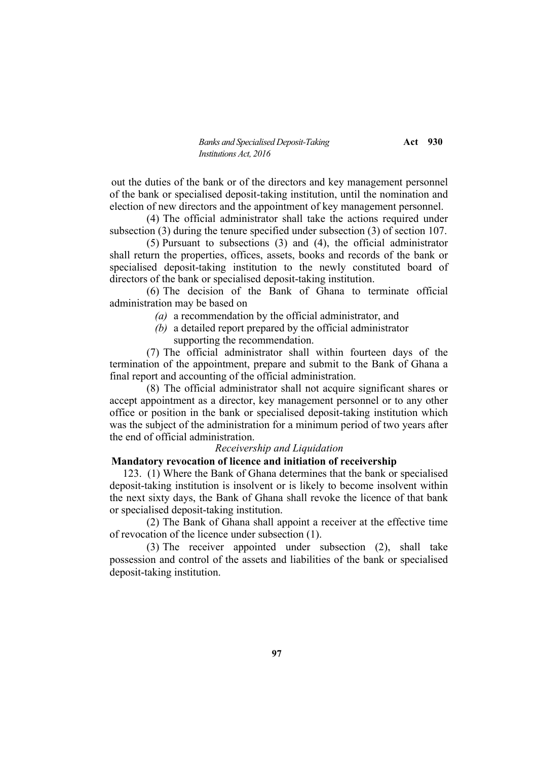out the duties of the bank or of the directors and key management personnel of the bank or specialised deposit-taking institution, until the nomination and election of new directors and the appointment of key management personnel.

(4) The official administrator shall take the actions required under subsection (3) during the tenure specified under subsection (3) of section 107.

(5) Pursuant to subsections (3) and (4), the official administrator shall return the properties, offices, assets, books and records of the bank or specialised deposit-taking institution to the newly constituted board of directors of the bank or specialised deposit-taking institution.

(6) The decision of the Bank of Ghana to terminate official administration may be based on

*(a)* a recommendation by the official administrator, and

*(b)* a detailed report prepared by the official administrator supporting the recommendation.

(7) The official administrator shall within fourteen days of the termination of the appointment, prepare and submit to the Bank of Ghana a final report and accounting of the official administration.

(8) The official administrator shall not acquire significant shares or accept appointment as a director, key management personnel or to any other office or position in the bank or specialised deposit-taking institution which was the subject of the administration for a minimum period of two years after the end of official administration.

*Receivership and Liquidation*

**Mandatory revocation of licence and initiation of receivership**

123. (1) Where the Bank of Ghana determines that the bank or specialised deposit-taking institution is insolvent or is likely to become insolvent within the next sixty days, the Bank of Ghana shall revoke the licence of that bank or specialised deposit-taking institution.

(2) The Bank of Ghana shall appoint a receiver at the effective time of revocation of the licence under subsection (1).

(3) The receiver appointed under subsection (2), shall take possession and control of the assets and liabilities of the bank or specialised deposit-taking institution.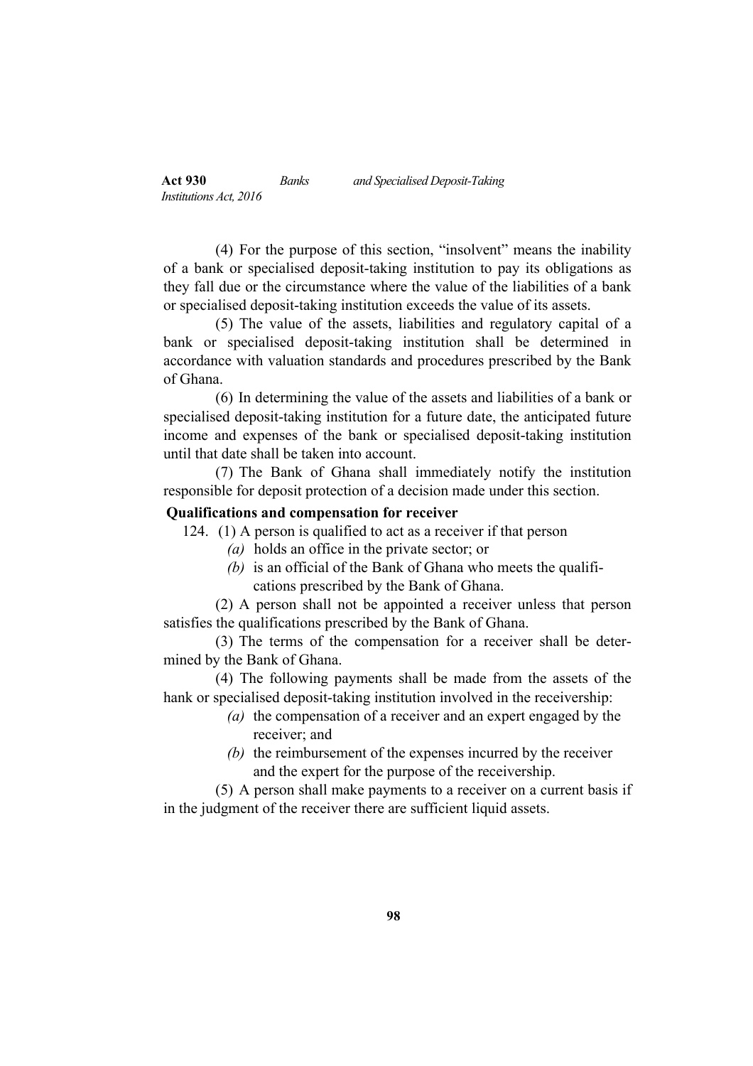(4) For the purpose of this section, "insolvent" means the inability of a bank or specialised deposit-taking institution to pay its obligations as they fall due or the circumstance where the value of the liabilities of a bank or specialised deposit-taking institution exceeds the value of its assets.

(5) The value of the assets, liabilities and regulatory capital of a bank or specialised deposit-taking institution shall be determined in accordance with valuation standards and procedures prescribed by the Bank of Ghana.

(6) In determining the value of the assets and liabilities of a bank or specialised deposit-taking institution for a future date, the anticipated future income and expenses of the bank or specialised deposit-taking institution until that date shall be taken into account.

(7) The Bank of Ghana shall immediately notify the institution responsible for deposit protection of a decision made under this section.

**Qualifications and compensation for receiver**

124. (1) A person is qualified to act as a receiver if that person

*(a)* holds an office in the private sector; or

*(b)* is an official of the Bank of Ghana who meets the qualifications prescribed by the Bank of Ghana.

(2) A person shall not be appointed a receiver unless that person satisfies the qualifications prescribed by the Bank of Ghana.

(3) The terms of the compensation for a receiver shall be determined by the Bank of Ghana.

(4) The following payments shall be made from the assets of the hank or specialised deposit-taking institution involved in the receivership:

*(a)* the compensation of a receiver and an expert engaged by the receiver; and

*(b)* the reimbursement of the expenses incurred by the receiver and the expert for the purpose of the receivership.

(5) A person shall make payments to a receiver on a current basis if in the judgment of the receiver there are sufficient liquid assets.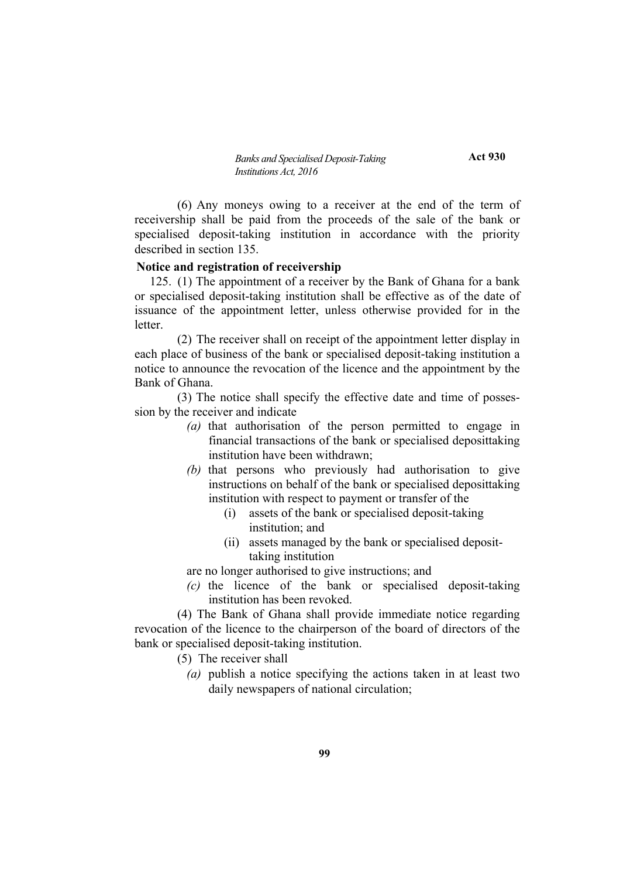(6) Any moneys owing to a receiver at the end of the term of receivership shall be paid from the proceeds of the sale of the bank or specialised deposit-taking institution in accordance with the priority described in section 135.

**Notice and registration of receivership**

125. (1) The appointment of a receiver by the Bank of Ghana for a bank or specialised deposit-taking institution shall be effective as of the date of issuance of the appointment letter, unless otherwise provided for in the letter.

(2) The receiver shall on receipt of the appointment letter display in each place of business of the bank or specialised deposit-taking institution a notice to announce the revocation of the licence and the appointment by the Bank of Ghana.

(3) The notice shall specify the effective date and time of possession by the receiver and indicate

*(a)* that authorisation of the person permitted to engage in financial transactions of the bank or specialised deposittaking institution have been withdrawn;

*(b)* that persons who previously had authorisation to give instructions on behalf of the bank or specialised deposittaking institution with respect to payment or transfer of the

(i) assets of the bank or specialised deposit-taking institution; and

(ii) assets managed by the bank or specialised deposit-taking institution

are no longer authorised to give instructions; and

*(c)* the licence of the bank or specialised deposit-taking institution has been revoked.

(4) The Bank of Ghana shall provide immediate notice regarding revocation of the licence to the chairperson of the board of directors of the bank or specialised deposit-taking institution.

(5) The receiver shall

*(a)* publish a notice specifying the actions taken in at least two daily newspapers of national circulation;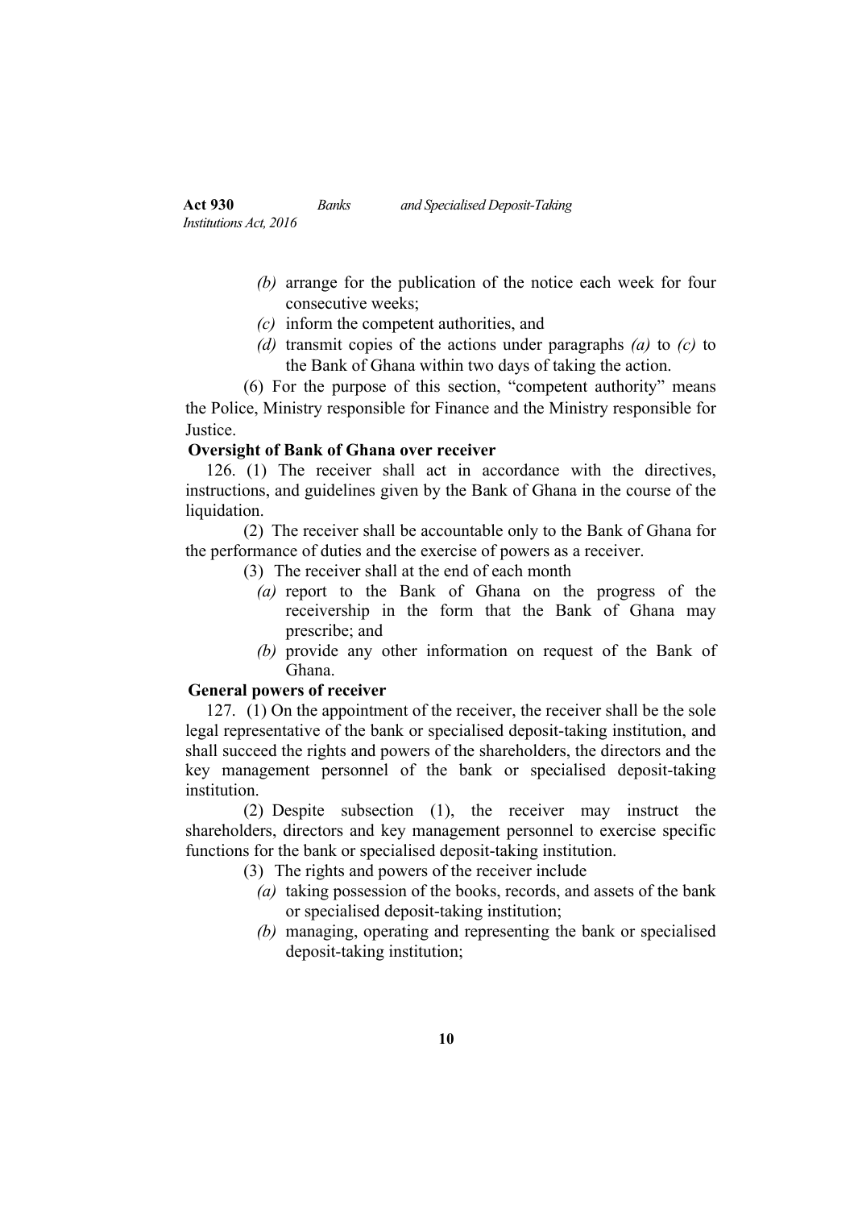(b) arrange for the publication of the notice each week for four consecutive weeks;

(c) inform the competent authorities, and

(d) transmit copies of the actions under paragraphs (a) to (c) to the Bank of Ghana within two days of taking the action.

(6) For the purpose of this section, "competent authority" means the Police, Ministry responsible for Finance and the Ministry responsible for Justice.

**Oversight of Bank of Ghana over receiver**

126. (1) The receiver shall act in accordance with the directives, instructions, and guidelines given by the Bank of Ghana in the course of the liquidation.

(2) The receiver shall be accountable only to the Bank of Ghana for the performance of duties and the exercise of powers as a receiver.

(3) The receiver shall at the end of each month

(a) report to the Bank of Ghana on the progress of the receivership in the form that the Bank of Ghana may prescribe; and

(b) provide any other information on request of the Bank of Ghana.

**General powers of receiver**

127. (1) On the appointment of the receiver, the receiver shall be the sole legal representative of the bank or specialised deposit-taking institution, and shall succeed the rights and powers of the shareholders, the directors and the key management personnel of the bank or specialised deposit-taking institution.

(2) Despite subsection (1), the receiver may instruct the shareholders, directors and key management personnel to exercise specific functions for the bank or specialised deposit-taking institution.

(3) The rights and powers of the receiver include

(a) taking possession of the books, records, and assets of the bank or specialised deposit-taking institution;

(b) managing, operating and representing the bank or specialised deposit-taking institution;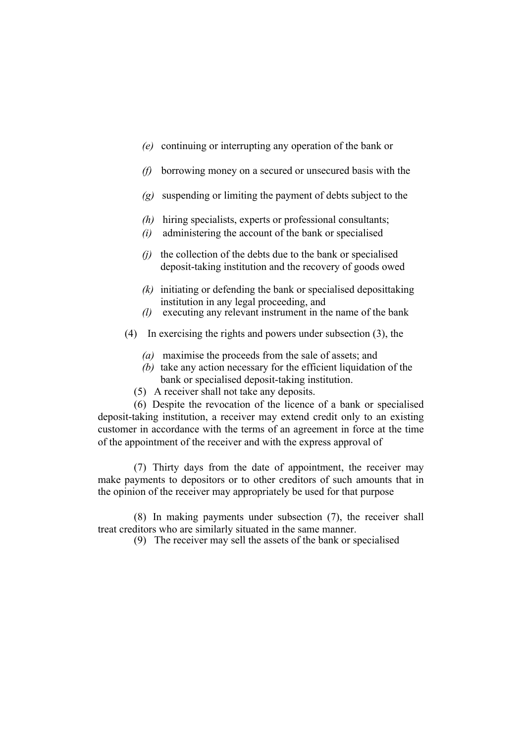*(e)* continuing or interrupting any operation of the bank or

*(f)* borrowing money on a secured or unsecured basis with the

*(g)* suspending or limiting the payment of debts subject to the

*(h)* hiring specialists, experts or professional consultants;

*(i)* administering the account of the bank or specialised

*(j)* the collection of the debts due to the bank or specialised deposit-taking institution and the recovery of goods owed

*(k)* initiating or defending the bank or specialised deposittaking institution in any legal proceeding, and

*(l)* executing any relevant instrument in the name of the bank

(4) In exercising the rights and powers under subsection (3), the

*(a)* maximise the proceeds from the sale of assets; and

*(b)* take any action necessary for the efficient liquidation of the bank or specialised deposit-taking institution.

(5) A receiver shall not take any deposits.

(6) Despite the revocation of the licence of a bank or specialised deposit-taking institution, a receiver may extend credit only to an existing customer in accordance with the terms of an agreement in force at the time of the appointment of the receiver and with the express approval of

(7) Thirty days from the date of appointment, the receiver may make payments to depositors or to other creditors of such amounts that in the opinion of the receiver may appropriately be used for that purpose

(8) In making payments under subsection (7), the receiver shall treat creditors who are similarly situated in the same manner.

(9) The receiver may sell the assets of the bank or specialised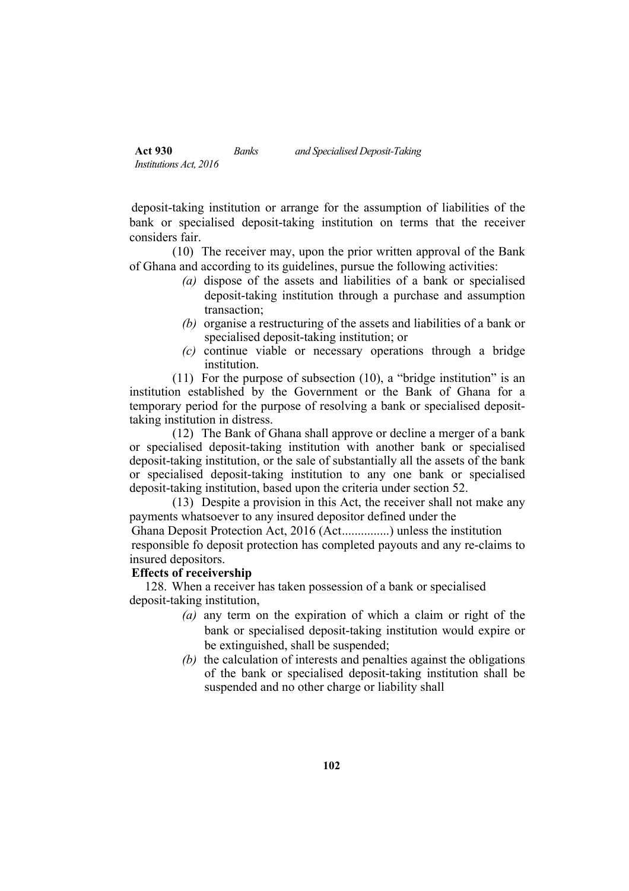deposit-taking institution or arrange for the assumption of liabilities of the bank or specialised deposit-taking institution on terms that the receiver considers fair.

(10) The receiver may, upon the prior written approval of the Bank of Ghana and according to its guidelines, pursue the following activities:

*(a)* dispose of the assets and liabilities of a bank or specialised deposit-taking institution through a purchase and assumption transaction;

*(b)* organise a restructuring of the assets and liabilities of a bank or specialised deposit-taking institution; or

*(c)* continue viable or necessary operations through a bridge institution.

(11) For the purpose of subsection (10), a "bridge institution" is an institution established by the Government or the Bank of Ghana for a temporary period for the purpose of resolving a bank or specialised deposit-taking institution in distress.

(12) The Bank of Ghana shall approve or decline a merger of a bank or specialised deposit-taking institution with another bank or specialised deposit-taking institution, or the sale of substantially all the assets of the bank or specialised deposit-taking institution to any one bank or specialised deposit-taking institution, based upon the criteria under section 52.

(13) Despite a provision in this Act, the receiver shall not make any payments whatsoever to any insured depositor defined under the Ghana Deposit Protection Act, 2016 (Act...............) unless the institution responsible fo deposit protection has completed payouts and any re-claims to insured depositors.

**Effects of receivership**

128. When a receiver has taken possession of a bank or specialised deposit-taking institution,

*(a)* any term on the expiration of which a claim or right of the bank or specialised deposit-taking institution would expire or be extinguished, shall be suspended;

*(b)* the calculation of interests and penalties against the obligations of the bank or specialised deposit-taking institution shall be suspended and no other charge or liability shall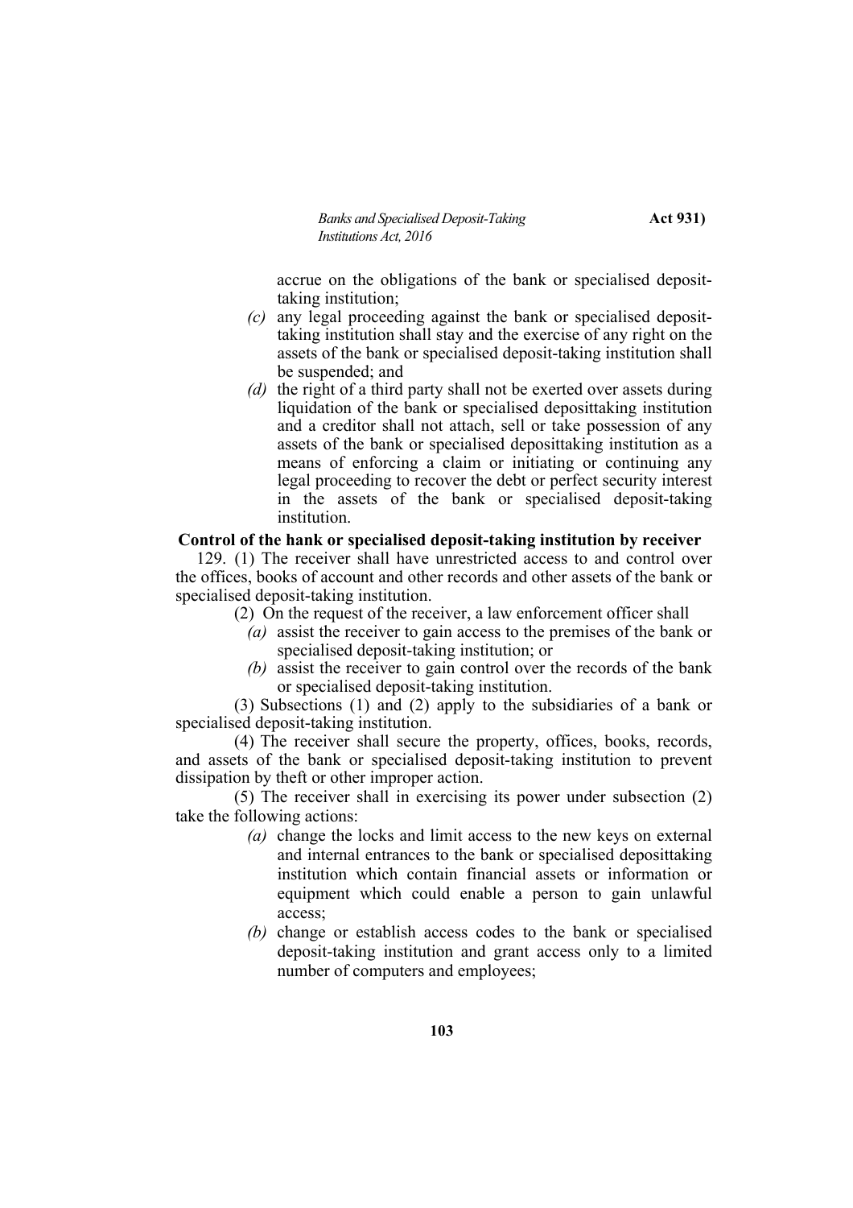accrue on the obligations of the bank or specialised deposit-taking institution;

*(c)* any legal proceeding against the bank or specialised deposit-taking institution shall stay and the exercise of any right on the assets of the bank or specialised deposit-taking institution shall be suspended; and

*(d)* the right of a third party shall not be exerted over assets during liquidation of the bank or specialised deposittaking institution and a creditor shall not attach, sell or take possession of any assets of the bank or specialised deposittaking institution as a means of enforcing a claim or initiating or continuing any legal proceeding to recover the debt or perfect security interest in the assets of the bank or specialised deposit-taking institution.

**Control of the bank or specialised deposit-taking institution by receiver**

129. (1) The receiver shall have unrestricted access to and control over the offices, books of account and other records and other assets of the bank or specialised deposit-taking institution.

(2) On the request of the receiver, a law enforcement officer shall

*(a)* assist the receiver to gain access to the premises of the bank or specialised deposit-taking institution; or

*(b)* assist the receiver to gain control over the records of the bank or specialised deposit-taking institution.

(3) Subsections (1) and (2) apply to the subsidiaries of a bank or specialised deposit-taking institution.

(4) The receiver shall secure the property, offices, books, records, and assets of the bank or specialised deposit-taking institution to prevent dissipation by theft or other improper action.

(5) The receiver shall in exercising its power under subsection (2) take the following actions:

*(a)* change the locks and limit access to the new keys on external and internal entrances to the bank or specialised deposittaking institution which contain financial assets or information or equipment which could enable a person to gain unlawful access;

*(b)* change or establish access codes to the bank or specialised deposit-taking institution and grant access only to a limited number of computers and employees;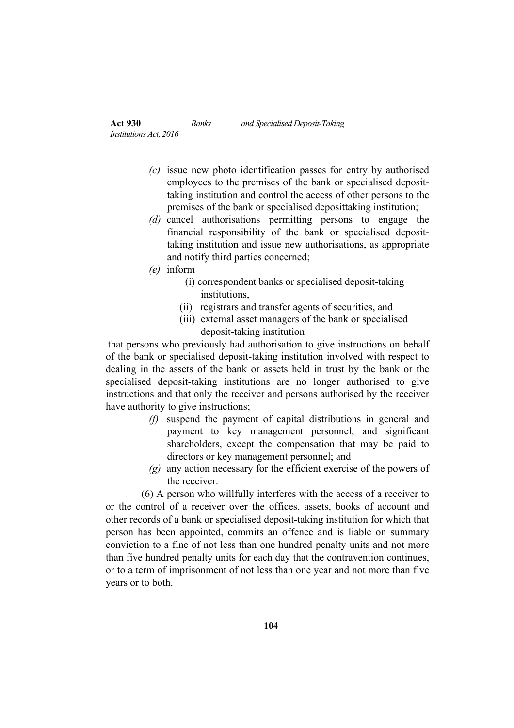*(c)* issue new photo identification passes for entry by authorised employees to the premises of the bank or specialised deposit-taking institution and control the access of other persons to the premises of the bank or specialised deposittaking institution;

*(d)* cancel authorisations permitting persons to engage the financial responsibility of the bank or specialised deposit-taking institution and issue new authorisations, as appropriate and notify third parties concerned;

*(e)* inform

(i) correspondent banks or specialised deposit-taking institutions,

(ii) registrars and transfer agents of securities, and

(iii) external asset managers of the bank or specialised deposit-taking institution

that persons who previously had authorisation to give instructions on behalf of the bank or specialised deposit-taking institution involved with respect to dealing in the assets of the bank or assets held in trust by the bank or the specialised deposit-taking institutions are no longer authorised to give instructions and that only the receiver and persons authorised by the receiver have authority to give instructions;

*(f)* suspend the payment of capital distributions in general and payment to key management personnel, and significant shareholders, except the compensation that may be paid to directors or key management personnel; and

*(g)* any action necessary for the efficient exercise of the powers of the receiver.

(6) A person who willfully interferes with the access of a receiver to or the control of a receiver over the offices, assets, books of account and other records of a bank or specialised deposit-taking institution for which that person has been appointed, commits an offence and is liable on summary conviction to a fine of not less than one hundred penalty units and not more than five hundred penalty units for each day that the contravention continues, or to a term of imprisonment of not less than one year and not more than five years or to both.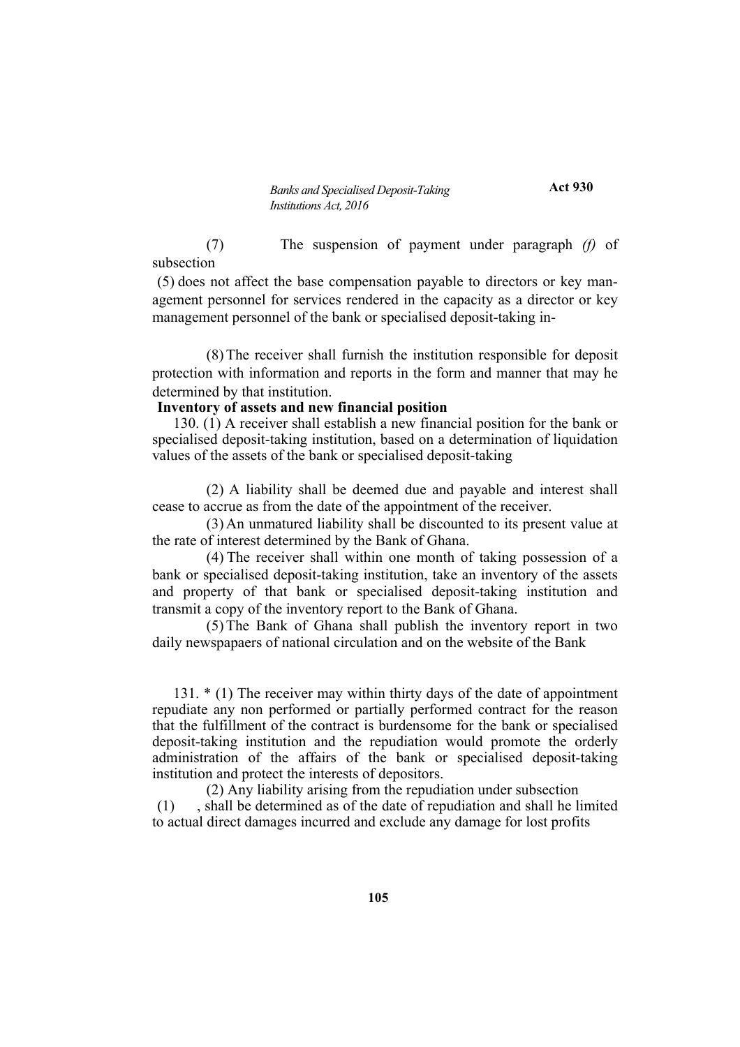(7) The suspension of payment under paragraph *(f)* of subsection (5) does not affect the base compensation payable to directors or key management personnel for services rendered in the capacity as a director or key management personnel of the bank or specialised deposit-taking in-

(8) The receiver shall furnish the institution responsible for deposit protection with information and reports in the form and manner that may he determined by that institution.

**Inventory of assets and new financial position**

130. (1) A receiver shall establish a new financial position for the bank or specialised deposit-taking institution, based on a determination of liquidation values of the assets of the bank or specialised deposit-taking

(2) A liability shall be deemed due and payable and interest shall cease to accrue as from the date of the appointment of the receiver.

(3) An unmatured liability shall be discounted to its present value at the rate of interest determined by the Bank of Ghana.

(4) The receiver shall within one month of taking possession of a bank or specialised deposit-taking institution, take an inventory of the assets and property of that bank or specialised deposit-taking institution and transmit a copy of the inventory report to the Bank of Ghana.

(5) The Bank of Ghana shall publish the inventory report in two daily newspapaers of national circulation and on the website of the Bank

131. * (1) The receiver may within thirty days of the date of appointment repudiate any non performed or partially performed contract for the reason that the fulfillment of the contract is burdensome for the bank or specialised deposit-taking institution and the repudiation would promote the orderly administration of the affairs of the bank or specialised deposit-taking institution and protect the interests of depositors.

(2) Any liability arising from the repudiation under subsection (1) , shall be determined as of the date of repudiation and shall he limited to actual direct damages incurred and exclude any damage for lost profits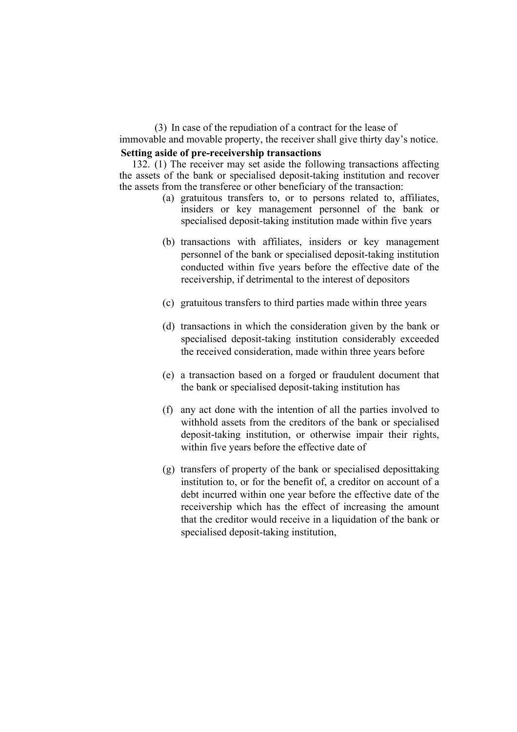(3) In case of the repudiation of a contract for the lease of immovable and movable property, the receiver shall give thirty day's notice.

**Setting aside of pre-receivership transactions**

132. (1) The receiver may set aside the following transactions affecting the assets of the bank or specialised deposit-taking institution and recover the assets from the transferee or other beneficiary of the transaction:

(a) gratuitous transfers to, or to persons related to, affiliates, insiders or key management personnel of the bank or specialised deposit-taking institution made within five years

(b) transactions with affiliates, insiders or key management personnel of the bank or specialised deposit-taking institution conducted within five years before the effective date of the receivership, if detrimental to the interest of depositors

(c) gratuitous transfers to third parties made within three years

(d) transactions in which the consideration given by the bank or specialised deposit-taking institution considerably exceeded the received consideration, made within three years before

(e) a transaction based on a forged or fraudulent document that the bank or specialised deposit-taking institution has

(f) any act done with the intention of all the parties involved to withhold assets from the creditors of the bank or specialised deposit-taking institution, or otherwise impair their rights, within five years before the effective date of

(g) transfers of property of the bank or specialised deposittaking institution to, or for the benefit of, a creditor on account of a debt incurred within one year before the effective date of the receivership which has the effect of increasing the amount that the creditor would receive in a liquidation of the bank or specialised deposit-taking institution,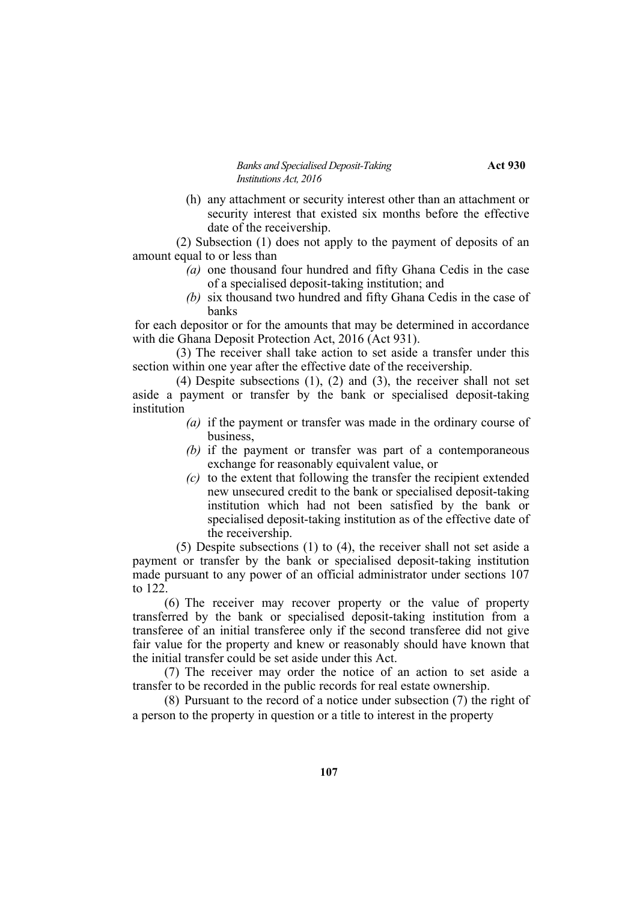(h) any attachment or security interest other than an attachment or security interest that existed six months before the effective date of the receivership.

(2) Subsection (1) does not apply to the payment of deposits of an amount equal to or less than

*(a)* one thousand four hundred and fifty Ghana Cedis in the case of a specialised deposit-taking institution; and

*(b)* six thousand two hundred and fifty Ghana Cedis in the case of banks

for each depositor or for the amounts that may be determined in accordance with die Ghana Deposit Protection Act, 2016 (Act 931).

(3) The receiver shall take action to set aside a transfer under this section within one year after the effective date of the receivership.

(4) Despite subsections (1), (2) and (3), the receiver shall not set aside a payment or transfer by the bank or specialised deposit-taking institution

*(a)* if the payment or transfer was made in the ordinary course of business,

*(b)* if the payment or transfer was part of a contemporaneous exchange for reasonably equivalent value, or

*(c)* to the extent that following the transfer the recipient extended new unsecured credit to the bank or specialised deposit-taking institution which had not been satisfied by the bank or specialised deposit-taking institution as of the effective date of the receivership.

(5) Despite subsections (1) to (4), the receiver shall not set aside a payment or transfer by the bank or specialised deposit-taking institution made pursuant to any power of an official administrator under sections 107 to 122.

(6) The receiver may recover property or the value of property transferred by the bank or specialised deposit-taking institution from a transferee of an initial transferee only if the second transferee did not give fair value for the property and knew or reasonably should have known that the initial transfer could be set aside under this Act.

(7) The receiver may order the notice of an action to set aside a transfer to be recorded in the public records for real estate ownership.

(8) Pursuant to the record of a notice under subsection (7) the right of a person to the property in question or a title to interest in the property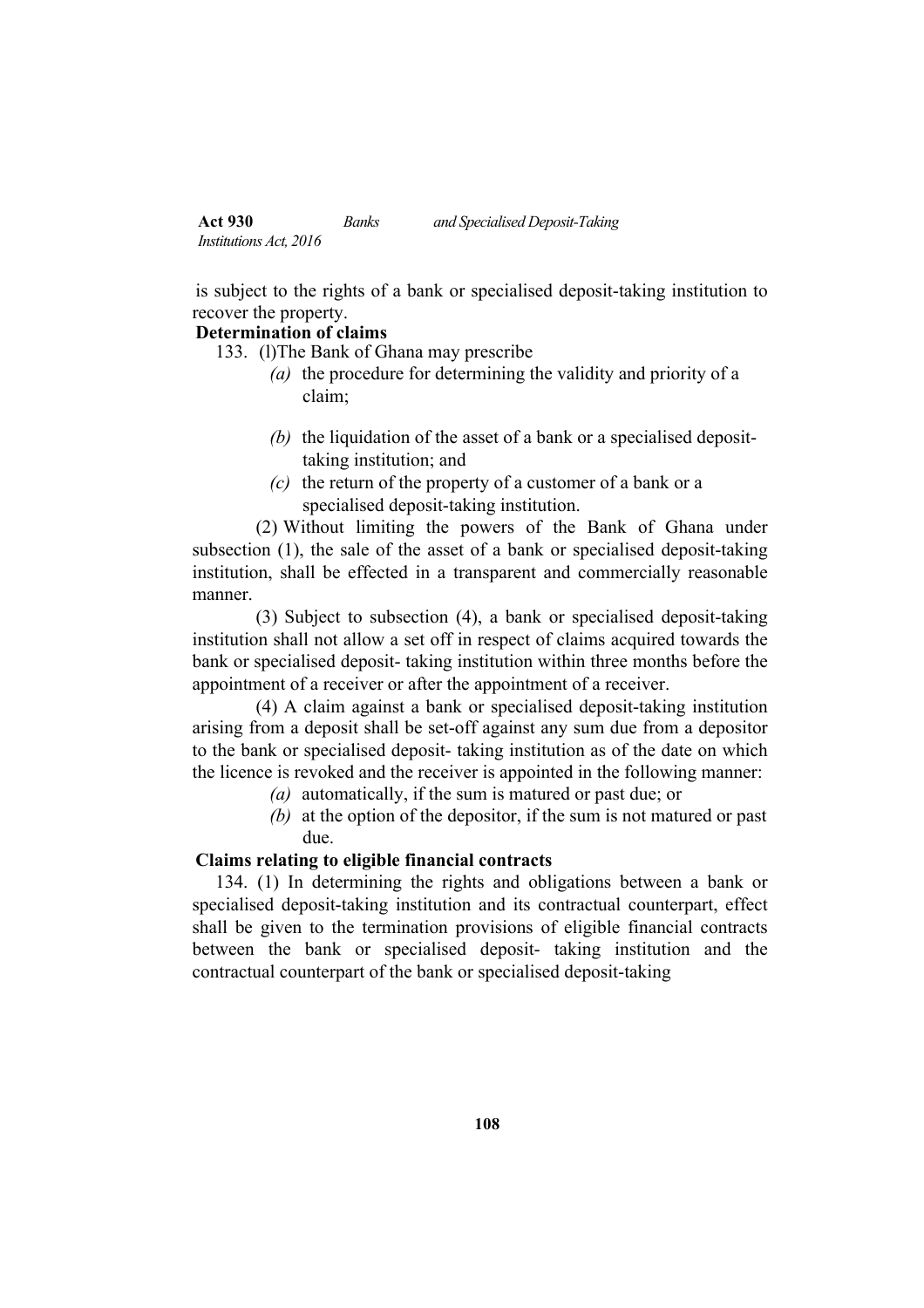is subject to the rights of a bank or specialised deposit-taking institution to recover the property.

**Determination of claims**

133. (l)The Bank of Ghana may prescribe

*(a)* the procedure for determining the validity and priority of a claim;

*(b)* the liquidation of the asset of a bank or a specialised deposit-taking institution; and

*(c)* the return of the property of a customer of a bank or a specialised deposit-taking institution.

(2) Without limiting the powers of the Bank of Ghana under subsection (1), the sale of the asset of a bank or specialised deposit-taking institution, shall be effected in a transparent and commercially reasonable manner.

(3) Subject to subsection (4), a bank or specialised deposit-taking institution shall not allow a set off in respect of claims acquired towards the bank or specialised deposit- taking institution within three months before the appointment of a receiver or after the appointment of a receiver.

(4) A claim against a bank or specialised deposit-taking institution arising from a deposit shall be set-off against any sum due from a depositor to the bank or specialised deposit- taking institution as of the date on which the licence is revoked and the receiver is appointed in the following manner:

*(a)* automatically, if the sum is matured or past due; or

*(b)* at the option of the depositor, if the sum is not matured or past due.

**Claims relating to eligible financial contracts**

134. (1) In determining the rights and obligations between a bank or specialised deposit-taking institution and its contractual counterpart, effect shall be given to the termination provisions of eligible financial contracts between the bank or specialised deposit- taking institution and the contractual counterpart of the bank or specialised deposit-taking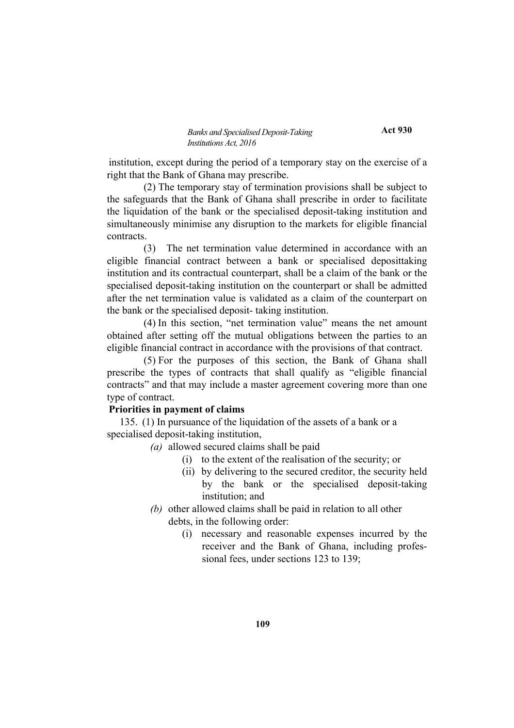institution, except during the period of a temporary stay on the exercise of a right that the Bank of Ghana may prescribe.

(2) The temporary stay of termination provisions shall be subject to the safeguards that the Bank of Ghana shall prescribe in order to facilitate the liquidation of the bank or the specialised deposit-taking institution and simultaneously minimise any disruption to the markets for eligible financial contracts.

(3) The net termination value determined in accordance with an eligible financial contract between a bank or specialised deposittaking institution and its contractual counterpart, shall be a claim of the bank or the specialised deposit-taking institution on the counterpart or shall be admitted after the net termination value is validated as a claim of the counterpart on the bank or the specialised deposit- taking institution.

(4) In this section, "net termination value" means the net amount obtained after setting off the mutual obligations between the parties to an eligible financial contract in accordance with the provisions of that contract.

(5) For the purposes of this section, the Bank of Ghana shall prescribe the types of contracts that shall qualify as "eligible financial contracts" and that may include a master agreement covering more than one type of contract.

**Priorities in payment of claims**

135. (1) In pursuance of the liquidation of the assets of a bank or a specialised deposit-taking institution,

*(a)* allowed secured claims shall be paid

(i) to the extent of the realisation of the security; or

(ii) by delivering to the secured creditor, the security held by the bank or the specialised deposit-taking institution; and

*(b)* other allowed claims shall be paid in relation to all other debts, in the following order:

(i) necessary and reasonable expenses incurred by the receiver and the Bank of Ghana, including professional fees, under sections 123 to 139;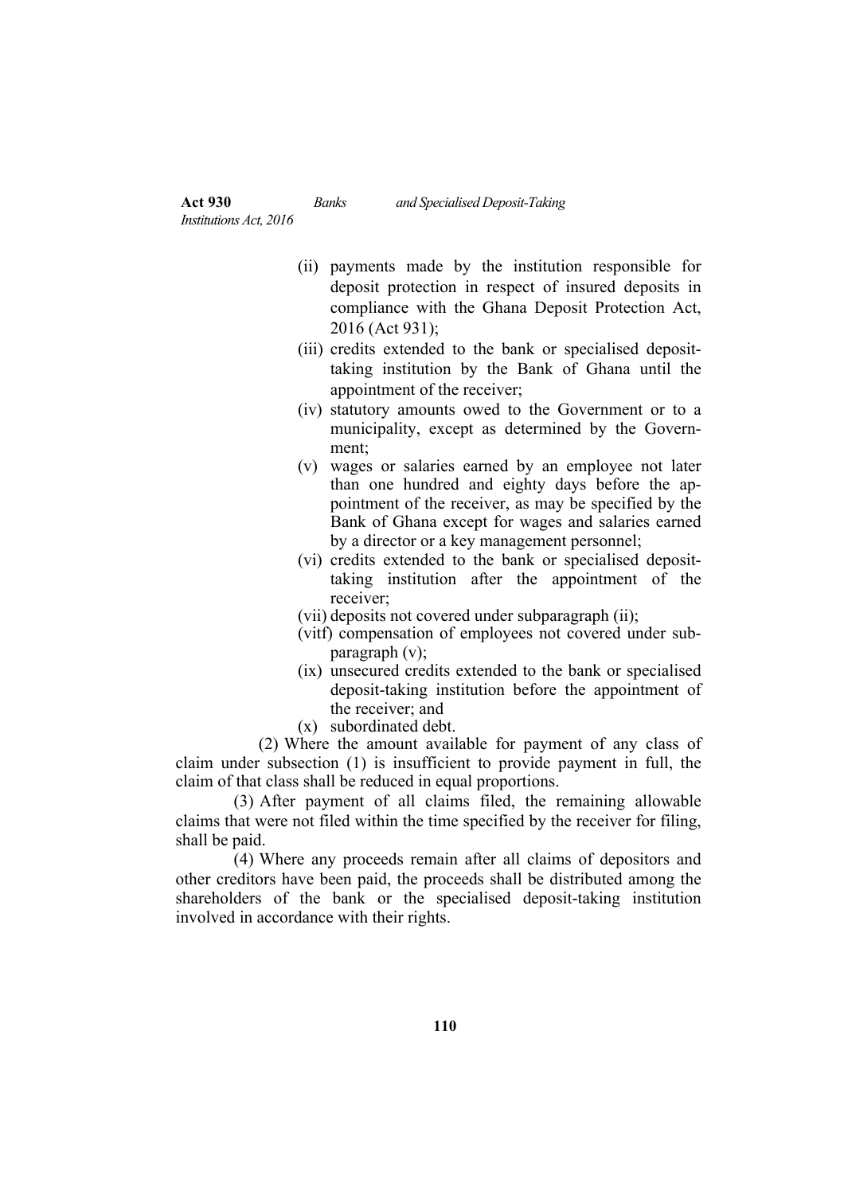(ii) payments made by the institution responsible for deposit protection in respect of insured deposits in compliance with the Ghana Deposit Protection Act, 2016 (Act 931);

(iii) credits extended to the bank or specialised deposit-taking institution by the Bank of Ghana until the appointment of the receiver;

(iv) statutory amounts owed to the Government or to a municipality, except as determined by the Government;

(v) wages or salaries earned by an employee not later than one hundred and eighty days before the appointment of the receiver, as may be specified by the Bank of Ghana except for wages and salaries earned by a director or a key management personnel;

(vi) credits extended to the bank or specialised deposit-taking institution after the appointment of the receiver;

(vii) deposits not covered under subparagraph (ii);

(vitf) compensation of employees not covered under subparagraph (v);

(ix) unsecured credits extended to the bank or specialised deposit-taking institution before the appointment of the receiver; and

(x) subordinated debt.

(2) Where the amount available for payment of any class of claim under subsection (1) is insufficient to provide payment in full, the claim of that class shall be reduced in equal proportions.

(3) After payment of all claims filed, the remaining allowable claims that were not filed within the time specified by the receiver for filing, shall be paid.

(4) Where any proceeds remain after all claims of depositors and other creditors have been paid, the proceeds shall be distributed among the shareholders of the bank or the specialised deposit-taking institution involved in accordance with their rights.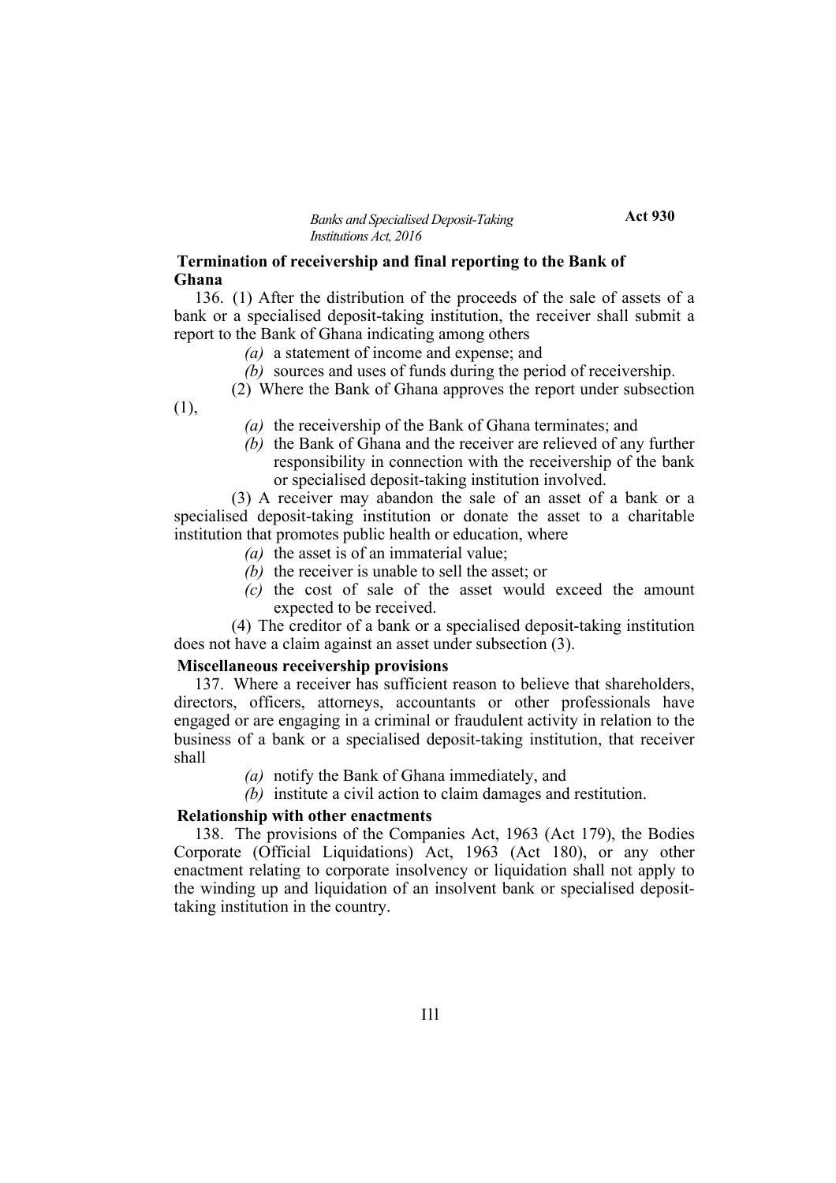**Termination of receivership and final reporting to the Bank of Ghana**

136. (1) After the distribution of the proceeds of the sale of assets of a bank or a specialised deposit-taking institution, the receiver shall submit a report to the Bank of Ghana indicating among others

*(a)* a statement of income and expense; and

*(b)* sources and uses of funds during the period of receivership.

(2) Where the Bank of Ghana approves the report under subsection (1),

*(a)* the receivership of the Bank of Ghana terminates; and

*(b)* the Bank of Ghana and the receiver are relieved of any further responsibility in connection with the receivership of the bank or specialised deposit-taking institution involved.

(3) A receiver may abandon the sale of an asset of a bank or a specialised deposit-taking institution or donate the asset to a charitable institution that promotes public health or education, where

*(a)* the asset is of an immaterial value;

*(b)* the receiver is unable to sell the asset; or

*(c)* the cost of sale of the asset would exceed the amount expected to be received.

(4) The creditor of a bank or a specialised deposit-taking institution does not have a claim against an asset under subsection (3).

**Miscellaneous receivership provisions**

137. Where a receiver has sufficient reason to believe that shareholders, directors, officers, attorneys, accountants or other professionals have engaged or are engaging in a criminal or fraudulent activity in relation to the business of a bank or a specialised deposit-taking institution, that receiver shall

*(a)* notify the Bank of Ghana immediately, and

*(b)* institute a civil action to claim damages and restitution.

**Relationship with other enactments**

138. The provisions of the Companies Act, 1963 (Act 179), the Bodies Corporate (Official Liquidations) Act, 1963 (Act 180), or any other enactment relating to corporate insolvency or liquidation shall not apply to the winding up and liquidation of an insolvent bank or specialised deposit-taking institution in the country.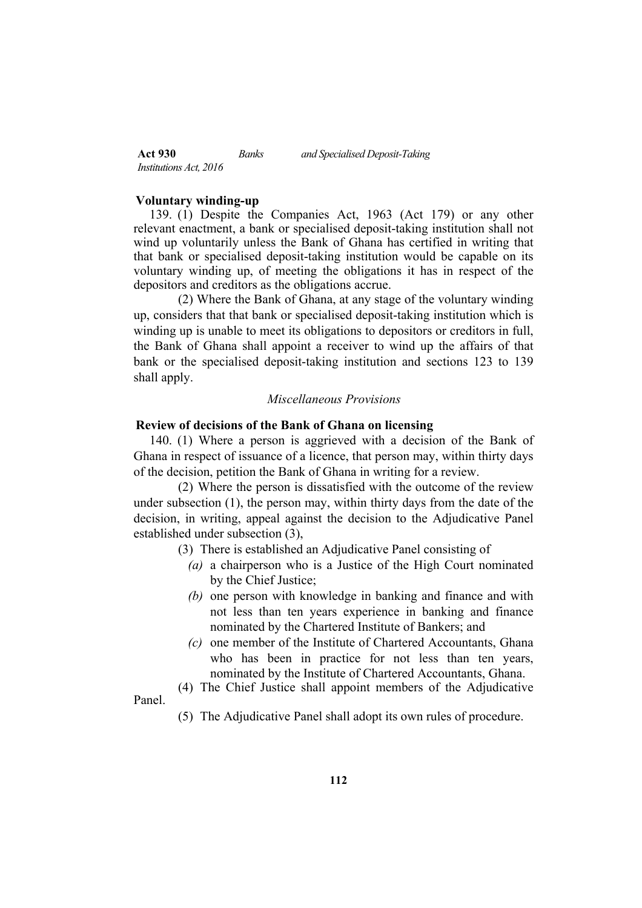**Voluntary winding-up**

139. (1) Despite the Companies Act, 1963 (Act 179) or any other relevant enactment, a bank or specialised deposit-taking institution shall not wind up voluntarily unless the Bank of Ghana has certified in writing that that bank or specialised deposit-taking institution would be capable on its voluntary winding up, of meeting the obligations it has in respect of the depositors and creditors as the obligations accrue.

(2) Where the Bank of Ghana, at any stage of the voluntary winding up, considers that that bank or specialised deposit-taking institution which is winding up is unable to meet its obligations to depositors or creditors in full, the Bank of Ghana shall appoint a receiver to wind up the affairs of that bank or the specialised deposit-taking institution and sections 123 to 139 shall apply.

*Miscellaneous Provisions*

**Review of decisions of the Bank of Ghana on licensing**

140. (1) Where a person is aggrieved with a decision of the Bank of Ghana in respect of issuance of a licence, that person may, within thirty days of the decision, petition the Bank of Ghana in writing for a review.

(2) Where the person is dissatisfied with the outcome of the review under subsection (1), the person may, within thirty days from the date of the decision, in writing, appeal against the decision to the Adjudicative Panel established under subsection (3),

(3) There is established an Adjudicative Panel consisting of

*(a)* a chairperson who is a Justice of the High Court nominated by the Chief Justice;

*(b)* one person with knowledge in banking and finance and with not less than ten years experience in banking and finance nominated by the Chartered Institute of Bankers; and

*(c)* one member of the Institute of Chartered Accountants, Ghana who has been in practice for not less than ten years, nominated by the Institute of Chartered Accountants, Ghana.

(4) The Chief Justice shall appoint members of the Adjudicative Panel.

(5) The Adjudicative Panel shall adopt its own rules of procedure.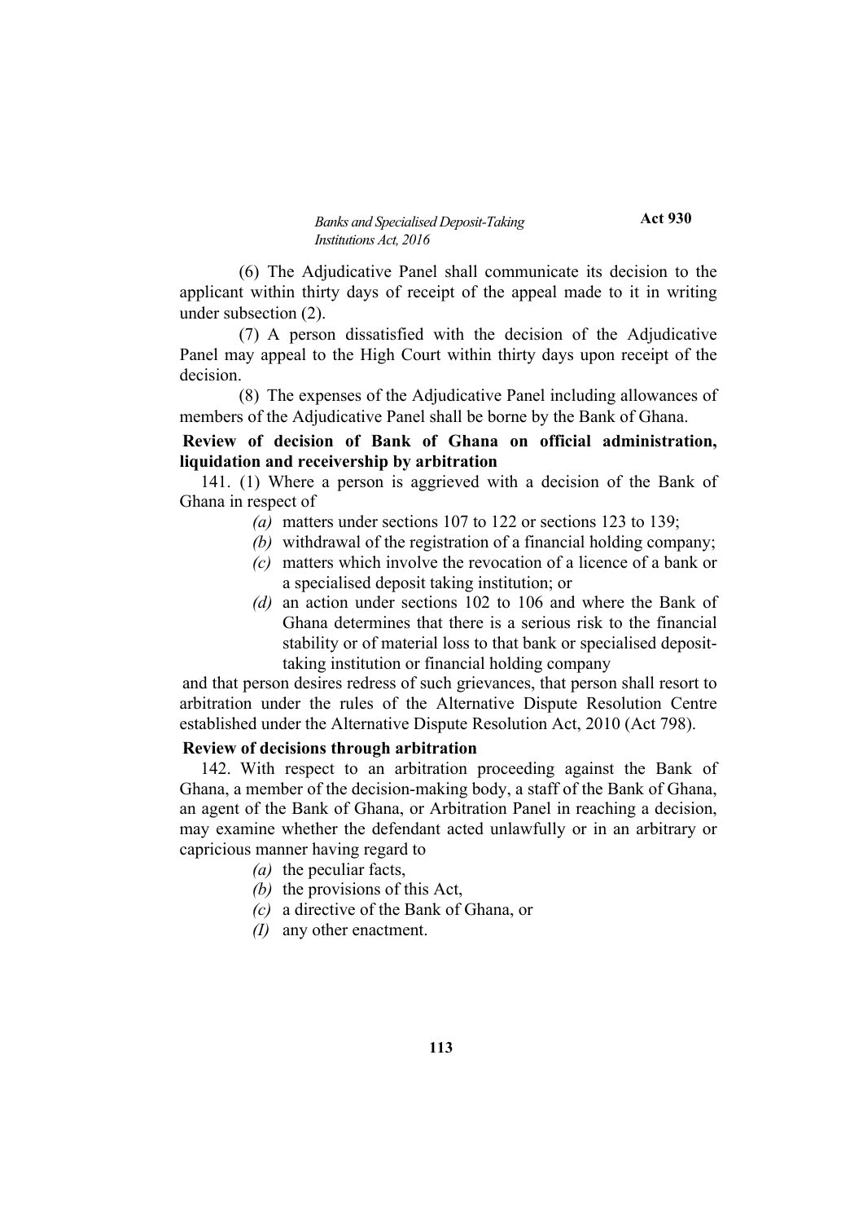(6) The Adjudicative Panel shall communicate its decision to the applicant within thirty days of receipt of the appeal made to it in writing under subsection (2).

(7) A person dissatisfied with the decision of the Adjudicative Panel may appeal to the High Court within thirty days upon receipt of the decision.

(8) The expenses of the Adjudicative Panel including allowances of members of the Adjudicative Panel shall be borne by the Bank of Ghana.

**Review of decision of Bank of Ghana on official administration, liquidation and receivership by arbitration**

141. (1) Where a person is aggrieved with a decision of the Bank of Ghana in respect of

*(a)* matters under sections 107 to 122 or sections 123 to 139;

*(b)* withdrawal of the registration of a financial holding company;

*(c)* matters which involve the revocation of a licence of a bank or a specialised deposit taking institution; or

*(d)* an action under sections 102 to 106 and where the Bank of Ghana determines that there is a serious risk to the financial stability or of material loss to that bank or specialised deposit-taking institution or financial holding company

and that person desires redress of such grievances, that person shall resort to arbitration under the rules of the Alternative Dispute Resolution Centre established under the Alternative Dispute Resolution Act, 2010 (Act 798).

**Review of decisions through arbitration**

142. With respect to an arbitration proceeding against the Bank of Ghana, a member of the decision-making body, a staff of the Bank of Ghana, an agent of the Bank of Ghana, or Arbitration Panel in reaching a decision, may examine whether the defendant acted unlawfully or in an arbitrary or capricious manner having regard to

*(a)* the peculiar facts,

*(b)* the provisions of this Act,

*(c)* a directive of the Bank of Ghana, or

*(I)* any other enactment.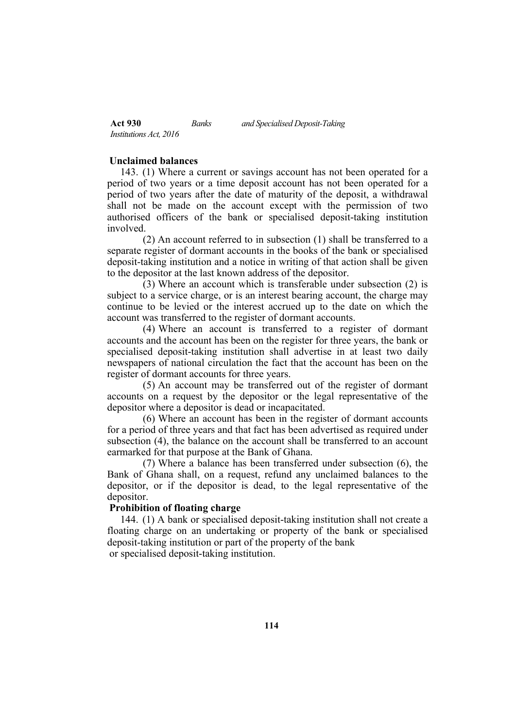**Unclaimed balances**

143. (1) Where a current or savings account has not been operated for a period of two years or a time deposit account has not been operated for a period of two years after the date of maturity of the deposit, a withdrawal shall not be made on the account except with the permission of two authorised officers of the bank or specialised deposit-taking institution involved.

(2) An account referred to in subsection (1) shall be transferred to a separate register of dormant accounts in the books of the bank or specialised deposit-taking institution and a notice in writing of that action shall be given to the depositor at the last known address of the depositor.

(3) Where an account which is transferable under subsection (2) is subject to a service charge, or is an interest bearing account, the charge may continue to be levied or the interest accrued up to the date on which the account was transferred to the register of dormant accounts.

(4) Where an account is transferred to a register of dormant accounts and the account has been on the register for three years, the bank or specialised deposit-taking institution shall advertise in at least two daily newspapers of national circulation the fact that the account has been on the register of dormant accounts for three years.

(5) An account may be transferred out of the register of dormant accounts on a request by the depositor or the legal representative of the depositor where a depositor is dead or incapacitated.

(6) Where an account has been in the register of dormant accounts for a period of three years and that fact has been advertised as required under subsection (4), the balance on the account shall be transferred to an account earmarked for that purpose at the Bank of Ghana.

(7) Where a balance has been transferred under subsection (6), the Bank of Ghana shall, on a request, refund any unclaimed balances to the depositor, or if the depositor is dead, to the legal representative of the depositor.

**Prohibition of floating charge**

144. (1) A bank or specialised deposit-taking institution shall not create a floating charge on an undertaking or property of the bank or specialised deposit-taking institution or part of the property of the bank or specialised deposit-taking institution.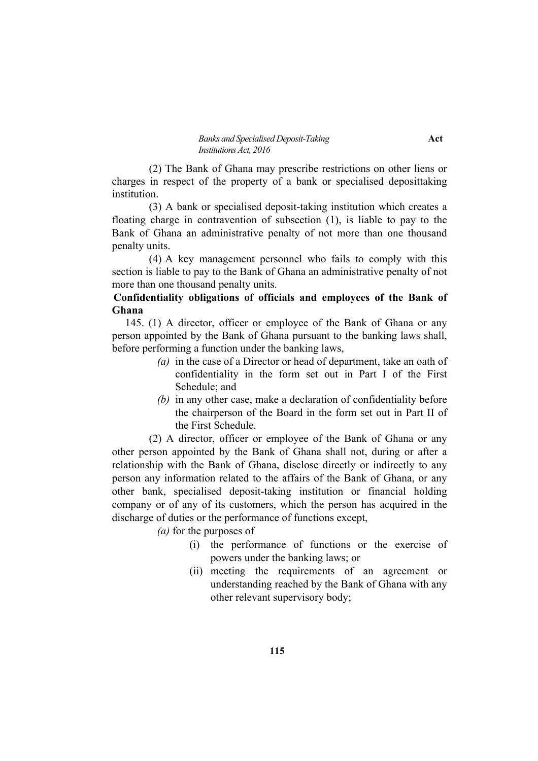(2) The Bank of Ghana may prescribe restrictions on other liens or charges in respect of the property of a bank or specialised deposittaking institution.

(3) A bank or specialised deposit-taking institution which creates a floating charge in contravention of subsection (1), is liable to pay to the Bank of Ghana an administrative penalty of not more than one thousand penalty units.

(4) A key management personnel who fails to comply with this section is liable to pay to the Bank of Ghana an administrative penalty of not more than one thousand penalty units.

**Confidentiality obligations of officials and employees of the Bank of Ghana**

145. (1) A director, officer or employee of the Bank of Ghana or any person appointed by the Bank of Ghana pursuant to the banking laws shall, before performing a function under the banking laws,

*(a)* in the case of a Director or head of department, take an oath of confidentiality in the form set out in Part I of the First Schedule; and

*(b)* in any other case, make a declaration of confidentiality before the chairperson of the Board in the form set out in Part II of the First Schedule.

(2) A director, officer or employee of the Bank of Ghana or any other person appointed by the Bank of Ghana shall not, during or after a relationship with the Bank of Ghana, disclose directly or indirectly to any person any information related to the affairs of the Bank of Ghana, or any other bank, specialised deposit-taking institution or financial holding company or of any of its customers, which the person has acquired in the discharge of duties or the performance of functions except,

*(a)* for the purposes of

(i) the performance of functions or the exercise of powers under the banking laws; or

(ii) meeting the requirements of an agreement or understanding reached by the Bank of Ghana with any other relevant supervisory body;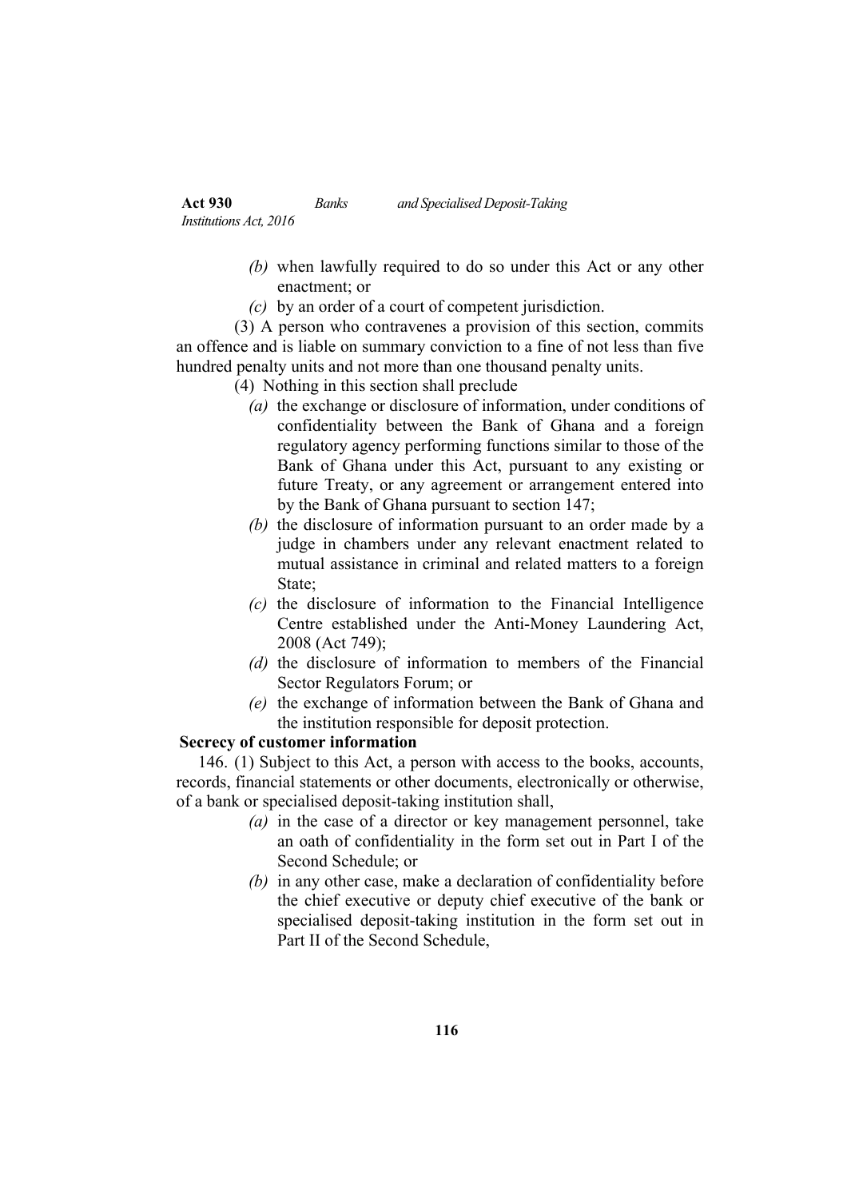*(b)* when lawfully required to do so under this Act or any other enactment; or

*(c)* by an order of a court of competent jurisdiction.

(3) A person who contravenes a provision of this section, commits an offence and is liable on summary conviction to a fine of not less than five hundred penalty units and not more than one thousand penalty units.

(4) Nothing in this section shall preclude

*(a)* the exchange or disclosure of information, under conditions of confidentiality between the Bank of Ghana and a foreign regulatory agency performing functions similar to those of the Bank of Ghana under this Act, pursuant to any existing or future Treaty, or any agreement or arrangement entered into by the Bank of Ghana pursuant to section 147;

*(b)* the disclosure of information pursuant to an order made by a judge in chambers under any relevant enactment related to mutual assistance in criminal and related matters to a foreign State;

*(c)* the disclosure of information to the Financial Intelligence Centre established under the Anti-Money Laundering Act, 2008 (Act 749);

*(d)* the disclosure of information to members of the Financial Sector Regulators Forum; or

*(e)* the exchange of information between the Bank of Ghana and the institution responsible for deposit protection.

**Secrecy of customer information**

146. (1) Subject to this Act, a person with access to the books, accounts, records, financial statements or other documents, electronically or otherwise, of a bank or specialised deposit-taking institution shall,

*(a)* in the case of a director or key management personnel, take an oath of confidentiality in the form set out in Part I of the Second Schedule; or

*(b)* in any other case, make a declaration of confidentiality before the chief executive or deputy chief executive of the bank or specialised deposit-taking institution in the form set out in Part II of the Second Schedule,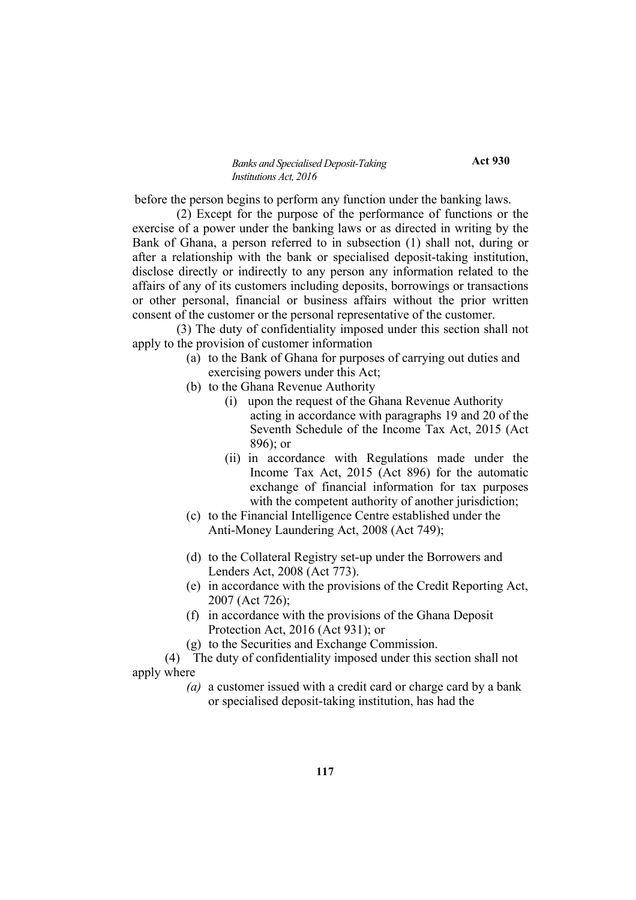before the person begins to perform any function under the banking laws.

(2) Except for the purpose of the performance of functions or the exercise of a power under the banking laws or as directed in writing by the Bank of Ghana, a person referred to in subsection (1) shall not, during or after a relationship with the bank or specialised deposit-taking institution, disclose directly or indirectly to any person any information related to the affairs of any of its customers including deposits, borrowings or transactions or other personal, financial or business affairs without the prior written consent of the customer or the personal representative of the customer.

(3) The duty of confidentiality imposed under this section shall not apply to the provision of customer information

- (a) to the Bank of Ghana for purposes of carrying out duties and exercising powers under this Act;
- (b) to the Ghana Revenue Authority
  - (i) upon the request of the Ghana Revenue Authority acting in accordance with paragraphs 19 and 20 of the Seventh Schedule of the Income Tax Act, 2015 (Act 896); or
  - (ii) in accordance with Regulations made under the Income Tax Act, 2015 (Act 896) for the automatic exchange of financial information for tax purposes with the competent authority of another jurisdiction;
- (c) to the Financial Intelligence Centre established under the Anti-Money Laundering Act, 2008 (Act 749);
- (d) to the Collateral Registry set-up under the Borrowers and Lenders Act, 2008 (Act 773).
- (e) in accordance with the provisions of the Credit Reporting Act, 2007 (Act 726);
- (f) in accordance with the provisions of the Ghana Deposit Protection Act, 2016 (Act 931); or
- (g) to the Securities and Exchange Commission.

(4) The duty of confidentiality imposed under this section shall not apply where

- *(a)* a customer issued with a credit card or charge card by a bank or specialised deposit-taking institution, has had the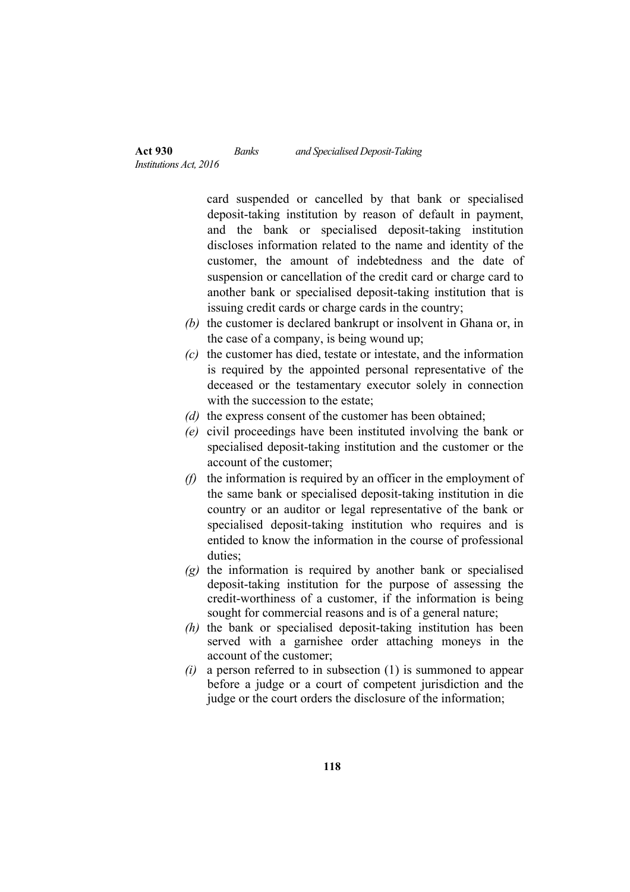card suspended or cancelled by that bank or specialised deposit-taking institution by reason of default in payment, and the bank or specialised deposit-taking institution discloses information related to the name and identity of the customer, the amount of indebtedness and the date of suspension or cancellation of the credit card or charge card to another bank or specialised deposit-taking institution that is issuing credit cards or charge cards in the country;

*(b)* the customer is declared bankrupt or insolvent in Ghana or, in the case of a company, is being wound up;

*(c)* the customer has died, testate or intestate, and the information is required by the appointed personal representative of the deceased or the testamentary executor solely in connection with the succession to the estate;

*(d)* the express consent of the customer has been obtained;

*(e)* civil proceedings have been instituted involving the bank or specialised deposit-taking institution and the customer or the account of the customer;

*(f)* the information is required by an officer in the employment of the same bank or specialised deposit-taking institution in die country or an auditor or legal representative of the bank or specialised deposit-taking institution who requires and is entided to know the information in the course of professional duties;

*(g)* the information is required by another bank or specialised deposit-taking institution for the purpose of assessing the credit-worthiness of a customer, if the information is being sought for commercial reasons and is of a general nature;

*(h)* the bank or specialised deposit-taking institution has been served with a garnishee order attaching moneys in the account of the customer;

*(i)* a person referred to in subsection (1) is summoned to appear before a judge or a court of competent jurisdiction and the judge or the court orders the disclosure of the information;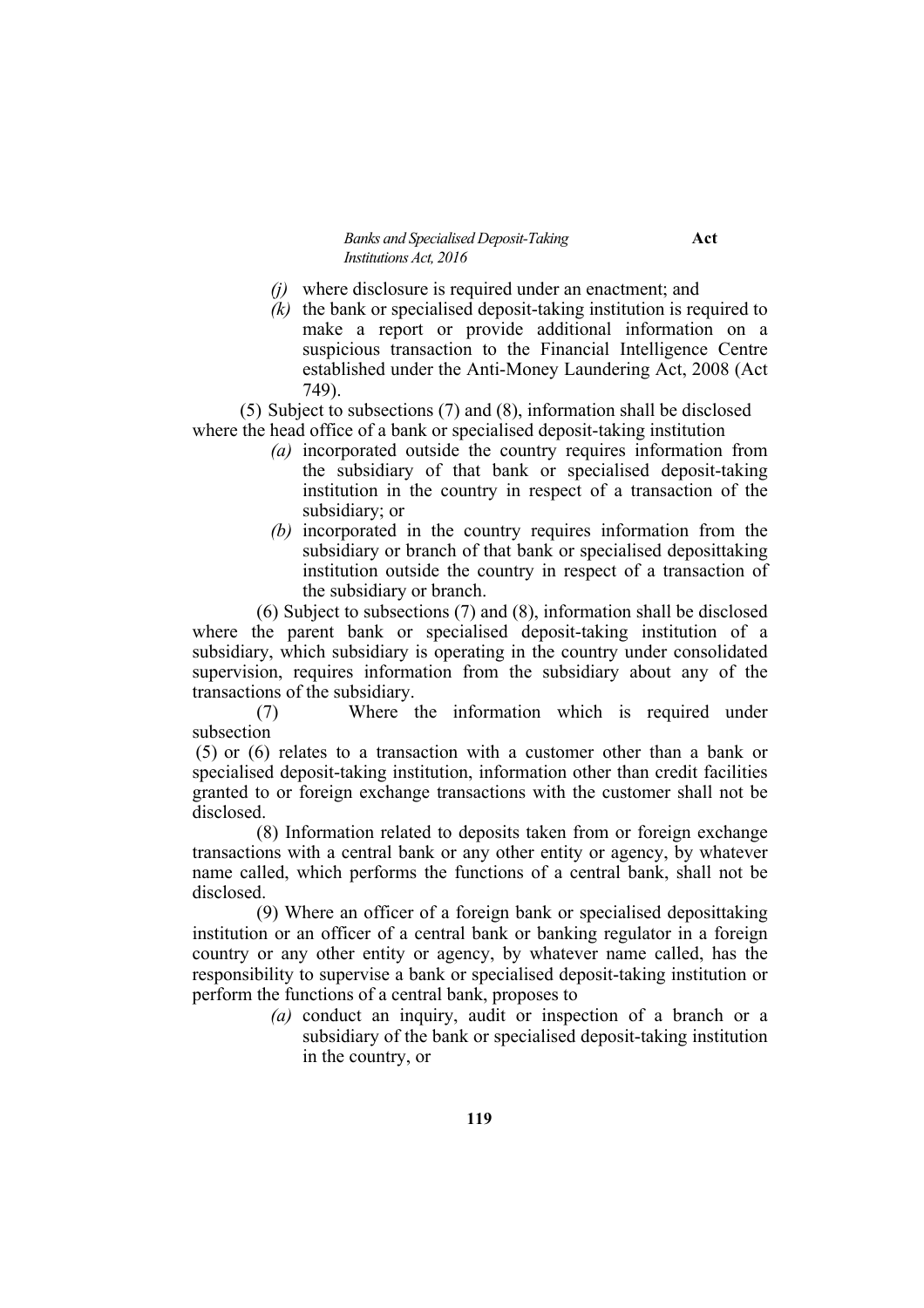*(j)* where disclosure is required under an enactment; and

*(k)* the bank or specialised deposit-taking institution is required to make a report or provide additional information on a suspicious transaction to the Financial Intelligence Centre established under the Anti-Money Laundering Act, 2008 (Act 749).

(5) Subject to subsections (7) and (8), information shall be disclosed where the head office of a bank or specialised deposit-taking institution

*(a)* incorporated outside the country requires information from the subsidiary of that bank or specialised deposit-taking institution in the country in respect of a transaction of the subsidiary; or

*(b)* incorporated in the country requires information from the subsidiary or branch of that bank or specialised deposittaking institution outside the country in respect of a transaction of the subsidiary or branch.

(6) Subject to subsections (7) and (8), information shall be disclosed where the parent bank or specialised deposit-taking institution of a subsidiary, which subsidiary is operating in the country under consolidated supervision, requires information from the subsidiary about any of the transactions of the subsidiary.

(7) Where the information which is required under subsection (5) or (6) relates to a transaction with a customer other than a bank or specialised deposit-taking institution, information other than credit facilities granted to or foreign exchange transactions with the customer shall not be disclosed.

(8) Information related to deposits taken from or foreign exchange transactions with a central bank or any other entity or agency, by whatever name called, which performs the functions of a central bank, shall not be disclosed.

(9) Where an officer of a foreign bank or specialised deposittaking institution or an officer of a central bank or banking regulator in a foreign country or any other entity or agency, by whatever name called, has the responsibility to supervise a bank or specialised deposit-taking institution or perform the functions of a central bank, proposes to

*(a)* conduct an inquiry, audit or inspection of a branch or a subsidiary of the bank or specialised deposit-taking institution in the country, or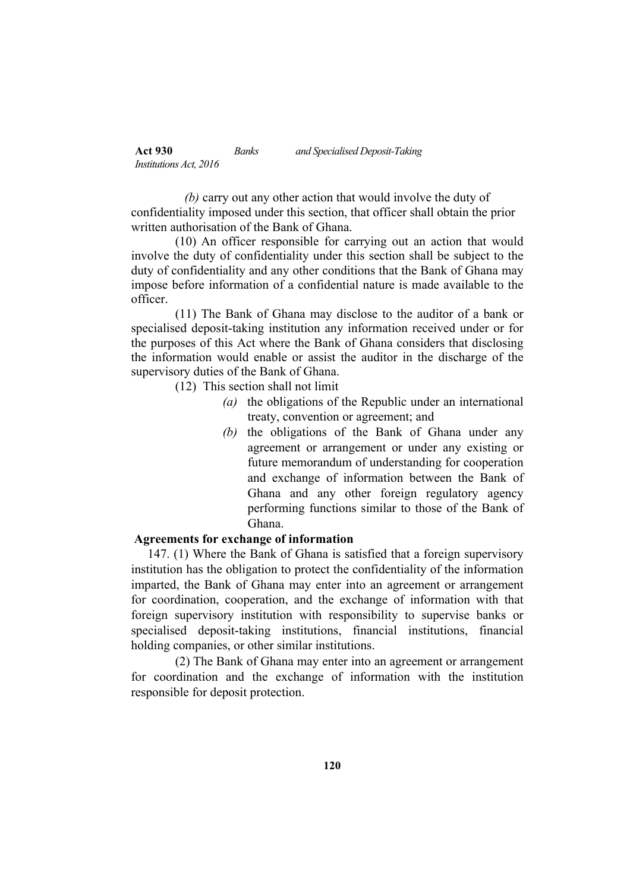*(b)* carry out any other action that would involve the duty of confidentiality imposed under this section, that officer shall obtain the prior written authorisation of the Bank of Ghana.

(10) An officer responsible for carrying out an action that would involve the duty of confidentiality under this section shall be subject to the duty of confidentiality and any other conditions that the Bank of Ghana may impose before information of a confidential nature is made available to the officer.

(11) The Bank of Ghana may disclose to the auditor of a bank or specialised deposit-taking institution any information received under or for the purposes of this Act where the Bank of Ghana considers that disclosing the information would enable or assist the auditor in the discharge of the supervisory duties of the Bank of Ghana.

(12) This section shall not limit

*(a)* the obligations of the Republic under an international treaty, convention or agreement; and

*(b)* the obligations of the Bank of Ghana under any agreement or arrangement or under any existing or future memorandum of understanding for cooperation and exchange of information between the Bank of Ghana and any other foreign regulatory agency performing functions similar to those of the Bank of Ghana.

**Agreements for exchange of information**

147. (1) Where the Bank of Ghana is satisfied that a foreign supervisory institution has the obligation to protect the confidentiality of the information imparted, the Bank of Ghana may enter into an agreement or arrangement for coordination, cooperation, and the exchange of information with that foreign supervisory institution with responsibility to supervise banks or specialised deposit-taking institutions, financial institutions, financial holding companies, or other similar institutions.

(2) The Bank of Ghana may enter into an agreement or arrangement for coordination and the exchange of information with the institution responsible for deposit protection.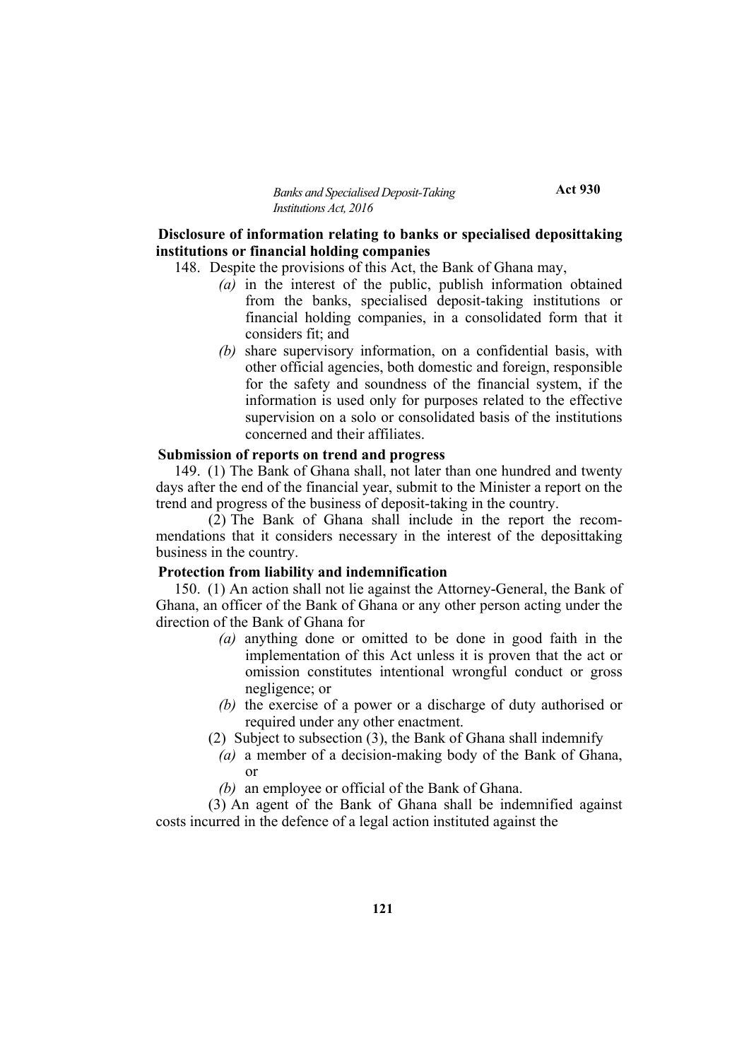**Disclosure of information relating to banks or specialised deposittaking institutions or financial holding companies**

148. Despite the provisions of this Act, the Bank of Ghana may,

*(a)* in the interest of the public, publish information obtained from the banks, specialised deposit-taking institutions or financial holding companies, in a consolidated form that it considers fit; and

*(b)* share supervisory information, on a confidential basis, with other official agencies, both domestic and foreign, responsible for the safety and soundness of the financial system, if the information is used only for purposes related to the effective supervision on a solo or consolidated basis of the institutions concerned and their affiliates.

**Submission of reports on trend and progress**

149. (1) The Bank of Ghana shall, not later than one hundred and twenty days after the end of the financial year, submit to the Minister a report on the trend and progress of the business of deposit-taking in the country.

(2) The Bank of Ghana shall include in the report the recommendations that it considers necessary in the interest of the deposittaking business in the country.

**Protection from liability and indemnification**

150. (1) An action shall not lie against the Attorney-General, the Bank of Ghana, an officer of the Bank of Ghana or any other person acting under the direction of the Bank of Ghana for

*(a)* anything done or omitted to be done in good faith in the implementation of this Act unless it is proven that the act or omission constitutes intentional wrongful conduct or gross negligence; or

*(b)* the exercise of a power or a discharge of duty authorised or required under any other enactment.

(2) Subject to subsection (3), the Bank of Ghana shall indemnify

*(a)* a member of a decision-making body of the Bank of Ghana, or

*(b)* an employee or official of the Bank of Ghana.

(3) An agent of the Bank of Ghana shall be indemnified against costs incurred in the defence of a legal action instituted against the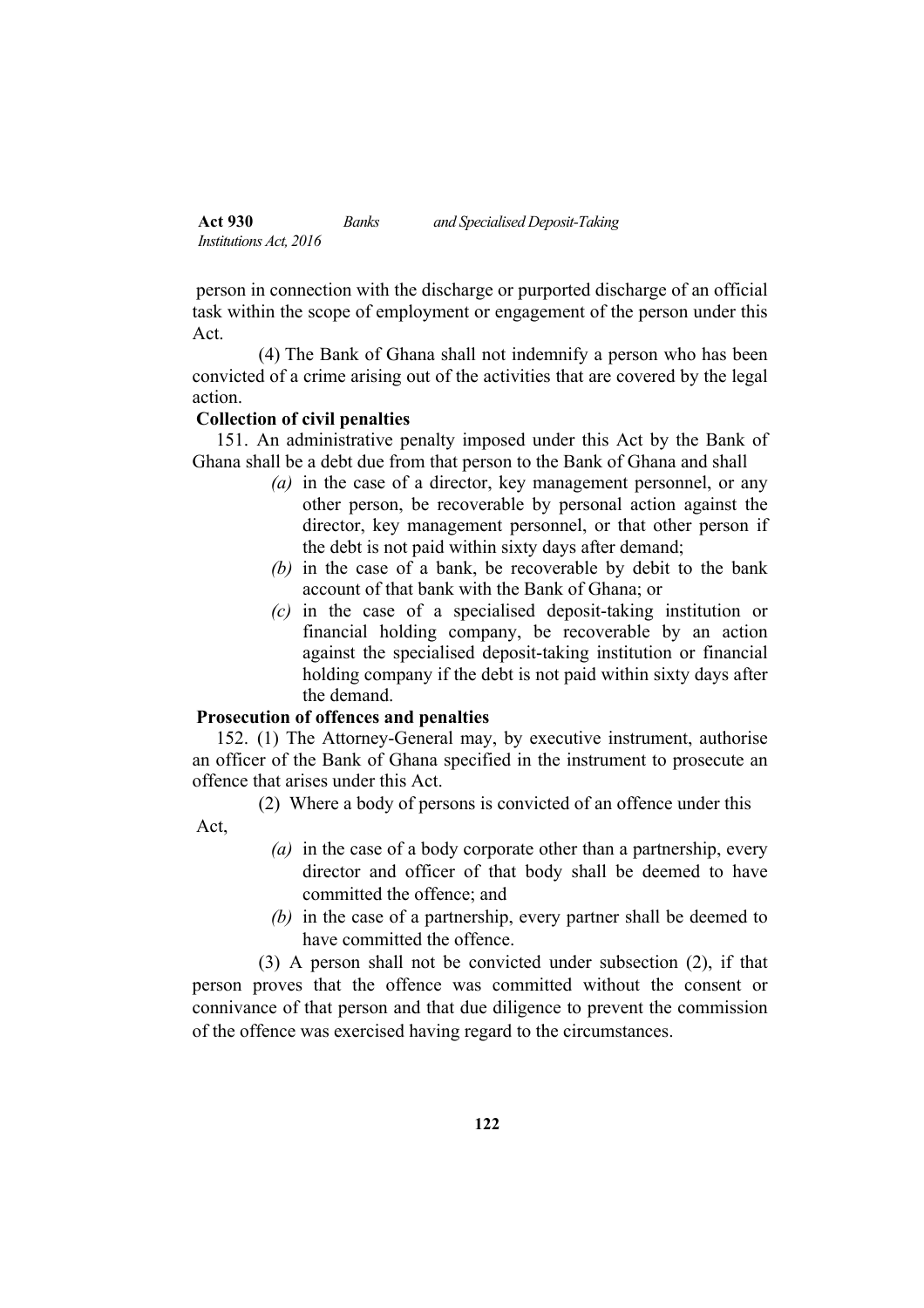person in connection with the discharge or purported discharge of an official task within the scope of employment or engagement of the person under this Act.

(4) The Bank of Ghana shall not indemnify a person who has been convicted of a crime arising out of the activities that are covered by the legal action.

**Collection of civil penalties**

151. An administrative penalty imposed under this Act by the Bank of Ghana shall be a debt due from that person to the Bank of Ghana and shall

*(a)* in the case of a director, key management personnel, or any other person, be recoverable by personal action against the director, key management personnel, or that other person if the debt is not paid within sixty days after demand;

*(b)* in the case of a bank, be recoverable by debit to the bank account of that bank with the Bank of Ghana; or

*(c)* in the case of a specialised deposit-taking institution or financial holding company, be recoverable by an action against the specialised deposit-taking institution or financial holding company if the debt is not paid within sixty days after the demand.

**Prosecution of offences and penalties**

152. (1) The Attorney-General may, by executive instrument, authorise an officer of the Bank of Ghana specified in the instrument to prosecute an offence that arises under this Act.

(2) Where a body of persons is convicted of an offence under this Act,

*(a)* in the case of a body corporate other than a partnership, every director and officer of that body shall be deemed to have committed the offence; and

*(b)* in the case of a partnership, every partner shall be deemed to have committed the offence.

(3) A person shall not be convicted under subsection (2), if that person proves that the offence was committed without the consent or connivance of that person and that due diligence to prevent the commission of the offence was exercised having regard to the circumstances.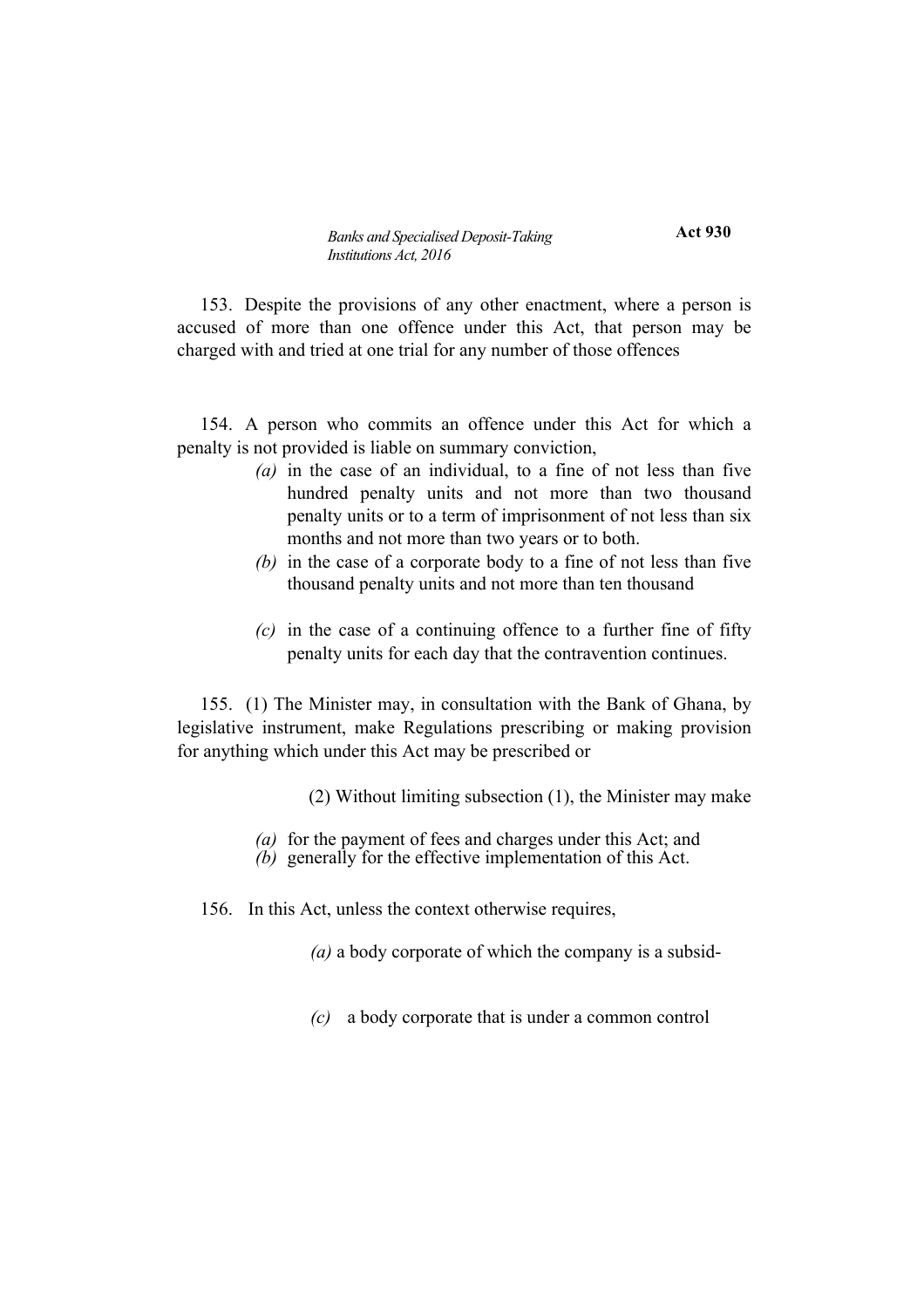153. Despite the provisions of any other enactment, where a person is accused of more than one offence under this Act, that person may be charged with and tried at one trial for any number of those offences

154. A person who commits an offence under this Act for which a penalty is not provided is liable on summary conviction,

- *(a)* in the case of an individual, to a fine of not less than five hundred penalty units and not more than two thousand penalty units or to a term of imprisonment of not less than six months and not more than two years or to both.
- *(b)* in the case of a corporate body to a fine of not less than five thousand penalty units and not more than ten thousand
- *(c)* in the case of a continuing offence to a further fine of fifty penalty units for each day that the contravention continues.

155. (1) The Minister may, in consultation with the Bank of Ghana, by legislative instrument, make Regulations prescribing or making provision for anything which under this Act may be prescribed or

(2) Without limiting subsection (1), the Minister may make

- *(a)* for the payment of fees and charges under this Act; and
- *(b)* generally for the effective implementation of this Act.

156. In this Act, unless the context otherwise requires,

*(a)* a body corporate of which the company is a subsid-

*(c)* a body corporate that is under a common control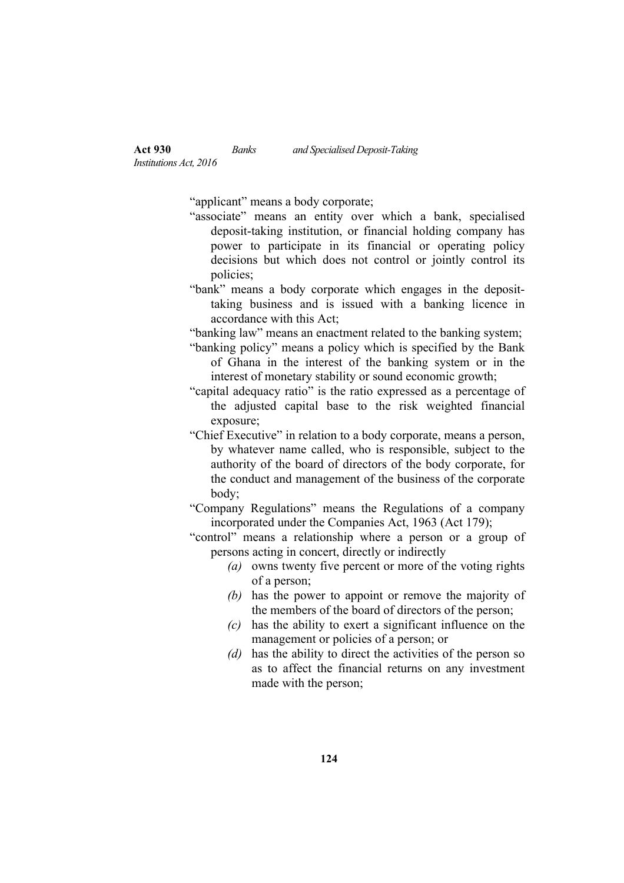"applicant" means a body corporate;

"associate" means an entity over which a bank, specialised deposit-taking institution, or financial holding company has power to participate in its financial or operating policy decisions but which does not control or jointly control its policies;

"bank" means a body corporate which engages in the deposit-taking business and is issued with a banking licence in accordance with this Act;

"banking law" means an enactment related to the banking system;

"banking policy" means a policy which is specified by the Bank of Ghana in the interest of the banking system or in the interest of monetary stability or sound economic growth;

"capital adequacy ratio" is the ratio expressed as a percentage of the adjusted capital base to the risk weighted financial exposure;

"Chief Executive" in relation to a body corporate, means a person, by whatever name called, who is responsible, subject to the authority of the board of directors of the body corporate, for the conduct and management of the business of the corporate body;

"Company Regulations" means the Regulations of a company incorporated under the Companies Act, 1963 (Act 179);

"control" means a relationship where a person or a group of persons acting in concert, directly or indirectly

- *(a)* owns twenty five percent or more of the voting rights of a person;
- *(b)* has the power to appoint or remove the majority of the members of the board of directors of the person;
- *(c)* has the ability to exert a significant influence on the management or policies of a person; or
- *(d)* has the ability to direct the activities of the person so as to affect the financial returns on any investment made with the person;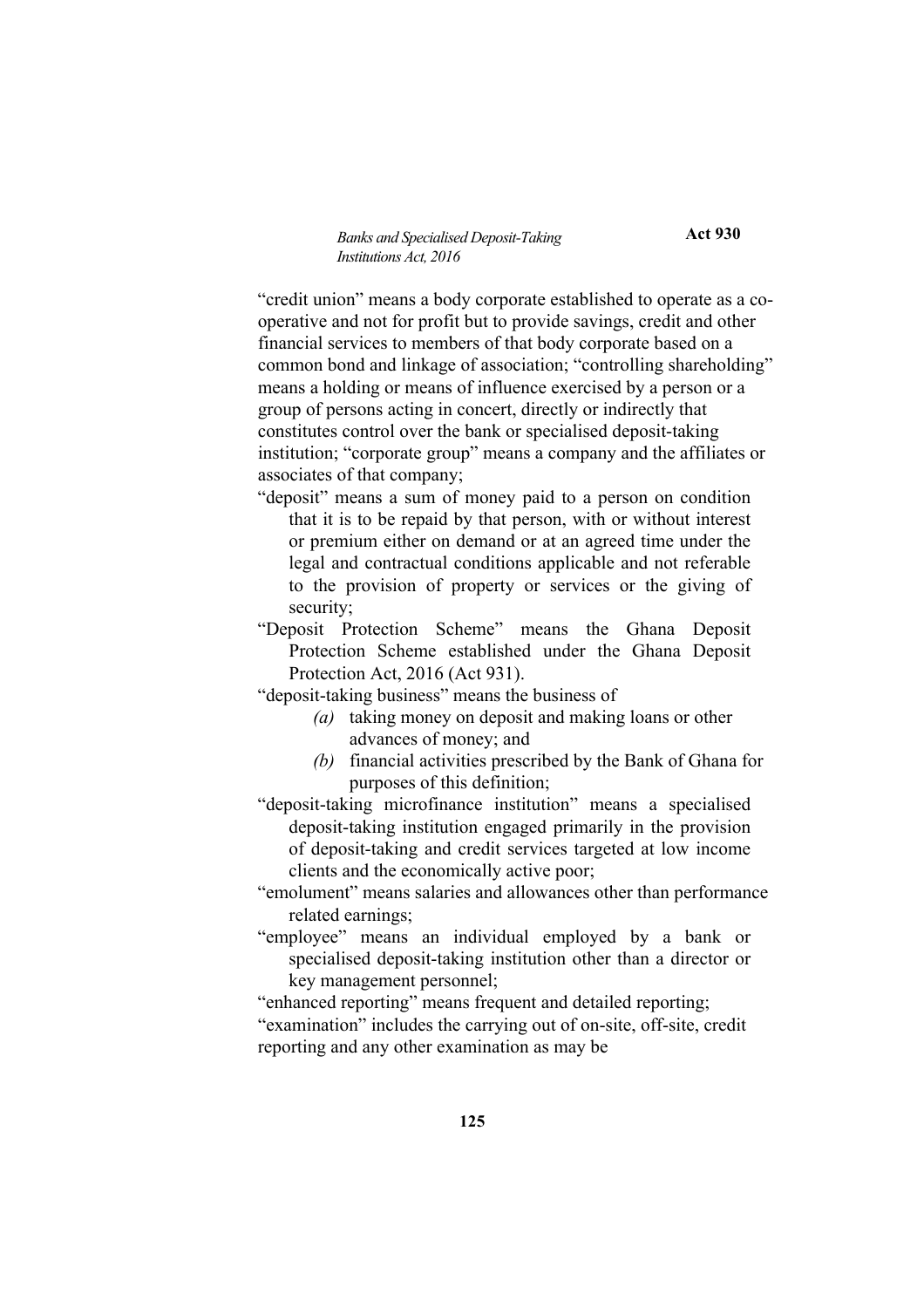"credit union" means a body corporate established to operate as a co-operative and not for profit but to provide savings, credit and other financial services to members of that body corporate based on a common bond and linkage of association; "controlling shareholding" means a holding or means of influence exercised by a person or a group of persons acting in concert, directly or indirectly that constitutes control over the bank or specialised deposit-taking institution; "corporate group" means a company and the affiliates or associates of that company;

"deposit" means a sum of money paid to a person on condition that it is to be repaid by that person, with or without interest or premium either on demand or at an agreed time under the legal and contractual conditions applicable and not referable to the provision of property or services or the giving of security;

"Deposit Protection Scheme" means the Ghana Deposit Protection Scheme established under the Ghana Deposit Protection Act, 2016 (Act 931).

"deposit-taking business" means the business of

*(a)* taking money on deposit and making loans or other advances of money; and

*(b)* financial activities prescribed by the Bank of Ghana for purposes of this definition;

"deposit-taking microfinance institution" means a specialised deposit-taking institution engaged primarily in the provision of deposit-taking and credit services targeted at low income clients and the economically active poor;

"emolument" means salaries and allowances other than performance related earnings;

"employee" means an individual employed by a bank or specialised deposit-taking institution other than a director or key management personnel;

"enhanced reporting" means frequent and detailed reporting;

"examination" includes the carrying out of on-site, off-site, credit reporting and any other examination as may be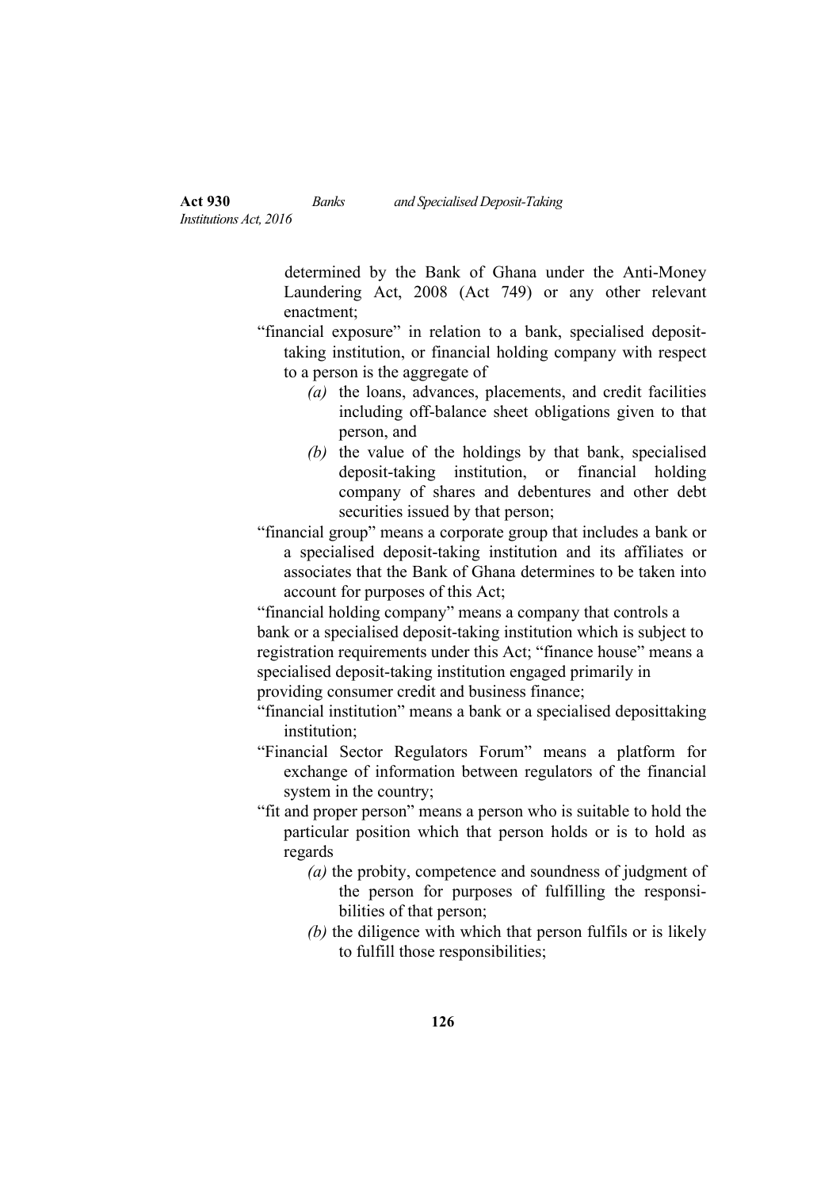determined by the Bank of Ghana under the Anti-Money Laundering Act, 2008 (Act 749) or any other relevant enactment;

"financial exposure" in relation to a bank, specialised deposit-taking institution, or financial holding company with respect to a person is the aggregate of

*(a)* the loans, advances, placements, and credit facilities including off-balance sheet obligations given to that person, and

*(b)* the value of the holdings by that bank, specialised deposit-taking institution, or financial holding company of shares and debentures and other debt securities issued by that person;

"financial group" means a corporate group that includes a bank or a specialised deposit-taking institution and its affiliates or associates that the Bank of Ghana determines to be taken into account for purposes of this Act;

"financial holding company" means a company that controls a bank or a specialised deposit-taking institution which is subject to registration requirements under this Act; "finance house" means a specialised deposit-taking institution engaged primarily in providing consumer credit and business finance;

"financial institution" means a bank or a specialised deposittaking institution;

"Financial Sector Regulators Forum" means a platform for exchange of information between regulators of the financial system in the country;

"fit and proper person" means a person who is suitable to hold the particular position which that person holds or is to hold as regards

*(a)* the probity, competence and soundness of judgment of the person for purposes of fulfilling the responsibilities of that person;

*(b)* the diligence with which that person fulfils or is likely to fulfill those responsibilities;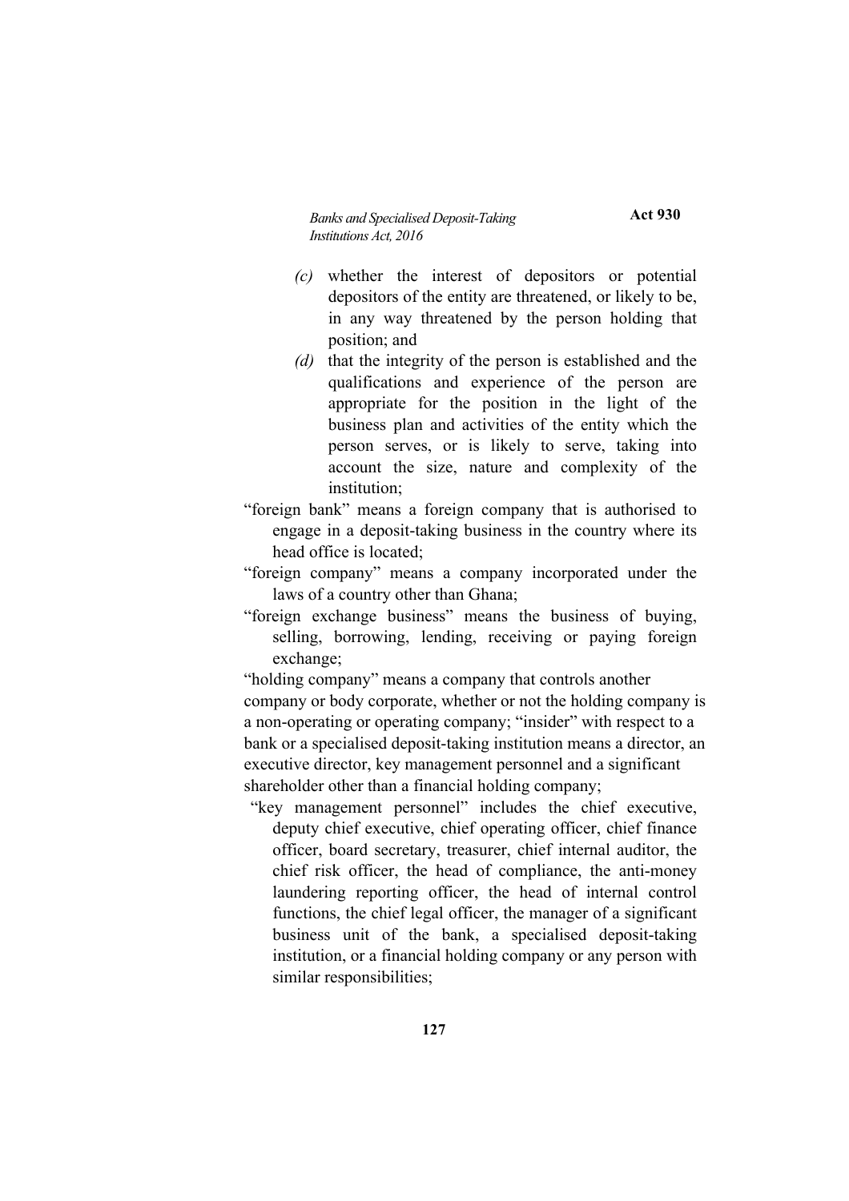(c) whether the interest of depositors or potential depositors of the entity are threatened, or likely to be, in any way threatened by the person holding that position; and

(d) that the integrity of the person is established and the qualifications and experience of the person are appropriate for the position in the light of the business plan and activities of the entity which the person serves, or is likely to serve, taking into account the size, nature and complexity of the institution;

"foreign bank" means a foreign company that is authorised to engage in a deposit-taking business in the country where its head office is located;

"foreign company" means a company incorporated under the laws of a country other than Ghana;

"foreign exchange business" means the business of buying, selling, borrowing, lending, receiving or paying foreign exchange;

"holding company" means a company that controls another company or body corporate, whether or not the holding company is a non-operating or operating company; "insider" with respect to a bank or a specialised deposit-taking institution means a director, an executive director, key management personnel and a significant shareholder other than a financial holding company;

"key management personnel" includes the chief executive, deputy chief executive, chief operating officer, chief finance officer, board secretary, treasurer, chief internal auditor, the chief risk officer, the head of compliance, the anti-money laundering reporting officer, the head of internal control functions, the chief legal officer, the manager of a significant business unit of the bank, a specialised deposit-taking institution, or a financial holding company or any person with similar responsibilities;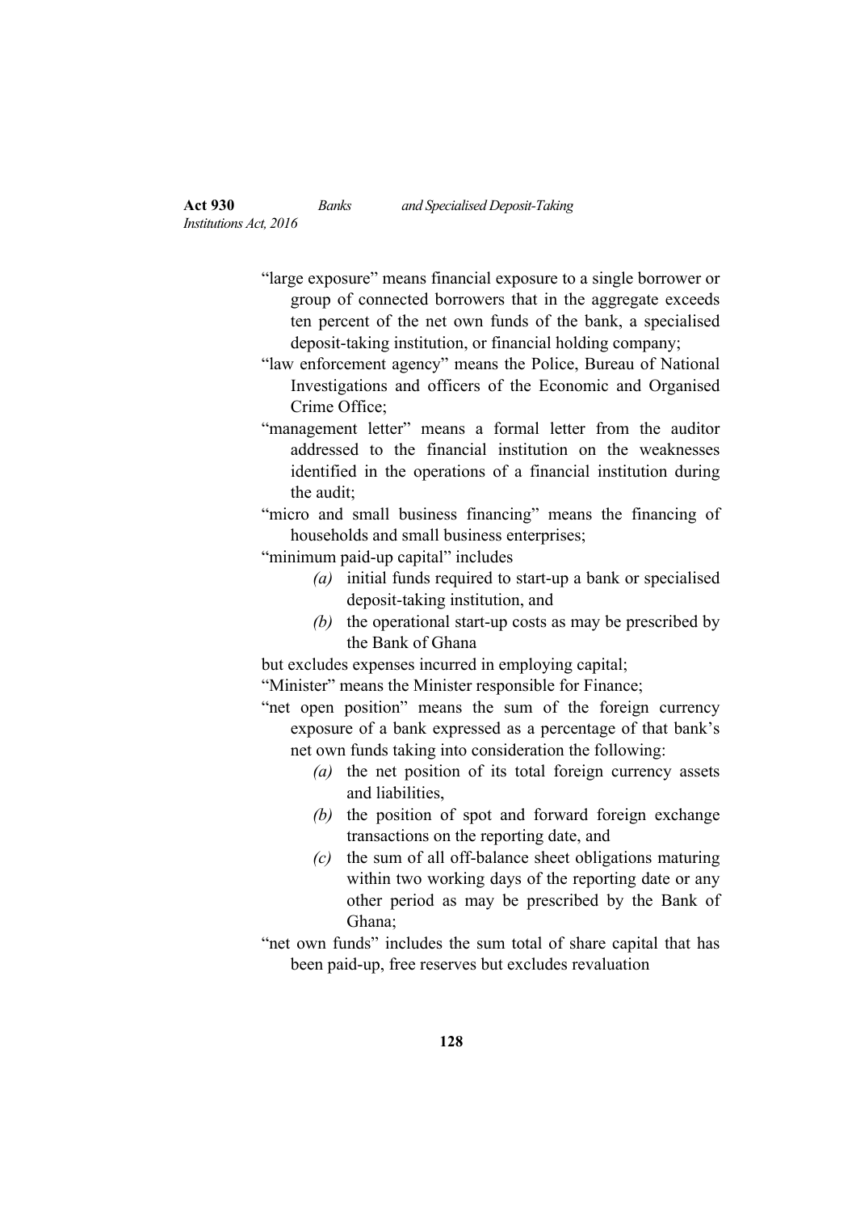"large exposure" means financial exposure to a single borrower or group of connected borrowers that in the aggregate exceeds ten percent of the net own funds of the bank, a specialised deposit-taking institution, or financial holding company;

"law enforcement agency" means the Police, Bureau of National Investigations and officers of the Economic and Organised Crime Office;

"management letter" means a formal letter from the auditor addressed to the financial institution on the weaknesses identified in the operations of a financial institution during the audit;

"micro and small business financing" means the financing of households and small business enterprises;

"minimum paid-up capital" includes

- *(a)* initial funds required to start-up a bank or specialised deposit-taking institution, and
- *(b)* the operational start-up costs as may be prescribed by the Bank of Ghana

but excludes expenses incurred in employing capital;

"Minister" means the Minister responsible for Finance;

"net open position" means the sum of the foreign currency exposure of a bank expressed as a percentage of that bank's net own funds taking into consideration the following:

- *(a)* the net position of its total foreign currency assets and liabilities,
- *(b)* the position of spot and forward foreign exchange transactions on the reporting date, and
- *(c)* the sum of all off-balance sheet obligations maturing within two working days of the reporting date or any other period as may be prescribed by the Bank of Ghana;

"net own funds" includes the sum total of share capital that has been paid-up, free reserves but excludes revaluation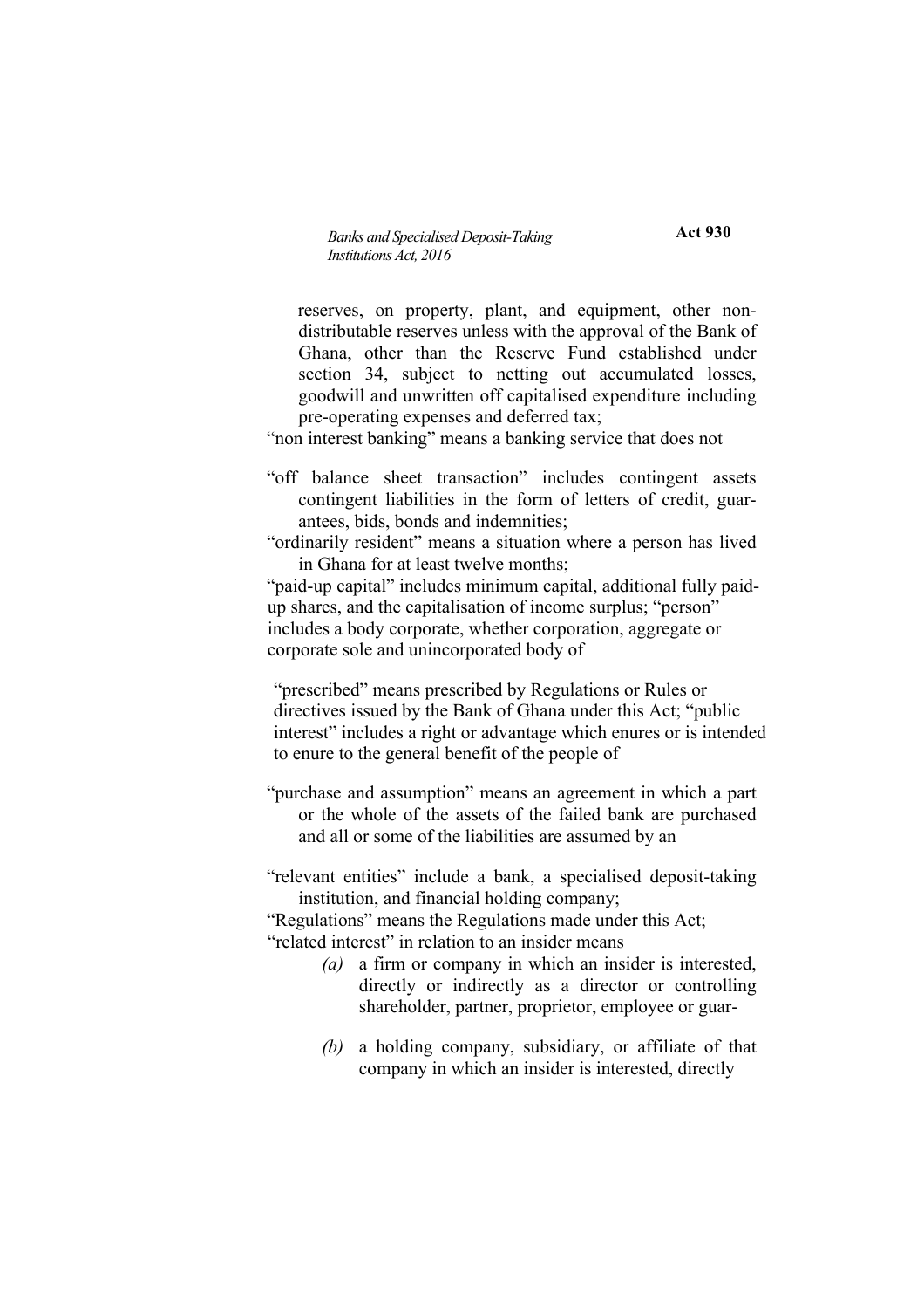reserves, on property, plant, and equipment, other non-distributable reserves unless with the approval of the Bank of Ghana, other than the Reserve Fund established under section 34, subject to netting out accumulated losses, goodwill and unwritten off capitalised expenditure including pre-operating expenses and deferred tax;

"non interest banking" means a banking service that does not

"off balance sheet transaction" includes contingent assets contingent liabilities in the form of letters of credit, guarantees, bids, bonds and indemnities;

"ordinarily resident" means a situation where a person has lived in Ghana for at least twelve months;

"paid-up capital" includes minimum capital, additional fully paid-up shares, and the capitalisation of income surplus; "person" includes a body corporate, whether corporation, aggregate or corporate sole and unincorporated body of

"prescribed" means prescribed by Regulations or Rules or directives issued by the Bank of Ghana under this Act; "public interest" includes a right or advantage which enures or is intended to enure to the general benefit of the people of

"purchase and assumption" means an agreement in which a part or the whole of the assets of the failed bank are purchased and all or some of the liabilities are assumed by an

"relevant entities" include a bank, a specialised deposit-taking institution, and financial holding company;

"Regulations" means the Regulations made under this Act;

"related interest" in relation to an insider means

*(a)* a firm or company in which an insider is interested, directly or indirectly as a director or controlling shareholder, partner, proprietor, employee or guar-

*(b)* a holding company, subsidiary, or affiliate of that company in which an insider is interested, directly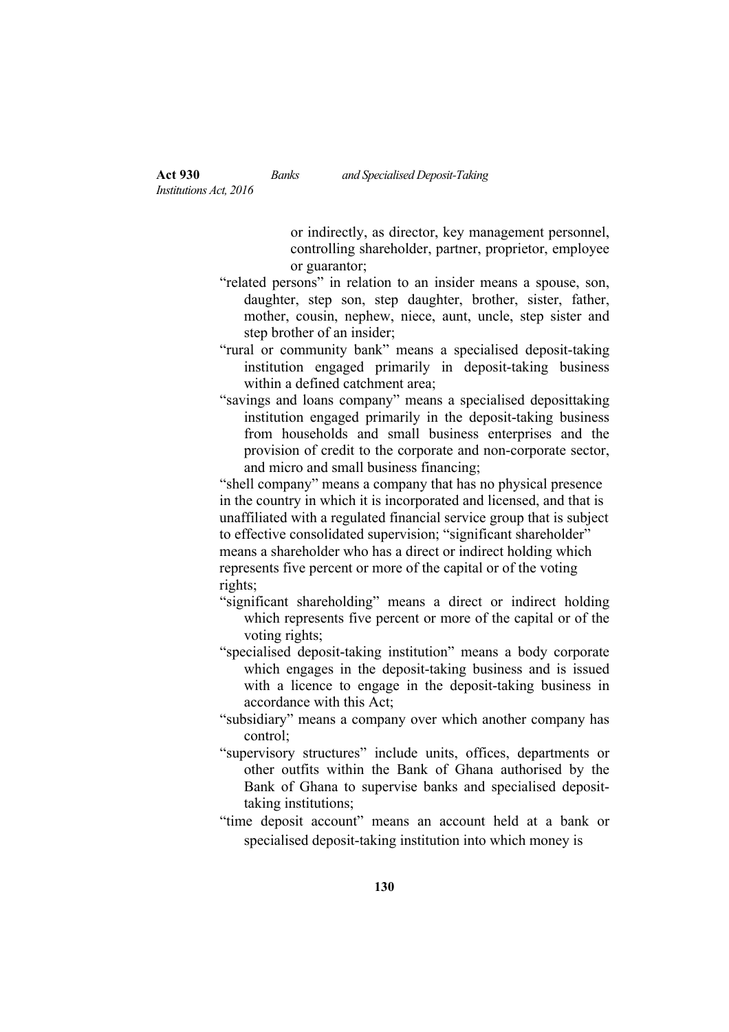or indirectly, as director, key management personnel, controlling shareholder, partner, proprietor, employee or guarantor;

"related persons" in relation to an insider means a spouse, son, daughter, step son, step daughter, brother, sister, father, mother, cousin, nephew, niece, aunt, uncle, step sister and step brother of an insider;

"rural or community bank" means a specialised deposit-taking institution engaged primarily in deposit-taking business within a defined catchment area;

"savings and loans company" means a specialised deposittaking institution engaged primarily in the deposit-taking business from households and small business enterprises and the provision of credit to the corporate and non-corporate sector, and micro and small business financing;

"shell company" means a company that has no physical presence in the country in which it is incorporated and licensed, and that is unaffiliated with a regulated financial service group that is subject to effective consolidated supervision; "significant shareholder" means a shareholder who has a direct or indirect holding which represents five percent or more of the capital or of the voting rights;

"significant shareholding" means a direct or indirect holding which represents five percent or more of the capital or of the voting rights;

"specialised deposit-taking institution" means a body corporate which engages in the deposit-taking business and is issued with a licence to engage in the deposit-taking business in accordance with this Act;

"subsidiary" means a company over which another company has control;

"supervisory structures" include units, offices, departments or other outfits within the Bank of Ghana authorised by the Bank of Ghana to supervise banks and specialised deposit-taking institutions;

"time deposit account" means an account held at a bank or specialised deposit-taking institution into which money is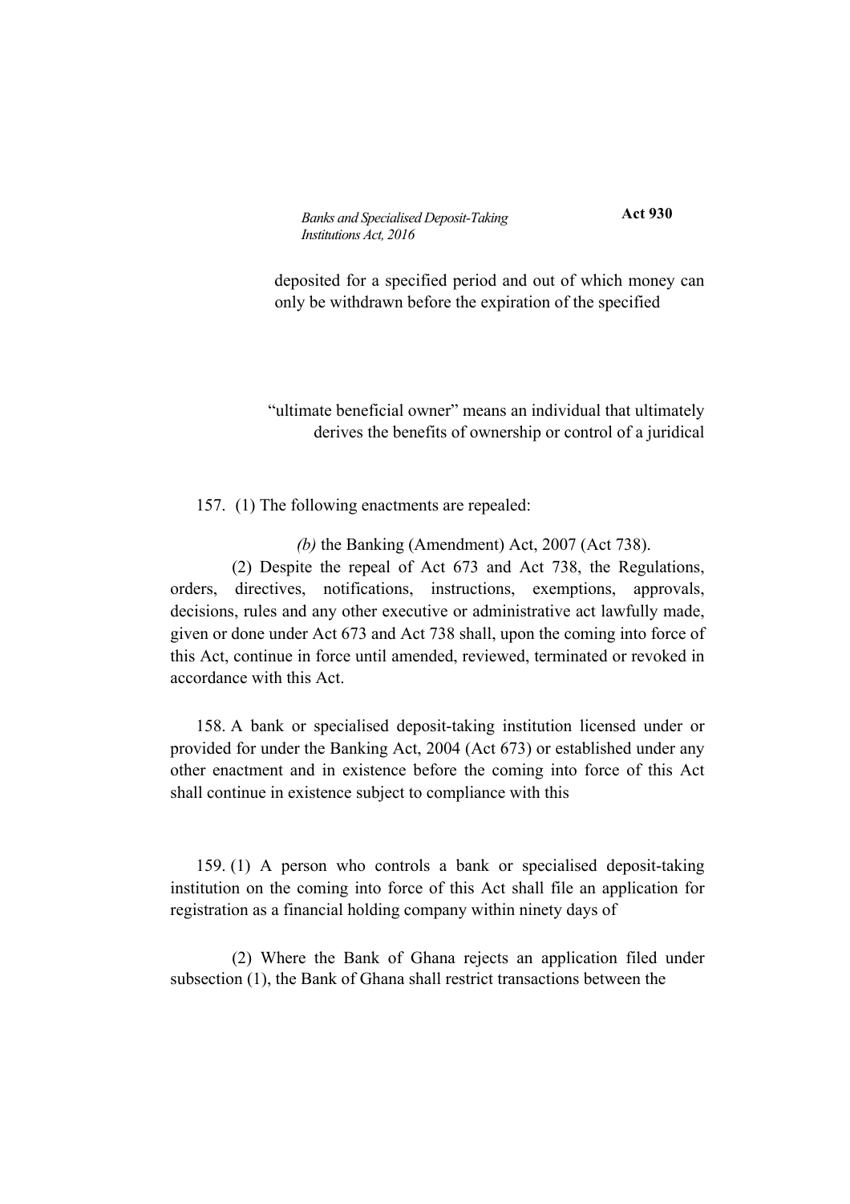deposited for a specified period and out of which money can only be withdrawn before the expiration of the specified

"ultimate beneficial owner" means an individual that ultimately derives the benefits of ownership or control of a juridical

157. (1) The following enactments are repealed:

*(b)* the Banking (Amendment) Act, 2007 (Act 738).

(2) Despite the repeal of Act 673 and Act 738, the Regulations, orders, directives, notifications, instructions, exemptions, approvals, decisions, rules and any other executive or administrative act lawfully made, given or done under Act 673 and Act 738 shall, upon the coming into force of this Act, continue in force until amended, reviewed, terminated or revoked in accordance with this Act.

158. A bank or specialised deposit-taking institution licensed under or provided for under the Banking Act, 2004 (Act 673) or established under any other enactment and in existence before the coming into force of this Act shall continue in existence subject to compliance with this

159. (1) A person who controls a bank or specialised deposit-taking institution on the coming into force of this Act shall file an application for registration as a financial holding company within ninety days of

(2) Where the Bank of Ghana rejects an application filed under subsection (1), the Bank of Ghana shall restrict transactions between the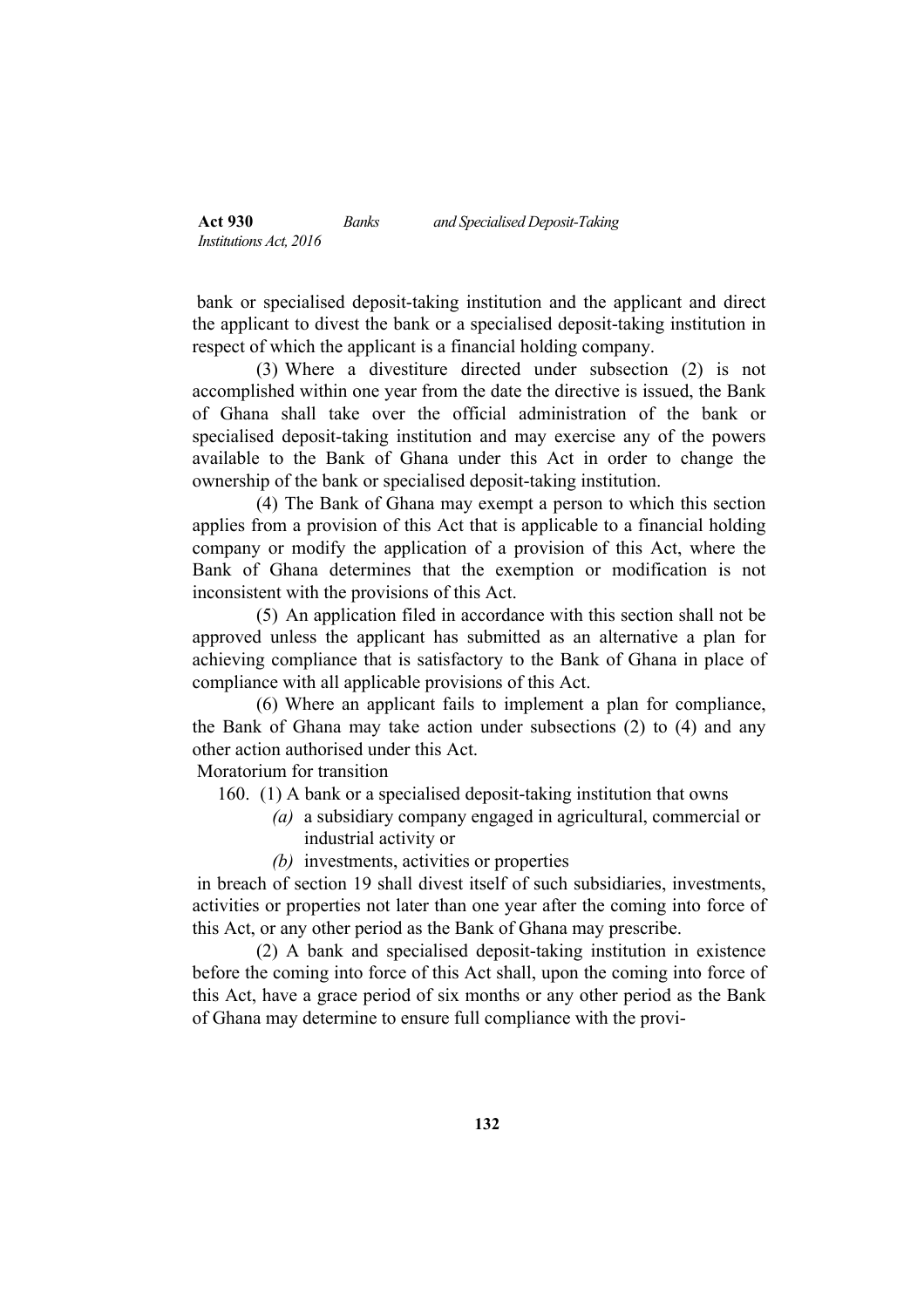bank or specialised deposit-taking institution and the applicant and direct the applicant to divest the bank or a specialised deposit-taking institution in respect of which the applicant is a financial holding company.

(3) Where a divestiture directed under subsection (2) is not accomplished within one year from the date the directive is issued, the Bank of Ghana shall take over the official administration of the bank or specialised deposit-taking institution and may exercise any of the powers available to the Bank of Ghana under this Act in order to change the ownership of the bank or specialised deposit-taking institution.

(4) The Bank of Ghana may exempt a person to which this section applies from a provision of this Act that is applicable to a financial holding company or modify the application of a provision of this Act, where the Bank of Ghana determines that the exemption or modification is not inconsistent with the provisions of this Act.

(5) An application filed in accordance with this section shall not be approved unless the applicant has submitted as an alternative a plan for achieving compliance that is satisfactory to the Bank of Ghana in place of compliance with all applicable provisions of this Act.

(6) Where an applicant fails to implement a plan for compliance, the Bank of Ghana may take action under subsections (2) to (4) and any other action authorised under this Act.

Moratorium for transition

160. (1) A bank or a specialised deposit-taking institution that owns

*(a)* a subsidiary company engaged in agricultural, commercial or industrial activity or

*(b)* investments, activities or properties

in breach of section 19 shall divest itself of such subsidiaries, investments, activities or properties not later than one year after the coming into force of this Act, or any other period as the Bank of Ghana may prescribe.

(2) A bank and specialised deposit-taking institution in existence before the coming into force of this Act shall, upon the coming into force of this Act, have a grace period of six months or any other period as the Bank of Ghana may determine to ensure full compliance with the provi-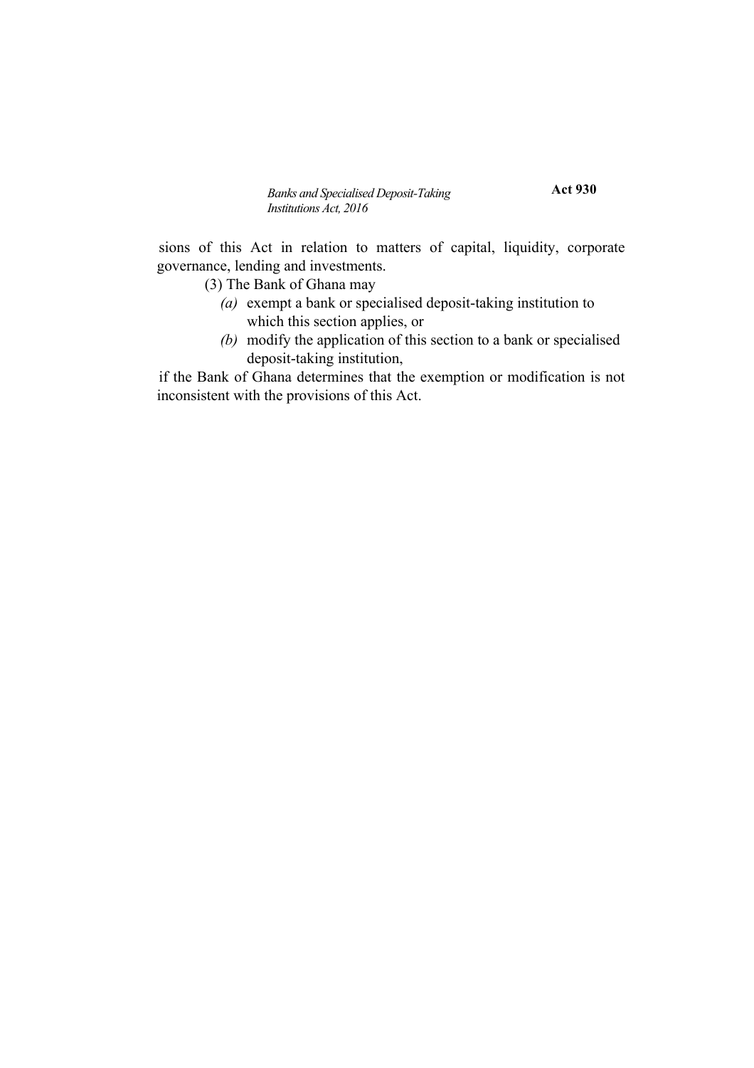sions of this Act in relation to matters of capital, liquidity, corporate governance, lending and investments.

(3) The Bank of Ghana may

*(a)* exempt a bank or specialised deposit-taking institution to which this section applies, or

*(b)* modify the application of this section to a bank or specialised deposit-taking institution,

if the Bank of Ghana determines that the exemption or modification is not inconsistent with the provisions of this Act.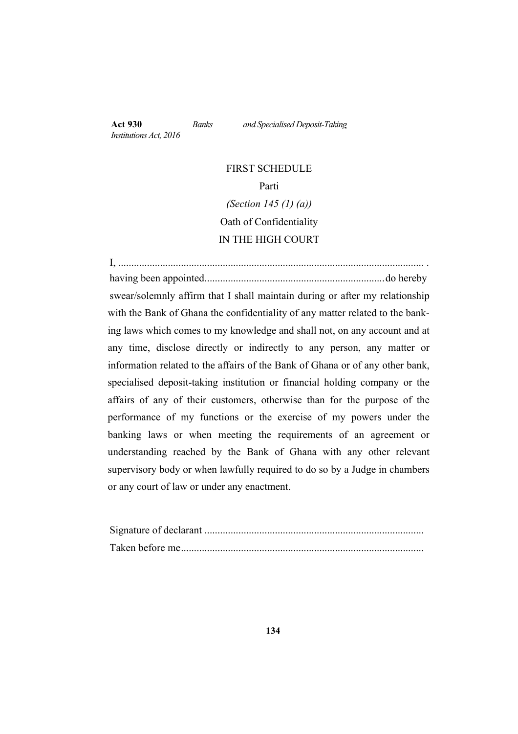FIRST SCHEDULE

Parti

*(Section 145 (1) (a))*

Oath of Confidentiality

IN THE HIGH COURT

I, ..................................................................................................................... .
having been appointed.....................................................................do hereby swear/solemnly affirm that I shall maintain during or after my relationship with the Bank of Ghana the confidentiality of any matter related to the banking laws which comes to my knowledge and shall not, on any account and at any time, disclose directly or indirectly to any person, any matter or information related to the affairs of the Bank of Ghana or of any other bank, specialised deposit-taking institution or financial holding company or the affairs of any of their customers, otherwise than for the purpose of the performance of my functions or the exercise of my powers under the banking laws or when meeting the requirements of an agreement or understanding reached by the Bank of Ghana with any other relevant supervisory body or when lawfully required to do so by a Judge in chambers or any court of law or under any enactment.

Signature of declarant ...................................................................................
Taken before me...........................................................................................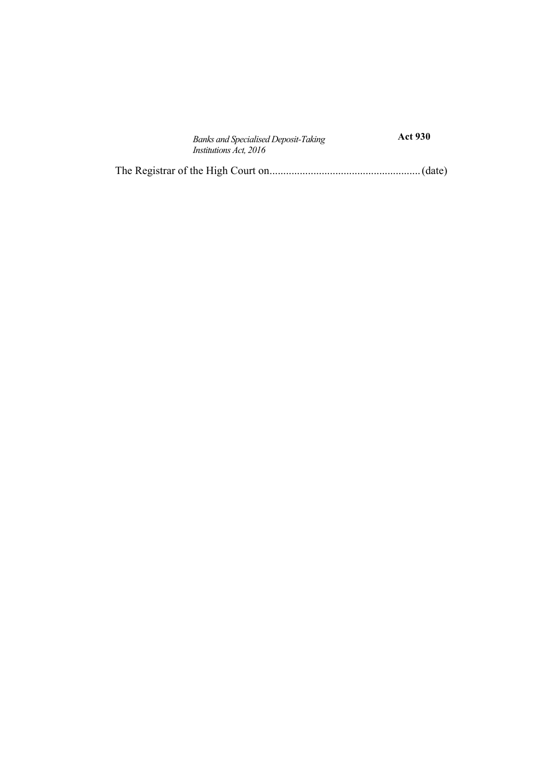The Registrar of the High Court on......................................................(date)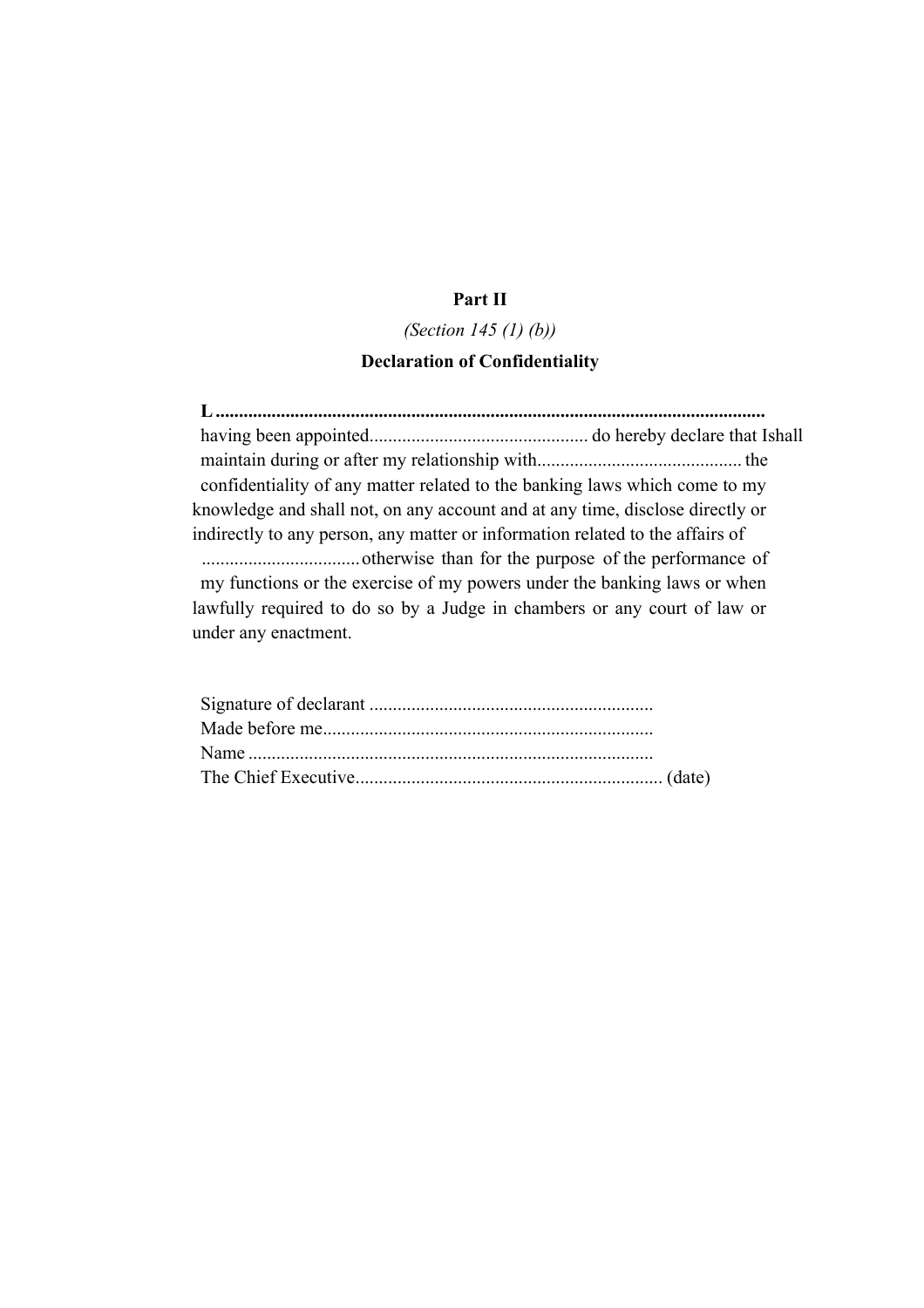**Part II**

*(Section 145 (1) (b))*

**Declaration of Confidentiality**

**L ......................................................................................................................**
having been appointed.............................................. do hereby declare that Ishall maintain during or after my relationship with........................................... the confidentiality of any matter related to the banking laws which come to my knowledge and shall not, on any account and at any time, disclose directly or indirectly to any person, any matter or information related to the affairs of ................................. otherwise than for the purpose of the performance of my functions or the exercise of my powers under the banking laws or when lawfully required to do so by a Judge in chambers or any court of law or under any enactment.

Signature of declarant ............................................................
Made before me......................................................................
Name ......................................................................................
The Chief Executive................................................................. (date)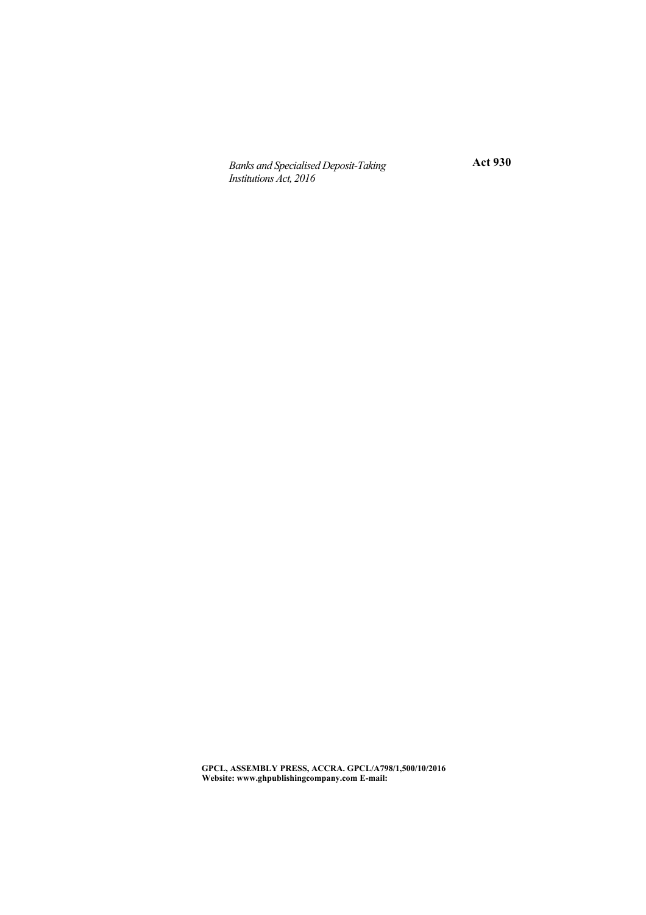*Banks and Specialised Deposit-Taking Institutions Act, 2016*

**Act 930**

**GPCL, ASSEMBLY PRESS, ACCRA. GPCL/A798/1,500/10/2016**
**Website: www.ghpublishingcompany.com E-mail:**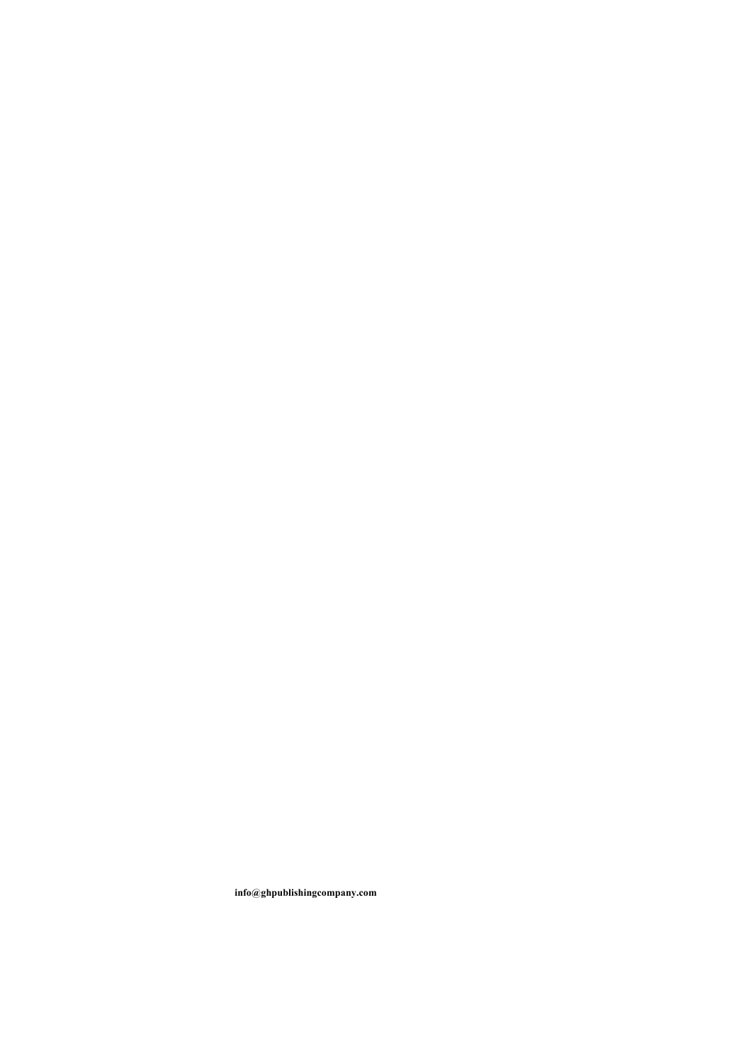**info@ghpublishingcompany.com**